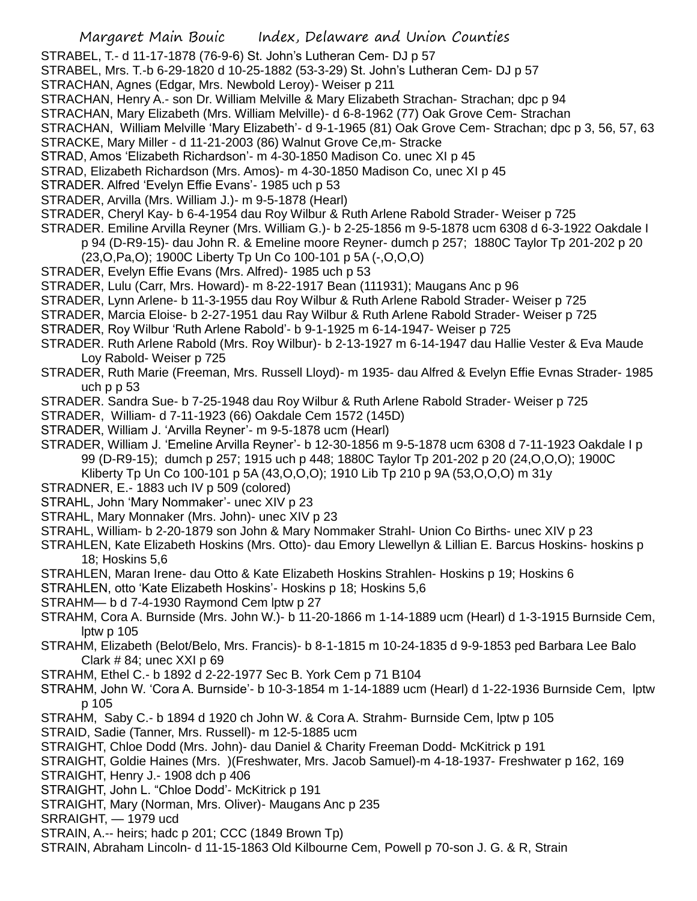STRABEL, T.- d 11-17-1878 (76-9-6) St. John's Lutheran Cem- DJ p 57

STRABEL, Mrs. T.-b 6-29-1820 d 10-25-1882 (53-3-29) St. John's Lutheran Cem- DJ p 57

STRACHAN, Agnes (Edgar, Mrs. Newbold Leroy)- Weiser p 211

STRACHAN, Henry A.- son Dr. William Melville & Mary Elizabeth Strachan- Strachan; dpc p 94

STRACHAN, Mary Elizabeth (Mrs. William Melville)- d 6-8-1962 (77) Oak Grove Cem- Strachan

STRACHAN, William Melville 'Mary Elizabeth'- d 9-1-1965 (81) Oak Grove Cem- Strachan; dpc p 3, 56, 57, 63

STRACKE, Mary Miller - d 11-21-2003 (86) Walnut Grove Ce,m- Stracke

STRAD, Amos 'Elizabeth Richardson'- m 4-30-1850 Madison Co. unec XI p 45

STRAD, Elizabeth Richardson (Mrs. Amos)- m 4-30-1850 Madison Co, unec XI p 45

STRADER. Alfred 'Evelyn Effie Evans'- 1985 uch p 53

STRADER, Arvilla (Mrs. William J.)- m 9-5-1878 (Hearl)

STRADER, Cheryl Kay- b 6-4-1954 dau Roy Wilbur & Ruth Arlene Rabold Strader- Weiser p 725

STRADER. Emiline Arvilla Reyner (Mrs. William G.)- b 2-25-1856 m 9-5-1878 ucm 6308 d 6-3-1922 Oakdale I p 94 (D-R9-15)- dau John R. & Emeline moore Reyner- dumch p 257; 1880C Taylor Tp 201-202 p 20 (23,O,Pa,O); 1900C Liberty Tp Un Co 100-101 p 5A (-,O,O,O)

STRADER, Evelyn Effie Evans (Mrs. Alfred)- 1985 uch p 53

STRADER, Lulu (Carr, Mrs. Howard)- m 8-22-1917 Bean (111931); Maugans Anc p 96

STRADER, Lynn Arlene- b 11-3-1955 dau Roy Wilbur & Ruth Arlene Rabold Strader- Weiser p 725

STRADER, Marcia Eloise- b 2-27-1951 dau Ray Wilbur & Ruth Arlene Rabold Strader- Weiser p 725

STRADER, Roy Wilbur 'Ruth Arlene Rabold'- b 9-1-1925 m 6-14-1947- Weiser p 725

STRADER. Ruth Arlene Rabold (Mrs. Roy Wilbur)- b 2-13-1927 m 6-14-1947 dau Hallie Vester & Eva Maude Loy Rabold- Weiser p 725

STRADER, Ruth Marie (Freeman, Mrs. Russell Lloyd)- m 1935- dau Alfred & Evelyn Effie Evnas Strader- 1985 uch p p 53

STRADER. Sandra Sue- b 7-25-1948 dau Roy Wilbur & Ruth Arlene Rabold Strader- Weiser p 725

STRADER, William- d 7-11-1923 (66) Oakdale Cem 1572 (145D)

STRADER, William J. 'Arvilla Reyner'- m 9-5-1878 ucm (Hearl)

STRADER, William J. 'Emeline Arvilla Reyner'- b 12-30-1856 m 9-5-1878 ucm 6308 d 7-11-1923 Oakdale I p 99 (D-R9-15); dumch p 257; 1915 uch p 448; 1880C Taylor Tp 201-202 p 20 (24,O,O,O); 1900C Kliberty Tp Un Co 100-101 p 5A (43,O,O,O); 1910 Lib Tp 210 p 9A (53,O,O,O) m 31y

STRADNER, E.- 1883 uch IV p 509 (colored)

STRAHL, John 'Mary Nommaker'- unec XIV p 23

STRAHL, Mary Monnaker (Mrs. John)- unec XIV p 23

STRAHL, William- b 2-20-1879 son John & Mary Nommaker Strahl- Union Co Births- unec XIV p 23

STRAHLEN, Kate Elizabeth Hoskins (Mrs. Otto)- dau Emory Llewellyn & Lillian E. Barcus Hoskins- hoskins p 18; Hoskins 5,6

STRAHLEN, Maran Irene- dau Otto & Kate Elizabeth Hoskins Strahlen- Hoskins p 19; Hoskins 6

STRAHLEN, otto 'Kate Elizabeth Hoskins'- Hoskins p 18; Hoskins 5,6

STRAHM— b d 7-4-1930 Raymond Cem lptw p 27

STRAHM, Cora A. Burnside (Mrs. John W.)- b 11-20-1866 m 1-14-1889 ucm (Hearl) d 1-3-1915 Burnside Cem, lptw p 105

STRAHM, Elizabeth (Belot/Belo, Mrs. Francis)- b 8-1-1815 m 10-24-1835 d 9-9-1853 ped Barbara Lee Balo Clark # 84; unec XXI p 69

STRAHM, Ethel C.- b 1892 d 2-22-1977 Sec B. York Cem p 71 B104

STRAHM, John W. 'Cora A. Burnside'- b 10-3-1854 m 1-14-1889 ucm (Hearl) d 1-22-1936 Burnside Cem, lptw p 105

STRAHM, Saby C.- b 1894 d 1920 ch John W. & Cora A. Strahm- Burnside Cem, lptw p 105

STRAID, Sadie (Tanner, Mrs. Russell)- m 12-5-1885 ucm

STRAIGHT, Chloe Dodd (Mrs. John)- dau Daniel & Charity Freeman Dodd- McKitrick p 191

STRAIGHT, Goldie Haines (Mrs. )(Freshwater, Mrs. Jacob Samuel)-m 4-18-1937- Freshwater p 162, 169

STRAIGHT, Henry J.- 1908 dch p 406

STRAIGHT, John L. "Chloe Dodd'- McKitrick p 191

STRAIGHT, Mary (Norman, Mrs. Oliver)- Maugans Anc p 235

SRRAIGHT, — 1979 ucd

STRAIN, A.-- heirs; hadc p 201; CCC (1849 Brown Tp)

STRAIN, Abraham Lincoln- d 11-15-1863 Old Kilbourne Cem, Powell p 70-son J. G. & R, Strain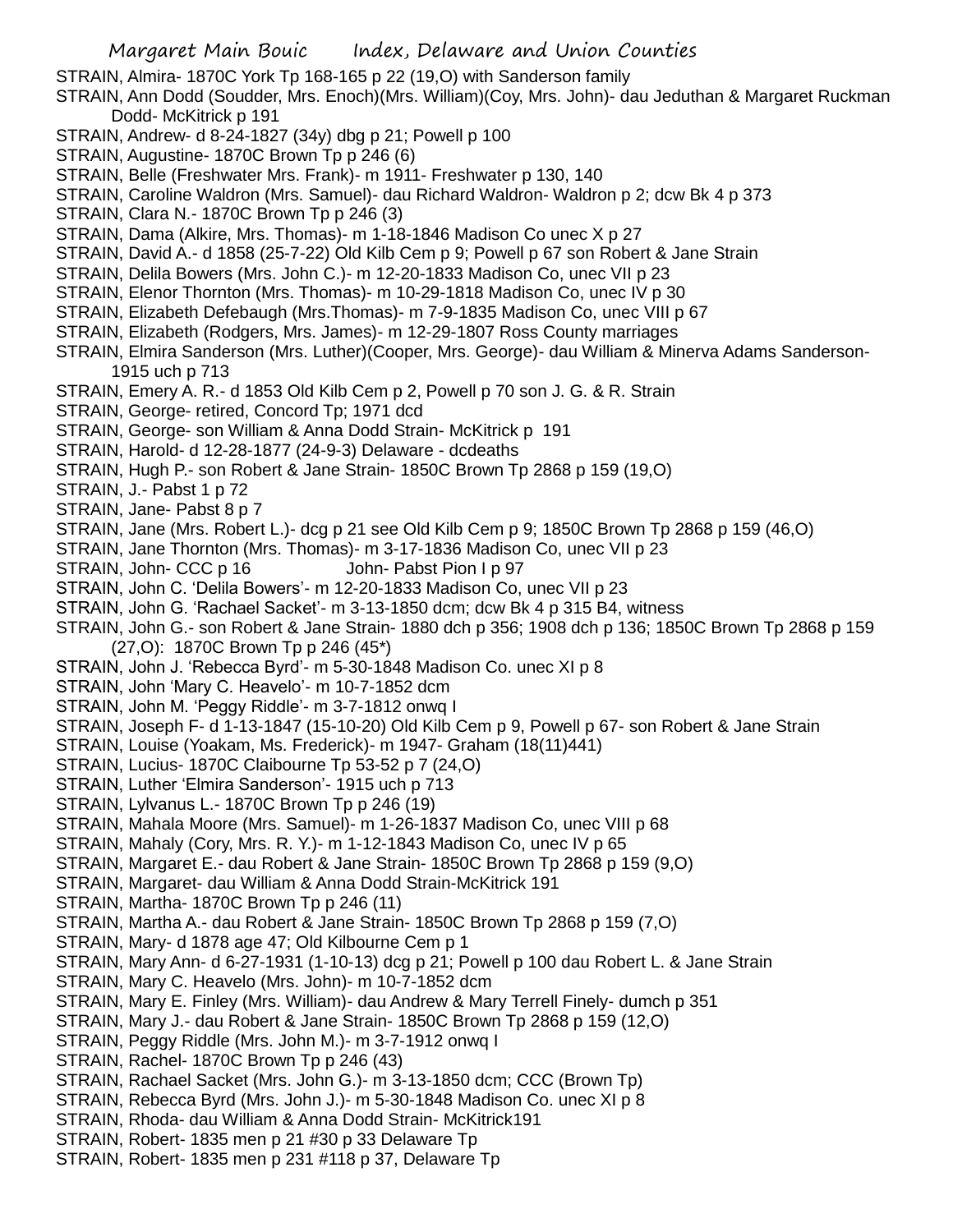STRAIN, Almira- 1870C York Tp 168-165 p 22 (19,O) with Sanderson family

STRAIN, Ann Dodd (Soudder, Mrs. Enoch)(Mrs. William)(Coy, Mrs. John)- dau Jeduthan & Margaret Ruckman Dodd- McKitrick p 191

STRAIN, Andrew- d 8-24-1827 (34y) dbg p 21; Powell p 100

STRAIN, Augustine- 1870C Brown Tp p 246 (6)

STRAIN, Belle (Freshwater Mrs. Frank)- m 1911- Freshwater p 130, 140

STRAIN, Caroline Waldron (Mrs. Samuel)- dau Richard Waldron- Waldron p 2; dcw Bk 4 p 373

STRAIN, Clara N.- 1870C Brown Tp p 246 (3)

STRAIN, Dama (Alkire, Mrs. Thomas)- m 1-18-1846 Madison Co unec X p 27

STRAIN, David A.- d 1858 (25-7-22) Old Kilb Cem p 9; Powell p 67 son Robert & Jane Strain

STRAIN, Delila Bowers (Mrs. John C.)- m 12-20-1833 Madison Co, unec VII p 23

STRAIN, Elenor Thornton (Mrs. Thomas)- m 10-29-1818 Madison Co, unec IV p 30

STRAIN, Elizabeth Defebaugh (Mrs.Thomas)- m 7-9-1835 Madison Co, unec VIII p 67

STRAIN, Elizabeth (Rodgers, Mrs. James)- m 12-29-1807 Ross County marriages

STRAIN, Elmira Sanderson (Mrs. Luther)(Cooper, Mrs. George)- dau William & Minerva Adams Sanderson- 1915 uch p 713

STRAIN, Emery A. R.- d 1853 Old Kilb Cem p 2, Powell p 70 son J. G. & R. Strain

STRAIN, George- retired, Concord Tp; 1971 dcd

STRAIN, George- son William & Anna Dodd Strain- McKitrick p 191

STRAIN, Harold- d 12-28-1877 (24-9-3) Delaware - dcdeaths

STRAIN, Hugh P.- son Robert & Jane Strain- 1850C Brown Tp 2868 p 159 (19,O)

STRAIN, J.- Pabst 1 p 72

STRAIN, Jane- Pabst 8 p 7

STRAIN, Jane (Mrs. Robert L.)- dcg p 21 see Old Kilb Cem p 9; 1850C Brown Tp 2868 p 159 (46,O)

STRAIN, Jane Thornton (Mrs. Thomas)- m 3-17-1836 Madison Co, unec VII p 23

STRAIN, John- CCC p 16 John- Pabst Pion I p 97

STRAIN, John C. 'Delila Bowers'- m 12-20-1833 Madison Co, unec VII p 23

STRAIN, John G. 'Rachael Sacket'- m 3-13-1850 dcm; dcw Bk 4 p 315 B4, witness

STRAIN, John G.- son Robert & Jane Strain- 1880 dch p 356; 1908 dch p 136; 1850C Brown Tp 2868 p 159 (27,O): 1870C Brown Tp p 246 (45*)

STRAIN, John J. 'Rebecca Byrd'- m 5-30-1848 Madison Co. unec XI p 8

STRAIN, John 'Mary C. Heavelo'- m 10-7-1852 dcm

STRAIN, John M. 'Peggy Riddle'- m 3-7-1812 onwq I

STRAIN, Joseph F- d 1-13-1847 (15-10-20) Old Kilb Cem p 9, Powell p 67- son Robert & Jane Strain

STRAIN, Louise (Yoakam, Ms. Frederick)- m 1947- Graham (18(11)441)

STRAIN, Lucius- 1870C Claibourne Tp 53-52 p 7 (24,O)

STRAIN, Luther 'Elmira Sanderson'- 1915 uch p 713

STRAIN, Lylvanus L.- 1870C Brown Tp p 246 (19)

STRAIN, Mahala Moore (Mrs. Samuel)- m 1-26-1837 Madison Co, unec VIII p 68

STRAIN, Mahaly (Cory, Mrs. R. Y.)- m 1-12-1843 Madison Co, unec IV p 65

STRAIN, Margaret E.- dau Robert & Jane Strain- 1850C Brown Tp 2868 p 159 (9,O)

STRAIN, Margaret- dau William & Anna Dodd Strain-McKitrick 191

STRAIN, Martha- 1870C Brown Tp p 246 (11)

STRAIN, Martha A.- dau Robert & Jane Strain- 1850C Brown Tp 2868 p 159 (7,O)

STRAIN, Mary- d 1878 age 47; Old Kilbourne Cem p 1

STRAIN, Mary Ann- d 6-27-1931 (1-10-13) dcg p 21; Powell p 100 dau Robert L. & Jane Strain

STRAIN, Mary C. Heavelo (Mrs. John)- m 10-7-1852 dcm

STRAIN, Mary E. Finley (Mrs. William)- dau Andrew & Mary Terrell Finely- dumch p 351

STRAIN, Mary J.- dau Robert & Jane Strain- 1850C Brown Tp 2868 p 159 (12,O)

STRAIN, Peggy Riddle (Mrs. John M.)- m 3-7-1912 onwq I

STRAIN, Rachel- 1870C Brown Tp p 246 (43)

STRAIN, Rachael Sacket (Mrs. John G.)- m 3-13-1850 dcm; CCC (Brown Tp)

STRAIN, Rebecca Byrd (Mrs. John J.)- m 5-30-1848 Madison Co. unec XI p 8

STRAIN, Rhoda- dau William & Anna Dodd Strain- McKitrick191

STRAIN, Robert- 1835 men p 21 #30 p 33 Delaware Tp

STRAIN, Robert- 1835 men p 231 #118 p 37, Delaware Tp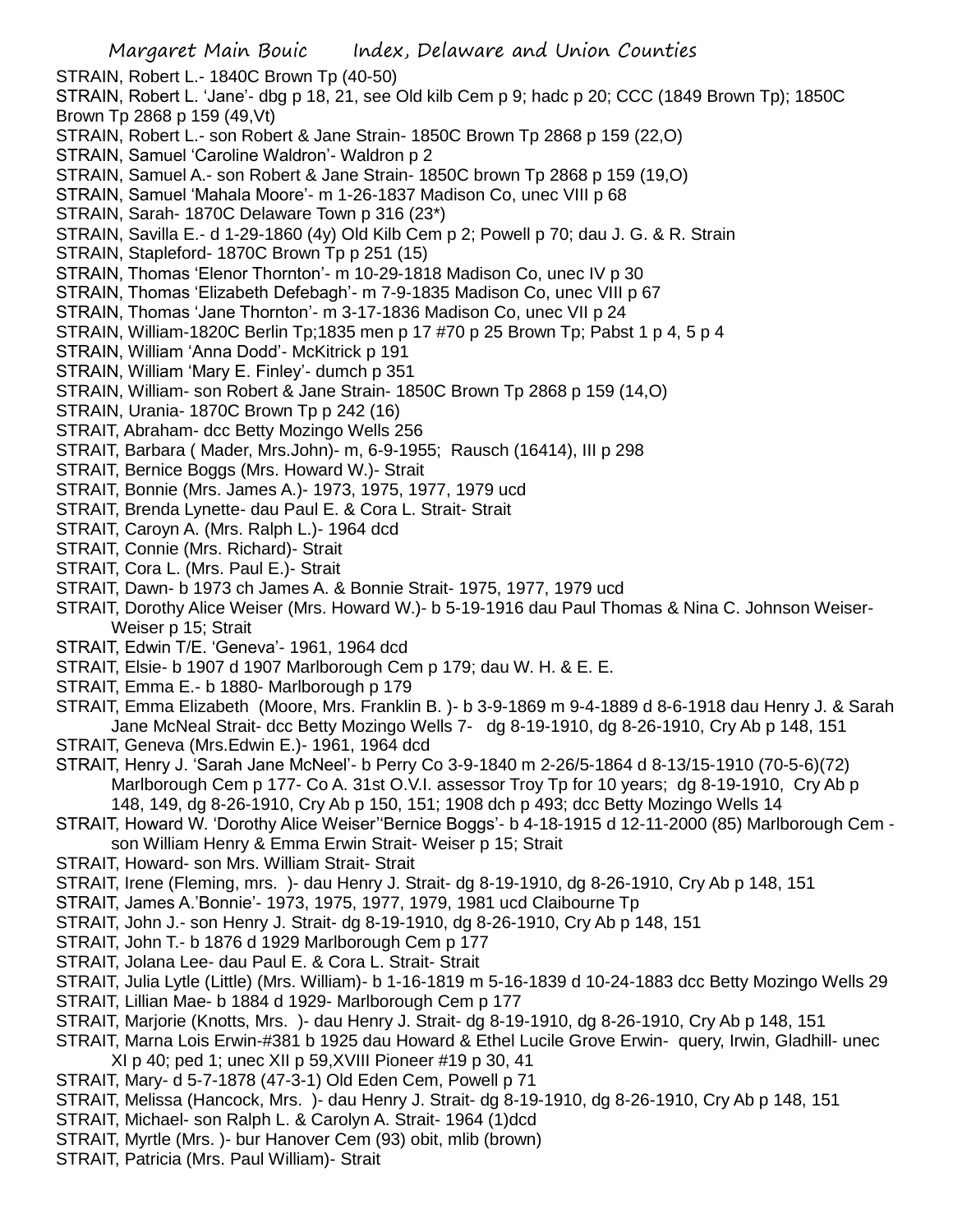STRAIN, Robert L.- 1840C Brown Tp (40-50)

STRAIN, Robert L. 'Jane'- dbg p 18, 21, see Old kilb Cem p 9; hadc p 20; CCC (1849 Brown Tp); 1850C Brown Tp 2868 p 159 (49,Vt)

STRAIN, Robert L.- son Robert & Jane Strain- 1850C Brown Tp 2868 p 159 (22,O)

STRAIN, Samuel 'Caroline Waldron'- Waldron p 2

STRAIN, Samuel A.- son Robert & Jane Strain- 1850C brown Tp 2868 p 159 (19,O)

STRAIN, Samuel 'Mahala Moore'- m 1-26-1837 Madison Co, unec VIII p 68

STRAIN, Sarah- 1870C Delaware Town p 316 (23*)

STRAIN, Savilla E.- d 1-29-1860 (4y) Old Kilb Cem p 2; Powell p 70; dau J. G. & R. Strain

STRAIN, Stapleford- 1870C Brown Tp p 251 (15)

STRAIN, Thomas 'Elenor Thornton'- m 10-29-1818 Madison Co, unec IV p 30

STRAIN, Thomas 'Elizabeth Defebagh'- m 7-9-1835 Madison Co, unec VIII p 67

STRAIN, Thomas 'Jane Thornton'- m 3-17-1836 Madison Co, unec VII p 24

STRAIN, William-1820C Berlin Tp;1835 men p 17 #70 p 25 Brown Tp; Pabst 1 p 4, 5 p 4

STRAIN, William 'Anna Dodd'- McKitrick p 191

STRAIN, William 'Mary E. Finley'- dumch p 351

STRAIN, William- son Robert & Jane Strain- 1850C Brown Tp 2868 p 159 (14,O)

STRAIN, Urania- 1870C Brown Tp p 242 (16)

STRAIT, Abraham- dcc Betty Mozingo Wells 256

STRAIT, Barbara ( Mader, Mrs.John)- m, 6-9-1955; Rausch (16414), III p 298

STRAIT, Bernice Boggs (Mrs. Howard W.)- Strait

STRAIT, Bonnie (Mrs. James A.)- 1973, 1975, 1977, 1979 ucd

STRAIT, Brenda Lynette- dau Paul E. & Cora L. Strait- Strait

STRAIT, Caroyn A. (Mrs. Ralph L.)- 1964 dcd

STRAIT, Connie (Mrs. Richard)- Strait

STRAIT, Cora L. (Mrs. Paul E.)- Strait

STRAIT, Dawn- b 1973 ch James A. & Bonnie Strait- 1975, 1977, 1979 ucd

STRAIT, Dorothy Alice Weiser (Mrs. Howard W.)- b 5-19-1916 dau Paul Thomas & Nina C. Johnson Weiser- Weiser p 15; Strait

STRAIT, Edwin T/E. 'Geneva'- 1961, 1964 dcd

STRAIT, Elsie- b 1907 d 1907 Marlborough Cem p 179; dau W. H. & E. E.

STRAIT, Emma E.- b 1880- Marlborough p 179

STRAIT, Emma Elizabeth (Moore, Mrs. Franklin B. )- b 3-9-1869 m 9-4-1889 d 8-6-1918 dau Henry J. & Sarah Jane McNeal Strait- dcc Betty Mozingo Wells 7- dg 8-19-1910, dg 8-26-1910, Cry Ab p 148, 151

STRAIT, Geneva (Mrs.Edwin E.)- 1961, 1964 dcd

STRAIT, Henry J. 'Sarah Jane McNeel'- b Perry Co 3-9-1840 m 2-26/5-1864 d 8-13/15-1910 (70-5-6)(72) Marlborough Cem p 177- Co A. 31st O.V.I. assessor Troy Tp for 10 years; dg 8-19-1910, Cry Ab p 148, 149, dg 8-26-1910, Cry Ab p 150, 151; 1908 dch p 493; dcc Betty Mozingo Wells 14

STRAIT, Howard W. 'Dorothy Alice Weiser''Bernice Boggs'- b 4-18-1915 d 12-11-2000 (85) Marlborough Cem - son William Henry & Emma Erwin Strait- Weiser p 15; Strait

STRAIT, Howard- son Mrs. William Strait- Strait

STRAIT, Irene (Fleming, mrs. )- dau Henry J. Strait- dg 8-19-1910, dg 8-26-1910, Cry Ab p 148, 151

STRAIT, James A.'Bonnie'- 1973, 1975, 1977, 1979, 1981 ucd Claibourne Tp

STRAIT, John J.- son Henry J. Strait- dg 8-19-1910, dg 8-26-1910, Cry Ab p 148, 151

STRAIT, John T.- b 1876 d 1929 Marlborough Cem p 177

STRAIT, Jolana Lee- dau Paul E. & Cora L. Strait- Strait

STRAIT, Julia Lytle (Little) (Mrs. William)- b 1-16-1819 m 5-16-1839 d 10-24-1883 dcc Betty Mozingo Wells 29

STRAIT, Lillian Mae- b 1884 d 1929- Marlborough Cem p 177

STRAIT, Marjorie (Knotts, Mrs. )- dau Henry J. Strait- dg 8-19-1910, dg 8-26-1910, Cry Ab p 148, 151

STRAIT, Marna Lois Erwin-#381 b 1925 dau Howard & Ethel Lucile Grove Erwin- query, Irwin, Gladhill- unec XI p 40; ped 1; unec XII p 59,XVIII Pioneer #19 p 30, 41

STRAIT, Mary- d 5-7-1878 (47-3-1) Old Eden Cem, Powell p 71

STRAIT, Melissa (Hancock, Mrs. )- dau Henry J. Strait- dg 8-19-1910, dg 8-26-1910, Cry Ab p 148, 151

STRAIT, Michael- son Ralph L. & Carolyn A. Strait- 1964 (1)dcd

STRAIT, Myrtle (Mrs. )- bur Hanover Cem (93) obit, mlib (brown)

STRAIT, Patricia (Mrs. Paul William)- Strait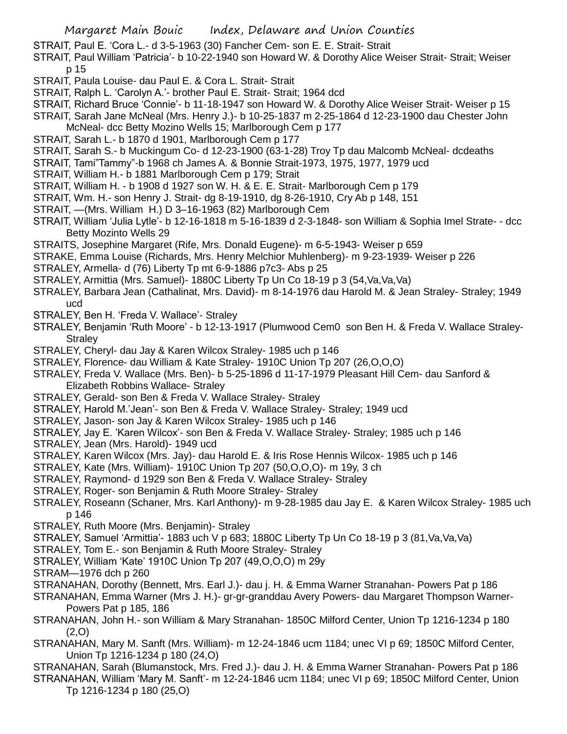STRAIT, Paul E. 'Cora L.'- d 3-5-1963 (30) Fancher Cem- son E. E. Strait- Strait

STRAIT, Paul William 'Patricia'- b 10-22-1940 son Howard W. & Dorothy Alice Weiser Strait- Strait; Weiser p 15

STRAIT, Paula Louise- dau Paul E. & Cora L. Strait- Strait

STRAIT, Ralph L. 'Carolyn A.'- brother Paul E. Strait- Strait; 1964 dcd

STRAIT, Richard Bruce 'Connie'- b 11-18-1947 son Howard W. & Dorothy Alice Weiser Strait- Weiser p 15

STRAIT, Sarah Jane McNeal (Mrs. Henry J.)- b 10-25-1837 m 2-25-1864 d 12-23-1900 dau Chester John McNeal- dcc Betty Mozino Wells 15; Marlborough Cem p 177

STRAIT, Sarah L.- b 1870 d 1901, Marlborough Cem p 177

STRAIT, Sarah S.- b Muckingum Co- d 12-23-1900 (63-1-28) Troy Tp dau Malcomb McNeal- dcdeaths

STRAIT, Tami"Tammy"-b 1968 ch James A. & Bonnie Strait-1973, 1975, 1977, 1979 ucd

STRAIT, William H.- b 1881 Marlborough Cem p 179; Strait

STRAIT, William H. - b 1908 d 1927 son W. H. & E. E. Strait- Marlborough Cem p 179

STRAIT, Wm. H.- son Henry J. Strait- dg 8-19-1910, dg 8-26-1910, Cry Ab p 148, 151

STRAIT, —(Mrs. William H.) D 3–16-1963 (82) Marlborough Cem

STRAIT, William 'Julia Lytle'- b 12-16-1818 m 5-16-1839 d 2-3-1848- son William & Sophia Imel Strate- - dcc Betty Mozinto Wells 29

STRAITS, Josephine Margaret (Rife, Mrs. Donald Eugene)- m 6-5-1943- Weiser p 659

STRAKE, Emma Louise (Richards, Mrs. Henry Melchior Muhlenberg)- m 9-23-1939- Weiser p 226

STRALEY, Armella- d (76) Liberty Tp mt 6-9-1886 p7c3- Abs p 25

STRALEY, Armittia (Mrs. Samuel)- 1880C Liberty Tp Un Co 18-19 p 3 (54,Va,Va,Va)

STRALEY, Barbara Jean (Cathalinat, Mrs. David)- m 8-14-1976 dau Harold M. & Jean Straley- Straley; 1949 ucd

STRALEY, Ben H. 'Freda V. Wallace'- Straley

STRALEY, Benjamin 'Ruth Moore' - b 12-13-1917 (Plumwood Cem0 son Ben H. & Freda V. Wallace Straley- Straley

STRALEY, Cheryl- dau Jay & Karen Wilcox Straley- 1985 uch p 146

STRALEY, Florence- dau William & Kate Straley- 1910C Union Tp 207 (26,O,O,O)

STRALEY, Freda V. Wallace (Mrs. Ben)- b 5-25-1896 d 11-17-1979 Pleasant Hill Cem- dau Sanford & Elizabeth Robbins Wallace- Straley

STRALEY, Gerald- son Ben & Freda V. Wallace Straley- Straley

STRALEY, Harold M.'Jean'- son Ben & Freda V. Wallace Straley- Straley; 1949 ucd

STRALEY, Jason- son Jay & Karen Wilcox Straley- 1985 uch p 146

STRALEY, Jay E. 'Karen Wilcox'- son Ben & Freda V. Wallace Straley- Straley; 1985 uch p 146

STRALEY, Jean (Mrs. Harold)- 1949 ucd

STRALEY, Karen Wilcox (Mrs. Jay)- dau Harold E. & Iris Rose Hennis Wilcox- 1985 uch p 146

STRALEY, Kate (Mrs. William)- 1910C Union Tp 207 (50,O,O,O)- m 19y, 3 ch

STRALEY, Raymond- d 1929 son Ben & Freda V. Wallace Straley- Straley

STRALEY, Roger- son Benjamin & Ruth Moore Straley- Straley

STRALEY, Roseann (Schaner, Mrs. Karl Anthony)- m 9-28-1985 dau Jay E. & Karen Wilcox Straley- 1985 uch p 146

STRALEY, Ruth Moore (Mrs. Benjamin)- Straley

STRALEY, Samuel 'Armittia'- 1883 uch V p 683; 1880C Liberty Tp Un Co 18-19 p 3 (81,Va,Va,Va)

STRALEY, Tom E.- son Benjamin & Ruth Moore Straley- Straley

STRALEY, William 'Kate' 1910C Union Tp 207 (49,O,O,O) m 29y

STRAM—1976 dch p 260

STRANAHAN, Dorothy (Bennett, Mrs. Earl J.)- dau j. H. & Emma Warner Stranahan- Powers Pat p 186

STRANAHAN, Emma Warner (Mrs J. H.)- gr-gr-granddau Avery Powers- dau Margaret Thompson Warner- Powers Pat p 185, 186

STRANAHAN, John H.- son William & Mary Stranahan- 1850C Milford Center, Union Tp 1216-1234 p 180 (2,O)

STRANAHAN, Mary M. Sanft (Mrs. William)- m 12-24-1846 ucm 1184; unec VI p 69; 1850C Milford Center, Union Tp 1216-1234 p 180 (24,O)

STRANAHAN, Sarah (Blumanstock, Mrs. Fred J.)- dau J. H. & Emma Warner Stranahan- Powers Pat p 186

STRANAHAN, William 'Mary M. Sanft'- m 12-24-1846 ucm 1184; unec VI p 69; 1850C Milford Center, Union Tp 1216-1234 p 180 (25,O)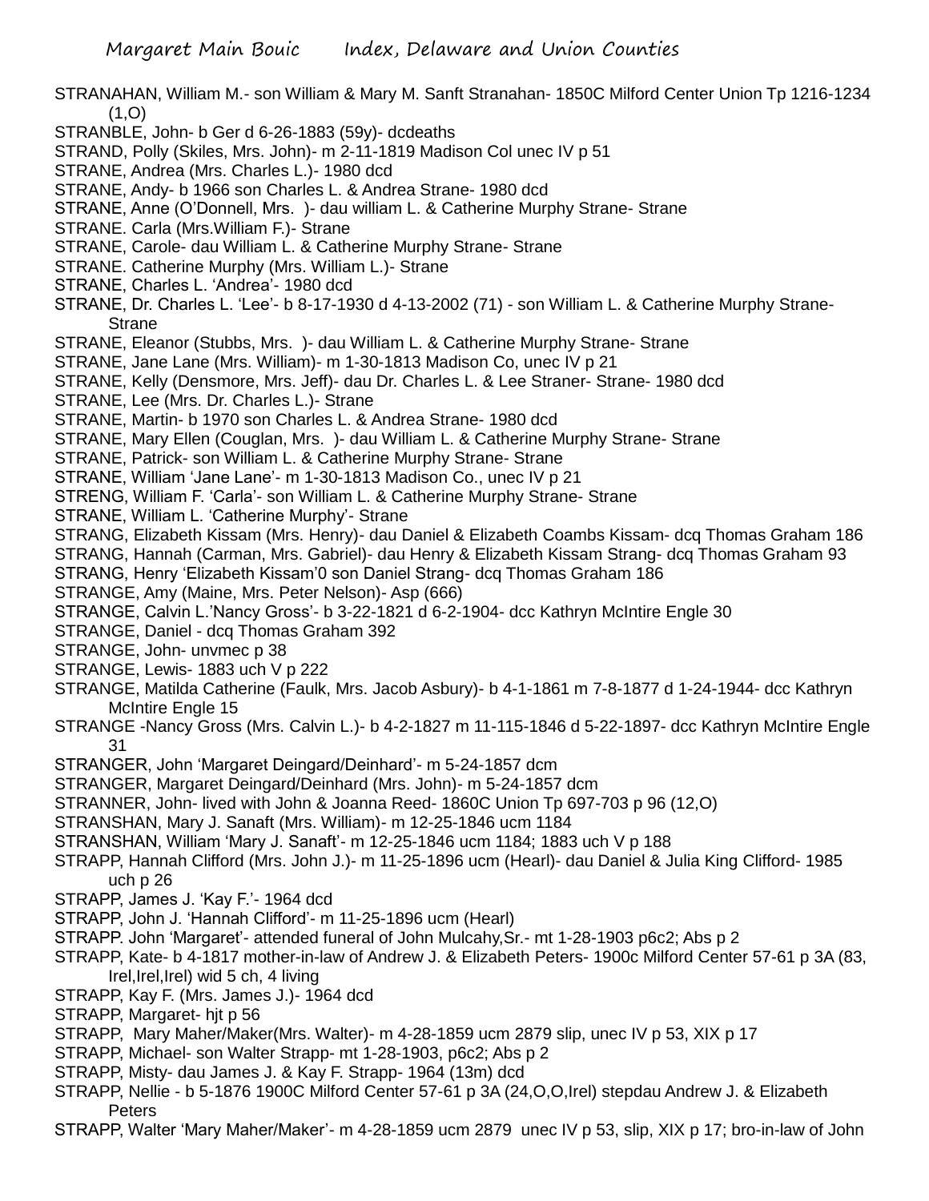STRANAHAN, William M.- son William & Mary M. Sanft Stranahan- 1850C Milford Center Union Tp 1216-1234 (1,O)

STRANBLE, John- b Ger d 6-26-1883 (59y)- dcdeaths

STRAND, Polly (Skiles, Mrs. John)- m 2-11-1819 Madison Col unec IV p 51

STRANE, Andrea (Mrs. Charles L.)- 1980 dcd

STRANE, Andy- b 1966 son Charles L. & Andrea Strane- 1980 dcd

STRANE, Anne (O'Donnell, Mrs. )- dau william L. & Catherine Murphy Strane- Strane

STRANE. Carla (Mrs.William F.)- Strane

STRANE, Carole- dau William L. & Catherine Murphy Strane- Strane

STRANE. Catherine Murphy (Mrs. William L.)- Strane

STRANE, Charles L. 'Andrea'- 1980 dcd

STRANE, Dr. Charles L. 'Lee'- b 8-17-1930 d 4-13-2002 (71) - son William L. & Catherine Murphy Strane- Strane

STRANE, Eleanor (Stubbs, Mrs. )- dau William L. & Catherine Murphy Strane- Strane

STRANE, Jane Lane (Mrs. William)- m 1-30-1813 Madison Co, unec IV p 21

STRANE, Kelly (Densmore, Mrs. Jeff)- dau Dr. Charles L. & Lee Straner- Strane- 1980 dcd

STRANE, Lee (Mrs. Dr. Charles L.)- Strane

STRANE, Martin- b 1970 son Charles L. & Andrea Strane- 1980 dcd

STRANE, Mary Ellen (Couglan, Mrs. )- dau William L. & Catherine Murphy Strane- Strane

STRANE, Patrick- son William L. & Catherine Murphy Strane- Strane

STRANE, William 'Jane Lane'- m 1-30-1813 Madison Co., unec IV p 21

STRENG, William F. 'Carla'- son William L. & Catherine Murphy Strane- Strane

STRANE, William L. 'Catherine Murphy'- Strane

STRANG, Elizabeth Kissam (Mrs. Henry)- dau Daniel & Elizabeth Coambs Kissam- dcq Thomas Graham 186

STRANG, Hannah (Carman, Mrs. Gabriel)- dau Henry & Elizabeth Kissam Strang- dcq Thomas Graham 93

STRANG, Henry 'Elizabeth Kissam'0 son Daniel Strang- dcq Thomas Graham 186

STRANGE, Amy (Maine, Mrs. Peter Nelson)- Asp (666)

STRANGE, Calvin L.'Nancy Gross'- b 3-22-1821 d 6-2-1904- dcc Kathryn McIntire Engle 30

STRANGE, Daniel - dcq Thomas Graham 392

STRANGE, John- unvmec p 38

STRANGE, Lewis- 1883 uch V p 222

STRANGE, Matilda Catherine (Faulk, Mrs. Jacob Asbury)- b 4-1-1861 m 7-8-1877 d 1-24-1944- dcc Kathryn McIntire Engle 15

STRANGE -Nancy Gross (Mrs. Calvin L.)- b 4-2-1827 m 11-115-1846 d 5-22-1897- dcc Kathryn McIntire Engle 31

STRANGER, John 'Margaret Deingard/Deinhard'- m 5-24-1857 dcm

STRANGER, Margaret Deingard/Deinhard (Mrs. John)- m 5-24-1857 dcm

STRANNER, John- lived with John & Joanna Reed- 1860C Union Tp 697-703 p 96 (12,O)

STRANSHAN, Mary J. Sanaft (Mrs. William)- m 12-25-1846 ucm 1184

STRANSHAN, William 'Mary J. Sanaft'- m 12-25-1846 ucm 1184; 1883 uch V p 188

STRAPP, Hannah Clifford (Mrs. John J.)- m 11-25-1896 ucm (Hearl)- dau Daniel & Julia King Clifford- 1985 uch p 26

STRAPP, James J. 'Kay F.'- 1964 dcd

STRAPP, John J. 'Hannah Clifford'- m 11-25-1896 ucm (Hearl)

STRAPP. John 'Margaret'- attended funeral of John Mulcahy,Sr.- mt 1-28-1903 p6c2; Abs p 2

STRAPP, Kate- b 4-1817 mother-in-law of Andrew J. & Elizabeth Peters- 1900c Milford Center 57-61 p 3A (83, Irel,Irel,Irel) wid 5 ch, 4 living

STRAPP, Kay F. (Mrs. James J.)- 1964 dcd

STRAPP, Margaret- hjt p 56

STRAPP, Mary Maher/Maker(Mrs. Walter)- m 4-28-1859 ucm 2879 slip, unec IV p 53, XIX p 17

STRAPP, Michael- son Walter Strapp- mt 1-28-1903, p6c2; Abs p 2

STRAPP, Misty- dau James J. & Kay F. Strapp- 1964 (13m) dcd

STRAPP, Nellie - b 5-1876 1900C Milford Center 57-61 p 3A (24,O,O,Irel) stepdau Andrew J. & Elizabeth Peters

STRAPP, Walter 'Mary Maher/Maker'- m 4-28-1859 ucm 2879 unec IV p 53, slip, XIX p 17; bro-in-law of John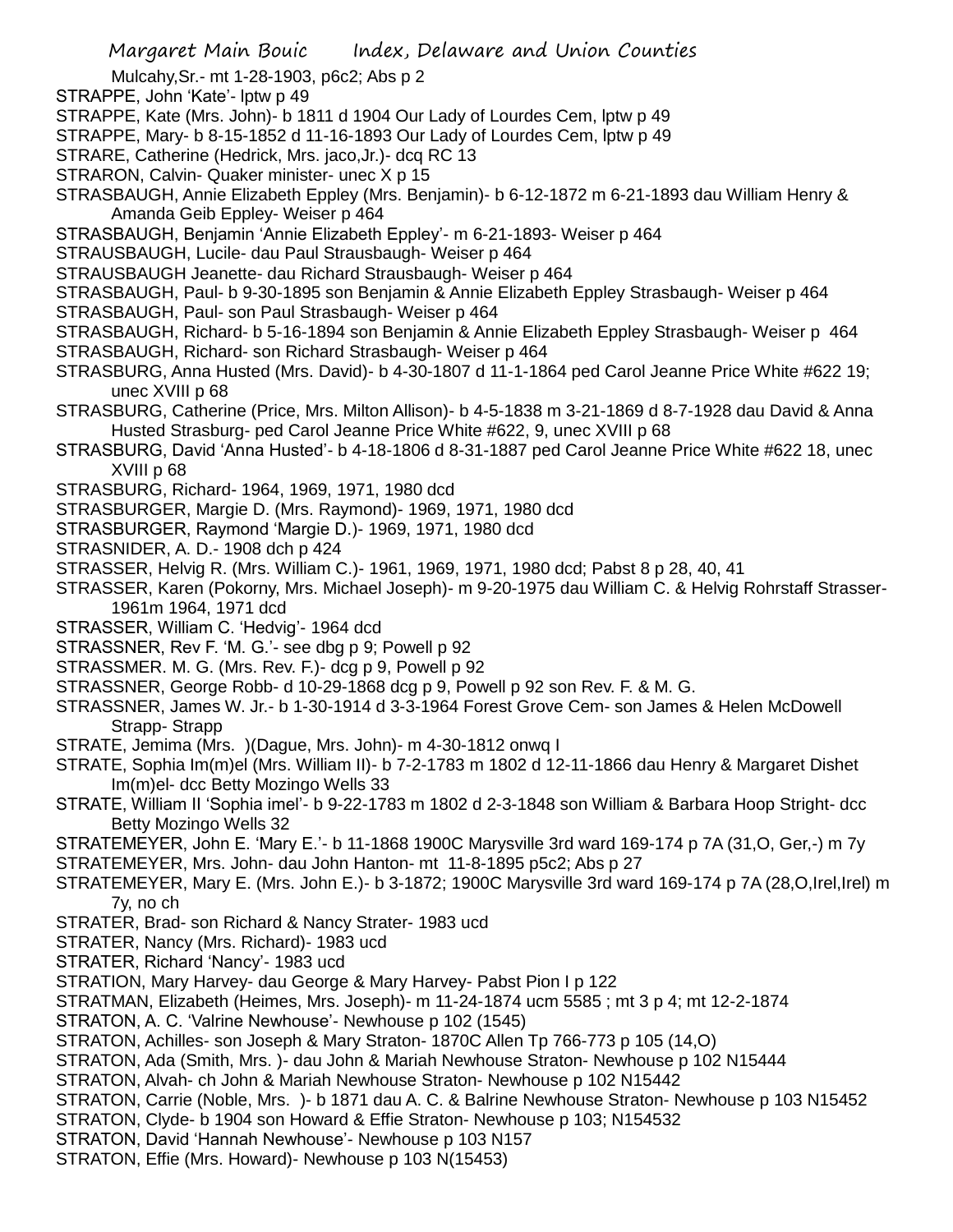Mulcahy,Sr.- mt 1-28-1903, p6c2; Abs p 2

STRAPPE, John 'Kate'- lptw p 49

STRAPPE, Kate (Mrs. John)- b 1811 d 1904 Our Lady of Lourdes Cem, lptw p 49

STRAPPE, Mary- b 8-15-1852 d 11-16-1893 Our Lady of Lourdes Cem, lptw p 49

STRARE, Catherine (Hedrick, Mrs. jaco,Jr.)- dcq RC 13

STRARON, Calvin- Quaker minister- unec X p 15

STRASBAUGH, Annie Elizabeth Eppley (Mrs. Benjamin)- b 6-12-1872 m 6-21-1893 dau William Henry & Amanda Geib Eppley- Weiser p 464

STRASBAUGH, Benjamin 'Annie Elizabeth Eppley'- m 6-21-1893- Weiser p 464

STRAUSBAUGH, Lucile- dau Paul Strausbaugh- Weiser p 464

STRAUSBAUGH Jeanette- dau Richard Strausbaugh- Weiser p 464

STRASBAUGH, Paul- b 9-30-1895 son Benjamin & Annie Elizabeth Eppley Strasbaugh- Weiser p 464

STRASBAUGH, Paul- son Paul Strasbaugh- Weiser p 464

STRASBAUGH, Richard- b 5-16-1894 son Benjamin & Annie Elizabeth Eppley Strasbaugh- Weiser p 464

STRASBAUGH, Richard- son Richard Strasbaugh- Weiser p 464

STRASBURG, Anna Husted (Mrs. David)- b 4-30-1807 d 11-1-1864 ped Carol Jeanne Price White #622 19; unec XVIII p 68

STRASBURG, Catherine (Price, Mrs. Milton Allison)- b 4-5-1838 m 3-21-1869 d 8-7-1928 dau David & Anna Husted Strasburg- ped Carol Jeanne Price White #622, 9, unec XVIII p 68

STRASBURG, David 'Anna Husted'- b 4-18-1806 d 8-31-1887 ped Carol Jeanne Price White #622 18, unec XVIII p 68

STRASBURG, Richard- 1964, 1969, 1971, 1980 dcd

STRASBURGER, Margie D. (Mrs. Raymond)- 1969, 1971, 1980 dcd

STRASBURGER, Raymond 'Margie D.)- 1969, 1971, 1980 dcd

STRASNIDER, A. D.- 1908 dch p 424

STRASSER, Helvig R. (Mrs. William C.)- 1961, 1969, 1971, 1980 dcd; Pabst 8 p 28, 40, 41

STRASSER, Karen (Pokorny, Mrs. Michael Joseph)- m 9-20-1975 dau William C. & Helvig Rohrstaff Strasser- 1961m 1964, 1971 dcd

STRASSER, William C. 'Hedvig'- 1964 dcd

STRASSNER, Rev F. 'M. G.'- see dbg p 9; Powell p 92

STRASSMER. M. G. (Mrs. Rev. F.)- dcg p 9, Powell p 92

STRASSNER, George Robb- d 10-29-1868 dcg p 9, Powell p 92 son Rev. F. & M. G.

STRASSNER, James W. Jr.- b 1-30-1914 d 3-3-1964 Forest Grove Cem- son James & Helen McDowell Strapp- Strapp

STRATE, Jemima (Mrs. )(Dague, Mrs. John)- m 4-30-1812 onwq I

STRATE, Sophia Im(m)el (Mrs. William II)- b 7-2-1783 m 1802 d 12-11-1866 dau Henry & Margaret Dishet Im(m)el- dcc Betty Mozingo Wells 33

STRATE, William II 'Sophia imel'- b 9-22-1783 m 1802 d 2-3-1848 son William & Barbara Hoop Stright- dcc Betty Mozingo Wells 32

STRATEMEYER, John E. 'Mary E.'- b 11-1868 1900C Marysville 3rd ward 169-174 p 7A (31,O, Ger,-) m 7y

STRATEMEYER, Mrs. John- dau John Hanton- mt 11-8-1895 p5c2; Abs p 27

STRATEMEYER, Mary E. (Mrs. John E.)- b 3-1872; 1900C Marysville 3rd ward 169-174 p 7A (28,O,Irel,Irel) m 7y, no ch

STRATER, Brad- son Richard & Nancy Strater- 1983 ucd

STRATER, Nancy (Mrs. Richard)- 1983 ucd

STRATER, Richard 'Nancy'- 1983 ucd

STRATION, Mary Harvey- dau George & Mary Harvey- Pabst Pion I p 122

STRATMAN, Elizabeth (Heimes, Mrs. Joseph)- m 11-24-1874 ucm 5585 ; mt 3 p 4; mt 12-2-1874

STRATON, A. C. 'Valrine Newhouse'- Newhouse p 102 (1545)

STRATON, Achilles- son Joseph & Mary Straton- 1870C Allen Tp 766-773 p 105 (14,O)

STRATON, Ada (Smith, Mrs. )- dau John & Mariah Newhouse Straton- Newhouse p 102 N15444

STRATON, Alvah- ch John & Mariah Newhouse Straton- Newhouse p 102 N15442

STRATON, Carrie (Noble, Mrs. )- b 1871 dau A. C. & Balrine Newhouse Straton- Newhouse p 103 N15452

STRATON, Clyde- b 1904 son Howard & Effie Straton- Newhouse p 103; N154532

STRATON, David 'Hannah Newhouse'- Newhouse p 103 N157

STRATON, Effie (Mrs. Howard)- Newhouse p 103 N(15453)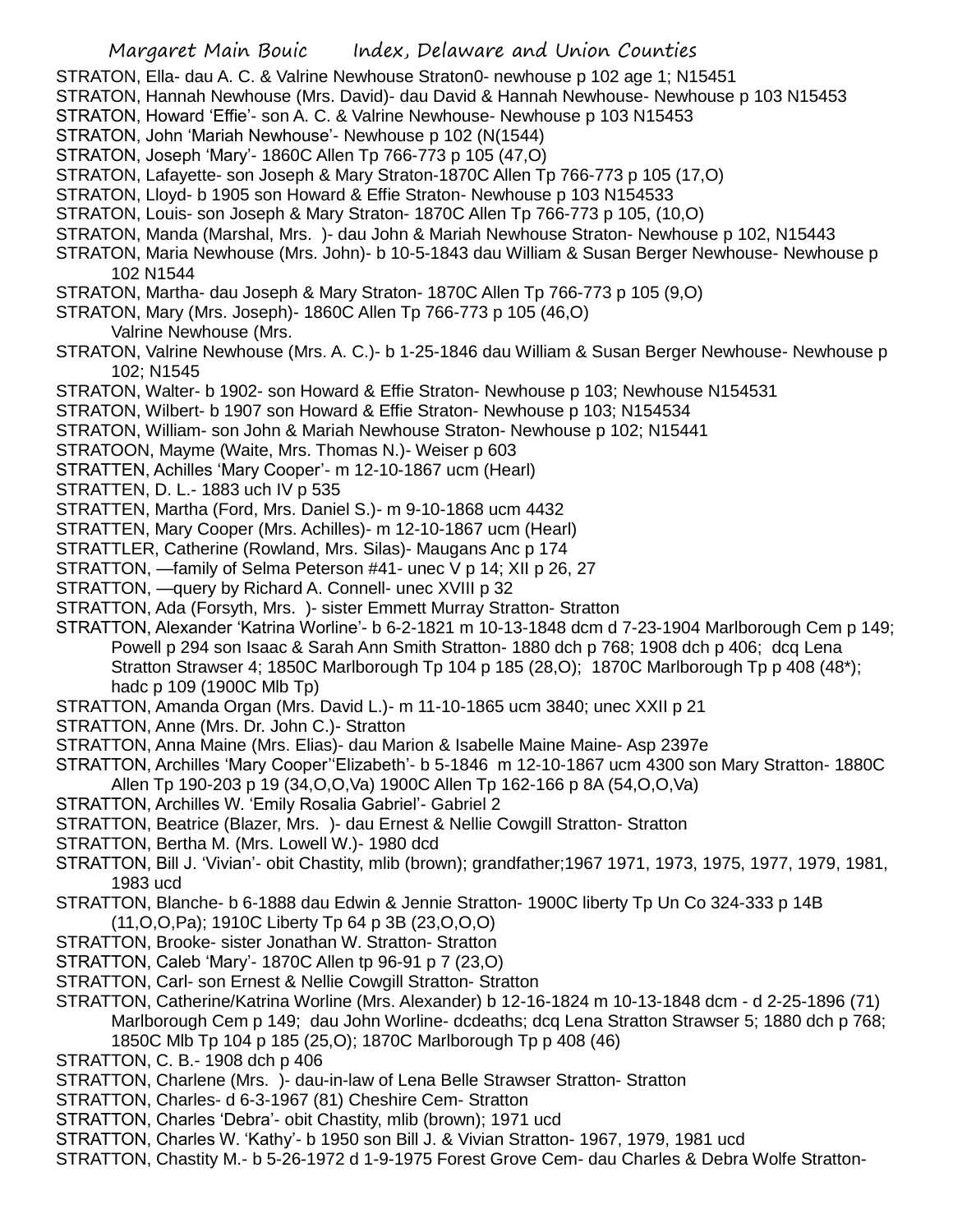STRATON, Ella- dau A. C. & Valrine Newhouse Straton0- newhouse p 102 age 1; N15451

STRATON, Hannah Newhouse (Mrs. David)- dau David & Hannah Newhouse- Newhouse p 103 N15453

STRATON, Howard 'Effie'- son A. C. & Valrine Newhouse- Newhouse p 103 N15453

STRATON, John 'Mariah Newhouse'- Newhouse p 102 (N(1544)

STRATON, Joseph 'Mary'- 1860C Allen Tp 766-773 p 105 (47,O)

STRATON, Lafayette- son Joseph & Mary Straton-1870C Allen Tp 766-773 p 105 (17,O)

STRATON, Lloyd- b 1905 son Howard & Effie Straton- Newhouse p 103 N154533

STRATON, Louis- son Joseph & Mary Straton- 1870C Allen Tp 766-773 p 105, (10,O)

STRATON, Manda (Marshal, Mrs. )- dau John & Mariah Newhouse Straton- Newhouse p 102, N15443

STRATON, Maria Newhouse (Mrs. John)- b 10-5-1843 dau William & Susan Berger Newhouse- Newhouse p 102 N1544

STRATON, Martha- dau Joseph & Mary Straton- 1870C Allen Tp 766-773 p 105 (9,O)

STRATON, Mary (Mrs. Joseph)- 1860C Allen Tp 766-773 p 105 (46,O)
 Valrine Newhouse (Mrs.

STRATON, Valrine Newhouse (Mrs. A. C.)- b 1-25-1846 dau William & Susan Berger Newhouse- Newhouse p 102; N1545

STRATON, Walter- b 1902- son Howard & Effie Straton- Newhouse p 103; Newhouse N154531

STRATON, Wilbert- b 1907 son Howard & Effie Straton- Newhouse p 103; N154534

STRATON, William- son John & Mariah Newhouse Straton- Newhouse p 102; N15441

STRATOON, Mayme (Waite, Mrs. Thomas N.)- Weiser p 603

STRATTEN, Achilles 'Mary Cooper'- m 12-10-1867 ucm (Hearl)

STRATTEN, D. L.- 1883 uch IV p 535

STRATTEN, Martha (Ford, Mrs. Daniel S.)- m 9-10-1868 ucm 4432

STRATTEN, Mary Cooper (Mrs. Achilles)- m 12-10-1867 ucm (Hearl)

STRATTLER, Catherine (Rowland, Mrs. Silas)- Maugans Anc p 174

STRATTON, —family of Selma Peterson #41- unec V p 14; XII p 26, 27

STRATTON, —query by Richard A. Connell- unec XVIII p 32

STRATTON, Ada (Forsyth, Mrs. )- sister Emmett Murray Stratton- Stratton

STRATTON, Alexander 'Katrina Worline'- b 6-2-1821 m 10-13-1848 dcm d 7-23-1904 Marlborough Cem p 149; Powell p 294 son Isaac & Sarah Ann Smith Stratton- 1880 dch p 768; 1908 dch p 406; dcq Lena Stratton Strawser 4; 1850C Marlborough Tp 104 p 185 (28,O); 1870C Marlborough Tp p 408 (48*); hadc p 109 (1900C Mlb Tp)

STRATTON, Amanda Organ (Mrs. David L.)- m 11-10-1865 ucm 3840; unec XXII p 21

STRATTON, Anne (Mrs. Dr. John C.)- Stratton

STRATTON, Anna Maine (Mrs. Elias)- dau Marion & Isabelle Maine Maine- Asp 2397e

STRATTON, Archilles 'Mary Cooper''Elizabeth'- b 5-1846 m 12-10-1867 ucm 4300 son Mary Stratton- 1880C Allen Tp 190-203 p 19 (34,O,O,Va) 1900C Allen Tp 162-166 p 8A (54,O,O,Va)

STRATTON, Archilles W. 'Emily Rosalia Gabriel'- Gabriel 2

STRATTON, Beatrice (Blazer, Mrs. )- dau Ernest & Nellie Cowgill Stratton- Stratton

STRATTON, Bertha M. (Mrs. Lowell W.)- 1980 dcd

STRATTON, Bill J. 'Vivian'- obit Chastity, mlib (brown); grandfather;1967 1971, 1973, 1975, 1977, 1979, 1981, 1983 ucd

STRATTON, Blanche- b 6-1888 dau Edwin & Jennie Stratton- 1900C liberty Tp Un Co 324-333 p 14B (11,O,O,Pa); 1910C Liberty Tp 64 p 3B (23,O,O,O)

STRATTON, Brooke- sister Jonathan W. Stratton- Stratton

STRATTON, Caleb 'Mary'- 1870C Allen tp 96-91 p 7 (23,O)

STRATTON, Carl- son Ernest & Nellie Cowgill Stratton- Stratton

STRATTON, Catherine/Katrina Worline (Mrs. Alexander) b 12-16-1824 m 10-13-1848 dcm - d 2-25-1896 (71) Marlborough Cem p 149; dau John Worline- dcdeaths; dcq Lena Stratton Strawser 5; 1880 dch p 768; 1850C Mlb Tp 104 p 185 (25,O); 1870C Marlborough Tp p 408 (46)

STRATTON, C. B.- 1908 dch p 406

STRATTON, Charlene (Mrs. )- dau-in-law of Lena Belle Strawser Stratton- Stratton

STRATTON, Charles- d 6-3-1967 (81) Cheshire Cem- Stratton

STRATTON, Charles 'Debra'- obit Chastity, mlib (brown); 1971 ucd

STRATTON, Charles W. 'Kathy'- b 1950 son Bill J. & Vivian Stratton- 1967, 1979, 1981 ucd

STRATTON, Chastity M.- b 5-26-1972 d 1-9-1975 Forest Grove Cem- dau Charles & Debra Wolfe Stratton-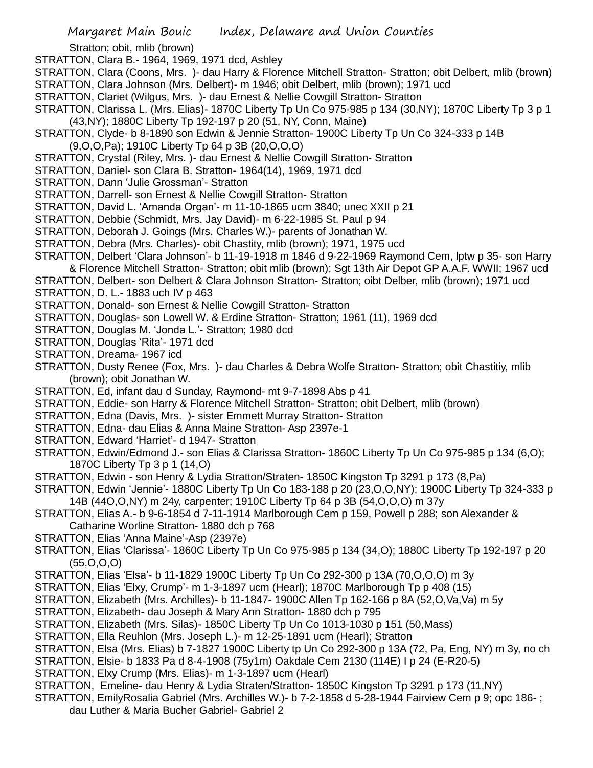Stratton; obit, mlib (brown)

STRATTON, Clara B.- 1964, 1969, 1971 dcd, Ashley

STRATTON, Clara (Coons, Mrs. )- dau Harry & Florence Mitchell Stratton- Stratton; obit Delbert, mlib (brown)

STRATTON, Clara Johnson (Mrs. Delbert)- m 1946; obit Delbert, mlib (brown); 1971 ucd

STRATTON, Clariet (Wilgus, Mrs. )- dau Ernest & Nellie Cowgill Stratton- Stratton

STRATTON, Clarissa L. (Mrs. Elias)- 1870C Liberty Tp Un Co 975-985 p 134 (30,NY); 1870C Liberty Tp 3 p 1 (43,NY); 1880C Liberty Tp 192-197 p 20 (51, NY, Conn, Maine)

STRATTON, Clyde- b 8-1890 son Edwin & Jennie Stratton- 1900C Liberty Tp Un Co 324-333 p 14B (9,O,O,Pa); 1910C Liberty Tp 64 p 3B (20,O,O,O)

STRATTON, Crystal (Riley, Mrs. )- dau Ernest & Nellie Cowgill Stratton- Stratton

STRATTON, Daniel- son Clara B. Stratton- 1964(14), 1969, 1971 dcd

STRATTON, Dann 'Julie Grossman'- Stratton

STRATTON, Darrell- son Ernest & Nellie Cowgill Stratton- Stratton

STRATTON, David L. 'Amanda Organ'- m 11-10-1865 ucm 3840; unec XXII p 21

STRATTON, Debbie (Schmidt, Mrs. Jay David)- m 6-22-1985 St. Paul p 94

STRATTON, Deborah J. Goings (Mrs. Charles W.)- parents of Jonathan W.

STRATTON, Debra (Mrs. Charles)- obit Chastity, mlib (brown); 1971, 1975 ucd

STRATTON, Delbert 'Clara Johnson'- b 11-19-1918 m 1846 d 9-22-1969 Raymond Cem, lptw p 35- son Harry & Florence Mitchell Stratton- Stratton; obit mlib (brown); Sgt 13th Air Depot GP A.A.F. WWII; 1967 ucd

STRATTON, Delbert- son Delbert & Clara Johnson Stratton- Stratton; oibt Delber, mlib (brown); 1971 ucd

STRATTON, D. L.- 1883 uch IV p 463

STRATTON, Donald- son Ernest & Nellie Cowgill Stratton- Stratton

STRATTON, Douglas- son Lowell W. & Erdine Stratton- Stratton; 1961 (11), 1969 dcd

STRATTON, Douglas M. 'Jonda L.'- Stratton; 1980 dcd

STRATTON, Douglas 'Rita'- 1971 dcd

STRATTON, Dreama- 1967 icd

STRATTON, Dusty Renee (Fox, Mrs. )- dau Charles & Debra Wolfe Stratton- Stratton; obit Chastitiy, mlib (brown); obit Jonathan W.

STRATTON, Ed, infant dau d Sunday, Raymond- mt 9-7-1898 Abs p 41

STRATTON, Eddie- son Harry & Florence Mitchell Stratton- Stratton; obit Delbert, mlib (brown)

STRATTON, Edna (Davis, Mrs. )- sister Emmett Murray Stratton- Stratton

STRATTON, Edna- dau Elias & Anna Maine Stratton- Asp 2397e-1

STRATTON, Edward 'Harriet'- d 1947- Stratton

STRATTON, Edwin/Edmond J.- son Elias & Clarissa Stratton- 1860C Liberty Tp Un Co 975-985 p 134 (6,O); 1870C Liberty Tp 3 p 1 (14,O)

STRATTON, Edwin - son Henry & Lydia Stratton/Straten- 1850C Kingston Tp 3291 p 173 (8,Pa)

STRATTON, Edwin 'Jennie'- 1880C Liberty Tp Un Co 183-188 p 20 (23,O,O,NY); 1900C Liberty Tp 324-333 p 14B (44O,O,NY) m 24y, carpenter; 1910C Liberty Tp 64 p 3B (54,O,O,O) m 37y

STRATTON, Elias A.- b 9-6-1854 d 7-11-1914 Marlborough Cem p 159, Powell p 288; son Alexander & Catharine Worline Stratton- 1880 dch p 768

STRATTON, Elias 'Anna Maine'-Asp (2397e)

STRATTON, Elias 'Clarissa'- 1860C Liberty Tp Un Co 975-985 p 134 (34,O); 1880C Liberty Tp 192-197 p 20 (55,O,O,O)

STRATTON, Elias 'Elsa'- b 11-1829 1900C Liberty Tp Un Co 292-300 p 13A (70,O,O,O) m 3y

STRATTON, Elias 'Elxy, Crump'- m 1-3-1897 ucm (Hearl); 1870C Marlborough Tp p 408 (15)

STRATTON, Elizabeth (Mrs. Archilles)- b 11-1847- 1900C Allen Tp 162-166 p 8A (52,O,Va,Va) m 5y

STRATTON, Elizabeth- dau Joseph & Mary Ann Stratton- 1880 dch p 795

STRATTON, Elizabeth (Mrs. Silas)- 1850C Liberty Tp Un Co 1013-1030 p 151 (50,Mass)

STRATTON, Ella Reuhlon (Mrs. Joseph L.)- m 12-25-1891 ucm (Hearl); Stratton

STRATTON, Elsa (Mrs. Elias) b 7-1827 1900C Liberty tp Un Co 292-300 p 13A (72, Pa, Eng, NY) m 3y, no ch

STRATTON, Elsie- b 1833 Pa d 8-4-1908 (75y1m) Oakdale Cem 2130 (114E) I p 24 (E-R20-5)

STRATTON, Elxy Crump (Mrs. Elias)- m 1-3-1897 ucm (Hearl)

STRATTON, Emeline- dau Henry & Lydia Straten/Stratton- 1850C Kingston Tp 3291 p 173 (11,NY)

STRATTON, EmilyRosalia Gabriel (Mrs. Archilles W.)- b 7-2-1858 d 5-28-1944 Fairview Cem p 9; opc 186- ; dau Luther & Maria Bucher Gabriel- Gabriel 2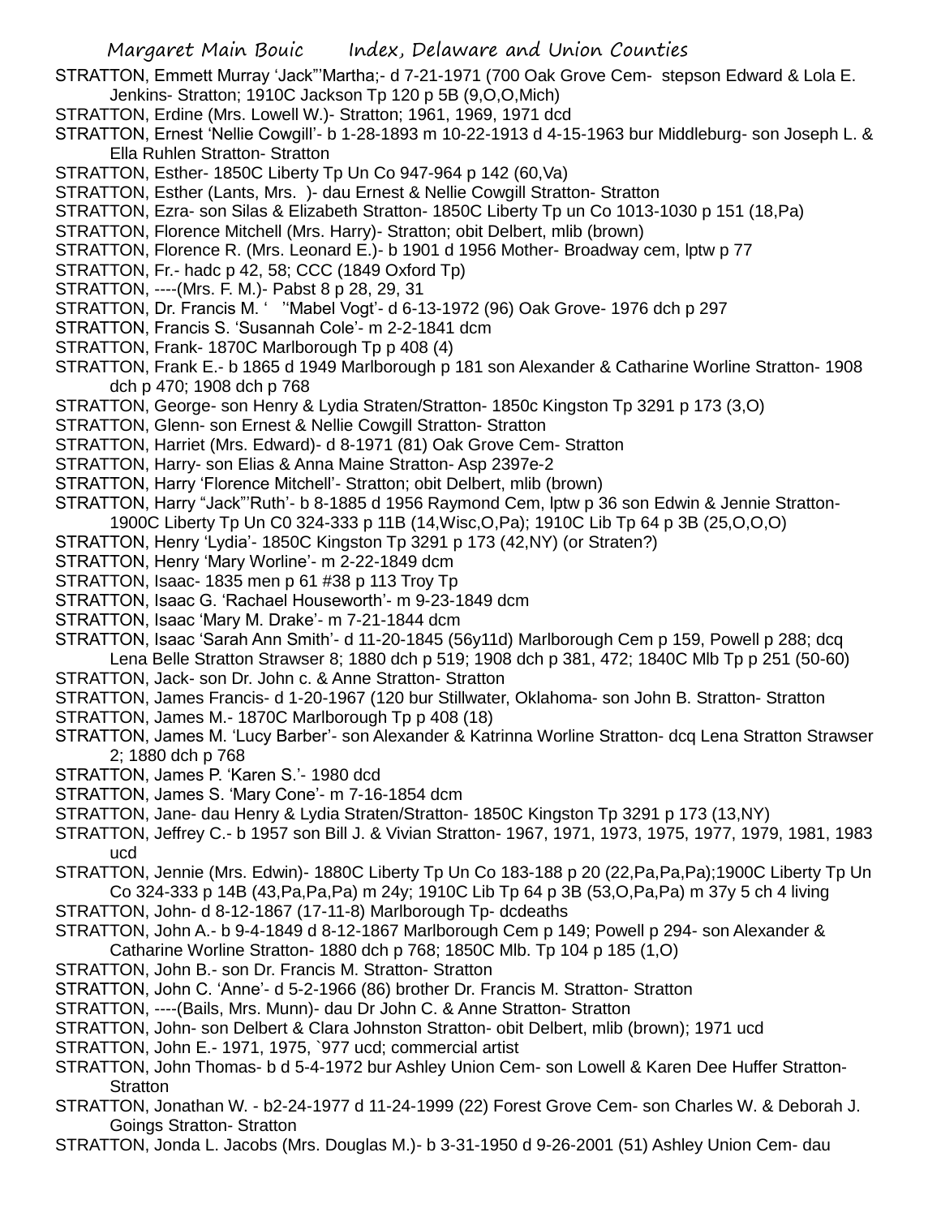STRATTON, Emmett Murray 'Jack"'Martha;- d 7-21-1971 (700 Oak Grove Cem- stepson Edward & Lola E. Jenkins- Stratton; 1910C Jackson Tp 120 p 5B (9,O,O,Mich)

STRATTON, Erdine (Mrs. Lowell W.)- Stratton; 1961, 1969, 1971 dcd

STRATTON, Ernest 'Nellie Cowgill'- b 1-28-1893 m 10-22-1913 d 4-15-1963 bur Middleburg- son Joseph L. & Ella Ruhlen Stratton- Stratton

STRATTON, Esther- 1850C Liberty Tp Un Co 947-964 p 142 (60,Va)

STRATTON, Esther (Lants, Mrs. )- dau Ernest & Nellie Cowgill Stratton- Stratton

STRATTON, Ezra- son Silas & Elizabeth Stratton- 1850C Liberty Tp Un Co 1013-1030 p 151 (18,Pa)

STRATTON, Florence Mitchell (Mrs. Harry)- Stratton; obit Delbert, mlib (brown)

STRATTON, Florence R. (Mrs. Leonard E.)- b 1901 d 1956 Mother- Broadway cem, lptw p 77

STRATTON, Fr.- hadc p 42, 58; CCC (1849 Oxford Tp)

STRATTON, ----(Mrs. F. M.)- Pabst 8 p 28, 29, 31

STRATTON, Dr. Francis M. ' "Mabel Vogt'- d 6-13-1972 (96) Oak Grove- 1976 dch p 297

STRATTON, Francis S. 'Susannah Cole'- m 2-2-1841 dcm

STRATTON, Frank- 1870C Marlborough Tp p 408 (4)

STRATTON, Frank E.- b 1865 d 1949 Marlborough p 181 son Alexander & Catharine Worline Stratton- 1908 dch p 470; 1908 dch p 768

STRATTON, George- son Henry & Lydia Straten/Stratton- 1850c Kingston Tp 3291 p 173 (3,O)

STRATTON, Glenn- son Ernest & Nellie Cowgill Stratton- Stratton

STRATTON, Harriet (Mrs. Edward)- d 8-1971 (81) Oak Grove Cem- Stratton

STRATTON, Harry- son Elias & Anna Maine Stratton- Asp 2397e-2

STRATTON, Harry 'Florence Mitchell'- Stratton; obit Delbert, mlib (brown)

STRATTON, Harry "Jack"'Ruth'- b 8-1885 d 1956 Raymond Cem, lptw p 36 son Edwin & Jennie Stratton- 1900C Liberty Tp Un C0 324-333 p 11B (14,Wisc,O,Pa); 1910C Lib Tp 64 p 3B (25,O,O,O)

STRATTON, Henry 'Lydia'- 1850C Kingston Tp 3291 p 173 (42,NY) (or Straten?)

STRATTON, Henry 'Mary Worline'- m 2-22-1849 dcm

STRATTON, Isaac- 1835 men p 61 #38 p 113 Troy Tp

STRATTON, Isaac G. 'Rachael Houseworth'- m 9-23-1849 dcm

STRATTON, Isaac 'Mary M. Drake'- m 7-21-1844 dcm

STRATTON, Isaac 'Sarah Ann Smith'- d 11-20-1845 (56y11d) Marlborough Cem p 159, Powell p 288; dcq Lena Belle Stratton Strawser 8; 1880 dch p 519; 1908 dch p 381, 472; 1840C Mlb Tp p 251 (50-60)

STRATTON, Jack- son Dr. John c. & Anne Stratton- Stratton

STRATTON, James Francis- d 1-20-1967 (120 bur Stillwater, Oklahoma- son John B. Stratton- Stratton

STRATTON, James M.- 1870C Marlborough Tp p 408 (18)

STRATTON, James M. 'Lucy Barber'- son Alexander & Katrinna Worline Stratton- dcq Lena Stratton Strawser 2; 1880 dch p 768

STRATTON, James P. 'Karen S.'- 1980 dcd

STRATTON, James S. 'Mary Cone'- m 7-16-1854 dcm

STRATTON, Jane- dau Henry & Lydia Straten/Stratton- 1850C Kingston Tp 3291 p 173 (13,NY)

STRATTON, Jeffrey C.- b 1957 son Bill J. & Vivian Stratton- 1967, 1971, 1973, 1975, 1977, 1979, 1981, 1983 ucd

STRATTON, Jennie (Mrs. Edwin)- 1880C Liberty Tp Un Co 183-188 p 20 (22,Pa,Pa,Pa);1900C Liberty Tp Un Co 324-333 p 14B (43,Pa,Pa,Pa) m 24y; 1910C Lib Tp 64 p 3B (53,O,Pa,Pa) m 37y 5 ch 4 living

STRATTON, John- d 8-12-1867 (17-11-8) Marlborough Tp- dcdeaths

STRATTON, John A.- b 9-4-1849 d 8-12-1867 Marlborough Cem p 149; Powell p 294- son Alexander & Catharine Worline Stratton- 1880 dch p 768; 1850C Mlb. Tp 104 p 185 (1,O)

STRATTON, John B.- son Dr. Francis M. Stratton- Stratton

STRATTON, John C. 'Anne'- d 5-2-1966 (86) brother Dr. Francis M. Stratton- Stratton

STRATTON, ----(Bails, Mrs. Munn)- dau Dr John C. & Anne Stratton- Stratton

STRATTON, John- son Delbert & Clara Johnston Stratton- obit Delbert, mlib (brown); 1971 ucd

STRATTON, John E.- 1971, 1975, `977 ucd; commercial artist

STRATTON, John Thomas- b d 5-4-1972 bur Ashley Union Cem- son Lowell & Karen Dee Huffer Stratton- Stratton

STRATTON, Jonathan W. - b2-24-1977 d 11-24-1999 (22) Forest Grove Cem- son Charles W. & Deborah J. Goings Stratton- Stratton

STRATTON, Jonda L. Jacobs (Mrs. Douglas M.)- b 3-31-1950 d 9-26-2001 (51) Ashley Union Cem- dau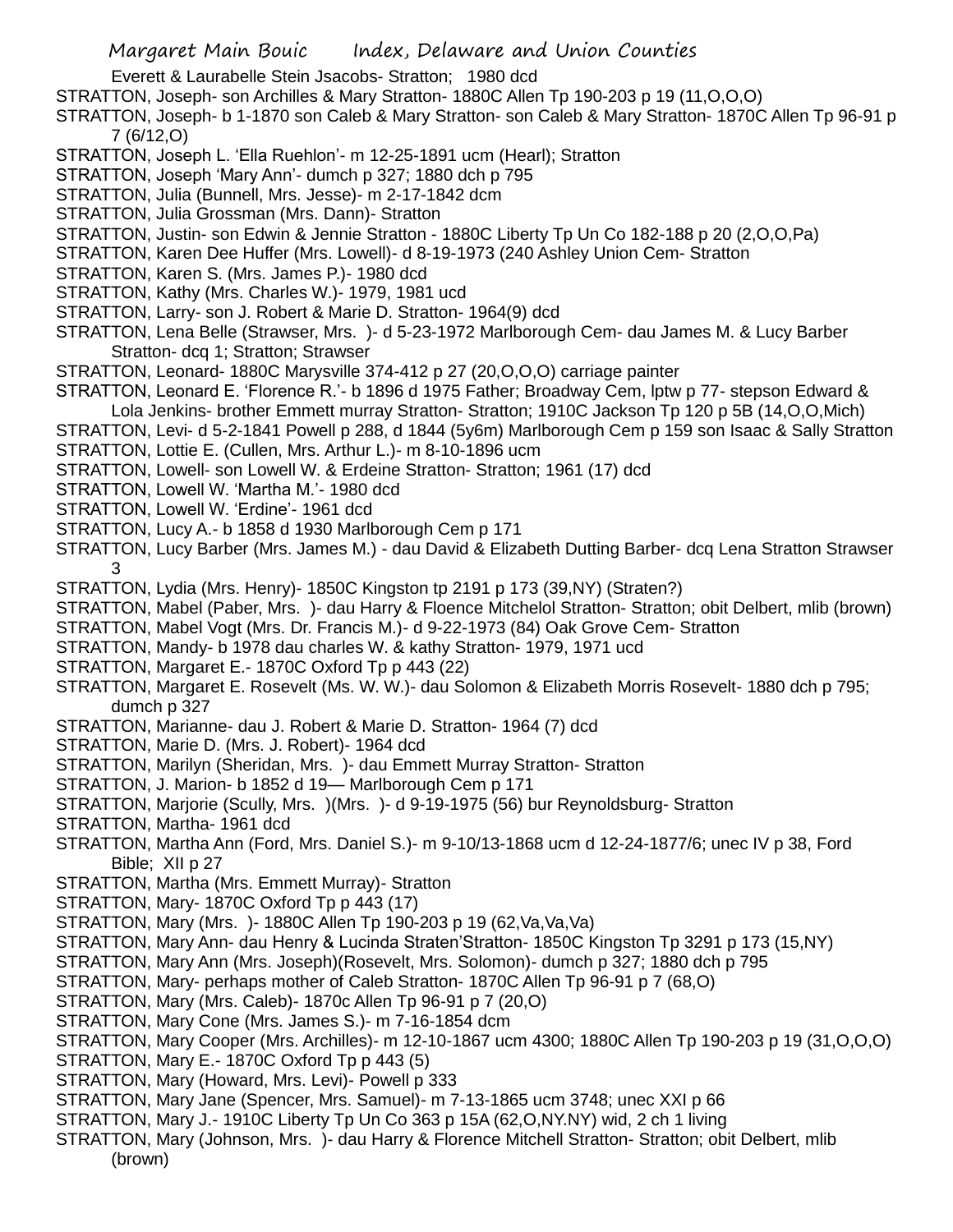Everett & Laurabelle Stein Jsacobs- Stratton; 1980 dcd

STRATTON, Joseph- son Archilles & Mary Stratton- 1880C Allen Tp 190-203 p 19 (11,O,O,O)

STRATTON, Joseph- b 1-1870 son Caleb & Mary Stratton- son Caleb & Mary Stratton- 1870C Allen Tp 96-91 p 7 (6/12,O)

STRATTON, Joseph L. 'Ella Ruehlon'- m 12-25-1891 ucm (Hearl); Stratton

STRATTON, Joseph 'Mary Ann'- dumch p 327; 1880 dch p 795

STRATTON, Julia (Bunnell, Mrs. Jesse)- m 2-17-1842 dcm

STRATTON, Julia Grossman (Mrs. Dann)- Stratton

STRATTON, Justin- son Edwin & Jennie Stratton - 1880C Liberty Tp Un Co 182-188 p 20 (2,O,O,Pa)

STRATTON, Karen Dee Huffer (Mrs. Lowell)- d 8-19-1973 (240 Ashley Union Cem- Stratton

STRATTON, Karen S. (Mrs. James P.)- 1980 dcd

STRATTON, Kathy (Mrs. Charles W.)- 1979, 1981 ucd

STRATTON, Larry- son J. Robert & Marie D. Stratton- 1964(9) dcd

STRATTON, Lena Belle (Strawser, Mrs. )- d 5-23-1972 Marlborough Cem- dau James M. & Lucy Barber Stratton- dcq 1; Stratton; Strawser

STRATTON, Leonard- 1880C Marysville 374-412 p 27 (20,O,O,O) carriage painter

STRATTON, Leonard E. 'Florence R.'- b 1896 d 1975 Father; Broadway Cem, lptw p 77- stepson Edward & Lola Jenkins- brother Emmett murray Stratton- Stratton; 1910C Jackson Tp 120 p 5B (14,O,O,Mich)

STRATTON, Levi- d 5-2-1841 Powell p 288, d 1844 (5y6m) Marlborough Cem p 159 son Isaac & Sally Stratton

STRATTON, Lottie E. (Cullen, Mrs. Arthur L.)- m 8-10-1896 ucm

STRATTON, Lowell- son Lowell W. & Erdeine Stratton- Stratton; 1961 (17) dcd

STRATTON, Lowell W. 'Martha M.'- 1980 dcd

STRATTON, Lowell W. 'Erdine'- 1961 dcd

STRATTON, Lucy A.- b 1858 d 1930 Marlborough Cem p 171

STRATTON, Lucy Barber (Mrs. James M.) - dau David & Elizabeth Dutting Barber- dcq Lena Stratton Strawser 3

STRATTON, Lydia (Mrs. Henry)- 1850C Kingston tp 2191 p 173 (39,NY) (Straten?)

STRATTON, Mabel (Paber, Mrs. )- dau Harry & Floence Mitchelol Stratton- Stratton; obit Delbert, mlib (brown)

STRATTON, Mabel Vogt (Mrs. Dr. Francis M.)- d 9-22-1973 (84) Oak Grove Cem- Stratton

STRATTON, Mandy- b 1978 dau charles W. & kathy Stratton- 1979, 1971 ucd

STRATTON, Margaret E.- 1870C Oxford Tp p 443 (22)

STRATTON, Margaret E. Rosevelt (Ms. W. W.)- dau Solomon & Elizabeth Morris Rosevelt- 1880 dch p 795; dumch p 327

STRATTON, Marianne- dau J. Robert & Marie D. Stratton- 1964 (7) dcd

STRATTON, Marie D. (Mrs. J. Robert)- 1964 dcd

STRATTON, Marilyn (Sheridan, Mrs. )- dau Emmett Murray Stratton- Stratton

STRATTON, J. Marion- b 1852 d 19— Marlborough Cem p 171

STRATTON, Marjorie (Scully, Mrs. )(Mrs. )- d 9-19-1975 (56) bur Reynoldsburg- Stratton

STRATTON, Martha- 1961 dcd

STRATTON, Martha Ann (Ford, Mrs. Daniel S.)- m 9-10/13-1868 ucm d 12-24-1877/6; unec IV p 38, Ford Bible; XII p 27

STRATTON, Martha (Mrs. Emmett Murray)- Stratton

STRATTON, Mary- 1870C Oxford Tp p 443 (17)

STRATTON, Mary (Mrs. )- 1880C Allen Tp 190-203 p 19 (62,Va,Va,Va)

STRATTON, Mary Ann- dau Henry & Lucinda Straten'Stratton- 1850C Kingston Tp 3291 p 173 (15,NY)

STRATTON, Mary Ann (Mrs. Joseph)(Rosevelt, Mrs. Solomon)- dumch p 327; 1880 dch p 795

STRATTON, Mary- perhaps mother of Caleb Stratton- 1870C Allen Tp 96-91 p 7 (68,O)

STRATTON, Mary (Mrs. Caleb)- 1870c Allen Tp 96-91 p 7 (20,O)

STRATTON, Mary Cone (Mrs. James S.)- m 7-16-1854 dcm

STRATTON, Mary Cooper (Mrs. Archilles)- m 12-10-1867 ucm 4300; 1880C Allen Tp 190-203 p 19 (31,O,O,O)

STRATTON, Mary E.- 1870C Oxford Tp p 443 (5)

STRATTON, Mary (Howard, Mrs. Levi)- Powell p 333

STRATTON, Mary Jane (Spencer, Mrs. Samuel)- m 7-13-1865 ucm 3748; unec XXI p 66

STRATTON, Mary J.- 1910C Liberty Tp Un Co 363 p 15A (62,O,NY.NY) wid, 2 ch 1 living

STRATTON, Mary (Johnson, Mrs. )- dau Harry & Florence Mitchell Stratton- Stratton; obit Delbert, mlib (brown)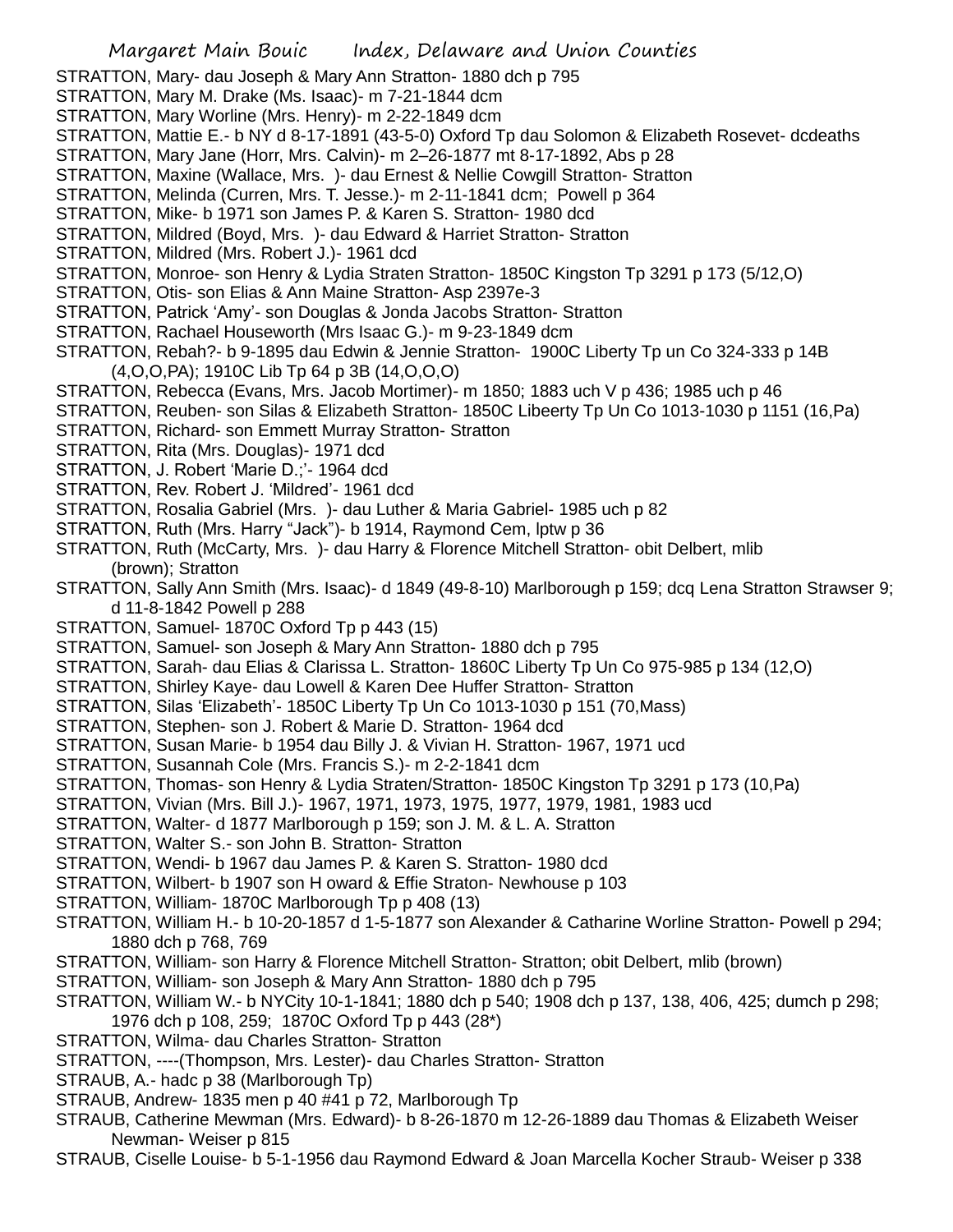STRATTON, Mary- dau Joseph & Mary Ann Stratton- 1880 dch p 795

STRATTON, Mary M. Drake (Ms. Isaac)- m 7-21-1844 dcm

STRATTON, Mary Worline (Mrs. Henry)- m 2-22-1849 dcm

STRATTON, Mattie E.- b NY d 8-17-1891 (43-5-0) Oxford Tp dau Solomon & Elizabeth Rosevet- dcdeaths

STRATTON, Mary Jane (Horr, Mrs. Calvin)- m 2–26-1877 mt 8-17-1892, Abs p 28

STRATTON, Maxine (Wallace, Mrs. )- dau Ernest & Nellie Cowgill Stratton- Stratton

STRATTON, Melinda (Curren, Mrs. T. Jesse.)- m 2-11-1841 dcm; Powell p 364

STRATTON, Mike- b 1971 son James P. & Karen S. Stratton- 1980 dcd

STRATTON, Mildred (Boyd, Mrs. )- dau Edward & Harriet Stratton- Stratton

STRATTON, Mildred (Mrs. Robert J.)- 1961 dcd

STRATTON, Monroe- son Henry & Lydia Straten Stratton- 1850C Kingston Tp 3291 p 173 (5/12,O)

STRATTON, Otis- son Elias & Ann Maine Stratton- Asp 2397e-3

STRATTON, Patrick 'Amy'- son Douglas & Jonda Jacobs Stratton- Stratton

STRATTON, Rachael Houseworth (Mrs Isaac G.)- m 9-23-1849 dcm

STRATTON, Rebah?- b 9-1895 dau Edwin & Jennie Stratton- 1900C Liberty Tp un Co 324-333 p 14B (4,O,O,PA); 1910C Lib Tp 64 p 3B (14,O,O,O)

STRATTON, Rebecca (Evans, Mrs. Jacob Mortimer)- m 1850; 1883 uch V p 436; 1985 uch p 46

STRATTON, Reuben- son Silas & Elizabeth Stratton- 1850C Libeerty Tp Un Co 1013-1030 p 1151 (16,Pa)

STRATTON, Richard- son Emmett Murray Stratton- Stratton

STRATTON, Rita (Mrs. Douglas)- 1971 dcd

STRATTON, J. Robert 'Marie D.;'- 1964 dcd

STRATTON, Rev. Robert J. 'Mildred'- 1961 dcd

STRATTON, Rosalia Gabriel (Mrs. )- dau Luther & Maria Gabriel- 1985 uch p 82

STRATTON, Ruth (Mrs. Harry "Jack")- b 1914, Raymond Cem, lptw p 36

STRATTON, Ruth (McCarty, Mrs. )- dau Harry & Florence Mitchell Stratton- obit Delbert, mlib (brown); Stratton

STRATTON, Sally Ann Smith (Mrs. Isaac)- d 1849 (49-8-10) Marlborough p 159; dcq Lena Stratton Strawser 9; d 11-8-1842 Powell p 288

STRATTON, Samuel- 1870C Oxford Tp p 443 (15)

STRATTON, Samuel- son Joseph & Mary Ann Stratton- 1880 dch p 795

STRATTON, Sarah- dau Elias & Clarissa L. Stratton- 1860C Liberty Tp Un Co 975-985 p 134 (12,O)

STRATTON, Shirley Kaye- dau Lowell & Karen Dee Huffer Stratton- Stratton

STRATTON, Silas 'Elizabeth'- 1850C Liberty Tp Un Co 1013-1030 p 151 (70,Mass)

STRATTON, Stephen- son J. Robert & Marie D. Stratton- 1964 dcd

STRATTON, Susan Marie- b 1954 dau Billy J. & Vivian H. Stratton- 1967, 1971 ucd

STRATTON, Susannah Cole (Mrs. Francis S.)- m 2-2-1841 dcm

STRATTON, Thomas- son Henry & Lydia Straten/Stratton- 1850C Kingston Tp 3291 p 173 (10,Pa)

STRATTON, Vivian (Mrs. Bill J.)- 1967, 1971, 1973, 1975, 1977, 1979, 1981, 1983 ucd

STRATTON, Walter- d 1877 Marlborough p 159; son J. M. & L. A. Stratton

STRATTON, Walter S.- son John B. Stratton- Stratton

STRATTON, Wendi- b 1967 dau James P. & Karen S. Stratton- 1980 dcd

STRATTON, Wilbert- b 1907 son H oward & Effie Straton- Newhouse p 103

STRATTON, William- 1870C Marlborough Tp p 408 (13)

STRATTON, William H.- b 10-20-1857 d 1-5-1877 son Alexander & Catharine Worline Stratton- Powell p 294; 1880 dch p 768, 769

STRATTON, William- son Harry & Florence Mitchell Stratton- Stratton; obit Delbert, mlib (brown)

STRATTON, William- son Joseph & Mary Ann Stratton- 1880 dch p 795

STRATTON, William W.- b NYCity 10-1-1841; 1880 dch p 540; 1908 dch p 137, 138, 406, 425; dumch p 298; 1976 dch p 108, 259; 1870C Oxford Tp p 443 (28*)

STRATTON, Wilma- dau Charles Stratton- Stratton

STRATTON, ----(Thompson, Mrs. Lester)- dau Charles Stratton- Stratton

STRAUB, A.- hadc p 38 (Marlborough Tp)

STRAUB, Andrew- 1835 men p 40 #41 p 72, Marlborough Tp

STRAUB, Catherine Mewman (Mrs. Edward)- b 8-26-1870 m 12-26-1889 dau Thomas & Elizabeth Weiser Newman- Weiser p 815

STRAUB, Ciselle Louise- b 5-1-1956 dau Raymond Edward & Joan Marcella Kocher Straub- Weiser p 338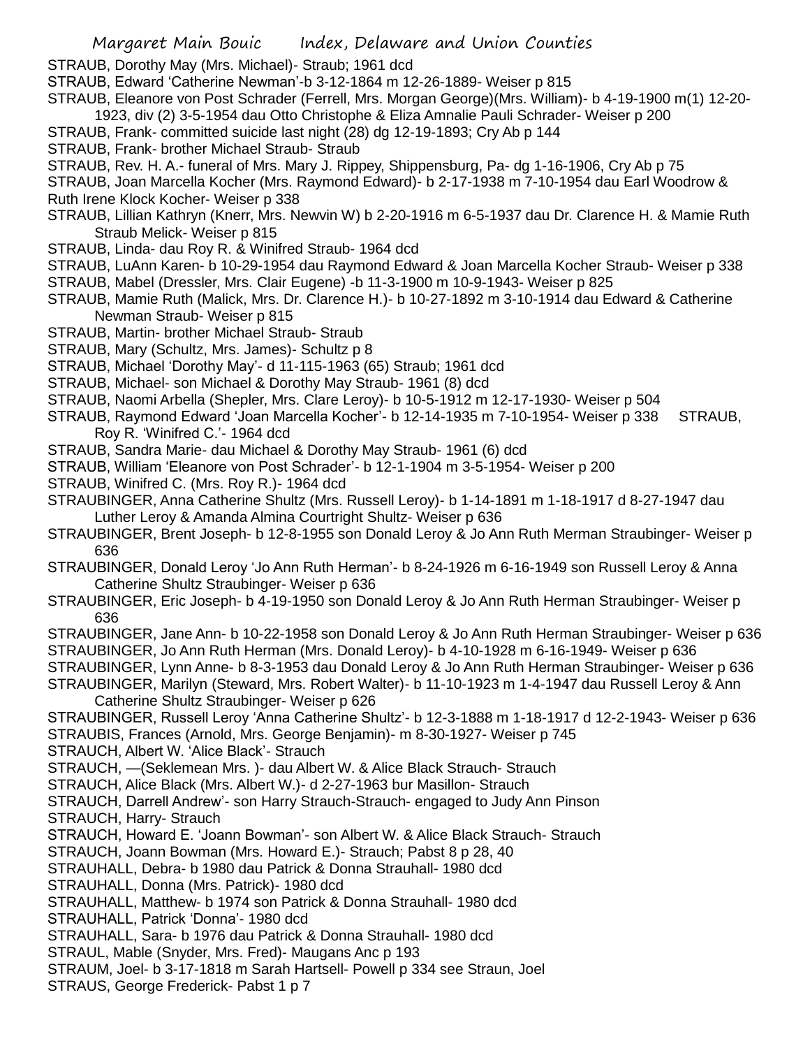STRAUB, Dorothy May (Mrs. Michael)- Straub; 1961 dcd

STRAUB, Edward 'Catherine Newman'-b 3-12-1864 m 12-26-1889- Weiser p 815

STRAUB, Eleanore von Post Schrader (Ferrell, Mrs. Morgan George)(Mrs. William)- b 4-19-1900 m(1) 12-20-1923, div (2) 3-5-1954 dau Otto Christophe & Eliza Amnalie Pauli Schrader- Weiser p 200

STRAUB, Frank- committed suicide last night (28) dg 12-19-1893; Cry Ab p 144

STRAUB, Frank- brother Michael Straub- Straub

STRAUB, Rev. H. A.- funeral of Mrs. Mary J. Rippey, Shippensburg, Pa- dg 1-16-1906, Cry Ab p 75

STRAUB, Joan Marcella Kocher (Mrs. Raymond Edward)- b 2-17-1938 m 7-10-1954 dau Earl Woodrow & Ruth Irene Klock Kocher- Weiser p 338

STRAUB, Lillian Kathryn (Knerr, Mrs. Newvin W) b 2-20-1916 m 6-5-1937 dau Dr. Clarence H. & Mamie Ruth Straub Melick- Weiser p 815

STRAUB, Linda- dau Roy R. & Winifred Straub- 1964 dcd

STRAUB, LuAnn Karen- b 10-29-1954 dau Raymond Edward & Joan Marcella Kocher Straub- Weiser p 338

STRAUB, Mabel (Dressler, Mrs. Clair Eugene) -b 11-3-1900 m 10-9-1943- Weiser p 825

STRAUB, Mamie Ruth (Malick, Mrs. Dr. Clarence H.)- b 10-27-1892 m 3-10-1914 dau Edward & Catherine Newman Straub- Weiser p 815

STRAUB, Martin- brother Michael Straub- Straub

STRAUB, Mary (Schultz, Mrs. James)- Schultz p 8

STRAUB, Michael 'Dorothy May'- d 11-115-1963 (65) Straub; 1961 dcd

STRAUB, Michael- son Michael & Dorothy May Straub- 1961 (8) dcd

STRAUB, Naomi Arbella (Shepler, Mrs. Clare Leroy)- b 10-5-1912 m 12-17-1930- Weiser p 504

STRAUB, Raymond Edward 'Joan Marcella Kocher'- b 12-14-1935 m 7-10-1954- Weiser p 338

STRAUB, Roy R. 'Winifred C.'- 1964 dcd

STRAUB, Sandra Marie- dau Michael & Dorothy May Straub- 1961 (6) dcd

STRAUB, William 'Eleanore von Post Schrader'- b 12-1-1904 m 3-5-1954- Weiser p 200

STRAUB, Winifred C. (Mrs. Roy R.)- 1964 dcd

STRAUBINGER, Anna Catherine Shultz (Mrs. Russell Leroy)- b 1-14-1891 m 1-18-1917 d 8-27-1947 dau Luther Leroy & Amanda Almina Courtright Shultz- Weiser p 636

STRAUBINGER, Brent Joseph- b 12-8-1955 son Donald Leroy & Jo Ann Ruth Merman Straubinger- Weiser p 636

STRAUBINGER, Donald Leroy 'Jo Ann Ruth Herman'- b 8-24-1926 m 6-16-1949 son Russell Leroy & Anna Catherine Shultz Straubinger- Weiser p 636

STRAUBINGER, Eric Joseph- b 4-19-1950 son Donald Leroy & Jo Ann Ruth Herman Straubinger- Weiser p 636

STRAUBINGER, Jane Ann- b 10-22-1958 son Donald Leroy & Jo Ann Ruth Herman Straubinger- Weiser p 636

STRAUBINGER, Jo Ann Ruth Herman (Mrs. Donald Leroy)- b 4-10-1928 m 6-16-1949- Weiser p 636

STRAUBINGER, Lynn Anne- b 8-3-1953 dau Donald Leroy & Jo Ann Ruth Herman Straubinger- Weiser p 636

STRAUBINGER, Marilyn (Steward, Mrs. Robert Walter)- b 11-10-1923 m 1-4-1947 dau Russell Leroy & Ann Catherine Shultz Straubinger- Weiser p 626

STRAUBINGER, Russell Leroy 'Anna Catherine Shultz'- b 12-3-1888 m 1-18-1917 d 12-2-1943- Weiser p 636

STRAUBIS, Frances (Arnold, Mrs. George Benjamin)- m 8-30-1927- Weiser p 745

STRAUCH, Albert W. 'Alice Black'- Strauch

STRAUCH, —(Seklemean Mrs. )- dau Albert W. & Alice Black Strauch- Strauch

STRAUCH, Alice Black (Mrs. Albert W.)- d 2-27-1963 bur Masillon- Strauch

STRAUCH, Darrell Andrew'- son Harry Strauch-Strauch- engaged to Judy Ann Pinson

STRAUCH, Harry- Strauch

STRAUCH, Howard E. 'Joann Bowman'- son Albert W. & Alice Black Strauch- Strauch

STRAUCH, Joann Bowman (Mrs. Howard E.)- Strauch; Pabst 8 p 28, 40

STRAUHALL, Debra- b 1980 dau Patrick & Donna Strauhall- 1980 dcd

STRAUHALL, Donna (Mrs. Patrick)- 1980 dcd

STRAUHALL, Matthew- b 1974 son Patrick & Donna Strauhall- 1980 dcd

STRAUHALL, Patrick 'Donna'- 1980 dcd

STRAUHALL, Sara- b 1976 dau Patrick & Donna Strauhall- 1980 dcd

STRAUL, Mable (Snyder, Mrs. Fred)- Maugans Anc p 193

STRAUM, Joel- b 3-17-1818 m Sarah Hartsell- Powell p 334 see Straun, Joel

STRAUS, George Frederick- Pabst 1 p 7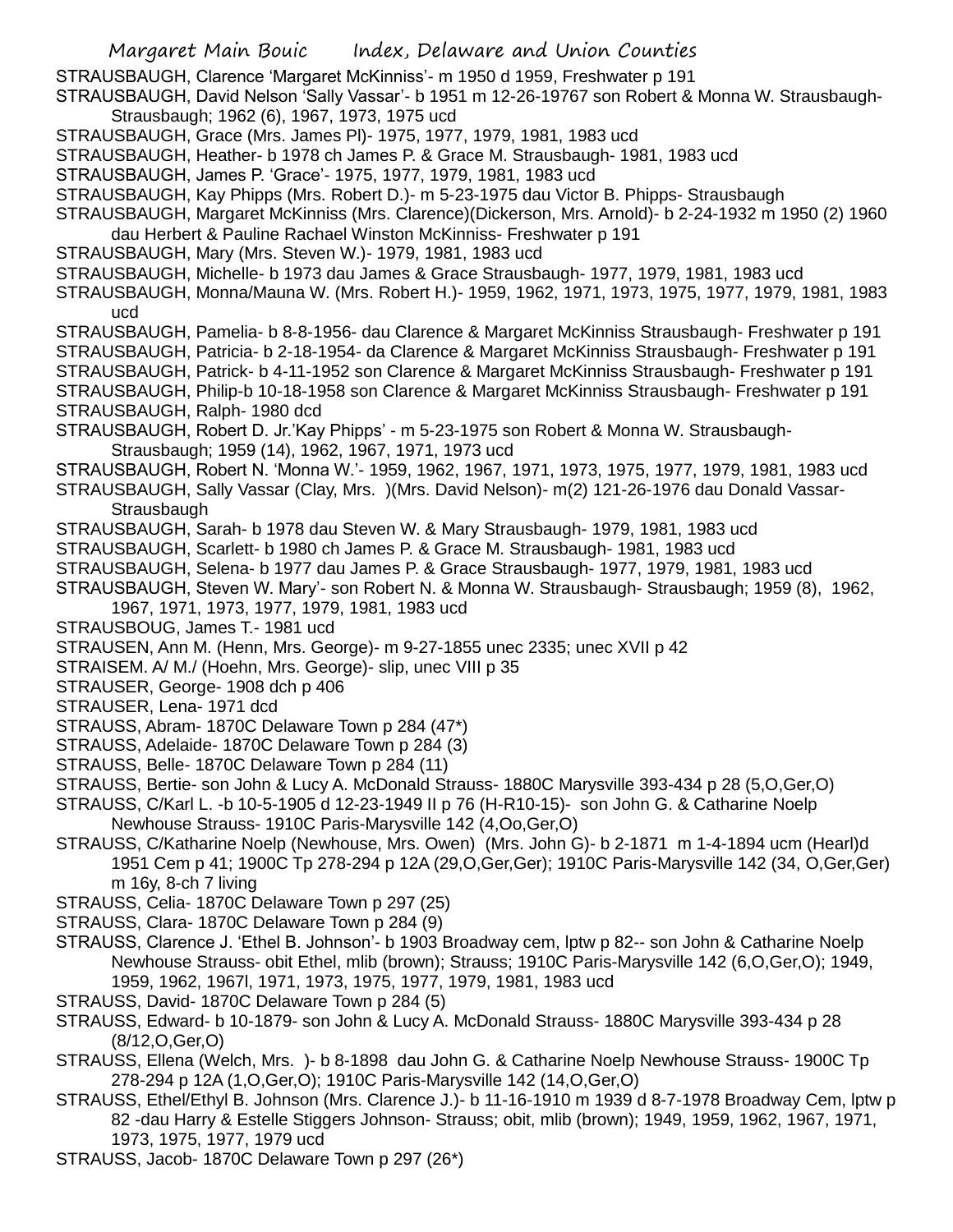STRAUSBAUGH, Clarence 'Margaret McKinniss'- m 1950 d 1959, Freshwater p 191

STRAUSBAUGH, David Nelson 'Sally Vassar'- b 1951 m 12-26-19767 son Robert & Monna W. Strausbaugh- Strausbaugh; 1962 (6), 1967, 1973, 1975 ucd

STRAUSBAUGH, Grace (Mrs. James Pl)- 1975, 1977, 1979, 1981, 1983 ucd

STRAUSBAUGH, Heather- b 1978 ch James P. & Grace M. Strausbaugh- 1981, 1983 ucd

STRAUSBAUGH, James P. 'Grace'- 1975, 1977, 1979, 1981, 1983 ucd

STRAUSBAUGH, Kay Phipps (Mrs. Robert D.)- m 5-23-1975 dau Victor B. Phipps- Strausbaugh

STRAUSBAUGH, Margaret McKinniss (Mrs. Clarence)(Dickerson, Mrs. Arnold)- b 2-24-1932 m 1950 (2) 1960 dau Herbert & Pauline Rachael Winston McKinniss- Freshwater p 191

STRAUSBAUGH, Mary (Mrs. Steven W.)- 1979, 1981, 1983 ucd

STRAUSBAUGH, Michelle- b 1973 dau James & Grace Strausbaugh- 1977, 1979, 1981, 1983 ucd

STRAUSBAUGH, Monna/Mauna W. (Mrs. Robert H.)- 1959, 1962, 1971, 1973, 1975, 1977, 1979, 1981, 1983 ucd

STRAUSBAUGH, Pamelia- b 8-8-1956- dau Clarence & Margaret McKinniss Strausbaugh- Freshwater p 191

STRAUSBAUGH, Patricia- b 2-18-1954- da Clarence & Margaret McKinniss Strausbaugh- Freshwater p 191

STRAUSBAUGH, Patrick- b 4-11-1952 son Clarence & Margaret McKinniss Strausbaugh- Freshwater p 191

STRAUSBAUGH, Philip-b 10-18-1958 son Clarence & Margaret McKinniss Strausbaugh- Freshwater p 191

STRAUSBAUGH, Ralph- 1980 dcd

STRAUSBAUGH, Robert D. Jr.'Kay Phipps' - m 5-23-1975 son Robert & Monna W. Strausbaugh- Strausbaugh; 1959 (14), 1962, 1967, 1971, 1973 ucd

STRAUSBAUGH, Robert N. 'Monna W.'- 1959, 1962, 1967, 1971, 1973, 1975, 1977, 1979, 1981, 1983 ucd

STRAUSBAUGH, Sally Vassar (Clay, Mrs. )(Mrs. David Nelson)- m(2) 121-26-1976 dau Donald Vassar- Strausbaugh

STRAUSBAUGH, Sarah- b 1978 dau Steven W. & Mary Strausbaugh- 1979, 1981, 1983 ucd

STRAUSBAUGH, Scarlett- b 1980 ch James P. & Grace M. Strausbaugh- 1981, 1983 ucd

STRAUSBAUGH, Selena- b 1977 dau James P. & Grace Strausbaugh- 1977, 1979, 1981, 1983 ucd

STRAUSBAUGH, Steven W. Mary'- son Robert N. & Monna W. Strausbaugh- Strausbaugh; 1959 (8), 1962, 1967, 1971, 1973, 1977, 1979, 1981, 1983 ucd

STRAUSBOUG, James T.- 1981 ucd

STRAUSEN, Ann M. (Henn, Mrs. George)- m 9-27-1855 unec 2335; unec XVII p 42

STRAISEM. A/ M./ (Hoehn, Mrs. George)- slip, unec VIII p 35

STRAUSER, George- 1908 dch p 406

STRAUSER, Lena- 1971 dcd

STRAUSS, Abram- 1870C Delaware Town p 284 (47*)

STRAUSS, Adelaide- 1870C Delaware Town p 284 (3)

STRAUSS, Belle- 1870C Delaware Town p 284 (11)

STRAUSS, Bertie- son John & Lucy A. McDonald Strauss- 1880C Marysville 393-434 p 28 (5,O,Ger,O)

STRAUSS, C/Karl L. -b 10-5-1905 d 12-23-1949 II p 76 (H-R10-15)- son John G. & Catharine Noelp Newhouse Strauss- 1910C Paris-Marysville 142 (4,Oo,Ger,O)

STRAUSS, C/Katharine Noelp (Newhouse, Mrs. Owen) (Mrs. John G)- b 2-1871 m 1-4-1894 ucm (Hearl)d 1951 Cem p 41; 1900C Tp 278-294 p 12A (29,O,Ger,Ger); 1910C Paris-Marysville 142 (34, O,Ger,Ger) m 16y, 8-ch 7 living

STRAUSS, Celia- 1870C Delaware Town p 297 (25)

STRAUSS, Clara- 1870C Delaware Town p 284 (9)

STRAUSS, Clarence J. 'Ethel B. Johnson'- b 1903 Broadway cem, lptw p 82-- son John & Catharine Noelp Newhouse Strauss- obit Ethel, mlib (brown); Strauss; 1910C Paris-Marysville 142 (6,O,Ger,O); 1949, 1959, 1962, 1967l, 1971, 1973, 1975, 1977, 1979, 1981, 1983 ucd

STRAUSS, David- 1870C Delaware Town p 284 (5)

STRAUSS, Edward- b 10-1879- son John & Lucy A. McDonald Strauss- 1880C Marysville 393-434 p 28 (8/12,O,Ger,O)

STRAUSS, Ellena (Welch, Mrs. )- b 8-1898 dau John G. & Catharine Noelp Newhouse Strauss- 1900C Tp 278-294 p 12A (1,O,Ger,O); 1910C Paris-Marysville 142 (14,O,Ger,O)

STRAUSS, Ethel/Ethyl B. Johnson (Mrs. Clarence J.)- b 11-16-1910 m 1939 d 8-7-1978 Broadway Cem, lptw p 82 -dau Harry & Estelle Stiggers Johnson- Strauss; obit, mlib (brown); 1949, 1959, 1962, 1967, 1971, 1973, 1975, 1977, 1979 ucd

STRAUSS, Jacob- 1870C Delaware Town p 297 (26*)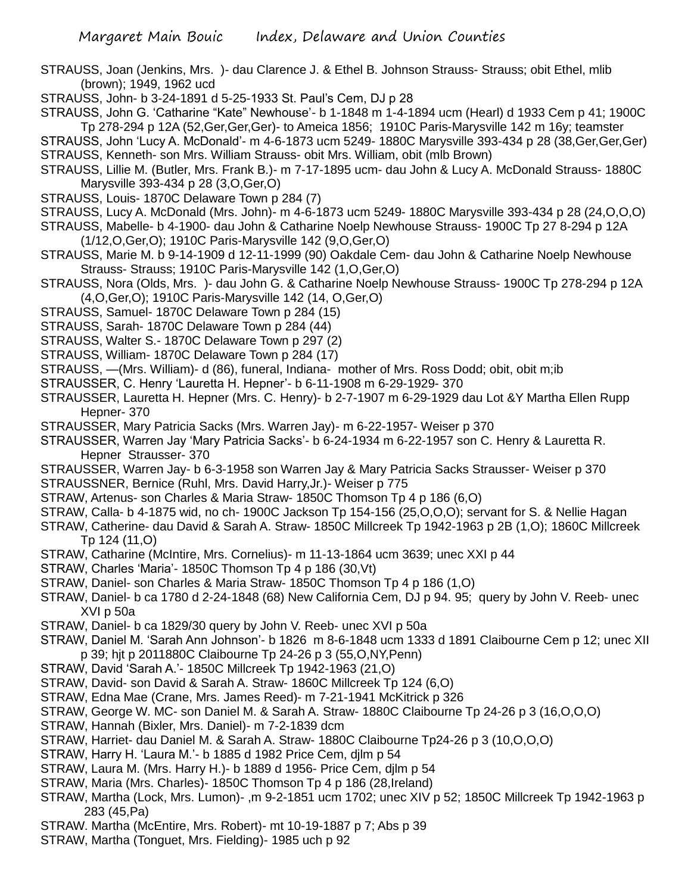STRAUSS, Joan (Jenkins, Mrs. )- dau Clarence J. & Ethel B. Johnson Strauss- Strauss; obit Ethel, mlib (brown); 1949, 1962 ucd

STRAUSS, John- b 3-24-1891 d 5-25-1933 St. Paul's Cem, DJ p 28

STRAUSS, John G. 'Catharine "Kate" Newhouse'- b 1-1848 m 1-4-1894 ucm (Hearl) d 1933 Cem p 41; 1900C Tp 278-294 p 12A (52,Ger,Ger,Ger)- to Ameica 1856; 1910C Paris-Marysville 142 m 16y; teamster

STRAUSS, John 'Lucy A. McDonald'- m 4-6-1873 ucm 5249- 1880C Marysville 393-434 p 28 (38,Ger,Ger,Ger)

STRAUSS, Kenneth- son Mrs. William Strauss- obit Mrs. William, obit (mlb Brown)

STRAUSS, Lillie M. (Butler, Mrs. Frank B.)- m 7-17-1895 ucm- dau John & Lucy A. McDonald Strauss- 1880C Marysville 393-434 p 28 (3,O,Ger,O)

STRAUSS, Louis- 1870C Delaware Town p 284 (7)

STRAUSS, Lucy A. McDonald (Mrs. John)- m 4-6-1873 ucm 5249- 1880C Marysville 393-434 p 28 (24,O,O,O)

STRAUSS, Mabelle- b 4-1900- dau John & Catharine Noelp Newhouse Strauss- 1900C Tp 27 8-294 p 12A (1/12,O,Ger,O); 1910C Paris-Marysville 142 (9,O,Ger,O)

STRAUSS, Marie M. b 9-14-1909 d 12-11-1999 (90) Oakdale Cem- dau John & Catharine Noelp Newhouse Strauss- Strauss; 1910C Paris-Marysville 142 (1,O,Ger,O)

STRAUSS, Nora (Olds, Mrs. )- dau John G. & Catharine Noelp Newhouse Strauss- 1900C Tp 278-294 p 12A (4,O,Ger,O); 1910C Paris-Marysville 142 (14, O,Ger,O)

STRAUSS, Samuel- 1870C Delaware Town p 284 (15)

STRAUSS, Sarah- 1870C Delaware Town p 284 (44)

STRAUSS, Walter S.- 1870C Delaware Town p 297 (2)

STRAUSS, William- 1870C Delaware Town p 284 (17)

STRAUSS, —(Mrs. William)- d (86), funeral, Indiana- mother of Mrs. Ross Dodd; obit, obit m;ib

STRAUSSER, C. Henry 'Lauretta H. Hepner'- b 6-11-1908 m 6-29-1929- 370

STRAUSSER, Lauretta H. Hepner (Mrs. C. Henry)- b 2-7-1907 m 6-29-1929 dau Lot &Y Martha Ellen Rupp Hepner- 370

STRAUSSER, Mary Patricia Sacks (Mrs. Warren Jay)- m 6-22-1957- Weiser p 370

STRAUSSER, Warren Jay 'Mary Patricia Sacks'- b 6-24-1934 m 6-22-1957 son C. Henry & Lauretta R. Hepner Strausser- 370

STRAUSSER, Warren Jay- b 6-3-1958 son Warren Jay & Mary Patricia Sacks Strausser- Weiser p 370

STRAUSSNER, Bernice (Ruhl, Mrs. David Harry,Jr.)- Weiser p 775

STRAW, Artenus- son Charles & Maria Straw- 1850C Thomson Tp 4 p 186 (6,O)

STRAW, Calla- b 4-1875 wid, no ch- 1900C Jackson Tp 154-156 (25,O,O,O); servant for S. & Nellie Hagan

STRAW, Catherine- dau David & Sarah A. Straw- 1850C Millcreek Tp 1942-1963 p 2B (1,O); 1860C Millcreek Tp 124 (11,O)

STRAW, Catharine (McIntire, Mrs. Cornelius)- m 11-13-1864 ucm 3639; unec XXI p 44

STRAW, Charles 'Maria'- 1850C Thomson Tp 4 p 186 (30,Vt)

STRAW, Daniel- son Charles & Maria Straw- 1850C Thomson Tp 4 p 186 (1,O)

STRAW, Daniel- b ca 1780 d 2-24-1848 (68) New California Cem, DJ p 94. 95; query by John V. Reeb- unec XVI p 50a

STRAW, Daniel- b ca 1829/30 query by John V. Reeb- unec XVI p 50a

STRAW, Daniel M. 'Sarah Ann Johnson'- b 1826 m 8-6-1848 ucm 1333 d 1891 Claibourne Cem p 12; unec XII p 39; hjt p 2011880C Claibourne Tp 24-26 p 3 (55,O,NY,Penn)

STRAW, David 'Sarah A.'- 1850C Millcreek Tp 1942-1963 (21,O)

STRAW, David- son David & Sarah A. Straw- 1860C Millcreek Tp 124 (6,O)

STRAW, Edna Mae (Crane, Mrs. James Reed)- m 7-21-1941 McKitrick p 326

STRAW, George W. MC- son Daniel M. & Sarah A. Straw- 1880C Claibourne Tp 24-26 p 3 (16,O,O,O)

STRAW, Hannah (Bixler, Mrs. Daniel)- m 7-2-1839 dcm

STRAW, Harriet- dau Daniel M. & Sarah A. Straw- 1880C Claibourne Tp24-26 p 3 (10,O,O,O)

STRAW, Harry H. 'Laura M.'- b 1885 d 1982 Price Cem, djlm p 54

STRAW, Laura M. (Mrs. Harry H.)- b 1889 d 1956- Price Cem, djlm p 54

STRAW, Maria (Mrs. Charles)- 1850C Thomson Tp 4 p 186 (28,Ireland)

STRAW, Martha (Lock, Mrs. Lumon)- ,m 9-2-1851 ucm 1702; unec XIV p 52; 1850C Millcreek Tp 1942-1963 p 283 (45,Pa)

STRAW. Martha (McEntire, Mrs. Robert)- mt 10-19-1887 p 7; Abs p 39

STRAW, Martha (Tonguet, Mrs. Fielding)- 1985 uch p 92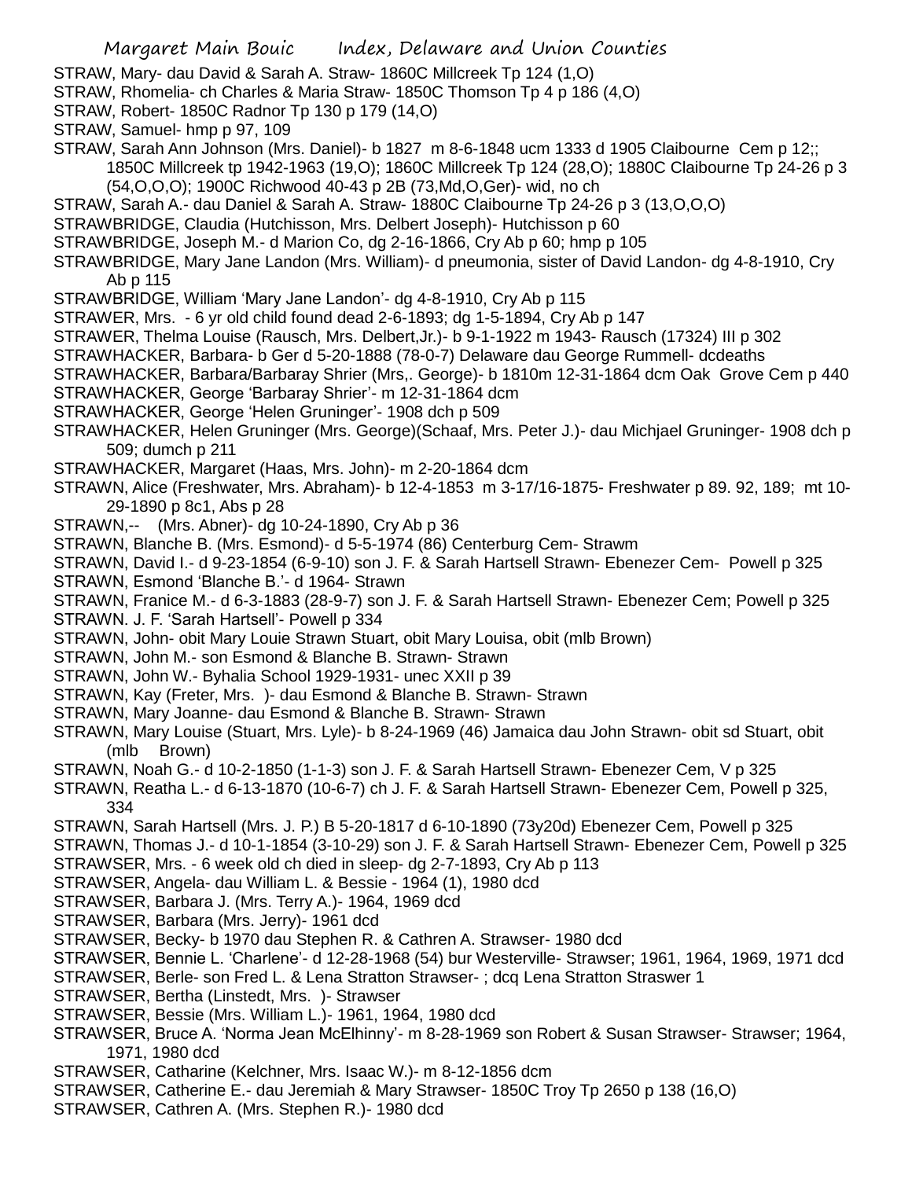STRAW, Mary- dau David & Sarah A. Straw- 1860C Millcreek Tp 124 (1,O)

STRAW, Rhomelia- ch Charles & Maria Straw- 1850C Thomson Tp 4 p 186 (4,O)

STRAW, Robert- 1850C Radnor Tp 130 p 179 (14,O)

STRAW, Samuel- hmp p 97, 109

STRAW, Sarah Ann Johnson (Mrs. Daniel)- b 1827 m 8-6-1848 ucm 1333 d 1905 Claibourne Cem p 12;; 1850C Millcreek tp 1942-1963 (19,O); 1860C Millcreek Tp 124 (28,O); 1880C Claibourne Tp 24-26 p 3 (54,O,O,O); 1900C Richwood 40-43 p 2B (73,Md,O,Ger)- wid, no ch

STRAW, Sarah A.- dau Daniel & Sarah A. Straw- 1880C Claibourne Tp 24-26 p 3 (13,O,O,O)

STRAWBRIDGE, Claudia (Hutchisson, Mrs. Delbert Joseph)- Hutchisson p 60

STRAWBRIDGE, Joseph M.- d Marion Co, dg 2-16-1866, Cry Ab p 60; hmp p 105

STRAWBRIDGE, Mary Jane Landon (Mrs. William)- d pneumonia, sister of David Landon- dg 4-8-1910, Cry Ab p 115

STRAWBRIDGE, William 'Mary Jane Landon'- dg 4-8-1910, Cry Ab p 115

STRAWER, Mrs. - 6 yr old child found dead 2-6-1893; dg 1-5-1894, Cry Ab p 147

STRAWER, Thelma Louise (Rausch, Mrs. Delbert,Jr.)- b 9-1-1922 m 1943- Rausch (17324) III p 302

STRAWHACKER, Barbara- b Ger d 5-20-1888 (78-0-7) Delaware dau George Rummell- dcdeaths

STRAWHACKER, Barbara/Barbaray Shrier (Mrs,. George)- b 1810m 12-31-1864 dcm Oak Grove Cem p 440

STRAWHACKER, George 'Barbaray Shrier'- m 12-31-1864 dcm

STRAWHACKER, George 'Helen Gruninger'- 1908 dch p 509

STRAWHACKER, Helen Gruninger (Mrs. George)(Schaaf, Mrs. Peter J.)- dau Michjael Gruninger- 1908 dch p 509; dumch p 211

STRAWHACKER, Margaret (Haas, Mrs. John)- m 2-20-1864 dcm

STRAWN, Alice (Freshwater, Mrs. Abraham)- b 12-4-1853 m 3-17/16-1875- Freshwater p 89. 92, 189; mt 10-29-1890 p 8c1, Abs p 28

STRAWN,-- (Mrs. Abner)- dg 10-24-1890, Cry Ab p 36

STRAWN, Blanche B. (Mrs. Esmond)- d 5-5-1974 (86) Centerburg Cem- Strawm

STRAWN, David I.- d 9-23-1854 (6-9-10) son J. F. & Sarah Hartsell Strawn- Ebenezer Cem- Powell p 325

STRAWN, Esmond 'Blanche B.'- d 1964- Strawn

STRAWN, Franice M.- d 6-3-1883 (28-9-7) son J. F. & Sarah Hartsell Strawn- Ebenezer Cem; Powell p 325

STRAWN. J. F. 'Sarah Hartsell'- Powell p 334

STRAWN, John- obit Mary Louie Strawn Stuart, obit Mary Louisa, obit (mlb Brown)

STRAWN, John M.- son Esmond & Blanche B. Strawn- Strawn

STRAWN, John W.- Byhalia School 1929-1931- unec XXII p 39

STRAWN, Kay (Freter, Mrs. )- dau Esmond & Blanche B. Strawn- Strawn

STRAWN, Mary Joanne- dau Esmond & Blanche B. Strawn- Strawn

STRAWN, Mary Louise (Stuart, Mrs. Lyle)- b 8-24-1969 (46) Jamaica dau John Strawn- obit sd Stuart, obit (mlb Brown)

STRAWN, Noah G.- d 10-2-1850 (1-1-3) son J. F. & Sarah Hartsell Strawn- Ebenezer Cem, V p 325

STRAWN, Reatha L.- d 6-13-1870 (10-6-7) ch J. F. & Sarah Hartsell Strawn- Ebenezer Cem, Powell p 325, 334

STRAWN, Sarah Hartsell (Mrs. J. P.) B 5-20-1817 d 6-10-1890 (73y20d) Ebenezer Cem, Powell p 325

STRAWN, Thomas J.- d 10-1-1854 (3-10-29) son J. F. & Sarah Hartsell Strawn- Ebenezer Cem, Powell p 325

STRAWSER, Mrs. - 6 week old ch died in sleep- dg 2-7-1893, Cry Ab p 113

STRAWSER, Angela- dau William L. & Bessie - 1964 (1), 1980 dcd

STRAWSER, Barbara J. (Mrs. Terry A.)- 1964, 1969 dcd

STRAWSER, Barbara (Mrs. Jerry)- 1961 dcd

STRAWSER, Becky- b 1970 dau Stephen R. & Cathren A. Strawser- 1980 dcd

STRAWSER, Bennie L. 'Charlene'- d 12-28-1968 (54) bur Westerville- Strawser; 1961, 1964, 1969, 1971 dcd

STRAWSER, Berle- son Fred L. & Lena Stratton Strawser- ; dcq Lena Stratton Straswer 1

STRAWSER, Bertha (Linstedt, Mrs. )- Strawser

STRAWSER, Bessie (Mrs. William L.)- 1961, 1964, 1980 dcd

STRAWSER, Bruce A. 'Norma Jean McElhinny'- m 8-28-1969 son Robert & Susan Strawser- Strawser; 1964, 1971, 1980 dcd

STRAWSER, Catharine (Kelchner, Mrs. Isaac W.)- m 8-12-1856 dcm

STRAWSER, Catherine E.- dau Jeremiah & Mary Strawser- 1850C Troy Tp 2650 p 138 (16,O)

STRAWSER, Cathren A. (Mrs. Stephen R.)- 1980 dcd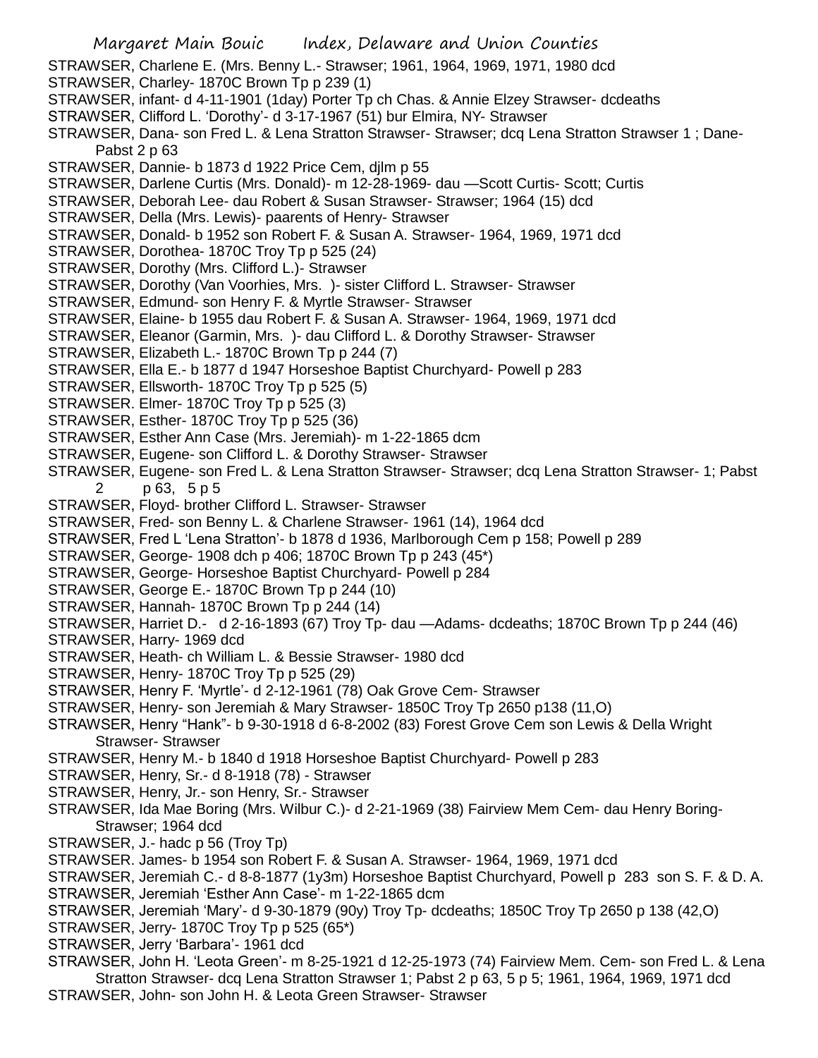STRAWSER, Charlene E. (Mrs. Benny L.- Strawser; 1961, 1964, 1969, 1971, 1980 dcd
STRAWSER, Charley- 1870C Brown Tp p 239 (1)
STRAWSER, infant- d 4-11-1901 (1day) Porter Tp ch Chas. & Annie Elzey Strawser- dcdeaths
STRAWSER, Clifford L. 'Dorothy'- d 3-17-1967 (51) bur Elmira, NY- Strawser
STRAWSER, Dana- son Fred L. & Lena Stratton Strawser- Strawser; dcq Lena Stratton Strawser 1 ; Dane- Pabst 2 p 63
STRAWSER, Dannie- b 1873 d 1922 Price Cem, djlm p 55
STRAWSER, Darlene Curtis (Mrs. Donald)- m 12-28-1969- dau —Scott Curtis- Scott; Curtis
STRAWSER, Deborah Lee- dau Robert & Susan Strawser- Strawser; 1964 (15) dcd
STRAWSER, Della (Mrs. Lewis)- paarents of Henry- Strawser
STRAWSER, Donald- b 1952 son Robert F. & Susan A. Strawser- 1964, 1969, 1971 dcd
STRAWSER, Dorothea- 1870C Troy Tp p 525 (24)
STRAWSER, Dorothy (Mrs. Clifford L.)- Strawser
STRAWSER, Dorothy (Van Voorhies, Mrs. )- sister Clifford L. Strawser- Strawser
STRAWSER, Edmund- son Henry F. & Myrtle Strawser- Strawser
STRAWSER, Elaine- b 1955 dau Robert F. & Susan A. Strawser- 1964, 1969, 1971 dcd
STRAWSER, Eleanor (Garmin, Mrs. )- dau Clifford L. & Dorothy Strawser- Strawser
STRAWSER, Elizabeth L.- 1870C Brown Tp p 244 (7)
STRAWSER, Ella E.- b 1877 d 1947 Horseshoe Baptist Churchyard- Powell p 283
STRAWSER, Ellsworth- 1870C Troy Tp p 525 (5)
STRAWSER. Elmer- 1870C Troy Tp p 525 (3)
STRAWSER, Esther- 1870C Troy Tp p 525 (36)
STRAWSER, Esther Ann Case (Mrs. Jeremiah)- m 1-22-1865 dcm
STRAWSER, Eugene- son Clifford L. & Dorothy Strawser- Strawser
STRAWSER, Eugene- son Fred L. & Lena Stratton Strawser- Strawser; dcq Lena Stratton Strawser- 1; Pabst 2 p 63, 5 p 5
STRAWSER, Floyd- brother Clifford L. Strawser- Strawser
STRAWSER, Fred- son Benny L. & Charlene Strawser- 1961 (14), 1964 dcd
STRAWSER, Fred L 'Lena Stratton'- b 1878 d 1936, Marlborough Cem p 158; Powell p 289
STRAWSER, George- 1908 dch p 406; 1870C Brown Tp p 243 (45*)
STRAWSER, George- Horseshoe Baptist Churchyard- Powell p 284
STRAWSER, George E.- 1870C Brown Tp p 244 (10)
STRAWSER, Hannah- 1870C Brown Tp p 244 (14)
STRAWSER, Harriet D.- d 2-16-1893 (67) Troy Tp- dau —Adams- dcdeaths; 1870C Brown Tp p 244 (46)
STRAWSER, Harry- 1969 dcd
STRAWSER, Heath- ch William L. & Bessie Strawser- 1980 dcd
STRAWSER, Henry- 1870C Troy Tp p 525 (29)
STRAWSER, Henry F. 'Myrtle'- d 2-12-1961 (78) Oak Grove Cem- Strawser
STRAWSER, Henry- son Jeremiah & Mary Strawser- 1850C Troy Tp 2650 p138 (11,O)
STRAWSER, Henry "Hank"- b 9-30-1918 d 6-8-2002 (83) Forest Grove Cem son Lewis & Della Wright Strawser- Strawser
STRAWSER, Henry M.- b 1840 d 1918 Horseshoe Baptist Churchyard- Powell p 283
STRAWSER, Henry, Sr.- d 8-1918 (78) - Strawser
STRAWSER, Henry, Jr.- son Henry, Sr.- Strawser
STRAWSER, Ida Mae Boring (Mrs. Wilbur C.)- d 2-21-1969 (38) Fairview Mem Cem- dau Henry Boring- Strawser; 1964 dcd
STRAWSER, J.- hadc p 56 (Troy Tp)
STRAWSER. James- b 1954 son Robert F. & Susan A. Strawser- 1964, 1969, 1971 dcd
STRAWSER, Jeremiah C.- d 8-8-1877 (1y3m) Horseshoe Baptist Churchyard, Powell p 283 son S. F. & D. A.
STRAWSER, Jeremiah 'Esther Ann Case'- m 1-22-1865 dcm
STRAWSER, Jeremiah 'Mary'- d 9-30-1879 (90y) Troy Tp- dcdeaths; 1850C Troy Tp 2650 p 138 (42,O)
STRAWSER, Jerry- 1870C Troy Tp p 525 (65*)
STRAWSER, Jerry 'Barbara'- 1961 dcd
STRAWSER, John H. 'Leota Green'- m 8-25-1921 d 12-25-1973 (74) Fairview Mem. Cem- son Fred L. & Lena Stratton Strawser- dcq Lena Stratton Strawser 1; Pabst 2 p 63, 5 p 5; 1961, 1964, 1969, 1971 dcd
STRAWSER, John- son John H. & Leota Green Strawser- Strawser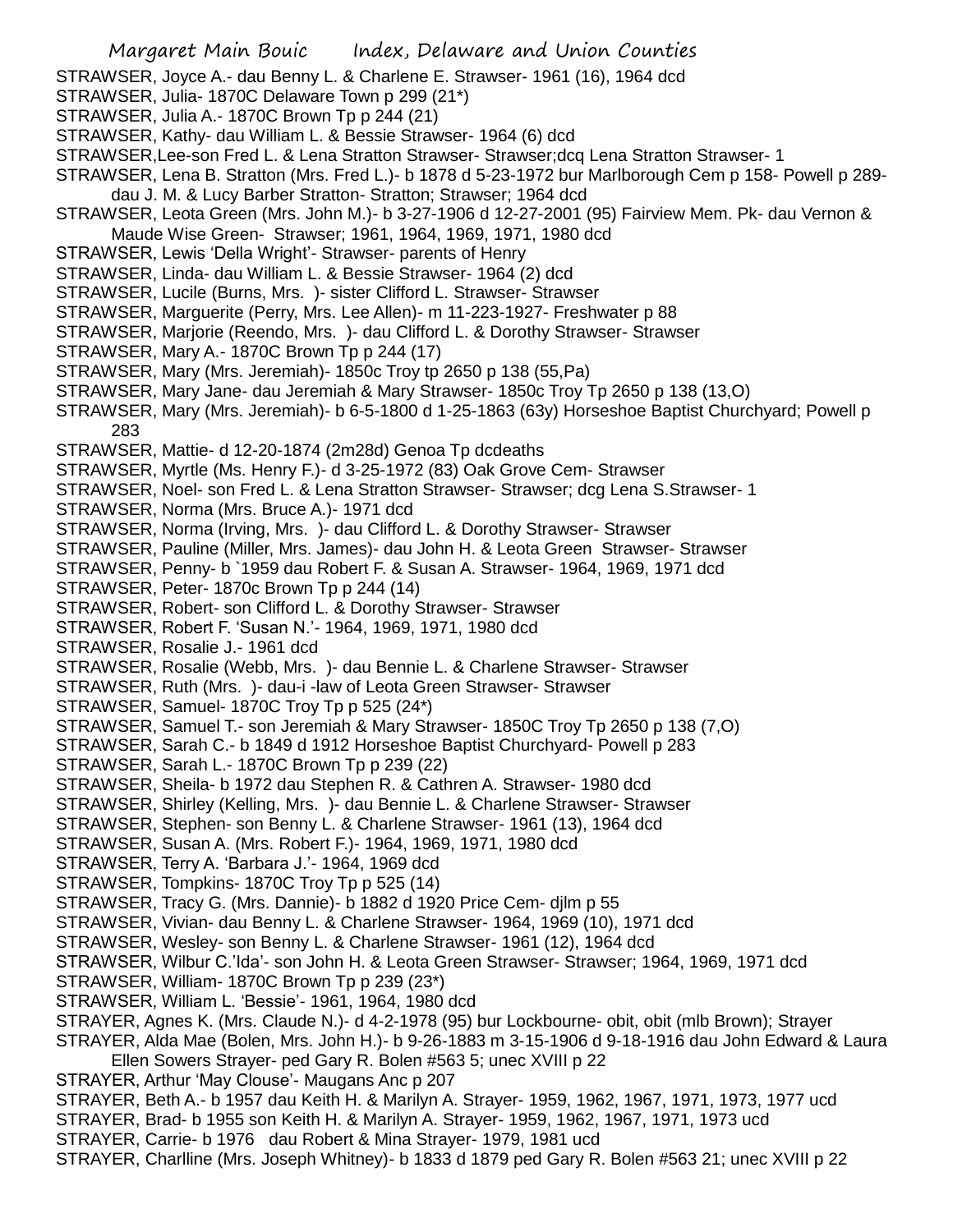STRAWSER, Joyce A.- dau Benny L. & Charlene E. Strawser- 1961 (16), 1964 dcd

STRAWSER, Julia- 1870C Delaware Town p 299 (21*)

STRAWSER, Julia A.- 1870C Brown Tp p 244 (21)

STRAWSER, Kathy- dau William L. & Bessie Strawser- 1964 (6) dcd

STRAWSER,Lee-son Fred L. & Lena Stratton Strawser- Strawser;dcq Lena Stratton Strawser- 1

STRAWSER, Lena B. Stratton (Mrs. Fred L.)- b 1878 d 5-23-1972 bur Marlborough Cem p 158- Powell p 289- dau J. M. & Lucy Barber Stratton- Stratton; Strawser; 1964 dcd

STRAWSER, Leota Green (Mrs. John M.)- b 3-27-1906 d 12-27-2001 (95) Fairview Mem. Pk- dau Vernon & Maude Wise Green- Strawser; 1961, 1964, 1969, 1971, 1980 dcd

STRAWSER, Lewis 'Della Wright'- Strawser- parents of Henry

STRAWSER, Linda- dau William L. & Bessie Strawser- 1964 (2) dcd

STRAWSER, Lucile (Burns, Mrs. )- sister Clifford L. Strawser- Strawser

STRAWSER, Marguerite (Perry, Mrs. Lee Allen)- m 11-223-1927- Freshwater p 88

STRAWSER, Marjorie (Reendo, Mrs. )- dau Clifford L. & Dorothy Strawser- Strawser

STRAWSER, Mary A.- 1870C Brown Tp p 244 (17)

STRAWSER, Mary (Mrs. Jeremiah)- 1850c Troy tp 2650 p 138 (55,Pa)

STRAWSER, Mary Jane- dau Jeremiah & Mary Strawser- 1850c Troy Tp 2650 p 138 (13,O)

STRAWSER, Mary (Mrs. Jeremiah)- b 6-5-1800 d 1-25-1863 (63y) Horseshoe Baptist Churchyard; Powell p 283

STRAWSER, Mattie- d 12-20-1874 (2m28d) Genoa Tp dcdeaths

STRAWSER, Myrtle (Ms. Henry F.)- d 3-25-1972 (83) Oak Grove Cem- Strawser

STRAWSER, Noel- son Fred L. & Lena Stratton Strawser- Strawser; dcg Lena S.Strawser- 1

STRAWSER, Norma (Mrs. Bruce A.)- 1971 dcd

STRAWSER, Norma (Irving, Mrs. )- dau Clifford L. & Dorothy Strawser- Strawser

STRAWSER, Pauline (Miller, Mrs. James)- dau John H. & Leota Green Strawser- Strawser

STRAWSER, Penny- b `1959 dau Robert F. & Susan A. Strawser- 1964, 1969, 1971 dcd

STRAWSER, Peter- 1870c Brown Tp p 244 (14)

STRAWSER, Robert- son Clifford L. & Dorothy Strawser- Strawser

STRAWSER, Robert F. 'Susan N.'- 1964, 1969, 1971, 1980 dcd

STRAWSER, Rosalie J.- 1961 dcd

STRAWSER, Rosalie (Webb, Mrs. )- dau Bennie L. & Charlene Strawser- Strawser

STRAWSER, Ruth (Mrs. )- dau-i -law of Leota Green Strawser- Strawser

STRAWSER, Samuel- 1870C Troy Tp p 525 (24*)

STRAWSER, Samuel T.- son Jeremiah & Mary Strawser- 1850C Troy Tp 2650 p 138 (7,O)

STRAWSER, Sarah C.- b 1849 d 1912 Horseshoe Baptist Churchyard- Powell p 283

STRAWSER, Sarah L.- 1870C Brown Tp p 239 (22)

STRAWSER, Sheila- b 1972 dau Stephen R. & Cathren A. Strawser- 1980 dcd

STRAWSER, Shirley (Kelling, Mrs. )- dau Bennie L. & Charlene Strawser- Strawser

STRAWSER, Stephen- son Benny L. & Charlene Strawser- 1961 (13), 1964 dcd

STRAWSER, Susan A. (Mrs. Robert F.)- 1964, 1969, 1971, 1980 dcd

STRAWSER, Terry A. 'Barbara J.'- 1964, 1969 dcd

STRAWSER, Tompkins- 1870C Troy Tp p 525 (14)

STRAWSER, Tracy G. (Mrs. Dannie)- b 1882 d 1920 Price Cem- djlm p 55

STRAWSER, Vivian- dau Benny L. & Charlene Strawser- 1964, 1969 (10), 1971 dcd

STRAWSER, Wesley- son Benny L. & Charlene Strawser- 1961 (12), 1964 dcd

STRAWSER, Wilbur C.'Ida'- son John H. & Leota Green Strawser- Strawser; 1964, 1969, 1971 dcd

STRAWSER, William- 1870C Brown Tp p 239 (23*)

STRAWSER, William L. 'Bessie'- 1961, 1964, 1980 dcd

STRAYER, Agnes K. (Mrs. Claude N.)- d 4-2-1978 (95) bur Lockbourne- obit, obit (mlb Brown); Strayer

STRAYER, Alda Mae (Bolen, Mrs. John H.)- b 9-26-1883 m 3-15-1906 d 9-18-1916 dau John Edward & Laura Ellen Sowers Strayer- ped Gary R. Bolen #563 5; unec XVIII p 22

STRAYER, Arthur 'May Clouse'- Maugans Anc p 207

STRAYER, Beth A.- b 1957 dau Keith H. & Marilyn A. Strayer- 1959, 1962, 1967, 1971, 1973, 1977 ucd

STRAYER, Brad- b 1955 son Keith H. & Marilyn A. Strayer- 1959, 1962, 1967, 1971, 1973 ucd

STRAYER, Carrie- b 1976 dau Robert & Mina Strayer- 1979, 1981 ucd

STRAYER, Charlline (Mrs. Joseph Whitney)- b 1833 d 1879 ped Gary R. Bolen #563 21; unec XVIII p 22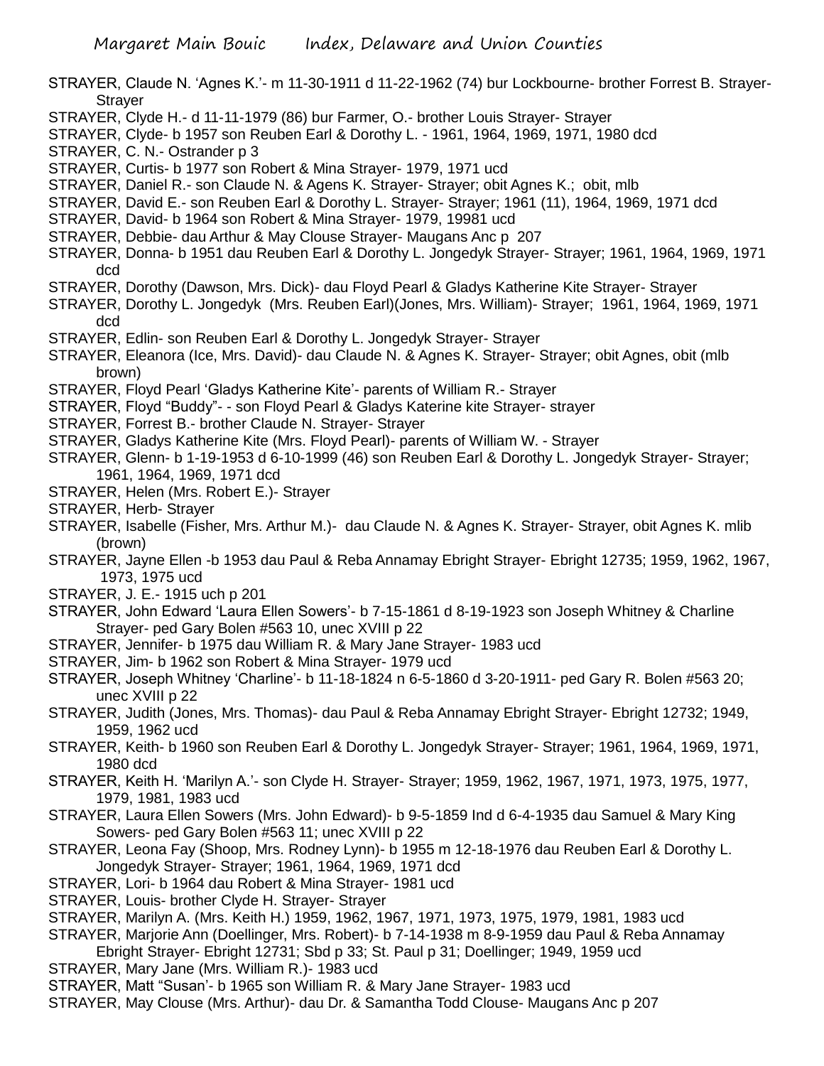STRAYER, Claude N. 'Agnes K.'- m 11-30-1911 d 11-22-1962 (74) bur Lockbourne- brother Forrest B. Strayer- Strayer

STRAYER, Clyde H.- d 11-11-1979 (86) bur Farmer, O.- brother Louis Strayer- Strayer

STRAYER, Clyde- b 1957 son Reuben Earl & Dorothy L. - 1961, 1964, 1969, 1971, 1980 dcd

STRAYER, C. N.- Ostrander p 3

STRAYER, Curtis- b 1977 son Robert & Mina Strayer- 1979, 1971 ucd

STRAYER, Daniel R.- son Claude N. & Agens K. Strayer- Strayer; obit Agnes K.; obit, mlb

STRAYER, David E.- son Reuben Earl & Dorothy L. Strayer- Strayer; 1961 (11), 1964, 1969, 1971 dcd

STRAYER, David- b 1964 son Robert & Mina Strayer- 1979, 19981 ucd

STRAYER, Debbie- dau Arthur & May Clouse Strayer- Maugans Anc p 207

STRAYER, Donna- b 1951 dau Reuben Earl & Dorothy L. Jongedyk Strayer- Strayer; 1961, 1964, 1969, 1971 dcd

STRAYER, Dorothy (Dawson, Mrs. Dick)- dau Floyd Pearl & Gladys Katherine Kite Strayer- Strayer

STRAYER, Dorothy L. Jongedyk (Mrs. Reuben Earl)(Jones, Mrs. William)- Strayer; 1961, 1964, 1969, 1971 dcd

STRAYER, Edlin- son Reuben Earl & Dorothy L. Jongedyk Strayer- Strayer

STRAYER, Eleanora (Ice, Mrs. David)- dau Claude N. & Agnes K. Strayer- Strayer; obit Agnes, obit (mlb brown)

STRAYER, Floyd Pearl 'Gladys Katherine Kite'- parents of William R.- Strayer

STRAYER, Floyd "Buddy"- - son Floyd Pearl & Gladys Katerine kite Strayer- strayer

STRAYER, Forrest B.- brother Claude N. Strayer- Strayer

STRAYER, Gladys Katherine Kite (Mrs. Floyd Pearl)- parents of William W. - Strayer

STRAYER, Glenn- b 1-19-1953 d 6-10-1999 (46) son Reuben Earl & Dorothy L. Jongedyk Strayer- Strayer; 1961, 1964, 1969, 1971 dcd

STRAYER, Helen (Mrs. Robert E.)- Strayer

STRAYER, Herb- Strayer

STRAYER, Isabelle (Fisher, Mrs. Arthur M.)- dau Claude N. & Agnes K. Strayer- Strayer, obit Agnes K. mlib (brown)

STRAYER, Jayne Ellen -b 1953 dau Paul & Reba Annamay Ebright Strayer- Ebright 12735; 1959, 1962, 1967, 1973, 1975 ucd

STRAYER, J. E.- 1915 uch p 201

STRAYER, John Edward 'Laura Ellen Sowers'- b 7-15-1861 d 8-19-1923 son Joseph Whitney & Charline Strayer- ped Gary Bolen #563 10, unec XVIII p 22

STRAYER, Jennifer- b 1975 dau William R. & Mary Jane Strayer- 1983 ucd

STRAYER, Jim- b 1962 son Robert & Mina Strayer- 1979 ucd

STRAYER, Joseph Whitney 'Charline'- b 11-18-1824 n 6-5-1860 d 3-20-1911- ped Gary R. Bolen #563 20; unec XVIII p 22

STRAYER, Judith (Jones, Mrs. Thomas)- dau Paul & Reba Annamay Ebright Strayer- Ebright 12732; 1949, 1959, 1962 ucd

STRAYER, Keith- b 1960 son Reuben Earl & Dorothy L. Jongedyk Strayer- Strayer; 1961, 1964, 1969, 1971, 1980 dcd

STRAYER, Keith H. 'Marilyn A.'- son Clyde H. Strayer- Strayer; 1959, 1962, 1967, 1971, 1973, 1975, 1977, 1979, 1981, 1983 ucd

STRAYER, Laura Ellen Sowers (Mrs. John Edward)- b 9-5-1859 Ind d 6-4-1935 dau Samuel & Mary King Sowers- ped Gary Bolen #563 11; unec XVIII p 22

STRAYER, Leona Fay (Shoop, Mrs. Rodney Lynn)- b 1955 m 12-18-1976 dau Reuben Earl & Dorothy L. Jongedyk Strayer- Strayer; 1961, 1964, 1969, 1971 dcd

STRAYER, Lori- b 1964 dau Robert & Mina Strayer- 1981 ucd

STRAYER, Louis- brother Clyde H. Strayer- Strayer

STRAYER, Marilyn A. (Mrs. Keith H.) 1959, 1962, 1967, 1971, 1973, 1975, 1979, 1981, 1983 ucd

STRAYER, Marjorie Ann (Doellinger, Mrs. Robert)- b 7-14-1938 m 8-9-1959 dau Paul & Reba Annamay Ebright Strayer- Ebright 12731; Sbd p 33; St. Paul p 31; Doellinger; 1949, 1959 ucd

STRAYER, Mary Jane (Mrs. William R.)- 1983 ucd

STRAYER, Matt "Susan'- b 1965 son William R. & Mary Jane Strayer- 1983 ucd

STRAYER, May Clouse (Mrs. Arthur)- dau Dr. & Samantha Todd Clouse- Maugans Anc p 207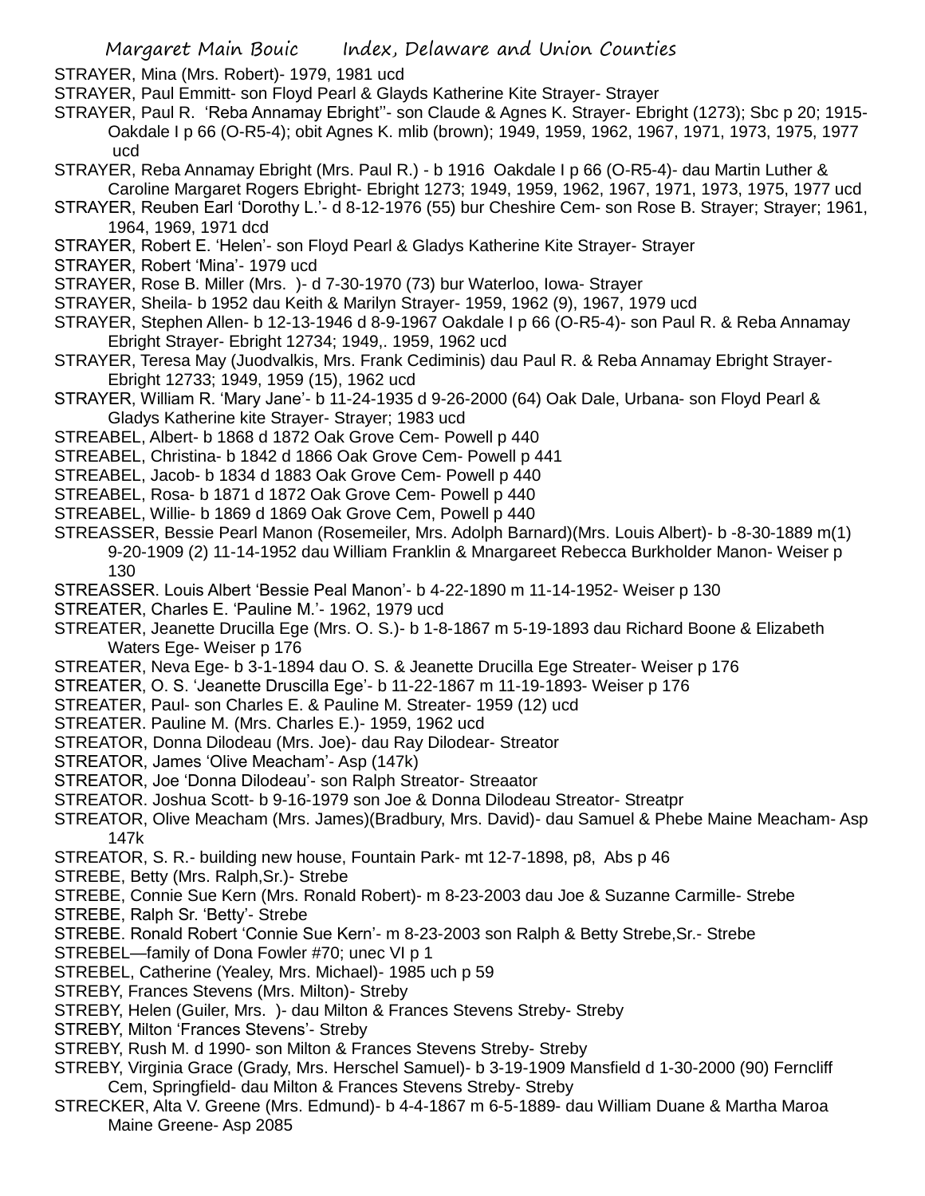STRAYER, Mina (Mrs. Robert)- 1979, 1981 ucd

STRAYER, Paul Emmitt- son Floyd Pearl & Glayds Katherine Kite Strayer- Strayer

STRAYER, Paul R. 'Reba Annamay Ebright''- son Claude & Agnes K. Strayer- Ebright (1273); Sbc p 20; 1915- Oakdale I p 66 (O-R5-4); obit Agnes K. mlib (brown); 1949, 1959, 1962, 1967, 1971, 1973, 1975, 1977 ucd

STRAYER, Reba Annamay Ebright (Mrs. Paul R.) - b 1916 Oakdale I p 66 (O-R5-4)- dau Martin Luther & Caroline Margaret Rogers Ebright- Ebright 1273; 1949, 1959, 1962, 1967, 1971, 1973, 1975, 1977 ucd

STRAYER, Reuben Earl 'Dorothy L.'- d 8-12-1976 (55) bur Cheshire Cem- son Rose B. Strayer; Strayer; 1961, 1964, 1969, 1971 dcd

STRAYER, Robert E. 'Helen'- son Floyd Pearl & Gladys Katherine Kite Strayer- Strayer

STRAYER, Robert 'Mina'- 1979 ucd

STRAYER, Rose B. Miller (Mrs. )- d 7-30-1970 (73) bur Waterloo, Iowa- Strayer

STRAYER, Sheila- b 1952 dau Keith & Marilyn Strayer- 1959, 1962 (9), 1967, 1979 ucd

STRAYER, Stephen Allen- b 12-13-1946 d 8-9-1967 Oakdale I p 66 (O-R5-4)- son Paul R. & Reba Annamay Ebright Strayer- Ebright 12734; 1949,. 1959, 1962 ucd

STRAYER, Teresa May (Juodvalkis, Mrs. Frank Cediminis) dau Paul R. & Reba Annamay Ebright Strayer- Ebright 12733; 1949, 1959 (15), 1962 ucd

STRAYER, William R. 'Mary Jane'- b 11-24-1935 d 9-26-2000 (64) Oak Dale, Urbana- son Floyd Pearl & Gladys Katherine kite Strayer- Strayer; 1983 ucd

STREABEL, Albert- b 1868 d 1872 Oak Grove Cem- Powell p 440

STREABEL, Christina- b 1842 d 1866 Oak Grove Cem- Powell p 441

STREABEL, Jacob- b 1834 d 1883 Oak Grove Cem- Powell p 440

STREABEL, Rosa- b 1871 d 1872 Oak Grove Cem- Powell p 440

STREABEL, Willie- b 1869 d 1869 Oak Grove Cem, Powell p 440

STREASSER, Bessie Pearl Manon (Rosemeiler, Mrs. Adolph Barnard)(Mrs. Louis Albert)- b -8-30-1889 m(1) 9-20-1909 (2) 11-14-1952 dau William Franklin & Mnargareet Rebecca Burkholder Manon- Weiser p 130

STREASSER. Louis Albert 'Bessie Peal Manon'- b 4-22-1890 m 11-14-1952- Weiser p 130

STREATER, Charles E. 'Pauline M.'- 1962, 1979 ucd

STREATER, Jeanette Drucilla Ege (Mrs. O. S.)- b 1-8-1867 m 5-19-1893 dau Richard Boone & Elizabeth Waters Ege- Weiser p 176

STREATER, Neva Ege- b 3-1-1894 dau O. S. & Jeanette Drucilla Ege Streater- Weiser p 176

STREATER, O. S. 'Jeanette Druscilla Ege'- b 11-22-1867 m 11-19-1893- Weiser p 176

STREATER, Paul- son Charles E. & Pauline M. Streater- 1959 (12) ucd

STREATER. Pauline M. (Mrs. Charles E.)- 1959, 1962 ucd

STREATOR, Donna Dilodeau (Mrs. Joe)- dau Ray Dilodear- Streator

STREATOR, James 'Olive Meacham'- Asp (147k)

STREATOR, Joe 'Donna Dilodeau'- son Ralph Streator- Streaator

STREATOR. Joshua Scott- b 9-16-1979 son Joe & Donna Dilodeau Streator- Streatpr

STREATOR, Olive Meacham (Mrs. James)(Bradbury, Mrs. David)- dau Samuel & Phebe Maine Meacham- Asp 147k

STREATOR, S. R.- building new house, Fountain Park- mt 12-7-1898, p8, Abs p 46

STREBE, Betty (Mrs. Ralph,Sr.)- Strebe

STREBE, Connie Sue Kern (Mrs. Ronald Robert)- m 8-23-2003 dau Joe & Suzanne Carmille- Strebe

STREBE, Ralph Sr. 'Betty'- Strebe

STREBE. Ronald Robert 'Connie Sue Kern'- m 8-23-2003 son Ralph & Betty Strebe,Sr.- Strebe

STREBEL—family of Dona Fowler #70; unec VI p 1

STREBEL, Catherine (Yealey, Mrs. Michael)- 1985 uch p 59

STREBY, Frances Stevens (Mrs. Milton)- Streby

STREBY, Helen (Guiler, Mrs. )- dau Milton & Frances Stevens Streby- Streby

STREBY, Milton 'Frances Stevens'- Streby

STREBY, Rush M. d 1990- son Milton & Frances Stevens Streby- Streby

STREBY, Virginia Grace (Grady, Mrs. Herschel Samuel)- b 3-19-1909 Mansfield d 1-30-2000 (90) Ferncliff Cem, Springfield- dau Milton & Frances Stevens Streby- Streby

STRECKER, Alta V. Greene (Mrs. Edmund)- b 4-4-1867 m 6-5-1889- dau William Duane & Martha Maroa Maine Greene- Asp 2085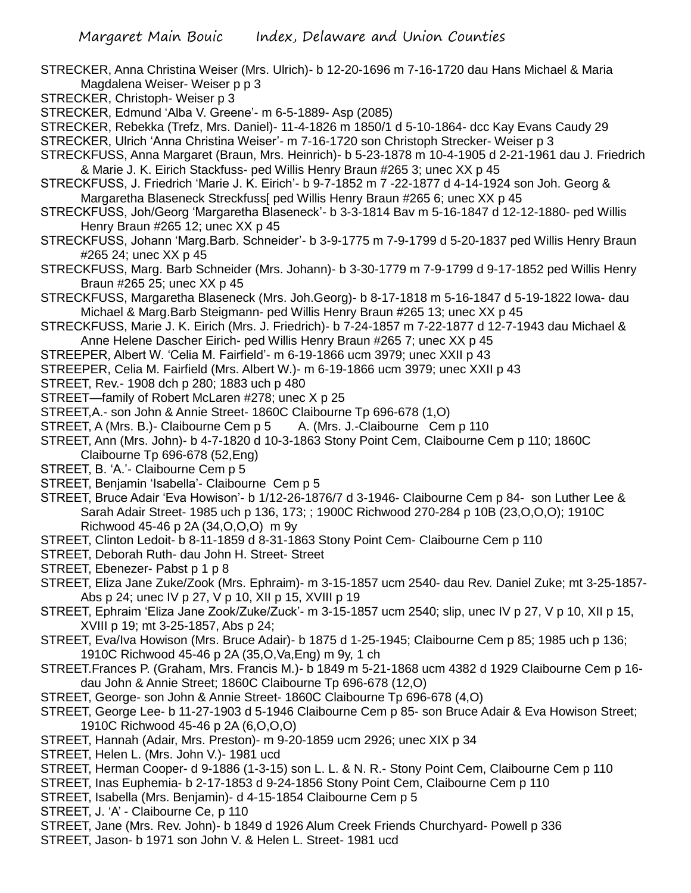STRECKER, Anna Christina Weiser (Mrs. Ulrich)- b 12-20-1696 m 7-16-1720 dau Hans Michael & Maria Magdalena Weiser- Weiser p p 3

STRECKER, Christoph- Weiser p 3

STRECKER, Edmund 'Alba V. Greene'- m 6-5-1889- Asp (2085)

STRECKER, Rebekka (Trefz, Mrs. Daniel)- 11-4-1826 m 1850/1 d 5-10-1864- dcc Kay Evans Caudy 29

STRECKER, Ulrich 'Anna Christina Weiser'- m 7-16-1720 son Christoph Strecker- Weiser p 3

STRECKFUSS, Anna Margaret (Braun, Mrs. Heinrich)- b 5-23-1878 m 10-4-1905 d 2-21-1961 dau J. Friedrich & Marie J. K. Eirich Stackfuss- ped Willis Henry Braun #265 3; unec XX p 45

STRECKFUSS, J. Friedrich 'Marie J. K. Eirich'- b 9-7-1852 m 7 -22-1877 d 4-14-1924 son Joh. Georg & Margaretha Blaseneck Streckfuss[ ped Willis Henry Braun #265 6; unec XX p 45

STRECKFUSS, Joh/Georg 'Margaretha Blaseneck'- b 3-3-1814 Bav m 5-16-1847 d 12-12-1880- ped Willis Henry Braun #265 12; unec XX p 45

STRECKFUSS, Johann 'Marg.Barb. Schneider'- b 3-9-1775 m 7-9-1799 d 5-20-1837 ped Willis Henry Braun #265 24; unec XX p 45

STRECKFUSS, Marg. Barb Schneider (Mrs. Johann)- b 3-30-1779 m 7-9-1799 d 9-17-1852 ped Willis Henry Braun #265 25; unec XX p 45

STRECKFUSS, Margaretha Blaseneck (Mrs. Joh.Georg)- b 8-17-1818 m 5-16-1847 d 5-19-1822 Iowa- dau Michael & Marg.Barb Steigmann- ped Willis Henry Braun #265 13; unec XX p 45

STRECKFUSS, Marie J. K. Eirich (Mrs. J. Friedrich)- b 7-24-1857 m 7-22-1877 d 12-7-1943 dau Michael & Anne Helene Dascher Eirich- ped Willis Henry Braun #265 7; unec XX p 45

STREEPER, Albert W. 'Celia M. Fairfield'- m 6-19-1866 ucm 3979; unec XXII p 43

STREEPER, Celia M. Fairfield (Mrs. Albert W.)- m 6-19-1866 ucm 3979; unec XXII p 43

STREET, Rev.- 1908 dch p 280; 1883 uch p 480

STREET—family of Robert McLaren #278; unec X p 25

STREET,A.- son John & Annie Street- 1860C Claibourne Tp 696-678 (1,O)

STREET, A (Mrs. B.)- Claibourne Cem p 5     A. (Mrs. J.-Claibourne  Cem p 110

STREET, Ann (Mrs. John)- b 4-7-1820 d 10-3-1863 Stony Point Cem, Claibourne Cem p 110; 1860C Claibourne Tp 696-678 (52,Eng)

STREET, B. 'A.'- Claibourne Cem p 5

STREET, Benjamin 'Isabella'- Claibourne  Cem p 5

STREET, Bruce Adair 'Eva Howison'- b 1/12-26-1876/7 d 3-1946- Claibourne Cem p 84- son Luther Lee & Sarah Adair Street- 1985 uch p 136, 173; ; 1900C Richwood 270-284 p 10B (23,O,O,O); 1910C Richwood 45-46 p 2A (34,O,O,O) m 9y

STREET, Clinton Ledoit- b 8-11-1859 d 8-31-1863 Stony Point Cem- Claibourne Cem p 110

STREET, Deborah Ruth- dau John H. Street- Street

STREET, Ebenezer- Pabst p 1 p 8

STREET, Eliza Jane Zuke/Zook (Mrs. Ephraim)- m 3-15-1857 ucm 2540- dau Rev. Daniel Zuke; mt 3-25-1857- Abs p 24; unec IV p 27, V p 10, XII p 15, XVIII p 19

STREET, Ephraim 'Eliza Jane Zook/Zuke/Zuck'- m 3-15-1857 ucm 2540; slip, unec IV p 27, V p 10, XII p 15, XVIII p 19; mt 3-25-1857, Abs p 24;

STREET, Eva/Iva Howison (Mrs. Bruce Adair)- b 1875 d 1-25-1945; Claibourne Cem p 85; 1985 uch p 136; 1910C Richwood 45-46 p 2A (35,O,Va,Eng) m 9y, 1 ch

STREET.Frances P. (Graham, Mrs. Francis M.)- b 1849 m 5-21-1868 ucm 4382 d 1929 Claibourne Cem p 16- dau John & Annie Street; 1860C Claibourne Tp 696-678 (12,O)

STREET, George- son John & Annie Street- 1860C Claibourne Tp 696-678 (4,O)

STREET, George Lee- b 11-27-1903 d 5-1946 Claibourne Cem p 85- son Bruce Adair & Eva Howison Street; 1910C Richwood 45-46 p 2A (6,O,O,O)

STREET, Hannah (Adair, Mrs. Preston)- m 9-20-1859 ucm 2926; unec XIX p 34

STREET, Helen L. (Mrs. John V.)- 1981 ucd

STREET, Herman Cooper- d 9-1886 (1-3-15) son L. L. & N. R.- Stony Point Cem, Claibourne Cem p 110

STREET, Inas Euphemia- b 2-17-1853 d 9-24-1856 Stony Point Cem, Claibourne Cem p 110

STREET, Isabella (Mrs. Benjamin)- d 4-15-1854 Claibourne Cem p 5

STREET, J. 'A' - Claibourne Ce, p 110

STREET, Jane (Mrs. Rev. John)- b 1849 d 1926 Alum Creek Friends Churchyard- Powell p 336

STREET, Jason- b 1971 son John V. & Helen L. Street- 1981 ucd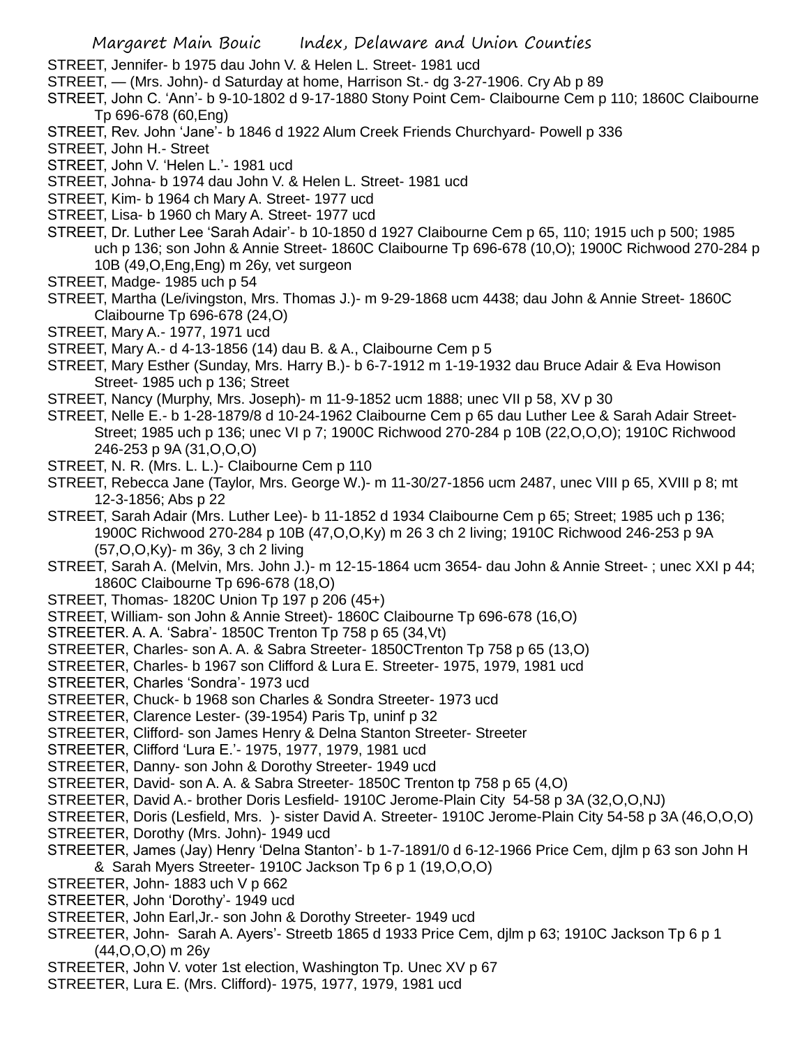STREET, Jennifer- b 1975 dau John V. & Helen L. Street- 1981 ucd

STREET, — (Mrs. John)- d Saturday at home, Harrison St.- dg 3-27-1906. Cry Ab p 89

STREET, John C. 'Ann'- b 9-10-1802 d 9-17-1880 Stony Point Cem- Claibourne Cem p 110; 1860C Claibourne Tp 696-678 (60,Eng)

STREET, Rev. John 'Jane'- b 1846 d 1922 Alum Creek Friends Churchyard- Powell p 336

STREET, John H.- Street

STREET, John V. 'Helen L.'- 1981 ucd

STREET, Johna- b 1974 dau John V. & Helen L. Street- 1981 ucd

STREET, Kim- b 1964 ch Mary A. Street- 1977 ucd

STREET, Lisa- b 1960 ch Mary A. Street- 1977 ucd

STREET, Dr. Luther Lee 'Sarah Adair'- b 10-1850 d 1927 Claibourne Cem p 65, 110; 1915 uch p 500; 1985 uch p 136; son John & Annie Street- 1860C Claibourne Tp 696-678 (10,O); 1900C Richwood 270-284 p 10B (49,O,Eng,Eng) m 26y, vet surgeon

STREET, Madge- 1985 uch p 54

STREET, Martha (Le/livingston, Mrs. Thomas J.)- m 9-29-1868 ucm 4438; dau John & Annie Street- 1860C Claibourne Tp 696-678 (24,O)

STREET, Mary A.- 1977, 1971 ucd

STREET, Mary A.- d 4-13-1856 (14) dau B. & A., Claibourne Cem p 5

STREET, Mary Esther (Sunday, Mrs. Harry B.)- b 6-7-1912 m 1-19-1932 dau Bruce Adair & Eva Howison Street- 1985 uch p 136; Street

STREET, Nancy (Murphy, Mrs. Joseph)- m 11-9-1852 ucm 1888; unec VII p 58, XV p 30

STREET, Nelle E.- b 1-28-1879/8 d 10-24-1962 Claibourne Cem p 65 dau Luther Lee & Sarah Adair Street- Street; 1985 uch p 136; unec VI p 7; 1900C Richwood 270-284 p 10B (22,O,O,O); 1910C Richwood 246-253 p 9A (31,O,O,O)

STREET, N. R. (Mrs. L. L.)- Claibourne Cem p 110

STREET, Rebecca Jane (Taylor, Mrs. George W.)- m 11-30/27-1856 ucm 2487, unec VIII p 65, XVIII p 8; mt 12-3-1856; Abs p 22

STREET, Sarah Adair (Mrs. Luther Lee)- b 11-1852 d 1934 Claibourne Cem p 65; Street; 1985 uch p 136; 1900C Richwood 270-284 p 10B (47,O,O,Ky) m 26 3 ch 2 living; 1910C Richwood 246-253 p 9A (57,O,O,Ky)- m 36y, 3 ch 2 living

STREET, Sarah A. (Melvin, Mrs. John J.)- m 12-15-1864 ucm 3654- dau John & Annie Street- ; unec XXI p 44; 1860C Claibourne Tp 696-678 (18,O)

STREET, Thomas- 1820C Union Tp 197 p 206 (45+)

STREET, William- son John & Annie Street)- 1860C Claibourne Tp 696-678 (16,O)

STREETER. A. A. 'Sabra'- 1850C Trenton Tp 758 p 65 (34,Vt)

STREETER, Charles- son A. A. & Sabra Streeter- 1850CTrenton Tp 758 p 65 (13,O)

STREETER, Charles- b 1967 son Clifford & Lura E. Streeter- 1975, 1979, 1981 ucd

STREETER, Charles 'Sondra'- 1973 ucd

STREETER, Chuck- b 1968 son Charles & Sondra Streeter- 1973 ucd

STREETER, Clarence Lester- (39-1954) Paris Tp, uninf p 32

STREETER, Clifford- son James Henry & Delna Stanton Streeter- Streeter

STREETER, Clifford 'Lura E.'- 1975, 1977, 1979, 1981 ucd

STREETER, Danny- son John & Dorothy Streeter- 1949 ucd

STREETER, David- son A. A. & Sabra Streeter- 1850C Trenton tp 758 p 65 (4,O)

STREETER, David A.- brother Doris Lesfield- 1910C Jerome-Plain City 54-58 p 3A (32,O,O,NJ)

STREETER, Doris (Lesfield, Mrs. )- sister David A. Streeter- 1910C Jerome-Plain City 54-58 p 3A (46,O,O,O)

STREETER, Dorothy (Mrs. John)- 1949 ucd

STREETER, James (Jay) Henry 'Delna Stanton'- b 1-7-1891/0 d 6-12-1966 Price Cem, djlm p 63 son John H & Sarah Myers Streeter- 1910C Jackson Tp 6 p 1 (19,O,O,O)

STREETER, John- 1883 uch V p 662

STREETER, John 'Dorothy'- 1949 ucd

STREETER, John Earl,Jr.- son John & Dorothy Streeter- 1949 ucd

STREETER, John- Sarah A. Ayers'- Streetb 1865 d 1933 Price Cem, djlm p 63; 1910C Jackson Tp 6 p 1 (44,O,O,O) m 26y

STREETER, John V. voter 1st election, Washington Tp. Unec XV p 67

STREETER, Lura E. (Mrs. Clifford)- 1975, 1977, 1979, 1981 ucd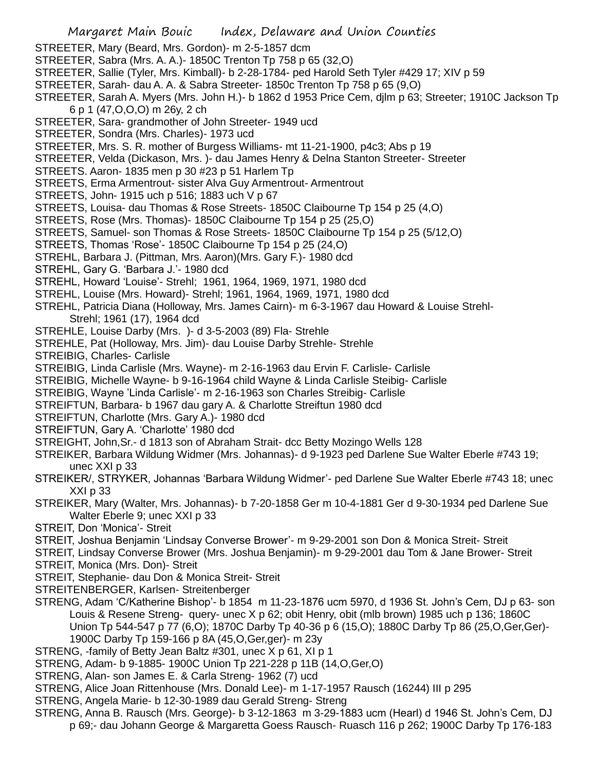STREETER, Mary (Beard, Mrs. Gordon)- m 2-5-1857 dcm

STREETER, Sabra (Mrs. A. A.)- 1850C Trenton Tp 758 p 65 (32,O)

STREETER, Sallie (Tyler, Mrs. Kimball)- b 2-28-1784- ped Harold Seth Tyler #429 17; XIV p 59

STREETER, Sarah- dau A. A. & Sabra Streeter- 1850c Trenton Tp 758 p 65 (9,O)

STREETER, Sarah A. Myers (Mrs. John H.)- b 1862 d 1953 Price Cem, djlm p 63; Streeter; 1910C Jackson Tp 6 p 1 (47,O,O,O) m 26y, 2 ch

STREETER, Sara- grandmother of John Streeter- 1949 ucd

STREETER, Sondra (Mrs. Charles)- 1973 ucd

STREETER, Mrs. S. R. mother of Burgess Williams- mt 11-21-1900, p4c3; Abs p 19

STREETER, Velda (Dickason, Mrs. )- dau James Henry & Delna Stanton Streeter- Streeter

STREETS. Aaron- 1835 men p 30 #23 p 51 Harlem Tp

STREETS, Erma Armentrout- sister Alva Guy Armentrout- Armentrout

STREETS, John- 1915 uch p 516; 1883 uch V p 67

STREETS, Louisa- dau Thomas & Rose Streets- 1850C Claibourne Tp 154 p 25 (4,O)

STREETS, Rose (Mrs. Thomas)- 1850C Claibourne Tp 154 p 25 (25,O)

STREETS, Samuel- son Thomas & Rose Streets- 1850C Claibourne Tp 154 p 25 (5/12,O)

STREETS, Thomas 'Rose'- 1850C Claibourne Tp 154 p 25 (24,O)

STREHL, Barbara J. (Pittman, Mrs. Aaron)(Mrs. Gary F.)- 1980 dcd

STREHL, Gary G. 'Barbara J.'- 1980 dcd

STREHL, Howard 'Louise'- Strehl; 1961, 1964, 1969, 1971, 1980 dcd

STREHL, Louise (Mrs. Howard)- Strehl; 1961, 1964, 1969, 1971, 1980 dcd

STREHL, Patricia Diana (Holloway, Mrs. James Cairn)- m 6-3-1967 dau Howard & Louise Strehl- Strehl; 1961 (17), 1964 dcd

STREHLE, Louise Darby (Mrs. )- d 3-5-2003 (89) Fla- Strehle

STREHLE, Pat (Holloway, Mrs. Jim)- dau Louise Darby Strehle- Strehle

STREIBIG, Charles- Carlisle

STREIBIG, Linda Carlisle (Mrs. Wayne)- m 2-16-1963 dau Ervin F. Carlisle- Carlisle

STREIBIG, Michelle Wayne- b 9-16-1964 child Wayne & Linda Carlisle Steibig- Carlisle

STREIBIG, Wayne 'Linda Carlisle'- m 2-16-1963 son Charles Streibig- Carlisle

STREIFTUN, Barbara- b 1967 dau gary A. & Charlotte Streiftun 1980 dcd

STREIFTUN, Charlotte (Mrs. Gary A.)- 1980 dcd

STREIFTUN, Gary A. 'Charlotte' 1980 dcd

STREIGHT, John,Sr.- d 1813 son of Abraham Strait- dcc Betty Mozingo Wells 128

STREIKER, Barbara Wildung Widmer (Mrs. Johannas)- d 9-1923 ped Darlene Sue Walter Eberle #743 19; unec XXI p 33

STREIKER/, STRYKER, Johannas 'Barbara Wildung Widmer'- ped Darlene Sue Walter Eberle #743 18; unec XXI p 33

STREIKER, Mary (Walter, Mrs. Johannas)- b 7-20-1858 Ger m 10-4-1881 Ger d 9-30-1934 ped Darlene Sue Walter Eberle 9; unec XXI p 33

STREIT, Don 'Monica'- Streit

STREIT, Joshua Benjamin 'Lindsay Converse Brower'- m 9-29-2001 son Don & Monica Streit- Streit

STREIT, Lindsay Converse Brower (Mrs. Joshua Benjamin)- m 9-29-2001 dau Tom & Jane Brower- Streit

STREIT, Monica (Mrs. Don)- Streit

STREIT, Stephanie- dau Don & Monica Streit- Streit

STREITENBERGER, Karlsen- Streitenberger

STRENG, Adam 'C/Katherine Bishop'- b 1854 m 11-23-1876 ucm 5970, d 1936 St. John's Cem, DJ p 63- son Louis & Resene Streng- query- unec X p 62; obit Henry, obit (mlb brown) 1985 uch p 136; 1860C Union Tp 544-547 p 77 (6,O); 1870C Darby Tp 40-36 p 6 (15,O); 1880C Darby Tp 86 (25,O,Ger,Ger)- 1900C Darby Tp 159-166 p 8A (45,O,Ger,ger)- m 23y

STRENG, -family of Betty Jean Baltz #301, unec X p 61, XI p 1

STRENG, Adam- b 9-1885- 1900C Union Tp 221-228 p 11B (14,O,Ger,O)

STRENG, Alan- son James E. & Carla Streng- 1962 (7) ucd

STRENG, Alice Joan Rittenhouse (Mrs. Donald Lee)- m 1-17-1957 Rausch (16244) III p 295

STRENG, Angela Marie- b 12-30-1989 dau Gerald Streng- Streng

STRENG, Anna B. Rausch (Mrs. George)- b 3-12-1863 m 3-29-1883 ucm (Hearl) d 1946 St. John's Cem, DJ p 69;- dau Johann George & Margaretta Goess Rausch- Ruasch 116 p 262; 1900C Darby Tp 176-183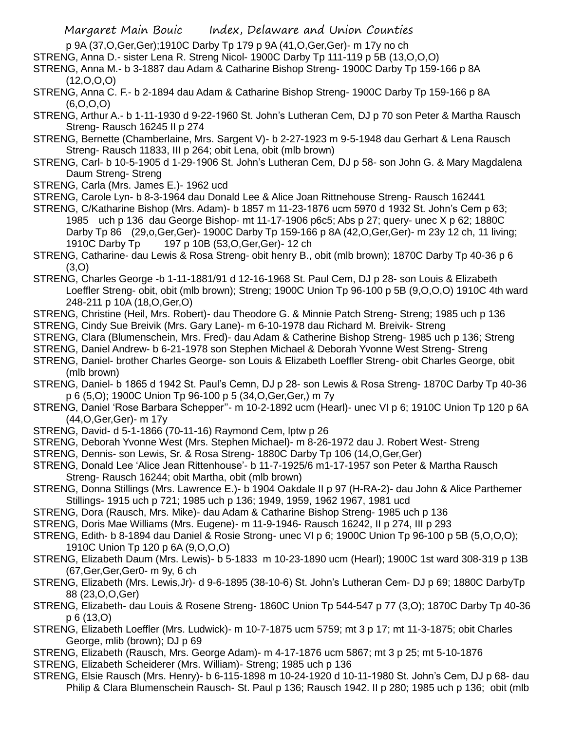p 9A (37,O,Ger,Ger);1910C Darby Tp 179 p 9A (41,O,Ger,Ger)- m 17y no ch

STRENG, Anna D.- sister Lena R. Streng Nicol- 1900C Darby Tp 111-119 p 5B (13,O,O,O)

STRENG, Anna M.- b 3-1887 dau Adam & Catharine Bishop Streng- 1900C Darby Tp 159-166 p 8A (12,O,O,O)

STRENG, Anna C. F.- b 2-1894 dau Adam & Catharine Bishop Streng- 1900C Darby Tp 159-166 p 8A (6,O,O,O)

STRENG, Arthur A.- b 1-11-1930 d 9-22-1960 St. John's Lutheran Cem, DJ p 70 son Peter & Martha Rausch Streng- Rausch 16245 II p 274

STRENG, Bernette (Chamberlaine, Mrs. Sargent V)- b 2-27-1923 m 9-5-1948 dau Gerhart & Lena Rausch Streng- Rausch 11833, III p 264; obit Lena, obit (mlb brown)

STRENG, Carl- b 10-5-1905 d 1-29-1906 St. John's Lutheran Cem, DJ p 58- son John G. & Mary Magdalena Daum Streng- Streng

STRENG, Carla (Mrs. James E.)- 1962 ucd

STRENG, Carole Lyn- b 8-3-1964 dau Donald Lee & Alice Joan Rittnehouse Streng- Rausch 162441

STRENG, C/Katharine Bishop (Mrs. Adam)- b 1857 m 11-23-1876 ucm 5970 d 1932 St. John's Cem p 63; 1985 uch p 136 dau George Bishop- mt 11-17-1906 p6c5; Abs p 27; query- unec X p 62; 1880C Darby Tp 86 (29,o,Ger,Ger)- 1900C Darby Tp 159-166 p 8A (42,O,Ger,Ger)- m 23y 12 ch, 11 living; 1910C Darby Tp 197 p 10B (53,O,Ger,Ger)- 12 ch

STRENG, Catharine- dau Lewis & Rosa Streng- obit henry B., obit (mlb brown); 1870C Darby Tp 40-36 p 6 (3,O)

STRENG, Charles George -b 1-11-1881/91 d 12-16-1968 St. Paul Cem, DJ p 28- son Louis & Elizabeth Loeffler Streng- obit, obit (mlb brown); Streng; 1900C Union Tp 96-100 p 5B (9,O,O,O) 1910C 4th ward 248-211 p 10A (18,O,Ger,O)

STRENG, Christine (Heil, Mrs. Robert)- dau Theodore G. & Minnie Patch Streng- Streng; 1985 uch p 136

STRENG, Cindy Sue Breivik (Mrs. Gary Lane)- m 6-10-1978 dau Richard M. Breivik- Streng

STRENG, Clara (Blumenschein, Mrs. Fred)- dau Adam & Catherine Bishop Streng- 1985 uch p 136; Streng

STRENG, Daniel Andrew- b 6-21-1978 son Stephen Michael & Deborah Yvonne West Streng- Streng

STRENG, Daniel- brother Charles George- son Louis & Elizabeth Loeffler Streng- obit Charles George, obit (mlb brown)

STRENG, Daniel- b 1865 d 1942 St. Paul's Cemn, DJ p 28- son Lewis & Rosa Streng- 1870C Darby Tp 40-36 p 6 (5,O); 1900C Union Tp 96-100 p 5 (34,O,Ger,Ger,) m 7y

STRENG, Daniel 'Rose Barbara Schepper''- m 10-2-1892 ucm (Hearl)- unec VI p 6; 1910C Union Tp 120 p 6A (44,O,Ger,Ger)- m 17y

STRENG, David- d 5-1-1866 (70-11-16) Raymond Cem, lptw p 26

STRENG, Deborah Yvonne West (Mrs. Stephen Michael)- m 8-26-1972 dau J. Robert West- Streng

STRENG, Dennis- son Lewis, Sr. & Rosa Streng- 1880C Darby Tp 106 (14,O,Ger,Ger)

STRENG, Donald Lee 'Alice Jean Rittenhouse'- b 11-7-1925/6 m1-17-1957 son Peter & Martha Rausch Streng- Rausch 16244; obit Martha, obit (mlb brown)

STRENG, Donna Stillings (Mrs. Lawrence E.)- b 1904 Oakdale II p 97 (H-RA-2)- dau John & Alice Parthemer Stillings- 1915 uch p 721; 1985 uch p 136; 1949, 1959, 1962 1967, 1981 ucd

STRENG, Dora (Rausch, Mrs. Mike)- dau Adam & Catharine Bishop Streng- 1985 uch p 136

STRENG, Doris Mae Williams (Mrs. Eugene)- m 11-9-1946- Rausch 16242, II p 274, III p 293

STRENG, Edith- b 8-1894 dau Daniel & Rosie Strong- unec VI p 6; 1900C Union Tp 96-100 p 5B (5,O,O,O); 1910C Union Tp 120 p 6A (9,O,O,O)

STRENG, Elizabeth Daum (Mrs. Lewis)- b 5-1833 m 10-23-1890 ucm (Hearl); 1900C 1st ward 308-319 p 13B (67,Ger,Ger,Ger0- m 9y, 6 ch

STRENG, Elizabeth (Mrs. Lewis,Jr)- d 9-6-1895 (38-10-6) St. John's Lutheran Cem- DJ p 69; 1880C DarbyTp 88 (23,O,O,Ger)

STRENG, Elizabeth- dau Louis & Rosene Streng- 1860C Union Tp 544-547 p 77 (3,O); 1870C Darby Tp 40-36 p 6 (13,O)

STRENG, Elizabeth Loeffler (Mrs. Ludwick)- m 10-7-1875 ucm 5759; mt 3 p 17; mt 11-3-1875; obit Charles George, mlib (brown); DJ p 69

STRENG, Elizabeth (Rausch, Mrs. George Adam)- m 4-17-1876 ucm 5867; mt 3 p 25; mt 5-10-1876

STRENG, Elizabeth Scheiderer (Mrs. William)- Streng; 1985 uch p 136

STRENG, Elsie Rausch (Mrs. Henry)- b 6-115-1898 m 10-24-1920 d 10-11-1980 St. John's Cem, DJ p 68- dau Philip & Clara Blumenschein Rausch- St. Paul p 136; Rausch 1942. II p 280; 1985 uch p 136; obit (mlb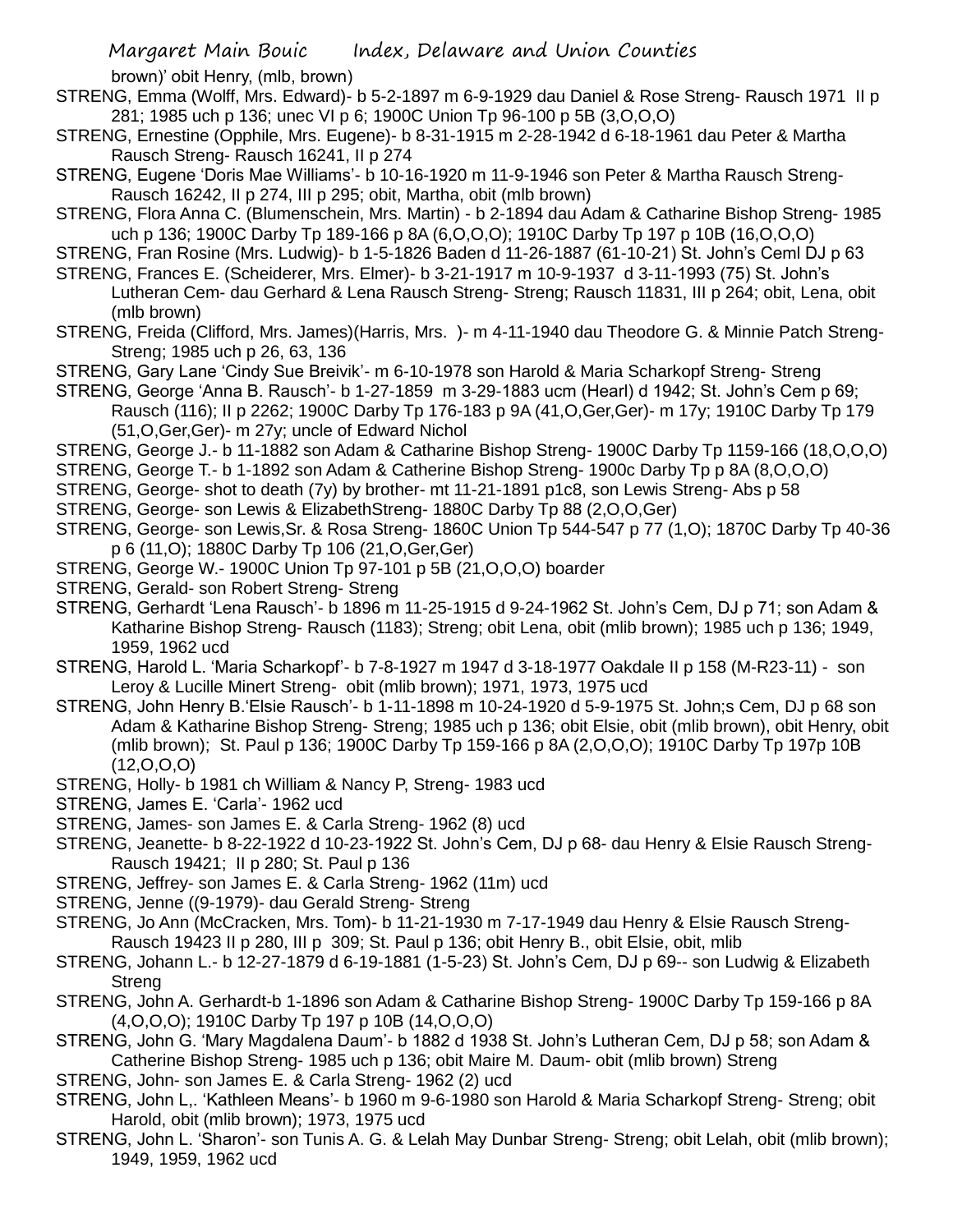brown)' obit Henry, (mlb, brown)

STRENG, Emma (Wolff, Mrs. Edward)- b 5-2-1897 m 6-9-1929 dau Daniel & Rose Streng- Rausch 1971 II p 281; 1985 uch p 136; unec VI p 6; 1900C Union Tp 96-100 p 5B (3,O,O,O)

STRENG, Ernestine (Opphile, Mrs. Eugene)- b 8-31-1915 m 2-28-1942 d 6-18-1961 dau Peter & Martha Rausch Streng- Rausch 16241, II p 274

STRENG, Eugene 'Doris Mae Williams'- b 10-16-1920 m 11-9-1946 son Peter & Martha Rausch Streng- Rausch 16242, II p 274, III p 295; obit, Martha, obit (mlb brown)

STRENG, Flora Anna C. (Blumenschein, Mrs. Martin) - b 2-1894 dau Adam & Catharine Bishop Streng- 1985 uch p 136; 1900C Darby Tp 189-166 p 8A (6,O,O,O); 1910C Darby Tp 197 p 10B (16,O,O,O)

STRENG, Fran Rosine (Mrs. Ludwig)- b 1-5-1826 Baden d 11-26-1887 (61-10-21) St. John's Ceml DJ p 63

STRENG, Frances E. (Scheiderer, Mrs. Elmer)- b 3-21-1917 m 10-9-1937 d 3-11-1993 (75) St. John's Lutheran Cem- dau Gerhard & Lena Rausch Streng- Streng; Rausch 11831, III p 264; obit, Lena, obit (mlb brown)

STRENG, Freida (Clifford, Mrs. James)(Harris, Mrs. )- m 4-11-1940 dau Theodore G. & Minnie Patch Streng- Streng; 1985 uch p 26, 63, 136

STRENG, Gary Lane 'Cindy Sue Breivik'- m 6-10-1978 son Harold & Maria Scharkopf Streng- Streng

STRENG, George 'Anna B. Rausch'- b 1-27-1859 m 3-29-1883 ucm (Hearl) d 1942; St. John's Cem p 69; Rausch (116); II p 2262; 1900C Darby Tp 176-183 p 9A (41,O,Ger,Ger)- m 17y; 1910C Darby Tp 179 (51,O,Ger,Ger)- m 27y; uncle of Edward Nichol

STRENG, George J.- b 11-1882 son Adam & Catharine Bishop Streng- 1900C Darby Tp 1159-166 (18,O,O,O)

STRENG, George T.- b 1-1892 son Adam & Catherine Bishop Streng- 1900c Darby Tp p 8A (8,O,O,O)

STRENG, George- shot to death (7y) by brother- mt 11-21-1891 p1c8, son Lewis Streng- Abs p 58

STRENG, George- son Lewis & ElizabethStreng- 1880C Darby Tp 88 (2,O,O,Ger)

STRENG, George- son Lewis,Sr. & Rosa Streng- 1860C Union Tp 544-547 p 77 (1,O); 1870C Darby Tp 40-36 p 6 (11,O); 1880C Darby Tp 106 (21,O,Ger,Ger)

STRENG, George W.- 1900C Union Tp 97-101 p 5B (21,O,O,O) boarder

STRENG, Gerald- son Robert Streng- Streng

STRENG, Gerhardt 'Lena Rausch'- b 1896 m 11-25-1915 d 9-24-1962 St. John's Cem, DJ p 71; son Adam & Katharine Bishop Streng- Rausch (1183); Streng; obit Lena, obit (mlib brown); 1985 uch p 136; 1949, 1959, 1962 ucd

STRENG, Harold L. 'Maria Scharkopf'- b 7-8-1927 m 1947 d 3-18-1977 Oakdale II p 158 (M-R23-11) - son Leroy & Lucille Minert Streng- obit (mlib brown); 1971, 1973, 1975 ucd

STRENG, John Henry B.'Elsie Rausch'- b 1-11-1898 m 10-24-1920 d 5-9-1975 St. John;s Cem, DJ p 68 son Adam & Katharine Bishop Streng- Streng; 1985 uch p 136; obit Elsie, obit (mlib brown), obit Henry, obit (mlib brown); St. Paul p 136; 1900C Darby Tp 159-166 p 8A (2,O,O,O); 1910C Darby Tp 197p 10B (12,O,O,O)

STRENG, Holly- b 1981 ch William & Nancy P, Streng- 1983 ucd

STRENG, James E. 'Carla'- 1962 ucd

STRENG, James- son James E. & Carla Streng- 1962 (8) ucd

STRENG, Jeanette- b 8-22-1922 d 10-23-1922 St. John's Cem, DJ p 68- dau Henry & Elsie Rausch Streng- Rausch 19421; II p 280; St. Paul p 136

STRENG, Jeffrey- son James E. & Carla Streng- 1962 (11m) ucd

STRENG, Jenne ((9-1979)- dau Gerald Streng- Streng

STRENG, Jo Ann (McCracken, Mrs. Tom)- b 11-21-1930 m 7-17-1949 dau Henry & Elsie Rausch Streng- Rausch 19423 II p 280, III p 309; St. Paul p 136; obit Henry B., obit Elsie, obit, mlib

STRENG, Johann L.- b 12-27-1879 d 6-19-1881 (1-5-23) St. John's Cem, DJ p 69-- son Ludwig & Elizabeth Streng

STRENG, John A. Gerhardt-b 1-1896 son Adam & Catharine Bishop Streng- 1900C Darby Tp 159-166 p 8A (4,O,O,O); 1910C Darby Tp 197 p 10B (14,O,O,O)

STRENG, John G. 'Mary Magdalena Daum'- b 1882 d 1938 St. John's Lutheran Cem, DJ p 58; son Adam & Catherine Bishop Streng- 1985 uch p 136; obit Maire M. Daum- obit (mlib brown) Streng

STRENG, John- son James E. & Carla Streng- 1962 (2) ucd

STRENG, John L,. 'Kathleen Means'- b 1960 m 9-6-1980 son Harold & Maria Scharkopf Streng- Streng; obit Harold, obit (mlib brown); 1973, 1975 ucd

STRENG, John L. 'Sharon'- son Tunis A. G. & Lelah May Dunbar Streng- Streng; obit Lelah, obit (mlib brown); 1949, 1959, 1962 ucd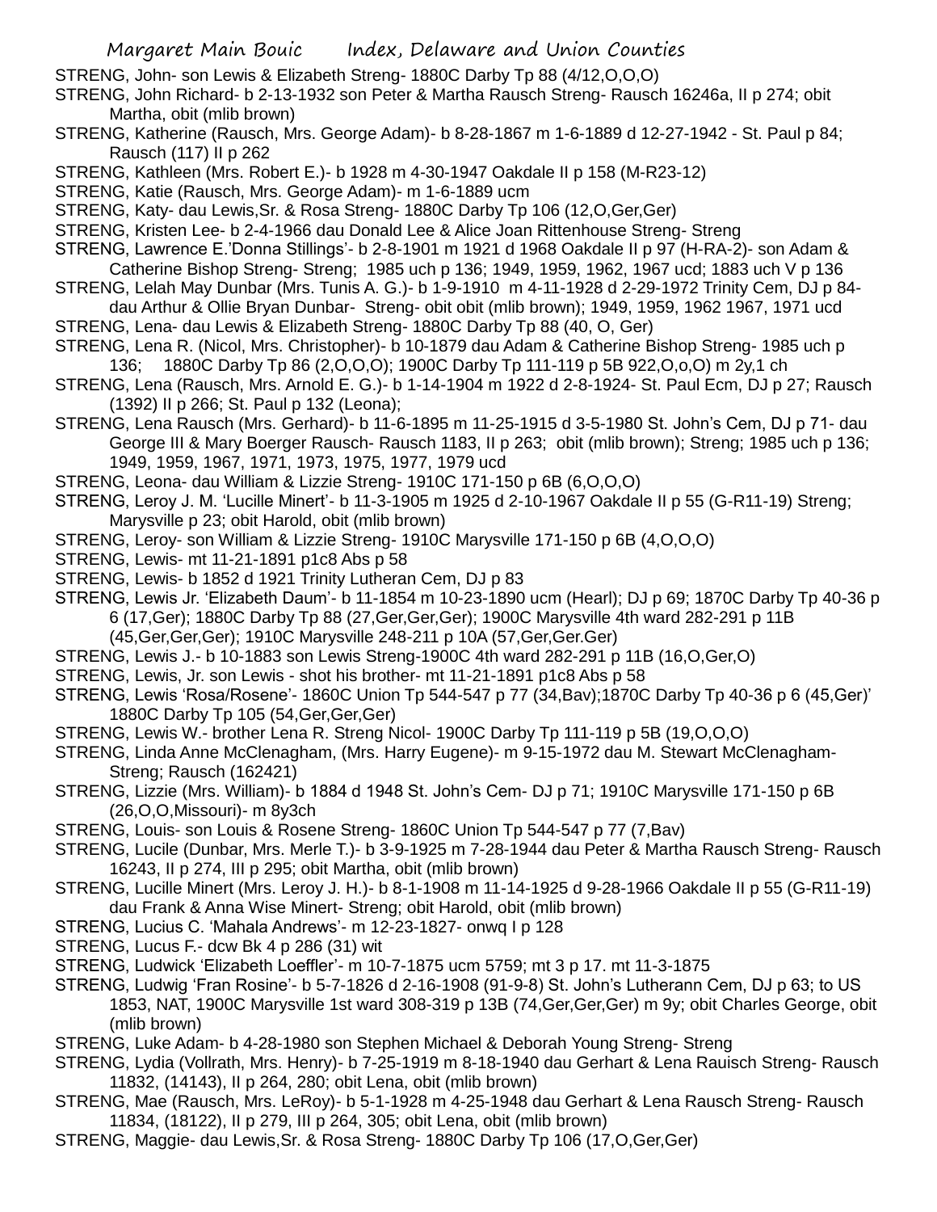STRENG, John- son Lewis & Elizabeth Streng- 1880C Darby Tp 88 (4/12,O,O,O)

STRENG, John Richard- b 2-13-1932 son Peter & Martha Rausch Streng- Rausch 16246a, II p 274; obit Martha, obit (mlib brown)

STRENG, Katherine (Rausch, Mrs. George Adam)- b 8-28-1867 m 1-6-1889 d 12-27-1942 - St. Paul p 84; Rausch (117) II p 262

STRENG, Kathleen (Mrs. Robert E.)- b 1928 m 4-30-1947 Oakdale II p 158 (M-R23-12)

STRENG, Katie (Rausch, Mrs. George Adam)- m 1-6-1889 ucm

STRENG, Katy- dau Lewis,Sr. & Rosa Streng- 1880C Darby Tp 106 (12,O,Ger,Ger)

STRENG, Kristen Lee- b 2-4-1966 dau Donald Lee & Alice Joan Rittenhouse Streng- Streng

STRENG, Lawrence E.'Donna Stillings'- b 2-8-1901 m 1921 d 1968 Oakdale II p 97 (H-RA-2)- son Adam & Catherine Bishop Streng- Streng; 1985 uch p 136; 1949, 1959, 1962, 1967 ucd; 1883 uch V p 136

STRENG, Lelah May Dunbar (Mrs. Tunis A. G.)- b 1-9-1910 m 4-11-1928 d 2-29-1972 Trinity Cem, DJ p 84- dau Arthur & Ollie Bryan Dunbar- Streng- obit obit (mlib brown); 1949, 1959, 1962 1967, 1971 ucd

STRENG, Lena- dau Lewis & Elizabeth Streng- 1880C Darby Tp 88 (40, O, Ger)

STRENG, Lena R. (Nicol, Mrs. Christopher)- b 10-1879 dau Adam & Catherine Bishop Streng- 1985 uch p 136; 1880C Darby Tp 86 (2,O,O,O); 1900C Darby Tp 111-119 p 5B 922,O,o,O) m 2y,1 ch

STRENG, Lena (Rausch, Mrs. Arnold E. G.)- b 1-14-1904 m 1922 d 2-8-1924- St. Paul Ecm, DJ p 27; Rausch (1392) II p 266; St. Paul p 132 (Leona);

STRENG, Lena Rausch (Mrs. Gerhard)- b 11-6-1895 m 11-25-1915 d 3-5-1980 St. John's Cem, DJ p 71- dau George III & Mary Boerger Rausch- Rausch 1183, II p 263; obit (mlib brown); Streng; 1985 uch p 136; 1949, 1959, 1967, 1971, 1973, 1975, 1977, 1979 ucd

STRENG, Leona- dau William & Lizzie Streng- 1910C 171-150 p 6B (6,O,O,O)

STRENG, Leroy J. M. 'Lucille Minert'- b 11-3-1905 m 1925 d 2-10-1967 Oakdale II p 55 (G-R11-19) Streng; Marysville p 23; obit Harold, obit (mlib brown)

STRENG, Leroy- son William & Lizzie Streng- 1910C Marysville 171-150 p 6B (4,O,O,O)

STRENG, Lewis- mt 11-21-1891 p1c8 Abs p 58

STRENG, Lewis- b 1852 d 1921 Trinity Lutheran Cem, DJ p 83

STRENG, Lewis Jr. 'Elizabeth Daum'- b 11-1854 m 10-23-1890 ucm (Hearl); DJ p 69; 1870C Darby Tp 40-36 p 6 (17,Ger); 1880C Darby Tp 88 (27,Ger,Ger,Ger); 1900C Marysville 4th ward 282-291 p 11B (45,Ger,Ger,Ger); 1910C Marysville 248-211 p 10A (57,Ger,Ger.Ger)

STRENG, Lewis J.- b 10-1883 son Lewis Streng-1900C 4th ward 282-291 p 11B (16,O,Ger,O)

STRENG, Lewis, Jr. son Lewis - shot his brother- mt 11-21-1891 p1c8 Abs p 58

STRENG, Lewis 'Rosa/Rosene'- 1860C Union Tp 544-547 p 77 (34,Bav);1870C Darby Tp 40-36 p 6 (45,Ger)' 1880C Darby Tp 105 (54,Ger,Ger,Ger)

STRENG, Lewis W.- brother Lena R. Streng Nicol- 1900C Darby Tp 111-119 p 5B (19,O,O,O)

STRENG, Linda Anne McClenagham, (Mrs. Harry Eugene)- m 9-15-1972 dau M. Stewart McClenagham- Streng; Rausch (162421)

STRENG, Lizzie (Mrs. William)- b 1884 d 1948 St. John's Cem- DJ p 71; 1910C Marysville 171-150 p 6B (26,O,O,Missouri)- m 8y3ch

STRENG, Louis- son Louis & Rosene Streng- 1860C Union Tp 544-547 p 77 (7,Bav)

STRENG, Lucile (Dunbar, Mrs. Merle T.)- b 3-9-1925 m 7-28-1944 dau Peter & Martha Rausch Streng- Rausch 16243, II p 274, III p 295; obit Martha, obit (mlib brown)

STRENG, Lucille Minert (Mrs. Leroy J. H.)- b 8-1-1908 m 11-14-1925 d 9-28-1966 Oakdale II p 55 (G-R11-19) dau Frank & Anna Wise Minert- Streng; obit Harold, obit (mlib brown)

STRENG, Lucius C. 'Mahala Andrews'- m 12-23-1827- onwq I p 128

STRENG, Lucus F.- dcw Bk 4 p 286 (31) wit

STRENG, Ludwick 'Elizabeth Loeffler'- m 10-7-1875 ucm 5759; mt 3 p 17. mt 11-3-1875

STRENG, Ludwig 'Fran Rosine'- b 5-7-1826 d 2-16-1908 (91-9-8) St. John's Lutherann Cem, DJ p 63; to US 1853, NAT, 1900C Marysville 1st ward 308-319 p 13B (74,Ger,Ger,Ger) m 9y; obit Charles George, obit (mlib brown)

STRENG, Luke Adam- b 4-28-1980 son Stephen Michael & Deborah Young Streng- Streng

STRENG, Lydia (Vollrath, Mrs. Henry)- b 7-25-1919 m 8-18-1940 dau Gerhart & Lena Rauisch Streng- Rausch 11832, (14143), II p 264, 280; obit Lena, obit (mlib brown)

STRENG, Mae (Rausch, Mrs. LeRoy)- b 5-1-1928 m 4-25-1948 dau Gerhart & Lena Rausch Streng- Rausch 11834, (18122), II p 279, III p 264, 305; obit Lena, obit (mlib brown)

STRENG, Maggie- dau Lewis,Sr. & Rosa Streng- 1880C Darby Tp 106 (17,O,Ger,Ger)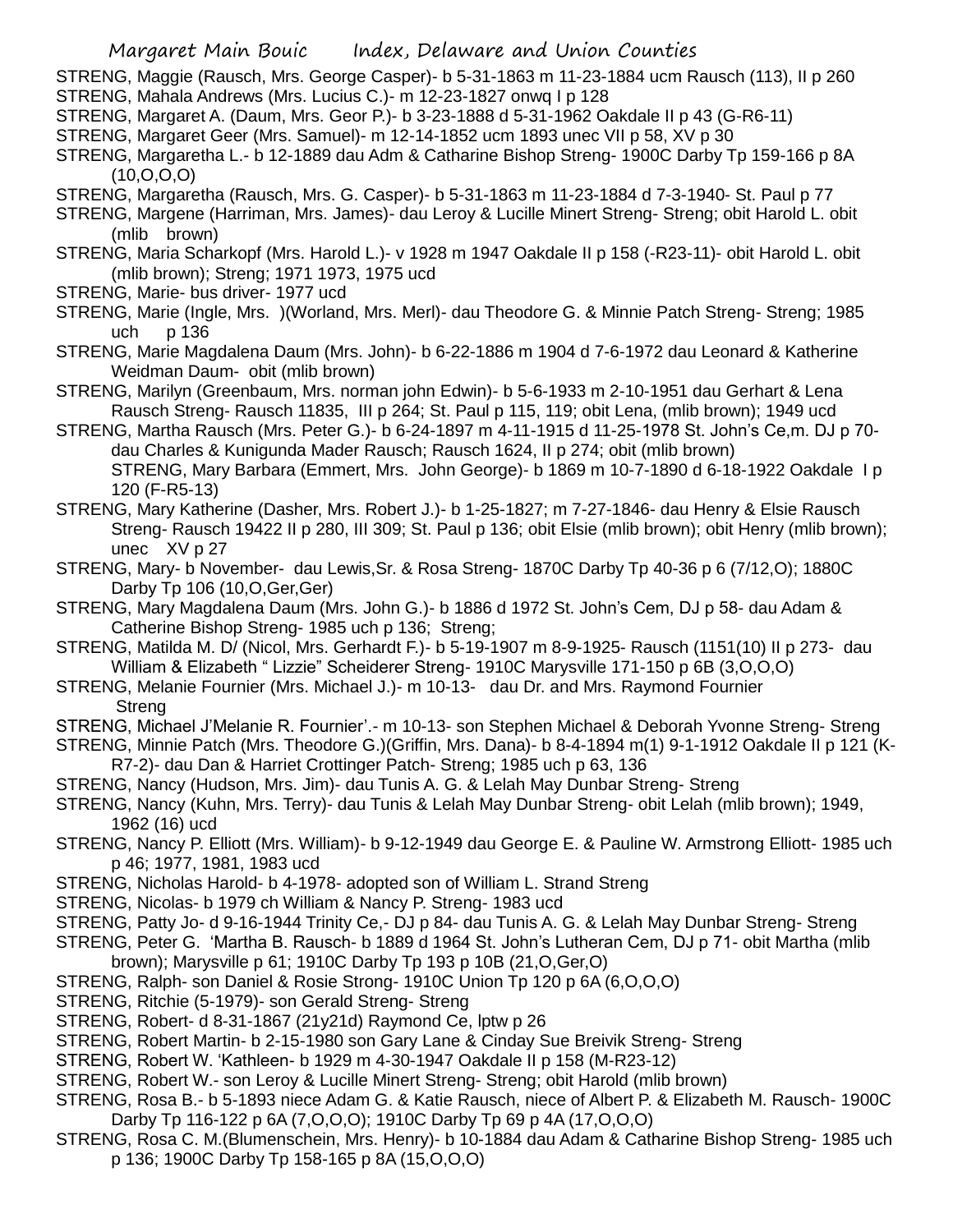STRENG, Maggie (Rausch, Mrs. George Casper)- b 5-31-1863 m 11-23-1884 ucm Rausch (113), II p 260

STRENG, Mahala Andrews (Mrs. Lucius C.)- m 12-23-1827 onwq I p 128

STRENG, Margaret A. (Daum, Mrs. Geor P.)- b 3-23-1888 d 5-31-1962 Oakdale II p 43 (G-R6-11)

STRENG, Margaret Geer (Mrs. Samuel)- m 12-14-1852 ucm 1893 unec VII p 58, XV p 30

STRENG, Margaretha L.- b 12-1889 dau Adm & Catharine Bishop Streng- 1900C Darby Tp 159-166 p 8A (10,O,O,O)

STRENG, Margaretha (Rausch, Mrs. G. Casper)- b 5-31-1863 m 11-23-1884 d 7-3-1940- St. Paul p 77

STRENG, Margene (Harriman, Mrs. James)- dau Leroy & Lucille Minert Streng- Streng; obit Harold L. obit (mlib brown)

STRENG, Maria Scharkopf (Mrs. Harold L.)- v 1928 m 1947 Oakdale II p 158 (-R23-11)- obit Harold L. obit (mlib brown); Streng; 1971 1973, 1975 ucd

STRENG, Marie- bus driver- 1977 ucd

STRENG, Marie (Ingle, Mrs. )(Worland, Mrs. Merl)- dau Theodore G. & Minnie Patch Streng- Streng; 1985 uch p 136

STRENG, Marie Magdalena Daum (Mrs. John)- b 6-22-1886 m 1904 d 7-6-1972 dau Leonard & Katherine Weidman Daum- obit (mlib brown)

STRENG, Marilyn (Greenbaum, Mrs. norman john Edwin)- b 5-6-1933 m 2-10-1951 dau Gerhart & Lena Rausch Streng- Rausch 11835, III p 264; St. Paul p 115, 119; obit Lena, (mlib brown); 1949 ucd

STRENG, Martha Rausch (Mrs. Peter G.)- b 6-24-1897 m 4-11-1915 d 11-25-1978 St. John's Ce,m. DJ p 70- dau Charles & Kunigunda Mader Rausch; Rausch 1624, II p 274; obit (mlib brown)

STRENG, Mary Barbara (Emmert, Mrs. John George)- b 1869 m 10-7-1890 d 6-18-1922 Oakdale I p 120 (F-R5-13)

STRENG, Mary Katherine (Dasher, Mrs. Robert J.)- b 1-25-1827; m 7-27-1846- dau Henry & Elsie Rausch Streng- Rausch 19422 II p 280, III 309; St. Paul p 136; obit Elsie (mlib brown); obit Henry (mlib brown); unec XV p 27

STRENG, Mary- b November- dau Lewis,Sr. & Rosa Streng- 1870C Darby Tp 40-36 p 6 (7/12,O); 1880C Darby Tp 106 (10,O,Ger,Ger)

STRENG, Mary Magdalena Daum (Mrs. John G.)- b 1886 d 1972 St. John's Cem, DJ p 58- dau Adam & Catherine Bishop Streng- 1985 uch p 136; Streng;

STRENG, Matilda M. D/ (Nicol, Mrs. Gerhardt F.)- b 5-19-1907 m 8-9-1925- Rausch (1151(10) II p 273- dau William & Elizabeth " Lizzie" Scheiderer Streng- 1910C Marysville 171-150 p 6B (3,O,O,O)

STRENG, Melanie Fournier (Mrs. Michael J.)- m 10-13- dau Dr. and Mrs. Raymond Fournier Streng

STRENG, Michael J'Melanie R. Fournier'.- m 10-13- son Stephen Michael & Deborah Yvonne Streng- Streng

STRENG, Minnie Patch (Mrs. Theodore G.)(Griffin, Mrs. Dana)- b 8-4-1894 m(1) 9-1-1912 Oakdale II p 121 (K-R7-2)- dau Dan & Harriet Crottinger Patch- Streng; 1985 uch p 63, 136

STRENG, Nancy (Hudson, Mrs. Jim)- dau Tunis A. G. & Lelah May Dunbar Streng- Streng

STRENG, Nancy (Kuhn, Mrs. Terry)- dau Tunis & Lelah May Dunbar Streng- obit Lelah (mlib brown); 1949, 1962 (16) ucd

STRENG, Nancy P. Elliott (Mrs. William)- b 9-12-1949 dau George E. & Pauline W. Armstrong Elliott- 1985 uch p 46; 1977, 1981, 1983 ucd

STRENG, Nicholas Harold- b 4-1978- adopted son of William L. Strand Streng

STRENG, Nicolas- b 1979 ch William & Nancy P. Streng- 1983 ucd

STRENG, Patty Jo- d 9-16-1944 Trinity Ce,- DJ p 84- dau Tunis A. G. & Lelah May Dunbar Streng- Streng

STRENG, Peter G. 'Martha B. Rausch- b 1889 d 1964 St. John's Lutheran Cem, DJ p 71- obit Martha (mlib brown); Marysville p 61; 1910C Darby Tp 193 p 10B (21,O,Ger,O)

STRENG, Ralph- son Daniel & Rosie Strong- 1910C Union Tp 120 p 6A (6,O,O,O)

STRENG, Ritchie (5-1979)- son Gerald Streng- Streng

STRENG, Robert- d 8-31-1867 (21y21d) Raymond Ce, lptw p 26

STRENG, Robert Martin- b 2-15-1980 son Gary Lane & Cinday Sue Breivik Streng- Streng

STRENG, Robert W. 'Kathleen- b 1929 m 4-30-1947 Oakdale II p 158 (M-R23-12)

STRENG, Robert W.- son Leroy & Lucille Minert Streng- Streng; obit Harold (mlib brown)

STRENG, Rosa B.- b 5-1893 niece Adam G. & Katie Rausch, niece of Albert P. & Elizabeth M. Rausch- 1900C Darby Tp 116-122 p 6A (7,O,O,O); 1910C Darby Tp 69 p 4A (17,O,O,O)

STRENG, Rosa C. M.(Blumenschein, Mrs. Henry)- b 10-1884 dau Adam & Catharine Bishop Streng- 1985 uch p 136; 1900C Darby Tp 158-165 p 8A (15,O,O,O)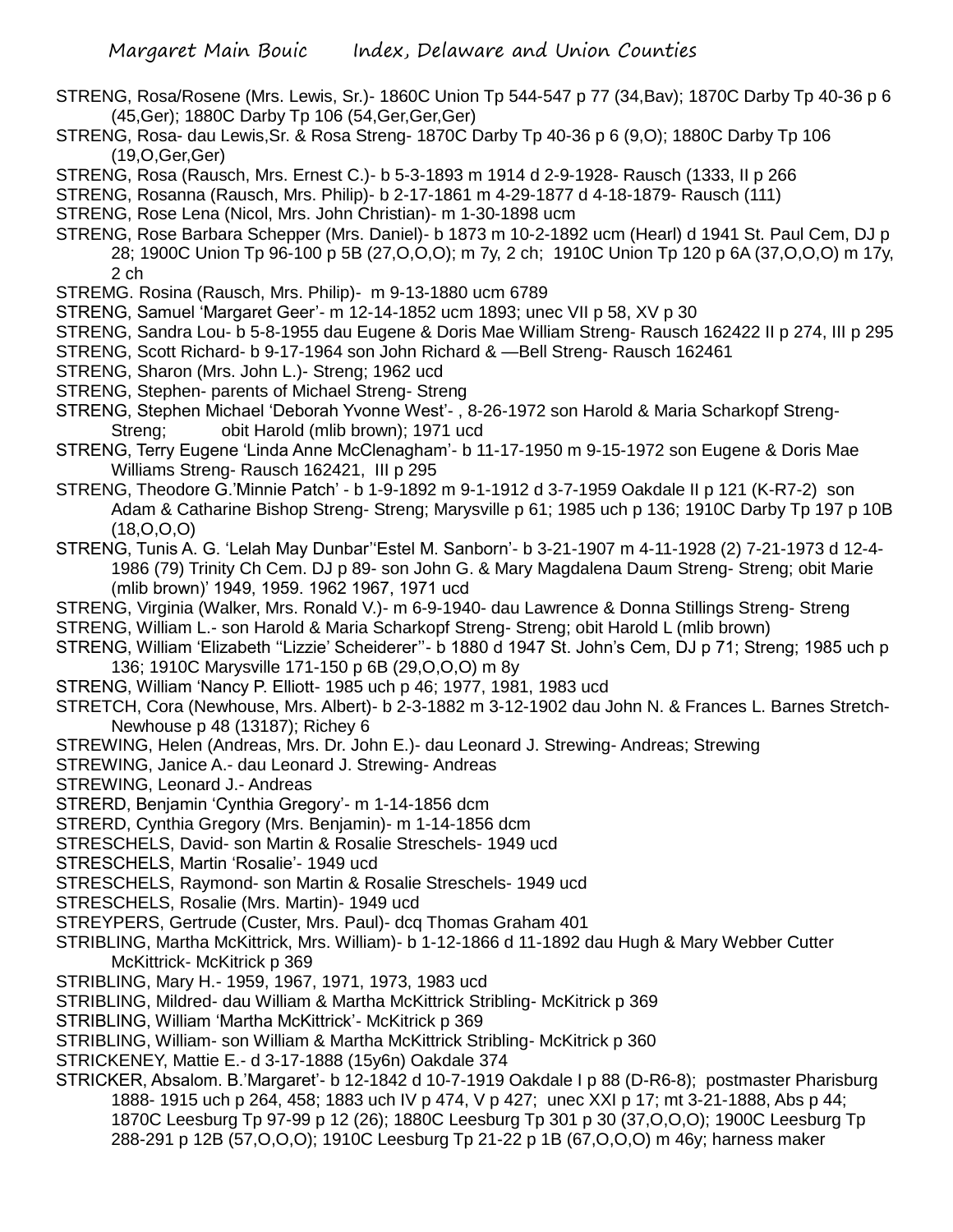STRENG, Rosa/Rosene (Mrs. Lewis, Sr.)- 1860C Union Tp 544-547 p 77 (34,Bav); 1870C Darby Tp 40-36 p 6 (45,Ger); 1880C Darby Tp 106 (54,Ger,Ger,Ger)

STRENG, Rosa- dau Lewis,Sr. & Rosa Streng- 1870C Darby Tp 40-36 p 6 (9,O); 1880C Darby Tp 106 (19,O,Ger,Ger)

STRENG, Rosa (Rausch, Mrs. Ernest C.)- b 5-3-1893 m 1914 d 2-9-1928- Rausch (1333, II p 266

STRENG, Rosanna (Rausch, Mrs. Philip)- b 2-17-1861 m 4-29-1877 d 4-18-1879- Rausch (111)

STRENG, Rose Lena (Nicol, Mrs. John Christian)- m 1-30-1898 ucm

STRENG, Rose Barbara Schepper (Mrs. Daniel)- b 1873 m 10-2-1892 ucm (Hearl) d 1941 St. Paul Cem, DJ p 28; 1900C Union Tp 96-100 p 5B (27,O,O,O); m 7y, 2 ch; 1910C Union Tp 120 p 6A (37,O,O,O) m 17y, 2 ch

STREMG. Rosina (Rausch, Mrs. Philip)- m 9-13-1880 ucm 6789

STRENG, Samuel 'Margaret Geer'- m 12-14-1852 ucm 1893; unec VII p 58, XV p 30

STRENG, Sandra Lou- b 5-8-1955 dau Eugene & Doris Mae William Streng- Rausch 162422 II p 274, III p 295

STRENG, Scott Richard- b 9-17-1964 son John Richard & —Bell Streng- Rausch 162461

STRENG, Sharon (Mrs. John L.)- Streng; 1962 ucd

STRENG, Stephen- parents of Michael Streng- Streng

STRENG, Stephen Michael 'Deborah Yvonne West'- , 8-26-1972 son Harold & Maria Scharkopf Streng- Streng; obit Harold (mlib brown); 1971 ucd

STRENG, Terry Eugene 'Linda Anne McClenagham'- b 11-17-1950 m 9-15-1972 son Eugene & Doris Mae Williams Streng- Rausch 162421, III p 295

STRENG, Theodore G.'Minnie Patch' - b 1-9-1892 m 9-1-1912 d 3-7-1959 Oakdale II p 121 (K-R7-2) son Adam & Catharine Bishop Streng- Streng; Marysville p 61; 1985 uch p 136; 1910C Darby Tp 197 p 10B (18,O,O,O)

STRENG, Tunis A. G. 'Lelah May Dunbar''Estel M. Sanborn'- b 3-21-1907 m 4-11-1928 (2) 7-21-1973 d 12-4-1986 (79) Trinity Ch Cem. DJ p 89- son John G. & Mary Magdalena Daum Streng- Streng; obit Marie (mlib brown)' 1949, 1959. 1962 1967, 1971 ucd

STRENG, Virginia (Walker, Mrs. Ronald V.)- m 6-9-1940- dau Lawrence & Donna Stillings Streng- Streng

STRENG, William L.- son Harold & Maria Scharkopf Streng- Streng; obit Harold L (mlib brown)

STRENG, William 'Elizabeth ''Lizzie' Scheiderer''- b 1880 d 1947 St. John's Cem, DJ p 71; Streng; 1985 uch p 136; 1910C Marysville 171-150 p 6B (29,O,O,O) m 8y

STRENG, William 'Nancy P. Elliott- 1985 uch p 46; 1977, 1981, 1983 ucd

STRETCH, Cora (Newhouse, Mrs. Albert)- b 2-3-1882 m 3-12-1902 dau John N. & Frances L. Barnes Stretch- Newhouse p 48 (13187); Richey 6

STREWING, Helen (Andreas, Mrs. Dr. John E.)- dau Leonard J. Strewing- Andreas; Strewing

STREWING, Janice A.- dau Leonard J. Strewing- Andreas

STREWING, Leonard J.- Andreas

STRERD, Benjamin 'Cynthia Gregory'- m 1-14-1856 dcm

STRERD, Cynthia Gregory (Mrs. Benjamin)- m 1-14-1856 dcm

STRESCHELS, David- son Martin & Rosalie Streschels- 1949 ucd

STRESCHELS, Martin 'Rosalie'- 1949 ucd

STRESCHELS, Raymond- son Martin & Rosalie Streschels- 1949 ucd

STRESCHELS, Rosalie (Mrs. Martin)- 1949 ucd

STREYPERS, Gertrude (Custer, Mrs. Paul)- dcq Thomas Graham 401

STRIBLING, Martha McKittrick, Mrs. William)- b 1-12-1866 d 11-1892 dau Hugh & Mary Webber Cutter McKittrick- McKitrick p 369

STRIBLING, Mary H.- 1959, 1967, 1971, 1973, 1983 ucd

STRIBLING, Mildred- dau William & Martha McKittrick Stribling- McKitrick p 369

STRIBLING, William 'Martha McKittrick'- McKitrick p 369

STRIBLING, William- son William & Martha McKittrick Stribling- McKitrick p 360

STRICKENEY, Mattie E.- d 3-17-1888 (15y6n) Oakdale 374

STRICKER, Absalom. B.'Margaret'- b 12-1842 d 10-7-1919 Oakdale I p 88 (D-R6-8); postmaster Pharisburg 1888- 1915 uch p 264, 458; 1883 uch IV p 474, V p 427; unec XXI p 17; mt 3-21-1888, Abs p 44; 1870C Leesburg Tp 97-99 p 12 (26); 1880C Leesburg Tp 301 p 30 (37,O,O,O); 1900C Leesburg Tp 288-291 p 12B (57,O,O,O); 1910C Leesburg Tp 21-22 p 1B (67,O,O,O) m 46y; harness maker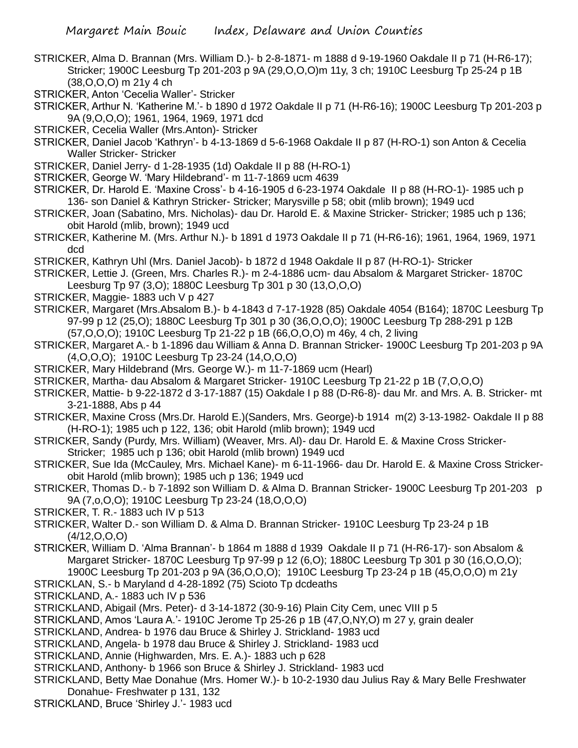STRICKER, Alma D. Brannan (Mrs. William D.)- b 2-8-1871- m 1888 d 9-19-1960 Oakdale II p 71 (H-R6-17); Stricker; 1900C Leesburg Tp 201-203 p 9A (29,O,O,O)m 11y, 3 ch; 1910C Leesburg Tp 25-24 p 1B (38,O,O,O) m 21y 4 ch

STRICKER, Anton 'Cecelia Waller'- Stricker

STRICKER, Arthur N. 'Katherine M.'- b 1890 d 1972 Oakdale II p 71 (H-R6-16); 1900C Leesburg Tp 201-203 p 9A (9,O,O,O); 1961, 1964, 1969, 1971 dcd

STRICKER, Cecelia Waller (Mrs.Anton)- Stricker

STRICKER, Daniel Jacob 'Kathryn'- b 4-13-1869 d 5-6-1968 Oakdale II p 87 (H-RO-1) son Anton & Cecelia Waller Stricker- Stricker

STRICKER, Daniel Jerry- d 1-28-1935 (1d) Oakdale II p 88 (H-RO-1)

STRICKER, George W. 'Mary Hildebrand'- m 11-7-1869 ucm 4639

STRICKER, Dr. Harold E. 'Maxine Cross'- b 4-16-1905 d 6-23-1974 Oakdale II p 88 (H-RO-1)- 1985 uch p 136- son Daniel & Kathryn Stricker- Stricker; Marysville p 58; obit (mlib brown); 1949 ucd

STRICKER, Joan (Sabatino, Mrs. Nicholas)- dau Dr. Harold E. & Maxine Stricker- Stricker; 1985 uch p 136; obit Harold (mlib, brown); 1949 ucd

STRICKER, Katherine M. (Mrs. Arthur N.)- b 1891 d 1973 Oakdale II p 71 (H-R6-16); 1961, 1964, 1969, 1971 dcd

STRICKER, Kathryn Uhl (Mrs. Daniel Jacob)- b 1872 d 1948 Oakdale II p 87 (H-RO-1)- Stricker

STRICKER, Lettie J. (Green, Mrs. Charles R.)- m 2-4-1886 ucm- dau Absalom & Margaret Stricker- 1870C Leesburg Tp 97 (3,O); 1880C Leesburg Tp 301 p 30 (13,O,O,O)

STRICKER, Maggie- 1883 uch V p 427

STRICKER, Margaret (Mrs.Absalom B.)- b 4-1843 d 7-17-1928 (85) Oakdale 4054 (B164); 1870C Leesburg Tp 97-99 p 12 (25,O); 1880C Leesburg Tp 301 p 30 (36,O,O,O); 1900C Leesburg Tp 288-291 p 12B (57,O,O,O); 1910C Leesburg Tp 21-22 p 1B (66,O,O,O) m 46y, 4 ch, 2 living

STRICKER, Margaret A.- b 1-1896 dau William & Anna D. Brannan Stricker- 1900C Leesburg Tp 201-203 p 9A (4,O,O,O); 1910C Leesburg Tp 23-24 (14,O,O,O)

STRICKER, Mary Hildebrand (Mrs. George W.)- m 11-7-1869 ucm (Hearl)

STRICKER, Martha- dau Absalom & Margaret Stricker- 1910C Leesburg Tp 21-22 p 1B (7,O,O,O)

STRICKER, Mattie- b 9-22-1872 d 3-17-1887 (15) Oakdale I p 88 (D-R6-8)- dau Mr. and Mrs. A. B. Stricker- mt 3-21-1888, Abs p 44

STRICKER, Maxine Cross (Mrs.Dr. Harold E.)(Sanders, Mrs. George)-b 1914 m(2) 3-13-1982- Oakdale II p 88 (H-RO-1); 1985 uch p 122, 136; obit Harold (mlib brown); 1949 ucd

STRICKER, Sandy (Purdy, Mrs. William) (Weaver, Mrs. Al)- dau Dr. Harold E. & Maxine Cross Stricker- Stricker; 1985 uch p 136; obit Harold (mlib brown) 1949 ucd

STRICKER, Sue Ida (McCauley, Mrs. Michael Kane)- m 6-11-1966- dau Dr. Harold E. & Maxine Cross Stricker- obit Harold (mlib brown); 1985 uch p 136; 1949 ucd

STRICKER, Thomas D.- b 7-1892 son William D. & Alma D. Brannan Stricker- 1900C Leesburg Tp 201-203 p 9A (7,o,O,O); 1910C Leesburg Tp 23-24 (18,O,O,O)

STRICKER, T. R.- 1883 uch IV p 513

STRICKER, Walter D.- son William D. & Alma D. Brannan Stricker- 1910C Leesburg Tp 23-24 p 1B (4/12,O,O,O)

STRICKER, William D. 'Alma Brannan'- b 1864 m 1888 d 1939 Oakdale II p 71 (H-R6-17)- son Absalom & Margaret Stricker- 1870C Leesburg Tp 97-99 p 12 (6,O); 1880C Leesburg Tp 301 p 30 (16,O,O,O); 1900C Leesburg Tp 201-203 p 9A (36,O,O,O); 1910C Leesburg Tp 23-24 p 1B (45,O,O,O) m 21y

STRICKLAN, S.- b Maryland d 4-28-1892 (75) Scioto Tp dcdeaths

STRICKLAND, A.- 1883 uch IV p 536

STRICKLAND, Abigail (Mrs. Peter)- d 3-14-1872 (30-9-16) Plain City Cem, unec VIII p 5

STRICKLAND, Amos 'Laura A.'- 1910C Jerome Tp 25-26 p 1B (47,O,NY,O) m 27 y, grain dealer

STRICKLAND, Andrea- b 1976 dau Bruce & Shirley J. Strickland- 1983 ucd

STRICKLAND, Angela- b 1978 dau Bruce & Shirley J. Strickland- 1983 ucd

STRICKLAND, Annie (Highwarden, Mrs. E. A.)- 1883 uch p 628

STRICKLAND, Anthony- b 1966 son Bruce & Shirley J. Strickland- 1983 ucd

STRICKLAND, Betty Mae Donahue (Mrs. Homer W.)- b 10-2-1930 dau Julius Ray & Mary Belle Freshwater Donahue- Freshwater p 131, 132

STRICKLAND, Bruce 'Shirley J.'- 1983 ucd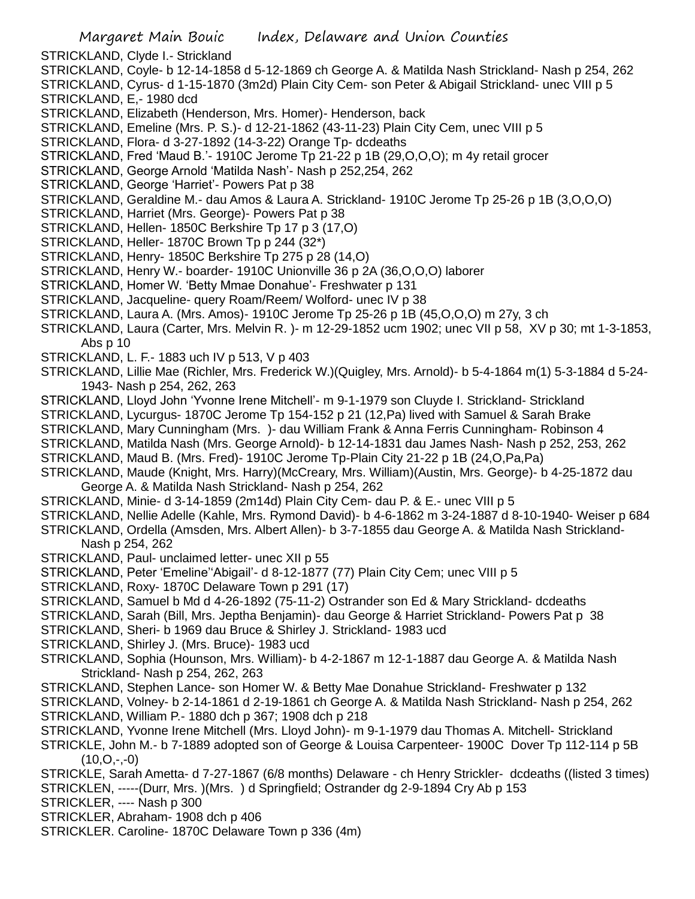STRICKLAND, Clyde I.- Strickland

STRICKLAND, Coyle- b 12-14-1858 d 5-12-1869 ch George A. & Matilda Nash Strickland- Nash p 254, 262

STRICKLAND, Cyrus- d 1-15-1870 (3m2d) Plain City Cem- son Peter & Abigail Strickland- unec VIII p 5

STRICKLAND, E,- 1980 dcd

STRICKLAND, Elizabeth (Henderson, Mrs. Homer)- Henderson, back

STRICKLAND, Emeline (Mrs. P. S.)- d 12-21-1862 (43-11-23) Plain City Cem, unec VIII p 5

STRICKLAND, Flora- d 3-27-1892 (14-3-22) Orange Tp- dcdeaths

STRICKLAND, Fred 'Maud B.'- 1910C Jerome Tp 21-22 p 1B (29,O,O,O); m 4y retail grocer

STRICKLAND, George Arnold 'Matilda Nash'- Nash p 252,254, 262

STRICKLAND, George 'Harriet'- Powers Pat p 38

STRICKLAND, Geraldine M.- dau Amos & Laura A. Strickland- 1910C Jerome Tp 25-26 p 1B (3,O,O,O)

STRICKLAND, Harriet (Mrs. George)- Powers Pat p 38

STRICKLAND, Hellen- 1850C Berkshire Tp 17 p 3 (17,O)

STRICKLAND, Heller- 1870C Brown Tp p 244 (32*)

STRICKLAND, Henry- 1850C Berkshire Tp 275 p 28 (14,O)

STRICKLAND, Henry W.- boarder- 1910C Unionville 36 p 2A (36,O,O,O) laborer

STRICKLAND, Homer W. 'Betty Mmae Donahue'- Freshwater p 131

STRICKLAND, Jacqueline- query Roam/Reem/ Wolford- unec IV p 38

STRICKLAND, Laura A. (Mrs. Amos)- 1910C Jerome Tp 25-26 p 1B (45,O,O,O) m 27y, 3 ch

STRICKLAND, Laura (Carter, Mrs. Melvin R. )- m 12-29-1852 ucm 1902; unec VII p 58, XV p 30; mt 1-3-1853, Abs p 10

STRICKLAND, L. F.- 1883 uch IV p 513, V p 403

STRICKLAND, Lillie Mae (Richler, Mrs. Frederick W.)(Quigley, Mrs. Arnold)- b 5-4-1864 m(1) 5-3-1884 d 5-24-1943- Nash p 254, 262, 263

STRICKLAND, Lloyd John 'Yvonne Irene Mitchell'- m 9-1-1979 son Cluyde I. Strickland- Strickland

STRICKLAND, Lycurgus- 1870C Jerome Tp 154-152 p 21 (12,Pa) lived with Samuel & Sarah Brake

STRICKLAND, Mary Cunningham (Mrs. )- dau William Frank & Anna Ferris Cunningham- Robinson 4

STRICKLAND, Matilda Nash (Mrs. George Arnold)- b 12-14-1831 dau James Nash- Nash p 252, 253, 262

STRICKLAND, Maud B. (Mrs. Fred)- 1910C Jerome Tp-Plain City 21-22 p 1B (24,O,Pa,Pa)

STRICKLAND, Maude (Knight, Mrs. Harry)(McCreary, Mrs. William)(Austin, Mrs. George)- b 4-25-1872 dau George A. & Matilda Nash Strickland- Nash p 254, 262

STRICKLAND, Minie- d 3-14-1859 (2m14d) Plain City Cem- dau P. & E.- unec VIII p 5

STRICKLAND, Nellie Adelle (Kahle, Mrs. Rymond David)- b 4-6-1862 m 3-24-1887 d 8-10-1940- Weiser p 684

STRICKLAND, Ordella (Amsden, Mrs. Albert Allen)- b 3-7-1855 dau George A. & Matilda Nash Strickland- Nash p 254, 262

STRICKLAND, Paul- unclaimed letter- unec XII p 55

STRICKLAND, Peter 'Emeline''Abigail'- d 8-12-1877 (77) Plain City Cem; unec VIII p 5

STRICKLAND, Roxy- 1870C Delaware Town p 291 (17)

STRICKLAND, Samuel b Md d 4-26-1892 (75-11-2) Ostrander son Ed & Mary Strickland- dcdeaths

STRICKLAND, Sarah (Bill, Mrs. Jeptha Benjamin)- dau George & Harriet Strickland- Powers Pat p 38

STRICKLAND, Sheri- b 1969 dau Bruce & Shirley J. Strickland- 1983 ucd

STRICKLAND, Shirley J. (Mrs. Bruce)- 1983 ucd

STRICKLAND, Sophia (Hounson, Mrs. William)- b 4-2-1867 m 12-1-1887 dau George A. & Matilda Nash Strickland- Nash p 254, 262, 263

STRICKLAND, Stephen Lance- son Homer W. & Betty Mae Donahue Strickland- Freshwater p 132

STRICKLAND, Volney- b 2-14-1861 d 2-19-1861 ch George A. & Matilda Nash Strickland- Nash p 254, 262

STRICKLAND, William P.- 1880 dch p 367; 1908 dch p 218

STRICKLAND, Yvonne Irene Mitchell (Mrs. Lloyd John)- m 9-1-1979 dau Thomas A. Mitchell- Strickland

STRICKLE, John M.- b 7-1889 adopted son of George & Louisa Carpenteer- 1900C Dover Tp 112-114 p 5B (10,O,-,-0)

STRICKLE, Sarah Ametta- d 7-27-1867 (6/8 months) Delaware - ch Henry Strickler- dcdeaths ((listed 3 times)

STRICKLEN, -----(Durr, Mrs. )(Mrs. ) d Springfield; Ostrander dg 2-9-1894 Cry Ab p 153

STRICKLER, ---- Nash p 300

STRICKLER, Abraham- 1908 dch p 406

STRICKLER. Caroline- 1870C Delaware Town p 336 (4m)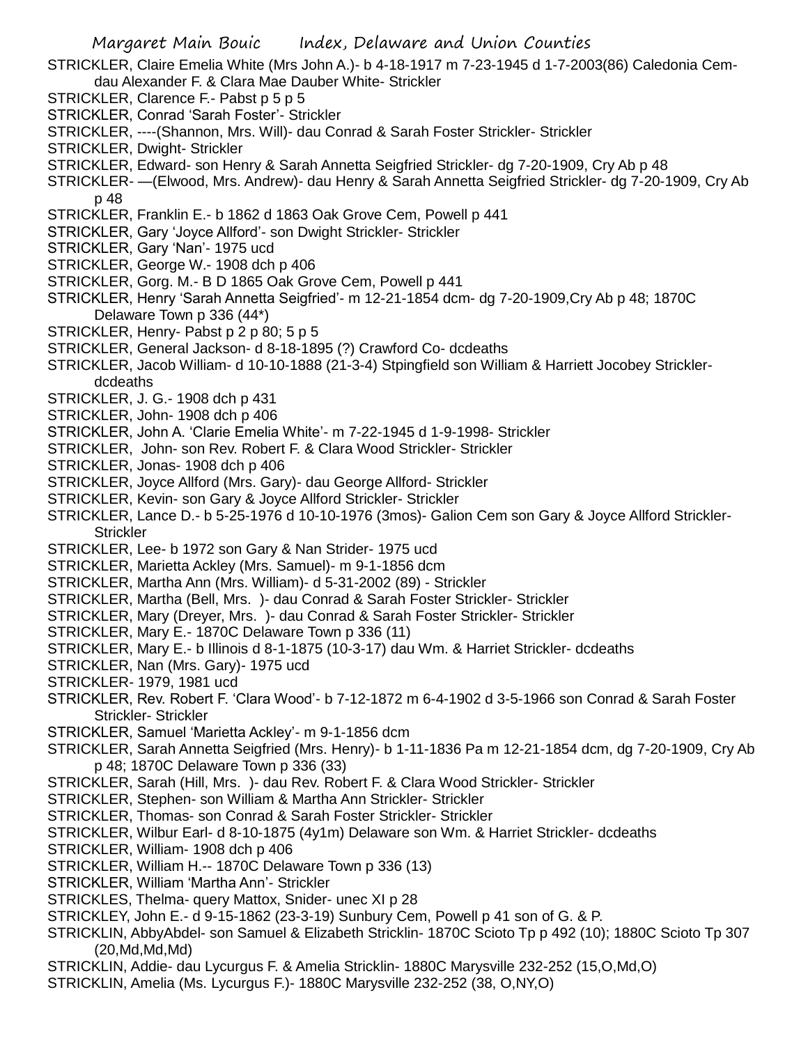STRICKLER, Claire Emelia White (Mrs John A.)- b 4-18-1917 m 7-23-1945 d 1-7-2003(86) Caledonia Cem- dau Alexander F. & Clara Mae Dauber White- Strickler

STRICKLER, Clarence F.- Pabst p 5 p 5

STRICKLER, Conrad 'Sarah Foster'- Strickler

STRICKLER, ----(Shannon, Mrs. Will)- dau Conrad & Sarah Foster Strickler- Strickler

STRICKLER, Dwight- Strickler

STRICKLER, Edward- son Henry & Sarah Annetta Seigfried Strickler- dg 7-20-1909, Cry Ab p 48

STRICKLER- —(Elwood, Mrs. Andrew)- dau Henry & Sarah Annetta Seigfried Strickler- dg 7-20-1909, Cry Ab p 48

STRICKLER, Franklin E.- b 1862 d 1863 Oak Grove Cem, Powell p 441

STRICKLER, Gary 'Joyce Allford'- son Dwight Strickler- Strickler

STRICKLER, Gary 'Nan'- 1975 ucd

STRICKLER, George W.- 1908 dch p 406

STRICKLER, Gorg. M.- B D 1865 Oak Grove Cem, Powell p 441

STRICKLER, Henry 'Sarah Annetta Seigfried'- m 12-21-1854 dcm- dg 7-20-1909,Cry Ab p 48; 1870C Delaware Town p 336 (44*)

STRICKLER, Henry- Pabst p 2 p 80; 5 p 5

STRICKLER, General Jackson- d 8-18-1895 (?) Crawford Co- dcdeaths

STRICKLER, Jacob William- d 10-10-1888 (21-3-4) Stpingfield son William & Harriett Jocobey Strickler- dcdeaths

STRICKLER, J. G.- 1908 dch p 431

STRICKLER, John- 1908 dch p 406

STRICKLER, John A. 'Clarie Emelia White'- m 7-22-1945 d 1-9-1998- Strickler

STRICKLER, John- son Rev. Robert F. & Clara Wood Strickler- Strickler

STRICKLER, Jonas- 1908 dch p 406

STRICKLER, Joyce Allford (Mrs. Gary)- dau George Allford- Strickler

STRICKLER, Kevin- son Gary & Joyce Allford Strickler- Strickler

STRICKLER, Lance D.- b 5-25-1976 d 10-10-1976 (3mos)- Galion Cem son Gary & Joyce Allford Strickler- Strickler

STRICKLER, Lee- b 1972 son Gary & Nan Strider- 1975 ucd

STRICKLER, Marietta Ackley (Mrs. Samuel)- m 9-1-1856 dcm

STRICKLER, Martha Ann (Mrs. William)- d 5-31-2002 (89) - Strickler

STRICKLER, Martha (Bell, Mrs. )- dau Conrad & Sarah Foster Strickler- Strickler

STRICKLER, Mary (Dreyer, Mrs. )- dau Conrad & Sarah Foster Strickler- Strickler

STRICKLER, Mary E.- 1870C Delaware Town p 336 (11)

STRICKLER, Mary E.- b Illinois d 8-1-1875 (10-3-17) dau Wm. & Harriet Strickler- dcdeaths

STRICKLER, Nan (Mrs. Gary)- 1975 ucd

STRICKLER- 1979, 1981 ucd

STRICKLER, Rev. Robert F. 'Clara Wood'- b 7-12-1872 m 6-4-1902 d 3-5-1966 son Conrad & Sarah Foster Strickler- Strickler

STRICKLER, Samuel 'Marietta Ackley'- m 9-1-1856 dcm

STRICKLER, Sarah Annetta Seigfried (Mrs. Henry)- b 1-11-1836 Pa m 12-21-1854 dcm, dg 7-20-1909, Cry Ab p 48; 1870C Delaware Town p 336 (33)

STRICKLER, Sarah (Hill, Mrs. )- dau Rev. Robert F. & Clara Wood Strickler- Strickler

STRICKLER, Stephen- son William & Martha Ann Strickler- Strickler

STRICKLER, Thomas- son Conrad & Sarah Foster Strickler- Strickler

STRICKLER, Wilbur Earl- d 8-10-1875 (4y1m) Delaware son Wm. & Harriet Strickler- dcdeaths

STRICKLER, William- 1908 dch p 406

STRICKLER, William H.-- 1870C Delaware Town p 336 (13)

STRICKLER, William 'Martha Ann'- Strickler

STRICKLES, Thelma- query Mattox, Snider- unec XI p 28

STRICKLEY, John E.- d 9-15-1862 (23-3-19) Sunbury Cem, Powell p 41 son of G. & P.

STRICKLIN, AbbyAbdel- son Samuel & Elizabeth Stricklin- 1870C Scioto Tp p 492 (10); 1880C Scioto Tp 307 (20,Md,Md,Md)

STRICKLIN, Addie- dau Lycurgus F. & Amelia Stricklin- 1880C Marysville 232-252 (15,O,Md,O)

STRICKLIN, Amelia (Ms. Lycurgus F.)- 1880C Marysville 232-252 (38, O,NY,O)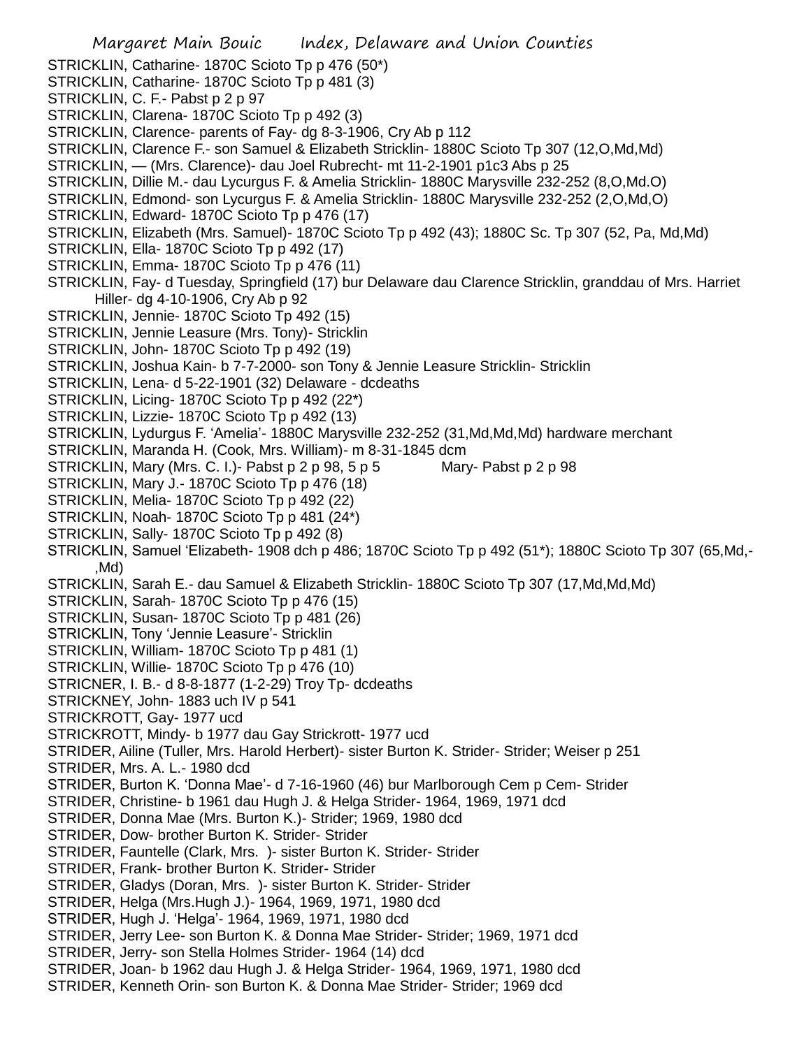STRICKLIN, Catharine- 1870C Scioto Tp p 476 (50*)
STRICKLIN, Catharine- 1870C Scioto Tp p 481 (3)
STRICKLIN, C. F.- Pabst p 2 p 97
STRICKLIN, Clarena- 1870C Scioto Tp p 492 (3)
STRICKLIN, Clarence- parents of Fay- dg 8-3-1906, Cry Ab p 112
STRICKLIN, Clarence F.- son Samuel & Elizabeth Stricklin- 1880C Scioto Tp 307 (12,O,Md,Md)
STRICKLIN, — (Mrs. Clarence)- dau Joel Rubrecht- mt 11-2-1901 p1c3 Abs p 25
STRICKLIN, Dillie M.- dau Lycurgus F. & Amelia Stricklin- 1880C Marysville 232-252 (8,O,Md.O)
STRICKLIN, Edmond- son Lycurgus F. & Amelia Stricklin- 1880C Marysville 232-252 (2,O,Md,O)
STRICKLIN, Edward- 1870C Scioto Tp p 476 (17)
STRICKLIN, Elizabeth (Mrs. Samuel)- 1870C Scioto Tp p 492 (43); 1880C Sc. Tp 307 (52, Pa, Md,Md)
STRICKLIN, Ella- 1870C Scioto Tp p 492 (17)
STRICKLIN, Emma- 1870C Scioto Tp p 476 (11)
STRICKLIN, Fay- d Tuesday, Springfield (17) bur Delaware dau Clarence Stricklin, granddau of Mrs. Harriet Hiller- dg 4-10-1906, Cry Ab p 92
STRICKLIN, Jennie- 1870C Scioto Tp p 492 (15)
STRICKLIN, Jennie Leasure (Mrs. Tony)- Stricklin
STRICKLIN, John- 1870C Scioto Tp p 492 (19)
STRICKLIN, Joshua Kain- b 7-7-2000- son Tony & Jennie Leasure Stricklin- Stricklin
STRICKLIN, Lena- d 5-22-1901 (32) Delaware - dcdeaths
STRICKLIN, Licing- 1870C Scioto Tp p 492 (22*)
STRICKLIN, Lizzie- 1870C Scioto Tp p 492 (13)
STRICKLIN, Lydurgus F. 'Amelia'- 1880C Marysville 232-252 (31,Md,Md,Md) hardware merchant
STRICKLIN, Maranda H. (Cook, Mrs. William)- m 8-31-1845 dcm
STRICKLIN, Mary (Mrs. C. I.)- Pabst p 2 p 98, 5 p 5 Mary- Pabst p 2 p 98
STRICKLIN, Mary J.- 1870C Scioto Tp p 476 (18)
STRICKLIN, Melia- 1870C Scioto Tp p 492 (22)
STRICKLIN, Noah- 1870C Scioto Tp p 481 (24*)
STRICKLIN, Sally- 1870C Scioto Tp p 492 (8)
STRICKLIN, Samuel 'Elizabeth- 1908 dch p 486; 1870C Scioto Tp p 492 (51*); 1880C Scioto Tp 307 (65,Md,-,Md)
STRICKLIN, Sarah E.- dau Samuel & Elizabeth Stricklin- 1880C Scioto Tp 307 (17,Md,Md,Md)
STRICKLIN, Sarah- 1870C Scioto Tp p 476 (15)
STRICKLIN, Susan- 1870C Scioto Tp p 481 (26)
STRICKLIN, Tony 'Jennie Leasure'- Stricklin
STRICKLIN, William- 1870C Scioto Tp p 481 (1)
STRICKLIN, Willie- 1870C Scioto Tp p 476 (10)
STRICNER, I. B.- d 8-8-1877 (1-2-29) Troy Tp- dcdeaths
STRICKNEY, John- 1883 uch IV p 541
STRICKROTT, Gay- 1977 ucd
STRICKROTT, Mindy- b 1977 dau Gay Strickrott- 1977 ucd
STRIDER, Ailine (Tuller, Mrs. Harold Herbert)- sister Burton K. Strider- Strider; Weiser p 251
STRIDER, Mrs. A. L.- 1980 dcd
STRIDER, Burton K. 'Donna Mae'- d 7-16-1960 (46) bur Marlborough Cem p Cem- Strider
STRIDER, Christine- b 1961 dau Hugh J. & Helga Strider- 1964, 1969, 1971 dcd
STRIDER, Donna Mae (Mrs. Burton K.)- Strider; 1969, 1980 dcd
STRIDER, Dow- brother Burton K. Strider- Strider
STRIDER, Fauntelle (Clark, Mrs. )- sister Burton K. Strider- Strider
STRIDER, Frank- brother Burton K. Strider- Strider
STRIDER, Gladys (Doran, Mrs. )- sister Burton K. Strider- Strider
STRIDER, Helga (Mrs.Hugh J.)- 1964, 1969, 1971, 1980 dcd
STRIDER, Hugh J. 'Helga'- 1964, 1969, 1971, 1980 dcd
STRIDER, Jerry Lee- son Burton K. & Donna Mae Strider- Strider; 1969, 1971 dcd
STRIDER, Jerry- son Stella Holmes Strider- 1964 (14) dcd
STRIDER, Joan- b 1962 dau Hugh J. & Helga Strider- 1964, 1969, 1971, 1980 dcd
STRIDER, Kenneth Orin- son Burton K. & Donna Mae Strider- Strider; 1969 dcd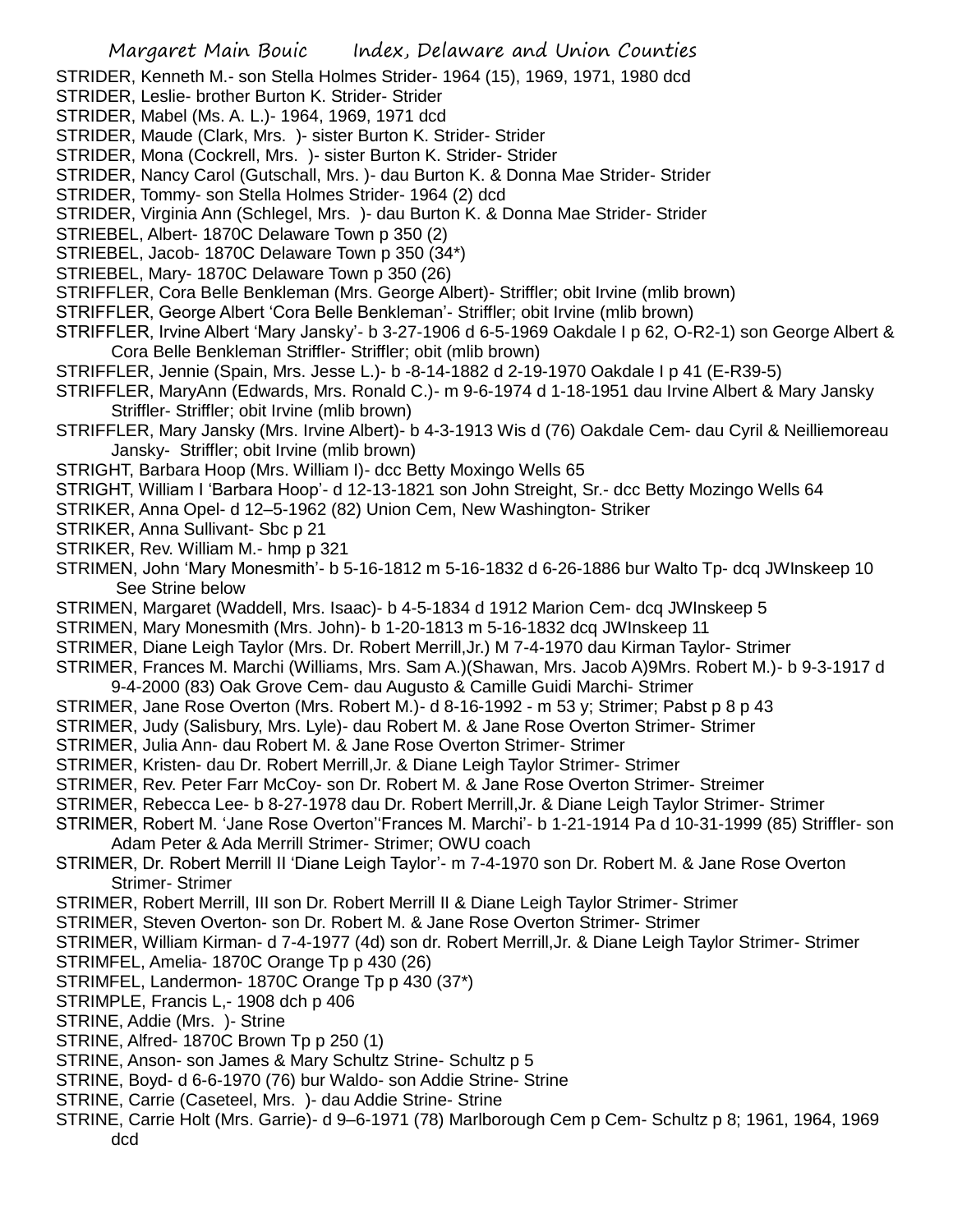STRIDER, Kenneth M.- son Stella Holmes Strider- 1964 (15), 1969, 1971, 1980 dcd

STRIDER, Leslie- brother Burton K. Strider- Strider

STRIDER, Mabel (Ms. A. L.)- 1964, 1969, 1971 dcd

STRIDER, Maude (Clark, Mrs. )- sister Burton K. Strider- Strider

STRIDER, Mona (Cockrell, Mrs. )- sister Burton K. Strider- Strider

STRIDER, Nancy Carol (Gutschall, Mrs. )- dau Burton K. & Donna Mae Strider- Strider

STRIDER, Tommy- son Stella Holmes Strider- 1964 (2) dcd

STRIDER, Virginia Ann (Schlegel, Mrs. )- dau Burton K. & Donna Mae Strider- Strider

STRIEBEL, Albert- 1870C Delaware Town p 350 (2)

STRIEBEL, Jacob- 1870C Delaware Town p 350 (34*)

STRIEBEL, Mary- 1870C Delaware Town p 350 (26)

STRIFFLER, Cora Belle Benkleman (Mrs. George Albert)- Striffler; obit Irvine (mlib brown)

STRIFFLER, George Albert 'Cora Belle Benkleman'- Striffler; obit Irvine (mlib brown)

STRIFFLER, Irvine Albert 'Mary Jansky'- b 3-27-1906 d 6-5-1969 Oakdale I p 62, O-R2-1) son George Albert & Cora Belle Benkleman Striffler- Striffler; obit (mlib brown)

STRIFFLER, Jennie (Spain, Mrs. Jesse L.)- b -8-14-1882 d 2-19-1970 Oakdale I p 41 (E-R39-5)

STRIFFLER, MaryAnn (Edwards, Mrs. Ronald C.)- m 9-6-1974 d 1-18-1951 dau Irvine Albert & Mary Jansky Striffler- Striffler; obit Irvine (mlib brown)

STRIFFLER, Mary Jansky (Mrs. Irvine Albert)- b 4-3-1913 Wis d (76) Oakdale Cem- dau Cyril & Neilliemoreau Jansky- Striffler; obit Irvine (mlib brown)

STRIGHT, Barbara Hoop (Mrs. William I)- dcc Betty Moxingo Wells 65

STRIGHT, William I 'Barbara Hoop'- d 12-13-1821 son John Streight, Sr.- dcc Betty Mozingo Wells 64

STRIKER, Anna Opel- d 12–5-1962 (82) Union Cem, New Washington- Striker

STRIKER, Anna Sullivant- Sbc p 21

STRIKER, Rev. William M.- hmp p 321

STRIMEN, John 'Mary Monesmith'- b 5-16-1812 m 5-16-1832 d 6-26-1886 bur Walto Tp- dcq JWInskeep 10 See Strine below

STRIMEN, Margaret (Waddell, Mrs. Isaac)- b 4-5-1834 d 1912 Marion Cem- dcq JWInskeep 5

STRIMEN, Mary Monesmith (Mrs. John)- b 1-20-1813 m 5-16-1832 dcq JWInskeep 11

STRIMER, Diane Leigh Taylor (Mrs. Dr. Robert Merrill,Jr.) M 7-4-1970 dau Kirman Taylor- Strimer

STRIMER, Frances M. Marchi (Williams, Mrs. Sam A.)(Shawan, Mrs. Jacob A)9Mrs. Robert M.)- b 9-3-1917 d 9-4-2000 (83) Oak Grove Cem- dau Augusto & Camille Guidi Marchi- Strimer

STRIMER, Jane Rose Overton (Mrs. Robert M.)- d 8-16-1992 - m 53 y; Strimer; Pabst p 8 p 43

STRIMER, Judy (Salisbury, Mrs. Lyle)- dau Robert M. & Jane Rose Overton Strimer- Strimer

STRIMER, Julia Ann- dau Robert M. & Jane Rose Overton Strimer- Strimer

STRIMER, Kristen- dau Dr. Robert Merrill,Jr. & Diane Leigh Taylor Strimer- Strimer

STRIMER, Rev. Peter Farr McCoy- son Dr. Robert M. & Jane Rose Overton Strimer- Streimer

STRIMER, Rebecca Lee- b 8-27-1978 dau Dr. Robert Merrill,Jr. & Diane Leigh Taylor Strimer- Strimer

STRIMER, Robert M. 'Jane Rose Overton''Frances M. Marchi'- b 1-21-1914 Pa d 10-31-1999 (85) Striffler- son Adam Peter & Ada Merrill Strimer- Strimer; OWU coach

STRIMER, Dr. Robert Merrill II 'Diane Leigh Taylor'- m 7-4-1970 son Dr. Robert M. & Jane Rose Overton Strimer- Strimer

STRIMER, Robert Merrill, III son Dr. Robert Merrill II & Diane Leigh Taylor Strimer- Strimer

STRIMER, Steven Overton- son Dr. Robert M. & Jane Rose Overton Strimer- Strimer

STRIMER, William Kirman- d 7-4-1977 (4d) son dr. Robert Merrill,Jr. & Diane Leigh Taylor Strimer- Strimer

STRIMFEL, Amelia- 1870C Orange Tp p 430 (26)

STRIMFEL, Landermon- 1870C Orange Tp p 430 (37*)

STRIMPLE, Francis L,- 1908 dch p 406

STRINE, Addie (Mrs. )- Strine

STRINE, Alfred- 1870C Brown Tp p 250 (1)

STRINE, Anson- son James & Mary Schultz Strine- Schultz p 5

STRINE, Boyd- d 6-6-1970 (76) bur Waldo- son Addie Strine- Strine

STRINE, Carrie (Caseteel, Mrs. )- dau Addie Strine- Strine

STRINE, Carrie Holt (Mrs. Garrie)- d 9–6-1971 (78) Marlborough Cem p Cem- Schultz p 8; 1961, 1964, 1969 dcd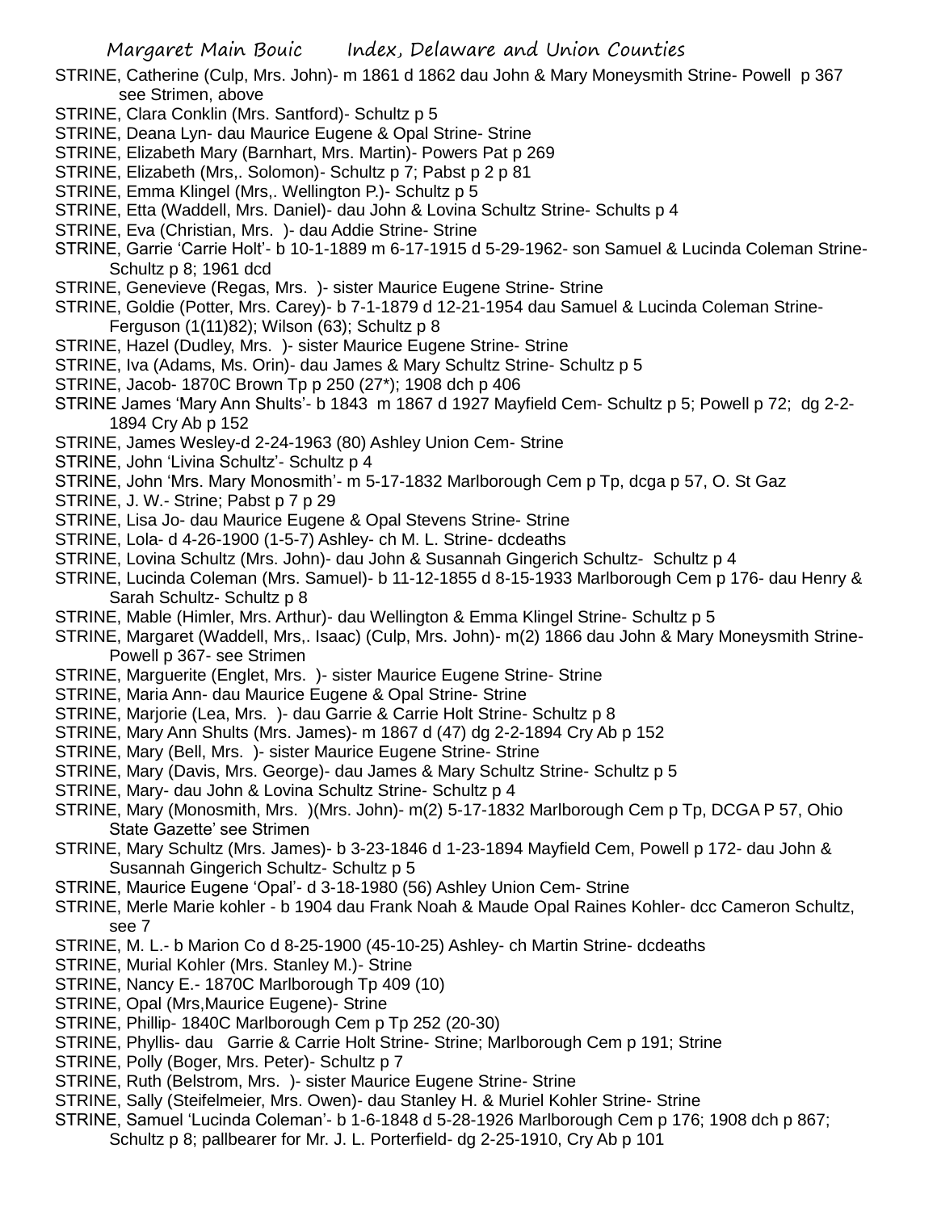STRINE, Catherine (Culp, Mrs. John)- m 1861 d 1862 dau John & Mary Moneysmith Strine- Powell p 367 see Strimen, above

STRINE, Clara Conklin (Mrs. Santford)- Schultz p 5

STRINE, Deana Lyn- dau Maurice Eugene & Opal Strine- Strine

STRINE, Elizabeth Mary (Barnhart, Mrs. Martin)- Powers Pat p 269

STRINE, Elizabeth (Mrs,. Solomon)- Schultz p 7; Pabst p 2 p 81

STRINE, Emma Klingel (Mrs,. Wellington P.)- Schultz p 5

STRINE, Etta (Waddell, Mrs. Daniel)- dau John & Lovina Schultz Strine- Schults p 4

STRINE, Eva (Christian, Mrs. )- dau Addie Strine- Strine

STRINE, Garrie 'Carrie Holt'- b 10-1-1889 m 6-17-1915 d 5-29-1962- son Samuel & Lucinda Coleman Strine- Schultz p 8; 1961 dcd

STRINE, Genevieve (Regas, Mrs. )- sister Maurice Eugene Strine- Strine

STRINE, Goldie (Potter, Mrs. Carey)- b 7-1-1879 d 12-21-1954 dau Samuel & Lucinda Coleman Strine- Ferguson (1(11)82); Wilson (63); Schultz p 8

STRINE, Hazel (Dudley, Mrs. )- sister Maurice Eugene Strine- Strine

STRINE, Iva (Adams, Ms. Orin)- dau James & Mary Schultz Strine- Schultz p 5

STRINE, Jacob- 1870C Brown Tp p 250 (27*); 1908 dch p 406

STRINE James 'Mary Ann Shults'- b 1843 m 1867 d 1927 Mayfield Cem- Schultz p 5; Powell p 72; dg 2-2-1894 Cry Ab p 152

STRINE, James Wesley-d 2-24-1963 (80) Ashley Union Cem- Strine

STRINE, John 'Livina Schultz'- Schultz p 4

STRINE, John 'Mrs. Mary Monosmith'- m 5-17-1832 Marlborough Cem p Tp, dcga p 57, O. St Gaz

STRINE, J. W.- Strine; Pabst p 7 p 29

STRINE, Lisa Jo- dau Maurice Eugene & Opal Stevens Strine- Strine

STRINE, Lola- d 4-26-1900 (1-5-7) Ashley- ch M. L. Strine- dcdeaths

STRINE, Lovina Schultz (Mrs. John)- dau John & Susannah Gingerich Schultz- Schultz p 4

STRINE, Lucinda Coleman (Mrs. Samuel)- b 11-12-1855 d 8-15-1933 Marlborough Cem p 176- dau Henry & Sarah Schultz- Schultz p 8

STRINE, Mable (Himler, Mrs. Arthur)- dau Wellington & Emma Klingel Strine- Schultz p 5

STRINE, Margaret (Waddell, Mrs,. Isaac) (Culp, Mrs. John)- m(2) 1866 dau John & Mary Moneysmith Strine- Powell p 367- see Strimen

STRINE, Marguerite (Englet, Mrs. )- sister Maurice Eugene Strine- Strine

STRINE, Maria Ann- dau Maurice Eugene & Opal Strine- Strine

STRINE, Marjorie (Lea, Mrs. )- dau Garrie & Carrie Holt Strine- Schultz p 8

STRINE, Mary Ann Shults (Mrs. James)- m 1867 d (47) dg 2-2-1894 Cry Ab p 152

STRINE, Mary (Bell, Mrs. )- sister Maurice Eugene Strine- Strine

STRINE, Mary (Davis, Mrs. George)- dau James & Mary Schultz Strine- Schultz p 5

STRINE, Mary- dau John & Lovina Schultz Strine- Schultz p 4

STRINE, Mary (Monosmith, Mrs. )(Mrs. John)- m(2) 5-17-1832 Marlborough Cem p Tp, DCGA P 57, Ohio State Gazette' see Strimen

STRINE, Mary Schultz (Mrs. James)- b 3-23-1846 d 1-23-1894 Mayfield Cem, Powell p 172- dau John & Susannah Gingerich Schultz- Schultz p 5

STRINE, Maurice Eugene 'Opal'- d 3-18-1980 (56) Ashley Union Cem- Strine

STRINE, Merle Marie kohler - b 1904 dau Frank Noah & Maude Opal Raines Kohler- dcc Cameron Schultz, see 7

STRINE, M. L.- b Marion Co d 8-25-1900 (45-10-25) Ashley- ch Martin Strine- dcdeaths

STRINE, Murial Kohler (Mrs. Stanley M.)- Strine

STRINE, Nancy E.- 1870C Marlborough Tp 409 (10)

STRINE, Opal (Mrs,Maurice Eugene)- Strine

STRINE, Phillip- 1840C Marlborough Cem p Tp 252 (20-30)

STRINE, Phyllis- dau Garrie & Carrie Holt Strine- Strine; Marlborough Cem p 191; Strine

STRINE, Polly (Boger, Mrs. Peter)- Schultz p 7

STRINE, Ruth (Belstrom, Mrs. )- sister Maurice Eugene Strine- Strine

STRINE, Sally (Steifelmeier, Mrs. Owen)- dau Stanley H. & Muriel Kohler Strine- Strine

STRINE, Samuel 'Lucinda Coleman'- b 1-6-1848 d 5-28-1926 Marlborough Cem p 176; 1908 dch p 867; Schultz p 8; pallbearer for Mr. J. L. Porterfield- dg 2-25-1910, Cry Ab p 101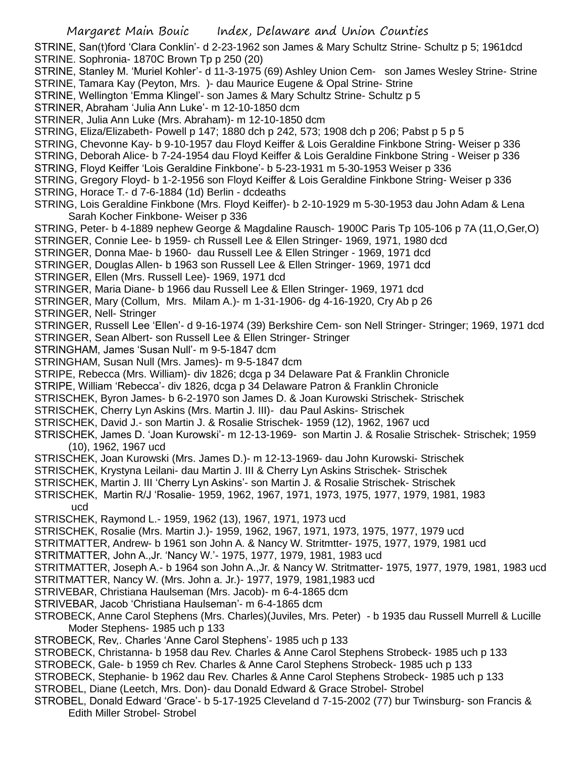STRINE, San(t)ford 'Clara Conklin'- d 2-23-1962 son James & Mary Schultz Strine- Schultz p 5; 1961dcd
STRINE. Sophronia- 1870C Brown Tp p 250 (20)
STRINE, Stanley M. 'Muriel Kohler'- d 11-3-1975 (69) Ashley Union Cem- son James Wesley Strine- Strine
STRINE, Tamara Kay (Peyton, Mrs. )- dau Maurice Eugene & Opal Strine- Strine
STRINE, Wellington 'Emma Klingel'- son James & Mary Schultz Strine- Schultz p 5
STRINER, Abraham 'Julia Ann Luke'- m 12-10-1850 dcm
STRINER, Julia Ann Luke (Mrs. Abraham)- m 12-10-1850 dcm
STRING, Eliza/Elizabeth- Powell p 147; 1880 dch p 242, 573; 1908 dch p 206; Pabst p 5 p 5
STRING, Chevonne Kay- b 9-10-1957 dau Floyd Keiffer & Lois Geraldine Finkbone String- Weiser p 336
STRING, Deborah Alice- b 7-24-1954 dau Floyd Keiffer & Lois Geraldine Finkbone String - Weiser p 336
STRING, Floyd Keiffer 'Lois Geraldine Finkbone'- b 5-23-1931 m 5-30-1953 Weiser p 336
STRING, Gregory Floyd- b 1-2-1956 son Floyd Keiffer & Lois Geraldine Finkbone String- Weiser p 336
STRING, Horace T.- d 7-6-1884 (1d) Berlin - dcdeaths
STRING, Lois Geraldine Finkbone (Mrs. Floyd Keiffer)- b 2-10-1929 m 5-30-1953 dau John Adam & Lena Sarah Kocher Finkbone- Weiser p 336
STRING, Peter- b 4-1889 nephew George & Magdaline Rausch- 1900C Paris Tp 105-106 p 7A (11,O,Ger,O)
STRINGER, Connie Lee- b 1959- ch Russell Lee & Ellen Stringer- 1969, 1971, 1980 dcd
STRINGER, Donna Mae- b 1960- dau Russell Lee & Ellen Stringer - 1969, 1971 dcd
STRINGER, Douglas Allen- b 1963 son Russell Lee & Ellen Stringer- 1969, 1971 dcd
STRINGER, Ellen (Mrs. Russell Lee)- 1969, 1971 dcd
STRINGER, Maria Diane- b 1966 dau Russell Lee & Ellen Stringer- 1969, 1971 dcd
STRINGER, Mary (Collum, Mrs. Milam A.)- m 1-31-1906- dg 4-16-1920, Cry Ab p 26
STRINGER, Nell- Stringer
STRINGER, Russell Lee 'Ellen'- d 9-16-1974 (39) Berkshire Cem- son Nell Stringer- Stringer; 1969, 1971 dcd
STRINGER, Sean Albert- son Russell Lee & Ellen Stringer- Stringer
STRINGHAM, James 'Susan Null'- m 9-5-1847 dcm
STRINGHAM, Susan Null (Mrs. James)- m 9-5-1847 dcm
STRIPE, Rebecca (Mrs. William)- div 1826; dcga p 34 Delaware Pat & Franklin Chronicle
STRIPE, William 'Rebecca'- div 1826, dcga p 34 Delaware Patron & Franklin Chronicle
STRISCHEK, Byron James- b 6-2-1970 son James D. & Joan Kurowski Strischek- Strischek
STRISCHEK, Cherry Lyn Askins (Mrs. Martin J. III)- dau Paul Askins- Strischek
STRISCHEK, David J.- son Martin J. & Rosalie Strischek- 1959 (12), 1962, 1967 ucd
STRISCHEK, James D. 'Joan Kurowski'- m 12-13-1969- son Martin J. & Rosalie Strischek- Strischek; 1959 (10), 1962, 1967 ucd
STRISCHEK, Joan Kurowski (Mrs. James D.)- m 12-13-1969- dau John Kurowski- Strischek
STRISCHEK, Krystyna Leilani- dau Martin J. III & Cherry Lyn Askins Strischek- Strischek
STRISCHEK, Martin J. III 'Cherry Lyn Askins'- son Martin J. & Rosalie Strischek- Strischek
STRISCHEK, Martin R/J 'Rosalie- 1959, 1962, 1967, 1971, 1973, 1975, 1977, 1979, 1981, 1983 ucd
STRISCHEK, Raymond L.- 1959, 1962 (13), 1967, 1971, 1973 ucd
STRISCHEK, Rosalie (Mrs. Martin J.)- 1959, 1962, 1967, 1971, 1973, 1975, 1977, 1979 ucd
STRITMATTER, Andrew- b 1961 son John A. & Nancy W. Stritmtter- 1975, 1977, 1979, 1981 ucd
STRITMATTER, John A.,Jr. 'Nancy W.'- 1975, 1977, 1979, 1981, 1983 ucd
STRITMATTER, Joseph A.- b 1964 son John A.,Jr. & Nancy W. Stritmatter- 1975, 1977, 1979, 1981, 1983 ucd
STRITMATTER, Nancy W. (Mrs. John a. Jr.)- 1977, 1979, 1981,1983 ucd
STRIVEBAR, Christiana Haulseman (Mrs. Jacob)- m 6-4-1865 dcm
STRIVEBAR, Jacob 'Christiana Haulseman'- m 6-4-1865 dcm
STROBECK, Anne Carol Stephens (Mrs. Charles)(Juviles, Mrs. Peter) - b 1935 dau Russell Murrell & Lucille Moder Stephens- 1985 uch p 133
STROBECK, Rev,. Charles 'Anne Carol Stephens'- 1985 uch p 133
STROBECK, Christanna- b 1958 dau Rev. Charles & Anne Carol Stephens Strobeck- 1985 uch p 133
STROBECK, Gale- b 1959 ch Rev. Charles & Anne Carol Stephens Strobeck- 1985 uch p 133
STROBECK, Stephanie- b 1962 dau Rev. Charles & Anne Carol Stephens Strobeck- 1985 uch p 133
STROBEL, Diane (Leetch, Mrs. Don)- dau Donald Edward & Grace Strobel- Strobel
STROBEL, Donald Edward 'Grace'- b 5-17-1925 Cleveland d 7-15-2002 (77) bur Twinsburg- son Francis & Edith Miller Strobel- Strobel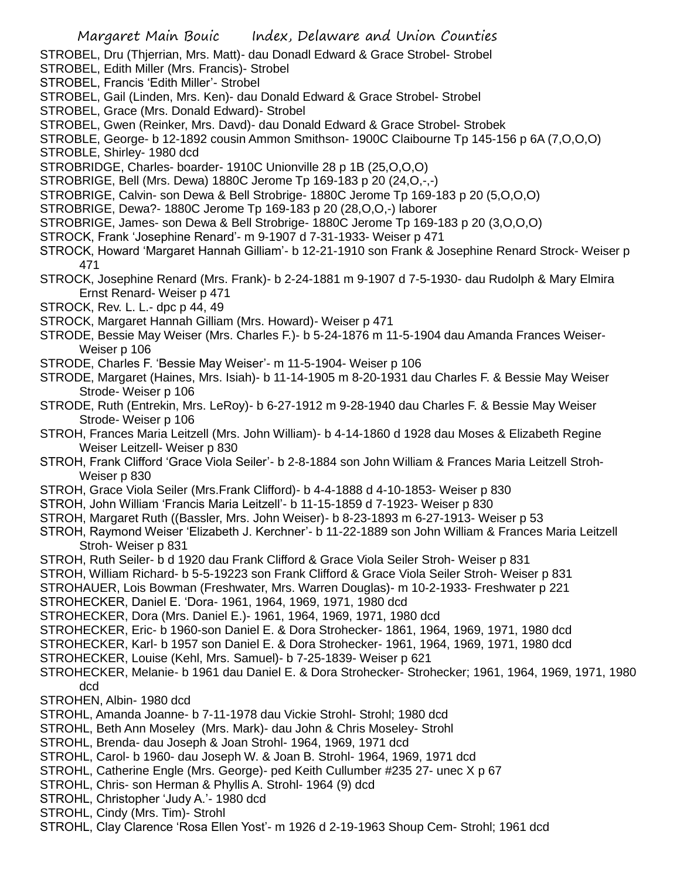STROBEL, Dru (Thjerrian, Mrs. Matt)- dau Donadl Edward & Grace Strobel- Strobel

STROBEL, Edith Miller (Mrs. Francis)- Strobel

STROBEL, Francis 'Edith Miller'- Strobel

STROBEL, Gail (Linden, Mrs. Ken)- dau Donald Edward & Grace Strobel- Strobel

STROBEL, Grace (Mrs. Donald Edward)- Strobel

STROBEL, Gwen (Reinker, Mrs. Davd)- dau Donald Edward & Grace Strobel- Strobek

STROBLE, George- b 12-1892 cousin Ammon Smithson- 1900C Claibourne Tp 145-156 p 6A (7,O,O,O)

STROBLE, Shirley- 1980 dcd

STROBRIDGE, Charles- boarder- 1910C Unionville 28 p 1B (25,O,O,O)

STROBRIGE, Bell (Mrs. Dewa) 1880C Jerome Tp 169-183 p 20 (24,O,-,-)

STROBRIGE, Calvin- son Dewa & Bell Strobrige- 1880C Jerome Tp 169-183 p 20 (5,O,O,O)

STROBRIGE, Dewa?- 1880C Jerome Tp 169-183 p 20 (28,O,O,-) laborer

STROBRIGE, James- son Dewa & Bell Strobrige- 1880C Jerome Tp 169-183 p 20 (3,O,O,O)

STROCK, Frank 'Josephine Renard'- m 9-1907 d 7-31-1933- Weiser p 471

STROCK, Howard 'Margaret Hannah Gilliam'- b 12-21-1910 son Frank & Josephine Renard Strock- Weiser p 471

STROCK, Josephine Renard (Mrs. Frank)- b 2-24-1881 m 9-1907 d 7-5-1930- dau Rudolph & Mary Elmira Ernst Renard- Weiser p 471

STROCK, Rev. L. L.- dpc p 44, 49

STROCK, Margaret Hannah Gilliam (Mrs. Howard)- Weiser p 471

STRODE, Bessie May Weiser (Mrs. Charles F.)- b 5-24-1876 m 11-5-1904 dau Amanda Frances Weiser- Weiser p 106

STRODE, Charles F. 'Bessie May Weiser'- m 11-5-1904- Weiser p 106

STRODE, Margaret (Haines, Mrs. Isiah)- b 11-14-1905 m 8-20-1931 dau Charles F. & Bessie May Weiser Strode- Weiser p 106

STRODE, Ruth (Entrekin, Mrs. LeRoy)- b 6-27-1912 m 9-28-1940 dau Charles F. & Bessie May Weiser Strode- Weiser p 106

STROH, Frances Maria Leitzell (Mrs. John William)- b 4-14-1860 d 1928 dau Moses & Elizabeth Regine Weiser Leitzell- Weiser p 830

STROH, Frank Clifford 'Grace Viola Seiler'- b 2-8-1884 son John William & Frances Maria Leitzell Stroh- Weiser p 830

STROH, Grace Viola Seiler (Mrs.Frank Clifford)- b 4-4-1888 d 4-10-1853- Weiser p 830

STROH, John William 'Francis Maria Leitzell'- b 11-15-1859 d 7-1923- Weiser p 830

STROH, Margaret Ruth ((Bassler, Mrs. John Weiser)- b 8-23-1893 m 6-27-1913- Weiser p 53

STROH, Raymond Weiser 'Elizabeth J. Kerchner'- b 11-22-1889 son John William & Frances Maria Leitzell Stroh- Weiser p 831

STROH, Ruth Seiler- b d 1920 dau Frank Clifford & Grace Viola Seiler Stroh- Weiser p 831

STROH, William Richard- b 5-5-19223 son Frank Clifford & Grace Viola Seiler Stroh- Weiser p 831

STROHAUER, Lois Bowman (Freshwater, Mrs. Warren Douglas)- m 10-2-1933- Freshwater p 221

STROHECKER, Daniel E. 'Dora- 1961, 1964, 1969, 1971, 1980 dcd

STROHECKER, Dora (Mrs. Daniel E.)- 1961, 1964, 1969, 1971, 1980 dcd

STROHECKER, Eric- b 1960-son Daniel E. & Dora Strohecker- 1861, 1964, 1969, 1971, 1980 dcd

STROHECKER, Karl- b 1957 son Daniel E. & Dora Strohecker- 1961, 1964, 1969, 1971, 1980 dcd

STROHECKER, Louise (Kehl, Mrs. Samuel)- b 7-25-1839- Weiser p 621

STROHECKER, Melanie- b 1961 dau Daniel E. & Dora Strohecker- Strohecker; 1961, 1964, 1969, 1971, 1980 dcd

STROHEN, Albin- 1980 dcd

STROHL, Amanda Joanne- b 7-11-1978 dau Vickie Strohl- Strohl; 1980 dcd

STROHL, Beth Ann Moseley (Mrs. Mark)- dau John & Chris Moseley- Strohl

STROHL, Brenda- dau Joseph & Joan Strohl- 1964, 1969, 1971 dcd

STROHL, Carol- b 1960- dau Joseph W. & Joan B. Strohl- 1964, 1969, 1971 dcd

STROHL, Catherine Engle (Mrs. George)- ped Keith Cullumber #235 27- unec X p 67

STROHL, Chris- son Herman & Phyllis A. Strohl- 1964 (9) dcd

STROHL, Christopher 'Judy A.'- 1980 dcd

STROHL, Cindy (Mrs. Tim)- Strohl

STROHL, Clay Clarence 'Rosa Ellen Yost'- m 1926 d 2-19-1963 Shoup Cem- Strohl; 1961 dcd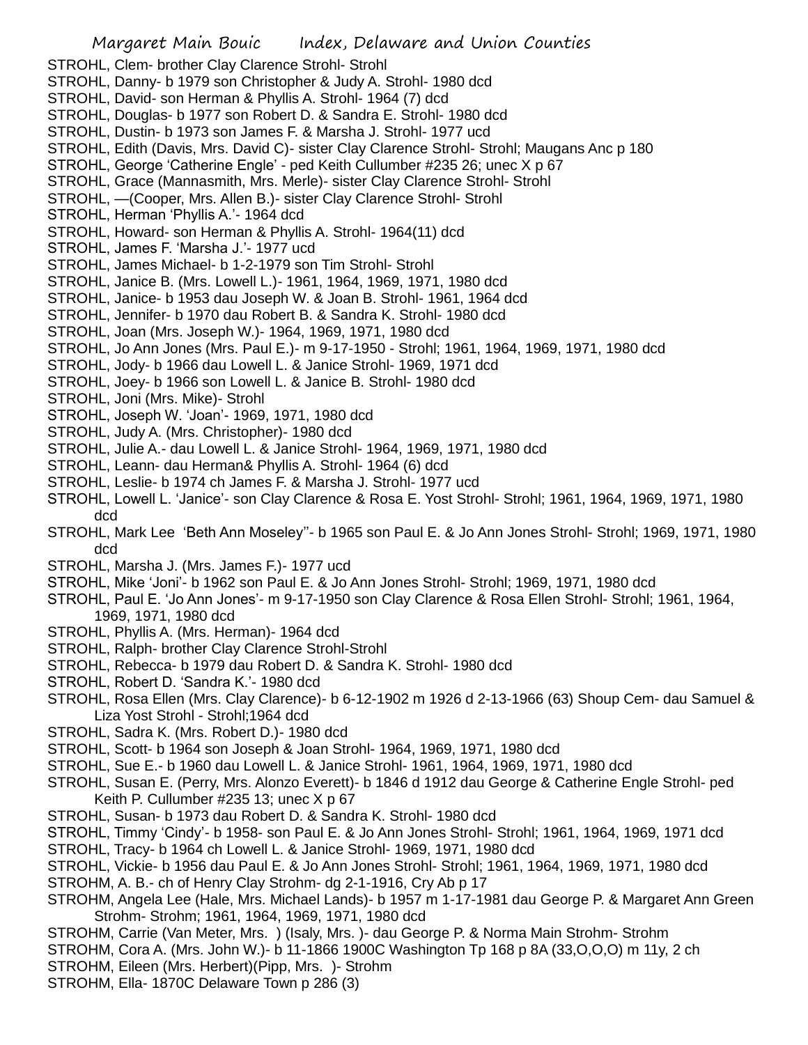STROHL, Clem- brother Clay Clarence Strohl- Strohl
STROHL, Danny- b 1979 son Christopher & Judy A. Strohl- 1980 dcd
STROHL, David- son Herman & Phyllis A. Strohl- 1964 (7) dcd
STROHL, Douglas- b 1977 son Robert D. & Sandra E. Strohl- 1980 dcd
STROHL, Dustin- b 1973 son James F. & Marsha J. Strohl- 1977 ucd
STROHL, Edith (Davis, Mrs. David C)- sister Clay Clarence Strohl- Strohl; Maugans Anc p 180
STROHL, George 'Catherine Engle' - ped Keith Cullumber #235 26; unec X p 67
STROHL, Grace (Mannasmith, Mrs. Merle)- sister Clay Clarence Strohl- Strohl
STROHL, —(Cooper, Mrs. Allen B.)- sister Clay Clarence Strohl- Strohl
STROHL, Herman 'Phyllis A.'- 1964 dcd
STROHL, Howard- son Herman & Phyllis A. Strohl- 1964(11) dcd
STROHL, James F. 'Marsha J.'- 1977 ucd
STROHL, James Michael- b 1-2-1979 son Tim Strohl- Strohl
STROHL, Janice B. (Mrs. Lowell L.)- 1961, 1964, 1969, 1971, 1980 dcd
STROHL, Janice- b 1953 dau Joseph W. & Joan B. Strohl- 1961, 1964 dcd
STROHL, Jennifer- b 1970 dau Robert B. & Sandra K. Strohl- 1980 dcd
STROHL, Joan (Mrs. Joseph W.)- 1964, 1969, 1971, 1980 dcd
STROHL, Jo Ann Jones (Mrs. Paul E.)- m 9-17-1950 - Strohl; 1961, 1964, 1969, 1971, 1980 dcd
STROHL, Jody- b 1966 dau Lowell L. & Janice Strohl- 1969, 1971 dcd
STROHL, Joey- b 1966 son Lowell L. & Janice B. Strohl- 1980 dcd
STROHL, Joni (Mrs. Mike)- Strohl
STROHL, Joseph W. 'Joan'- 1969, 1971, 1980 dcd
STROHL, Judy A. (Mrs. Christopher)- 1980 dcd
STROHL, Julie A.- dau Lowell L. & Janice Strohl- 1964, 1969, 1971, 1980 dcd
STROHL, Leann- dau Herman& Phyllis A. Strohl- 1964 (6) dcd
STROHL, Leslie- b 1974 ch James F. & Marsha J. Strohl- 1977 ucd
STROHL, Lowell L. 'Janice'- son Clay Clarence & Rosa E. Yost Strohl- Strohl; 1961, 1964, 1969, 1971, 1980 dcd
STROHL, Mark Lee 'Beth Ann Moseley''- b 1965 son Paul E. & Jo Ann Jones Strohl- Strohl; 1969, 1971, 1980 dcd
STROHL, Marsha J. (Mrs. James F.)- 1977 ucd
STROHL, Mike 'Joni'- b 1962 son Paul E. & Jo Ann Jones Strohl- Strohl; 1969, 1971, 1980 dcd
STROHL, Paul E. 'Jo Ann Jones'- m 9-17-1950 son Clay Clarence & Rosa Ellen Strohl- Strohl; 1961, 1964, 1969, 1971, 1980 dcd
STROHL, Phyllis A. (Mrs. Herman)- 1964 dcd
STROHL, Ralph- brother Clay Clarence Strohl-Strohl
STROHL, Rebecca- b 1979 dau Robert D. & Sandra K. Strohl- 1980 dcd
STROHL, Robert D. 'Sandra K.'- 1980 dcd
STROHL, Rosa Ellen (Mrs. Clay Clarence)- b 6-12-1902 m 1926 d 2-13-1966 (63) Shoup Cem- dau Samuel & Liza Yost Strohl - Strohl;1964 dcd
STROHL, Sadra K. (Mrs. Robert D.)- 1980 dcd
STROHL, Scott- b 1964 son Joseph & Joan Strohl- 1964, 1969, 1971, 1980 dcd
STROHL, Sue E.- b 1960 dau Lowell L. & Janice Strohl- 1961, 1964, 1969, 1971, 1980 dcd
STROHL, Susan E. (Perry, Mrs. Alonzo Everett)- b 1846 d 1912 dau George & Catherine Engle Strohl- ped Keith P. Cullumber #235 13; unec X p 67
STROHL, Susan- b 1973 dau Robert D. & Sandra K. Strohl- 1980 dcd
STROHL, Timmy 'Cindy'- b 1958- son Paul E. & Jo Ann Jones Strohl- Strohl; 1961, 1964, 1969, 1971 dcd
STROHL, Tracy- b 1964 ch Lowell L. & Janice Strohl- 1969, 1971, 1980 dcd
STROHL, Vickie- b 1956 dau Paul E. & Jo Ann Jones Strohl- Strohl; 1961, 1964, 1969, 1971, 1980 dcd
STROHM, A. B.- ch of Henry Clay Strohm- dg 2-1-1916, Cry Ab p 17
STROHM, Angela Lee (Hale, Mrs. Michael Lands)- b 1957 m 1-17-1981 dau George P. & Margaret Ann Green Strohm- Strohm; 1961, 1964, 1969, 1971, 1980 dcd
STROHM, Carrie (Van Meter, Mrs. ) (Isaly, Mrs. )- dau George P. & Norma Main Strohm- Strohm
STROHM, Cora A. (Mrs. John W.)- b 11-1866 1900C Washington Tp 168 p 8A (33,O,O,O) m 11y, 2 ch
STROHM, Eileen (Mrs. Herbert)(Pipp, Mrs. )- Strohm
STROHM, Ella- 1870C Delaware Town p 286 (3)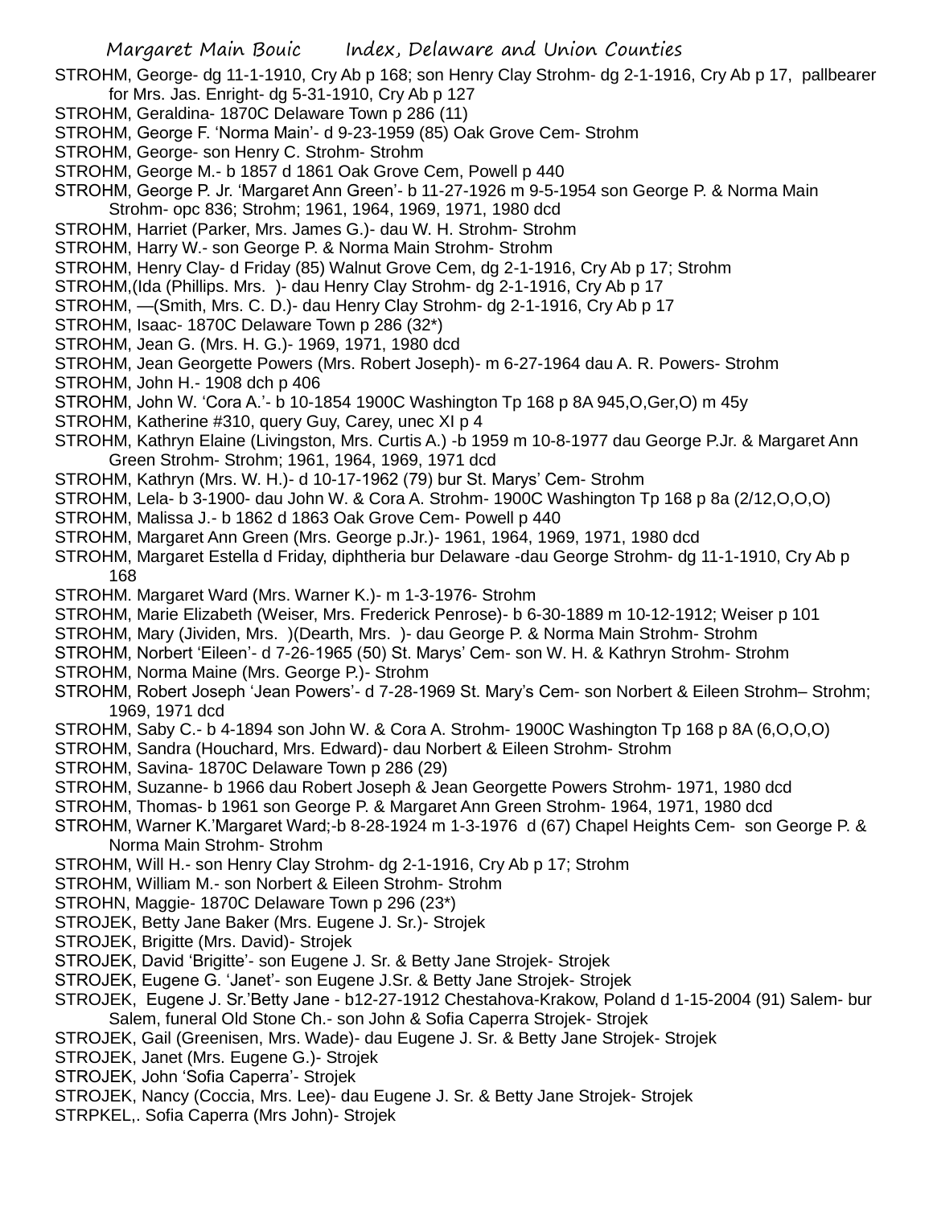STROHM, George- dg 11-1-1910, Cry Ab p 168; son Henry Clay Strohm- dg 2-1-1916, Cry Ab p 17, pallbearer for Mrs. Jas. Enright- dg 5-31-1910, Cry Ab p 127

STROHM, Geraldina- 1870C Delaware Town p 286 (11)

STROHM, George F. 'Norma Main'- d 9-23-1959 (85) Oak Grove Cem- Strohm

STROHM, George- son Henry C. Strohm- Strohm

STROHM, George M.- b 1857 d 1861 Oak Grove Cem, Powell p 440

STROHM, George P. Jr. 'Margaret Ann Green'- b 11-27-1926 m 9-5-1954 son George P. & Norma Main Strohm- opc 836; Strohm; 1961, 1964, 1969, 1971, 1980 dcd

STROHM, Harriet (Parker, Mrs. James G.)- dau W. H. Strohm- Strohm

STROHM, Harry W.- son George P. & Norma Main Strohm- Strohm

STROHM, Henry Clay- d Friday (85) Walnut Grove Cem, dg 2-1-1916, Cry Ab p 17; Strohm

STROHM,(Ida (Phillips. Mrs. )- dau Henry Clay Strohm- dg 2-1-1916, Cry Ab p 17

STROHM, —(Smith, Mrs. C. D.)- dau Henry Clay Strohm- dg 2-1-1916, Cry Ab p 17

STROHM, Isaac- 1870C Delaware Town p 286 (32*)

STROHM, Jean G. (Mrs. H. G.)- 1969, 1971, 1980 dcd

STROHM, Jean Georgette Powers (Mrs. Robert Joseph)- m 6-27-1964 dau A. R. Powers- Strohm

STROHM, John H.- 1908 dch p 406

STROHM, John W. 'Cora A.'- b 10-1854 1900C Washington Tp 168 p 8A 945,O,Ger,O) m 45y

STROHM, Katherine #310, query Guy, Carey, unec XI p 4

STROHM, Kathryn Elaine (Livingston, Mrs. Curtis A.) -b 1959 m 10-8-1977 dau George P.Jr. & Margaret Ann Green Strohm- Strohm; 1961, 1964, 1969, 1971 dcd

STROHM, Kathryn (Mrs. W. H.)- d 10-17-1962 (79) bur St. Marys' Cem- Strohm

STROHM, Lela- b 3-1900- dau John W. & Cora A. Strohm- 1900C Washington Tp 168 p 8a (2/12,O,O,O)

STROHM, Malissa J.- b 1862 d 1863 Oak Grove Cem- Powell p 440

STROHM, Margaret Ann Green (Mrs. George p.Jr.)- 1961, 1964, 1969, 1971, 1980 dcd

STROHM, Margaret Estella d Friday, diphtheria bur Delaware -dau George Strohm- dg 11-1-1910, Cry Ab p 168

STROHM. Margaret Ward (Mrs. Warner K.)- m 1-3-1976- Strohm

STROHM, Marie Elizabeth (Weiser, Mrs. Frederick Penrose)- b 6-30-1889 m 10-12-1912; Weiser p 101

STROHM, Mary (Jividen, Mrs. )(Dearth, Mrs. )- dau George P. & Norma Main Strohm- Strohm

STROHM, Norbert 'Eileen'- d 7-26-1965 (50) St. Marys' Cem- son W. H. & Kathryn Strohm- Strohm

STROHM, Norma Maine (Mrs. George P.)- Strohm

STROHM, Robert Joseph 'Jean Powers'- d 7-28-1969 St. Mary's Cem- son Norbert & Eileen Strohm– Strohm; 1969, 1971 dcd

STROHM, Saby C.- b 4-1894 son John W. & Cora A. Strohm- 1900C Washington Tp 168 p 8A (6,O,O,O)

STROHM, Sandra (Houchard, Mrs. Edward)- dau Norbert & Eileen Strohm- Strohm

STROHM, Savina- 1870C Delaware Town p 286 (29)

STROHM, Suzanne- b 1966 dau Robert Joseph & Jean Georgette Powers Strohm- 1971, 1980 dcd

STROHM, Thomas- b 1961 son George P. & Margaret Ann Green Strohm- 1964, 1971, 1980 dcd

STROHM, Warner K.'Margaret Ward;-b 8-28-1924 m 1-3-1976 d (67) Chapel Heights Cem- son George P. & Norma Main Strohm- Strohm

STROHM, Will H.- son Henry Clay Strohm- dg 2-1-1916, Cry Ab p 17; Strohm

STROHM, William M.- son Norbert & Eileen Strohm- Strohm

STROHN, Maggie- 1870C Delaware Town p 296 (23*)

STROJEK, Betty Jane Baker (Mrs. Eugene J. Sr.)- Strojek

STROJEK, Brigitte (Mrs. David)- Strojek

STROJEK, David 'Brigitte'- son Eugene J. Sr. & Betty Jane Strojek- Strojek

STROJEK, Eugene G. 'Janet'- son Eugene J.Sr. & Betty Jane Strojek- Strojek

STROJEK, Eugene J. Sr.'Betty Jane - b12-27-1912 Chestahova-Krakow, Poland d 1-15-2004 (91) Salem- bur Salem, funeral Old Stone Ch.- son John & Sofia Caperra Strojek- Strojek

STROJEK, Gail (Greenisen, Mrs. Wade)- dau Eugene J. Sr. & Betty Jane Strojek- Strojek

STROJEK, Janet (Mrs. Eugene G.)- Strojek

STROJEK, John 'Sofia Caperra'- Strojek

STROJEK, Nancy (Coccia, Mrs. Lee)- dau Eugene J. Sr. & Betty Jane Strojek- Strojek

STRPKEL,. Sofia Caperra (Mrs John)- Strojek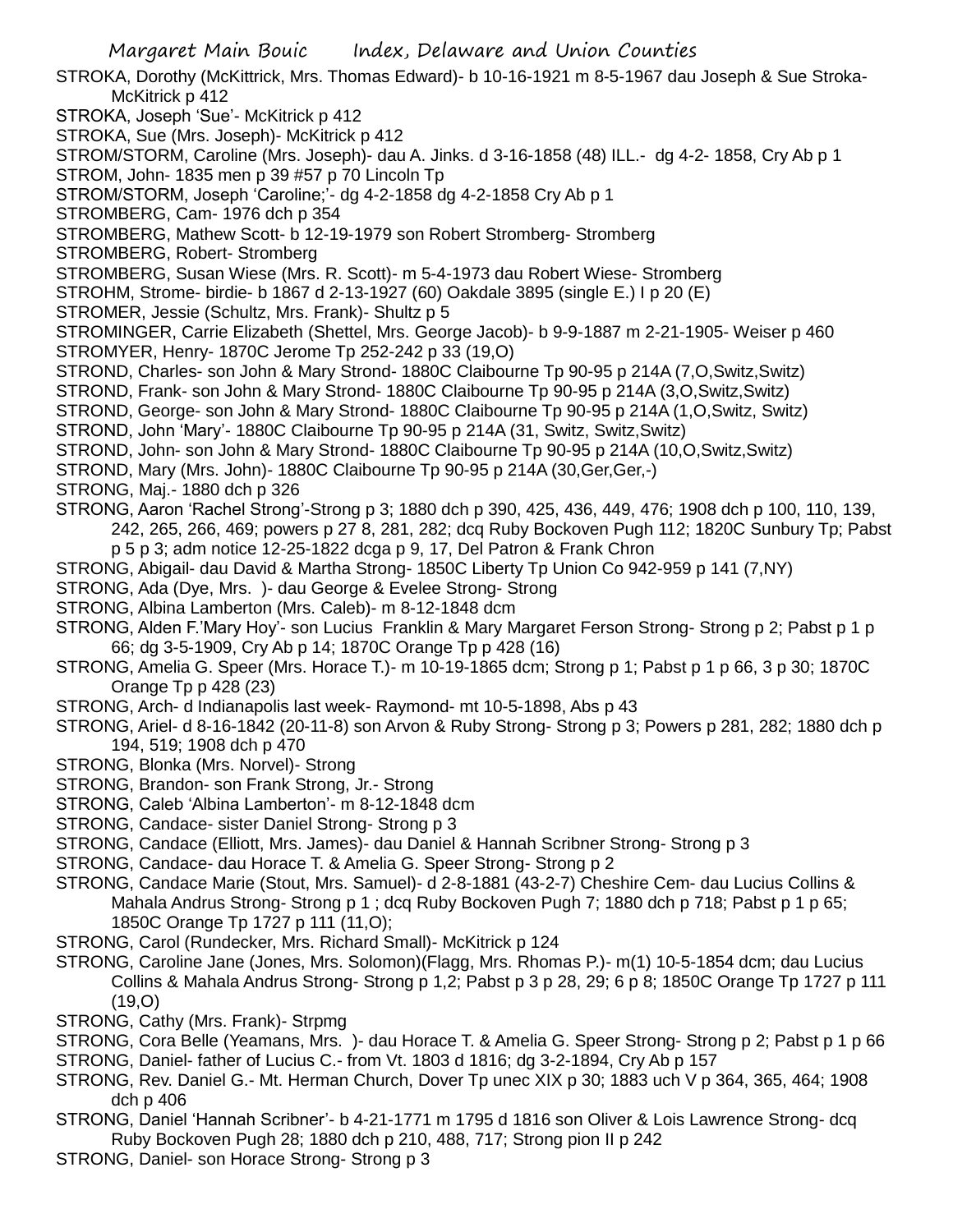STROKA, Dorothy (McKittrick, Mrs. Thomas Edward)- b 10-16-1921 m 8-5-1967 dau Joseph & Sue Stroka- McKitrick p 412

STROKA, Joseph 'Sue'- McKitrick p 412

STROKA, Sue (Mrs. Joseph)- McKitrick p 412

STROM/STORM, Caroline (Mrs. Joseph)- dau A. Jinks. d 3-16-1858 (48) ILL.- dg 4-2- 1858, Cry Ab p 1

STROM, John- 1835 men p 39 #57 p 70 Lincoln Tp

STROM/STORM, Joseph 'Caroline;'- dg 4-2-1858 dg 4-2-1858 Cry Ab p 1

STROMBERG, Cam- 1976 dch p 354

STROMBERG, Mathew Scott- b 12-19-1979 son Robert Stromberg- Stromberg

STROMBERG, Robert- Stromberg

STROMBERG, Susan Wiese (Mrs. R. Scott)- m 5-4-1973 dau Robert Wiese- Stromberg

STROHM, Strome- birdie- b 1867 d 2-13-1927 (60) Oakdale 3895 (single E.) I p 20 (E)

STROMER, Jessie (Schultz, Mrs. Frank)- Shultz p 5

STROMINGER, Carrie Elizabeth (Shettel, Mrs. George Jacob)- b 9-9-1887 m 2-21-1905- Weiser p 460

STROMYER, Henry- 1870C Jerome Tp 252-242 p 33 (19,O)

STROND, Charles- son John & Mary Strond- 1880C Claibourne Tp 90-95 p 214A (7,O,Switz,Switz)

STROND, Frank- son John & Mary Strond- 1880C Claibourne Tp 90-95 p 214A (3,O,Switz,Switz)

STROND, George- son John & Mary Strond- 1880C Claibourne Tp 90-95 p 214A (1,O,Switz, Switz)

STROND, John 'Mary'- 1880C Claibourne Tp 90-95 p 214A (31, Switz, Switz,Switz)

STROND, John- son John & Mary Strond- 1880C Claibourne Tp 90-95 p 214A (10,O,Switz,Switz)

STROND, Mary (Mrs. John)- 1880C Claibourne Tp 90-95 p 214A (30,Ger,Ger,-)

STRONG, Maj.- 1880 dch p 326

STRONG, Aaron 'Rachel Strong'-Strong p 3; 1880 dch p 390, 425, 436, 449, 476; 1908 dch p 100, 110, 139, 242, 265, 266, 469; powers p 27 8, 281, 282; dcq Ruby Bockoven Pugh 112; 1820C Sunbury Tp; Pabst p 5 p 3; adm notice 12-25-1822 dcga p 9, 17, Del Patron & Frank Chron

STRONG, Abigail- dau David & Martha Strong- 1850C Liberty Tp Union Co 942-959 p 141 (7,NY)

STRONG, Ada (Dye, Mrs. )- dau George & Evelee Strong- Strong

STRONG, Albina Lamberton (Mrs. Caleb)- m 8-12-1848 dcm

STRONG, Alden F.'Mary Hoy'- son Lucius Franklin & Mary Margaret Ferson Strong- Strong p 2; Pabst p 1 p 66; dg 3-5-1909, Cry Ab p 14; 1870C Orange Tp p 428 (16)

STRONG, Amelia G. Speer (Mrs. Horace T.)- m 10-19-1865 dcm; Strong p 1; Pabst p 1 p 66, 3 p 30; 1870C Orange Tp p 428 (23)

STRONG, Arch- d Indianapolis last week- Raymond- mt 10-5-1898, Abs p 43

STRONG, Ariel- d 8-16-1842 (20-11-8) son Arvon & Ruby Strong- Strong p 3; Powers p 281, 282; 1880 dch p 194, 519; 1908 dch p 470

STRONG, Blonka (Mrs. Norvel)- Strong

STRONG, Brandon- son Frank Strong, Jr.- Strong

STRONG, Caleb 'Albina Lamberton'- m 8-12-1848 dcm

STRONG, Candace- sister Daniel Strong- Strong p 3

STRONG, Candace (Elliott, Mrs. James)- dau Daniel & Hannah Scribner Strong- Strong p 3

STRONG, Candace- dau Horace T. & Amelia G. Speer Strong- Strong p 2

STRONG, Candace Marie (Stout, Mrs. Samuel)- d 2-8-1881 (43-2-7) Cheshire Cem- dau Lucius Collins & Mahala Andrus Strong- Strong p 1 ; dcq Ruby Bockoven Pugh 7; 1880 dch p 718; Pabst p 1 p 65; 1850C Orange Tp 1727 p 111 (11,O);

STRONG, Carol (Rundecker, Mrs. Richard Small)- McKitrick p 124

STRONG, Caroline Jane (Jones, Mrs. Solomon)(Flagg, Mrs. Rhomas P.)- m(1) 10-5-1854 dcm; dau Lucius Collins & Mahala Andrus Strong- Strong p 1,2; Pabst p 3 p 28, 29; 6 p 8; 1850C Orange Tp 1727 p 111 (19,O)

STRONG, Cathy (Mrs. Frank)- Strpmg

STRONG, Cora Belle (Yeamans, Mrs. )- dau Horace T. & Amelia G. Speer Strong- Strong p 2; Pabst p 1 p 66

STRONG, Daniel- father of Lucius C.- from Vt. 1803 d 1816; dg 3-2-1894, Cry Ab p 157

STRONG, Rev. Daniel G.- Mt. Herman Church, Dover Tp unec XIX p 30; 1883 uch V p 364, 365, 464; 1908 dch p 406

STRONG, Daniel 'Hannah Scribner'- b 4-21-1771 m 1795 d 1816 son Oliver & Lois Lawrence Strong- dcq Ruby Bockoven Pugh 28; 1880 dch p 210, 488, 717; Strong pion II p 242

STRONG, Daniel- son Horace Strong- Strong p 3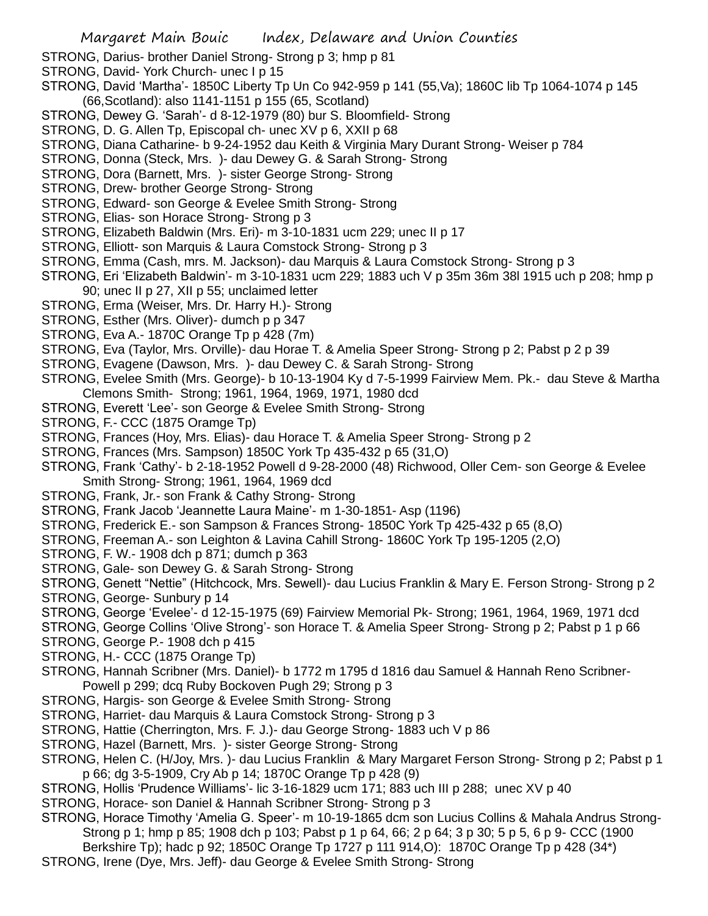STRONG, Darius- brother Daniel Strong- Strong p 3; hmp p 81

STRONG, David- York Church- unec I p 15

STRONG, David 'Martha'- 1850C Liberty Tp Un Co 942-959 p 141 (55,Va); 1860C lib Tp 1064-1074 p 145 (66,Scotland): also 1141-1151 p 155 (65, Scotland)

STRONG, Dewey G. 'Sarah'- d 8-12-1979 (80) bur S. Bloomfield- Strong

STRONG, D. G. Allen Tp, Episcopal ch- unec XV p 6, XXII p 68

STRONG, Diana Catharine- b 9-24-1952 dau Keith & Virginia Mary Durant Strong- Weiser p 784

STRONG, Donna (Steck, Mrs. )- dau Dewey G. & Sarah Strong- Strong

STRONG, Dora (Barnett, Mrs. )- sister George Strong- Strong

STRONG, Drew- brother George Strong- Strong

STRONG, Edward- son George & Evelee Smith Strong- Strong

STRONG, Elias- son Horace Strong- Strong p 3

STRONG, Elizabeth Baldwin (Mrs. Eri)- m 3-10-1831 ucm 229; unec II p 17

STRONG, Elliott- son Marquis & Laura Comstock Strong- Strong p 3

STRONG, Emma (Cash, mrs. M. Jackson)- dau Marquis & Laura Comstock Strong- Strong p 3

STRONG, Eri 'Elizabeth Baldwin'- m 3-10-1831 ucm 229; 1883 uch V p 35m 36m 38l 1915 uch p 208; hmp p 90; unec II p 27, XII p 55; unclaimed letter

STRONG, Erma (Weiser, Mrs. Dr. Harry H.)- Strong

STRONG, Esther (Mrs. Oliver)- dumch p p 347

STRONG, Eva A.- 1870C Orange Tp p 428 (7m)

STRONG, Eva (Taylor, Mrs. Orville)- dau Horae T. & Amelia Speer Strong- Strong p 2; Pabst p 2 p 39

STRONG, Evagene (Dawson, Mrs. )- dau Dewey C. & Sarah Strong- Strong

STRONG, Evelee Smith (Mrs. George)- b 10-13-1904 d 7-5-1999 Fairview Mem. Pk.- dau Steve & Martha Clemons Smith- Strong; 1961, 1964, 1969, 1971, 1980 dcd

STRONG, Everett 'Lee'- son George & Evelee Smith Strong- Strong

STRONG, F.- CCC (1875 Oramge Tp)

STRONG, Frances (Hoy, Mrs. Elias)- dau Horace T. & Amelia Speer Strong- Strong p 2

STRONG, Frances (Mrs. Sampson) 1850C York Tp 435-432 p 65 (31,O)

STRONG, Frank 'Cathy'- b 2-18-1952 Powell d 9-28-2000 (48) Richwood, Oller Cem- son George & Evelee Smith Strong- Strong; 1961, 1964, 1969 dcd

STRONG, Frank, Jr.- son Frank & Cathy Strong- Strong

STRONG, Frank Jacob 'Jeannette Laura Maine'- m 1-30-1851- Asp (1196)

STRONG, Frederick E.- son Sampson & Frances Strong- 1850C York Tp 425-432 p 65 (8,O)

STRONG, Freeman A.- son Leighton & Lavina Cahill Strong- 1860C York Tp 195-1205 (2,O)

STRONG, F. W.- 1908 dch p 871; dumch p 363

STRONG, Gale- son Dewey G. & Sarah Strong- Strong

STRONG, Genett "Nettie" (Hitchcock, Mrs. Sewell)- dau Lucius Franklin & Mary E. Ferson Strong- Strong p 2

STRONG, George- Sunbury p 14

STRONG, George 'Evelee'- d 12-15-1975 (69) Fairview Memorial Pk- Strong; 1961, 1964, 1969, 1971 dcd

STRONG, George Collins 'Olive Strong'- son Horace T. & Amelia Speer Strong- Strong p 2; Pabst p 1 p 66

STRONG, George P.- 1908 dch p 415

STRONG, H.- CCC (1875 Orange Tp)

STRONG, Hannah Scribner (Mrs. Daniel)- b 1772 m 1795 d 1816 dau Samuel & Hannah Reno Scribner- Powell p 299; dcq Ruby Bockoven Pugh 29; Strong p 3

STRONG, Hargis- son George & Evelee Smith Strong- Strong

STRONG, Harriet- dau Marquis & Laura Comstock Strong- Strong p 3

STRONG, Hattie (Cherrington, Mrs. F. J.)- dau George Strong- 1883 uch V p 86

STRONG, Hazel (Barnett, Mrs. )- sister George Strong- Strong

STRONG, Helen C. (H/Joy, Mrs. )- dau Lucius Franklin & Mary Margaret Ferson Strong- Strong p 2; Pabst p 1 p 66; dg 3-5-1909, Cry Ab p 14; 1870C Orange Tp p 428 (9)

STRONG, Hollis 'Prudence Williams'- lic 3-16-1829 ucm 171; 883 uch III p 288; unec XV p 40

STRONG, Horace- son Daniel & Hannah Scribner Strong- Strong p 3

STRONG, Horace Timothy 'Amelia G. Speer'- m 10-19-1865 dcm son Lucius Collins & Mahala Andrus Strong- Strong p 1; hmp p 85; 1908 dch p 103; Pabst p 1 p 64, 66; 2 p 64; 3 p 30; 5 p 5, 6 p 9- CCC (1900 Berkshire Tp); hadc p 92; 1850C Orange Tp 1727 p 111 914,O): 1870C Orange Tp p 428 (34*)

STRONG, Irene (Dye, Mrs. Jeff)- dau George & Evelee Smith Strong- Strong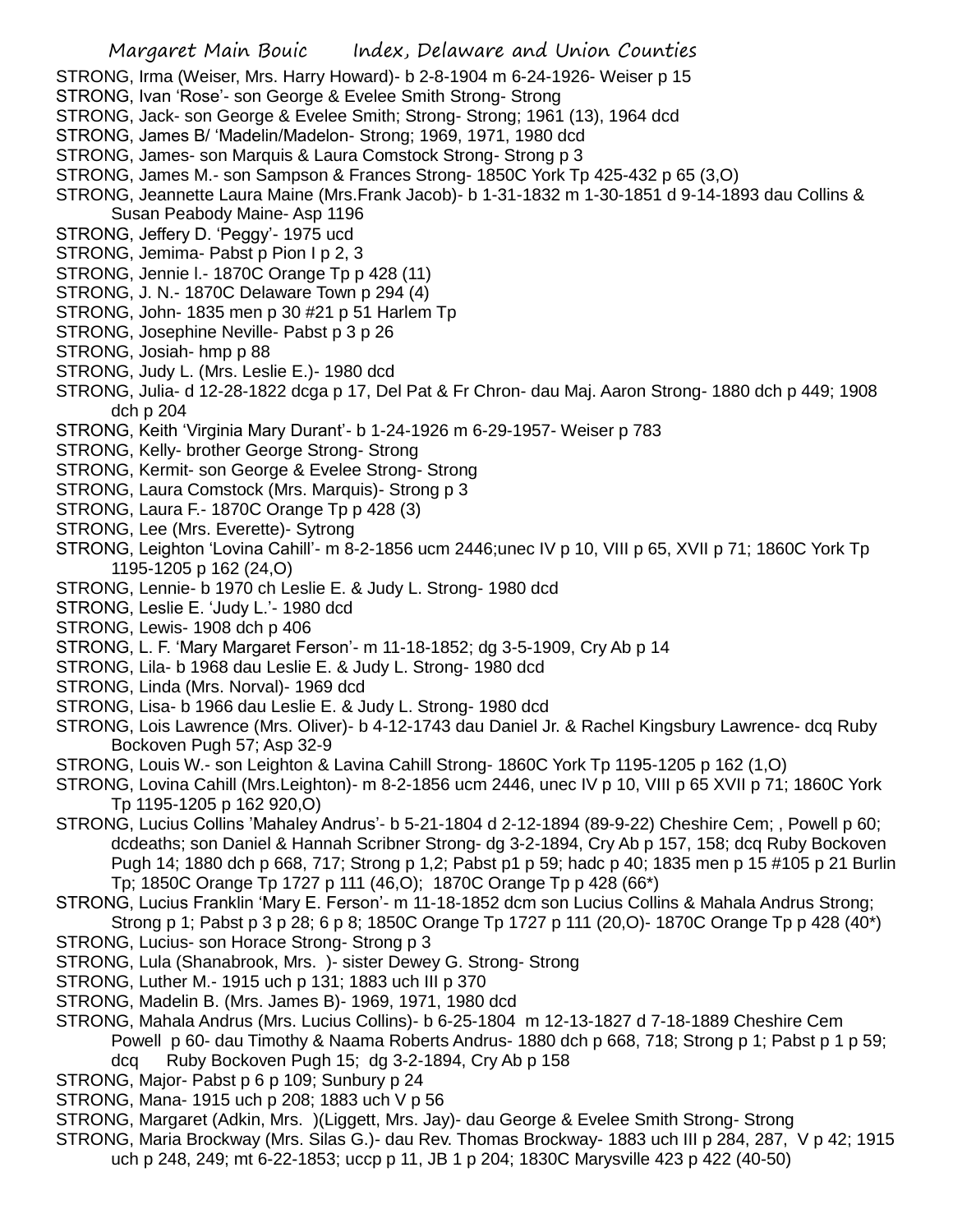STRONG, Irma (Weiser, Mrs. Harry Howard)- b 2-8-1904 m 6-24-1926- Weiser p 15

STRONG, Ivan 'Rose'- son George & Evelee Smith Strong- Strong

STRONG, Jack- son George & Evelee Smith; Strong- Strong; 1961 (13), 1964 dcd

STRONG, James B/ 'Madelin/Madelon- Strong; 1969, 1971, 1980 dcd

STRONG, James- son Marquis & Laura Comstock Strong- Strong p 3

STRONG, James M.- son Sampson & Frances Strong- 1850C York Tp 425-432 p 65 (3,O)

STRONG, Jeannette Laura Maine (Mrs.Frank Jacob)- b 1-31-1832 m 1-30-1851 d 9-14-1893 dau Collins & Susan Peabody Maine- Asp 1196

STRONG, Jeffery D. 'Peggy'- 1975 ucd

STRONG, Jemima- Pabst p Pion I p 2, 3

STRONG, Jennie I.- 1870C Orange Tp p 428 (11)

STRONG, J. N.- 1870C Delaware Town p 294 (4)

STRONG, John- 1835 men p 30 #21 p 51 Harlem Tp

STRONG, Josephine Neville- Pabst p 3 p 26

STRONG, Josiah- hmp p 88

STRONG, Judy L. (Mrs. Leslie E.)- 1980 dcd

STRONG, Julia- d 12-28-1822 dcga p 17, Del Pat & Fr Chron- dau Maj. Aaron Strong- 1880 dch p 449; 1908 dch p 204

STRONG, Keith 'Virginia Mary Durant'- b 1-24-1926 m 6-29-1957- Weiser p 783

STRONG, Kelly- brother George Strong- Strong

STRONG, Kermit- son George & Evelee Strong- Strong

STRONG, Laura Comstock (Mrs. Marquis)- Strong p 3

STRONG, Laura F.- 1870C Orange Tp p 428 (3)

STRONG, Lee (Mrs. Everette)- Sytrong

STRONG, Leighton 'Lovina Cahill'- m 8-2-1856 ucm 2446;unec IV p 10, VIII p 65, XVII p 71; 1860C York Tp 1195-1205 p 162 (24,O)

STRONG, Lennie- b 1970 ch Leslie E. & Judy L. Strong- 1980 dcd

STRONG, Leslie E. 'Judy L.'- 1980 dcd

STRONG, Lewis- 1908 dch p 406

STRONG, L. F. 'Mary Margaret Ferson'- m 11-18-1852; dg 3-5-1909, Cry Ab p 14

STRONG, Lila- b 1968 dau Leslie E. & Judy L. Strong- 1980 dcd

STRONG, Linda (Mrs. Norval)- 1969 dcd

STRONG, Lisa- b 1966 dau Leslie E. & Judy L. Strong- 1980 dcd

STRONG, Lois Lawrence (Mrs. Oliver)- b 4-12-1743 dau Daniel Jr. & Rachel Kingsbury Lawrence- dcq Ruby Bockoven Pugh 57; Asp 32-9

STRONG, Louis W.- son Leighton & Lavina Cahill Strong- 1860C York Tp 1195-1205 p 162 (1,O)

STRONG, Lovina Cahill (Mrs.Leighton)- m 8-2-1856 ucm 2446, unec IV p 10, VIII p 65 XVII p 71; 1860C York Tp 1195-1205 p 162 920,O)

STRONG, Lucius Collins 'Mahaley Andrus'- b 5-21-1804 d 2-12-1894 (89-9-22) Cheshire Cem; , Powell p 60; dcdeaths; son Daniel & Hannah Scribner Strong- dg 3-2-1894, Cry Ab p 157, 158; dcq Ruby Bockoven Pugh 14; 1880 dch p 668, 717; Strong p 1,2; Pabst p1 p 59; hadc p 40; 1835 men p 15 #105 p 21 Burlin Tp; 1850C Orange Tp 1727 p 111 (46,O); 1870C Orange Tp p 428 (66*)

STRONG, Lucius Franklin 'Mary E. Ferson'- m 11-18-1852 dcm son Lucius Collins & Mahala Andrus Strong; Strong p 1; Pabst p 3 p 28; 6 p 8; 1850C Orange Tp 1727 p 111 (20,O)- 1870C Orange Tp p 428 (40*)

STRONG, Lucius- son Horace Strong- Strong p 3

STRONG, Lula (Shanabrook, Mrs. )- sister Dewey G. Strong- Strong

STRONG, Luther M.- 1915 uch p 131; 1883 uch III p 370

STRONG, Madelin B. (Mrs. James B)- 1969, 1971, 1980 dcd

STRONG, Mahala Andrus (Mrs. Lucius Collins)- b 6-25-1804 m 12-13-1827 d 7-18-1889 Cheshire Cem Powell p 60- dau Timothy & Naama Roberts Andrus- 1880 dch p 668, 718; Strong p 1; Pabst p 1 p 59; dcq Ruby Bockoven Pugh 15; dg 3-2-1894, Cry Ab p 158

STRONG, Major- Pabst p 6 p 109; Sunbury p 24

STRONG, Mana- 1915 uch p 208; 1883 uch V p 56

STRONG, Margaret (Adkin, Mrs. )(Liggett, Mrs. Jay)- dau George & Evelee Smith Strong- Strong

STRONG, Maria Brockway (Mrs. Silas G.)- dau Rev. Thomas Brockway- 1883 uch III p 284, 287, V p 42; 1915 uch p 248, 249; mt 6-22-1853; uccp p 11, JB 1 p 204; 1830C Marysville 423 p 422 (40-50)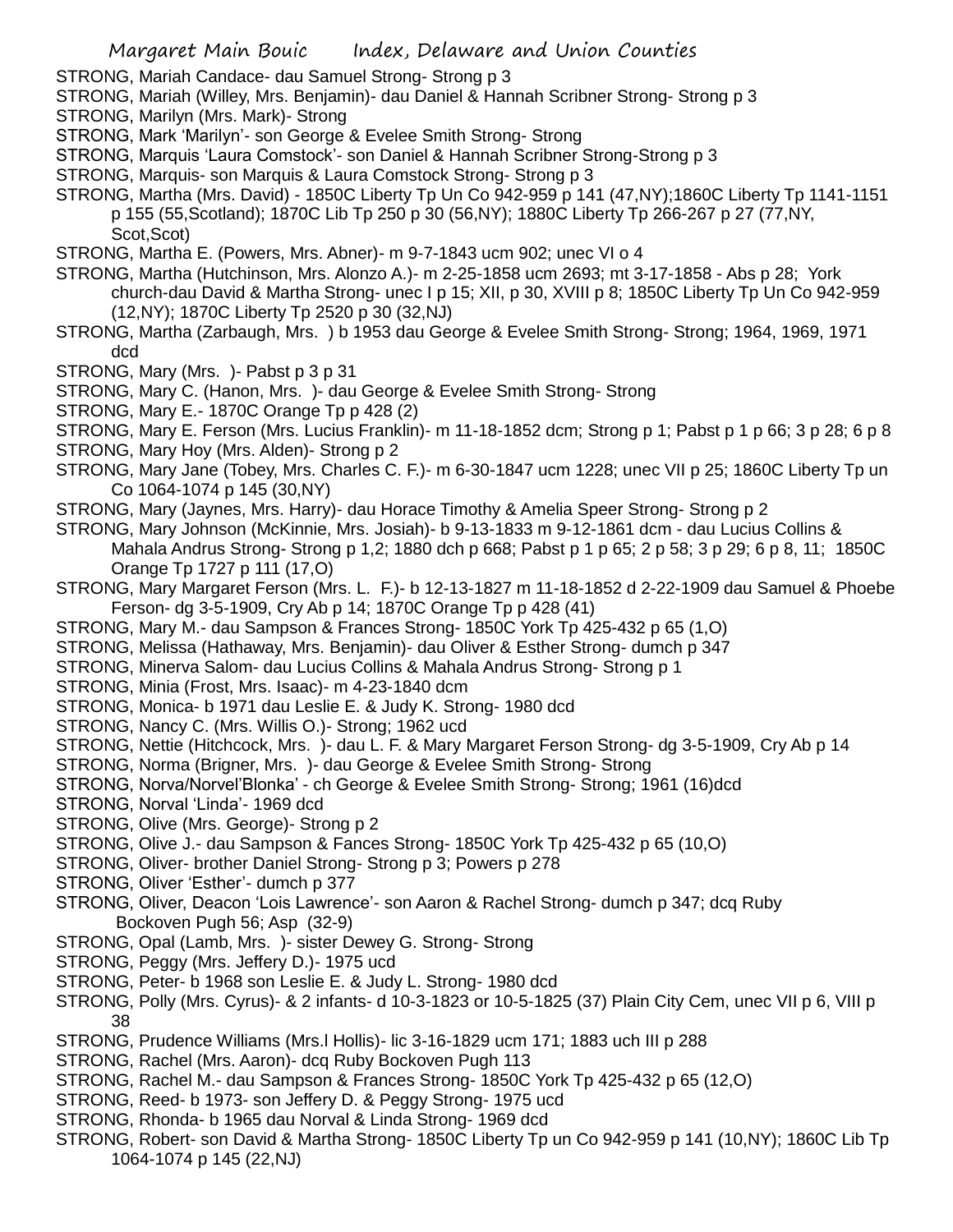STRONG, Mariah Candace- dau Samuel Strong- Strong p 3

STRONG, Mariah (Willey, Mrs. Benjamin)- dau Daniel & Hannah Scribner Strong- Strong p 3

STRONG, Marilyn (Mrs. Mark)- Strong

STRONG, Mark 'Marilyn'- son George & Evelee Smith Strong- Strong

STRONG, Marquis 'Laura Comstock'- son Daniel & Hannah Scribner Strong-Strong p 3

STRONG, Marquis- son Marquis & Laura Comstock Strong- Strong p 3

STRONG, Martha (Mrs. David) - 1850C Liberty Tp Un Co 942-959 p 141 (47,NY);1860C Liberty Tp 1141-1151 p 155 (55,Scotland); 1870C Lib Tp 250 p 30 (56,NY); 1880C Liberty Tp 266-267 p 27 (77,NY, Scot,Scot)

STRONG, Martha E. (Powers, Mrs. Abner)- m 9-7-1843 ucm 902; unec VI o 4

STRONG, Martha (Hutchinson, Mrs. Alonzo A.)- m 2-25-1858 ucm 2693; mt 3-17-1858 - Abs p 28; York church-dau David & Martha Strong- unec I p 15; XII, p 30, XVIII p 8; 1850C Liberty Tp Un Co 942-959 (12,NY); 1870C Liberty Tp 2520 p 30 (32,NJ)

STRONG, Martha (Zarbaugh, Mrs. ) b 1953 dau George & Evelee Smith Strong- Strong; 1964, 1969, 1971 dcd

STRONG, Mary (Mrs. )- Pabst p 3 p 31

STRONG, Mary C. (Hanon, Mrs. )- dau George & Evelee Smith Strong- Strong

STRONG, Mary E.- 1870C Orange Tp p 428 (2)

STRONG, Mary E. Ferson (Mrs. Lucius Franklin)- m 11-18-1852 dcm; Strong p 1; Pabst p 1 p 66; 3 p 28; 6 p 8

STRONG, Mary Hoy (Mrs. Alden)- Strong p 2

STRONG, Mary Jane (Tobey, Mrs. Charles C. F.)- m 6-30-1847 ucm 1228; unec VII p 25; 1860C Liberty Tp un Co 1064-1074 p 145 (30,NY)

STRONG, Mary (Jaynes, Mrs. Harry)- dau Horace Timothy & Amelia Speer Strong- Strong p 2

STRONG, Mary Johnson (McKinnie, Mrs. Josiah)- b 9-13-1833 m 9-12-1861 dcm - dau Lucius Collins & Mahala Andrus Strong- Strong p 1,2; 1880 dch p 668; Pabst p 1 p 65; 2 p 58; 3 p 29; 6 p 8, 11; 1850C Orange Tp 1727 p 111 (17,O)

STRONG, Mary Margaret Ferson (Mrs. L. F.)- b 12-13-1827 m 11-18-1852 d 2-22-1909 dau Samuel & Phoebe Ferson- dg 3-5-1909, Cry Ab p 14; 1870C Orange Tp p 428 (41)

STRONG, Mary M.- dau Sampson & Frances Strong- 1850C York Tp 425-432 p 65 (1,O)

STRONG, Melissa (Hathaway, Mrs. Benjamin)- dau Oliver & Esther Strong- dumch p 347

STRONG, Minerva Salom- dau Lucius Collins & Mahala Andrus Strong- Strong p 1

STRONG, Minia (Frost, Mrs. Isaac)- m 4-23-1840 dcm

STRONG, Monica- b 1971 dau Leslie E. & Judy K. Strong- 1980 dcd

STRONG, Nancy C. (Mrs. Willis O.)- Strong; 1962 ucd

STRONG, Nettie (Hitchcock, Mrs. )- dau L. F. & Mary Margaret Ferson Strong- dg 3-5-1909, Cry Ab p 14

STRONG, Norma (Brigner, Mrs. )- dau George & Evelee Smith Strong- Strong

STRONG, Norva/Norvel'Blonka' - ch George & Evelee Smith Strong- Strong; 1961 (16)dcd

STRONG, Norval 'Linda'- 1969 dcd

STRONG, Olive (Mrs. George)- Strong p 2

STRONG, Olive J.- dau Sampson & Fances Strong- 1850C York Tp 425-432 p 65 (10,O)

STRONG, Oliver- brother Daniel Strong- Strong p 3; Powers p 278

STRONG, Oliver 'Esther'- dumch p 377

STRONG, Oliver, Deacon 'Lois Lawrence'- son Aaron & Rachel Strong- dumch p 347; dcq Ruby Bockoven Pugh 56; Asp (32-9)

STRONG, Opal (Lamb, Mrs. )- sister Dewey G. Strong- Strong

STRONG, Peggy (Mrs. Jeffery D.)- 1975 ucd

STRONG, Peter- b 1968 son Leslie E. & Judy L. Strong- 1980 dcd

STRONG, Polly (Mrs. Cyrus)- & 2 infants- d 10-3-1823 or 10-5-1825 (37) Plain City Cem, unec VII p 6, VIII p 38

STRONG, Prudence Williams (Mrs.l Hollis)- lic 3-16-1829 ucm 171; 1883 uch III p 288

STRONG, Rachel (Mrs. Aaron)- dcq Ruby Bockoven Pugh 113

STRONG, Rachel M.- dau Sampson & Frances Strong- 1850C York Tp 425-432 p 65 (12,O)

STRONG, Reed- b 1973- son Jeffery D. & Peggy Strong- 1975 ucd

STRONG, Rhonda- b 1965 dau Norval & Linda Strong- 1969 dcd

STRONG, Robert- son David & Martha Strong- 1850C Liberty Tp un Co 942-959 p 141 (10,NY); 1860C Lib Tp 1064-1074 p 145 (22,NJ)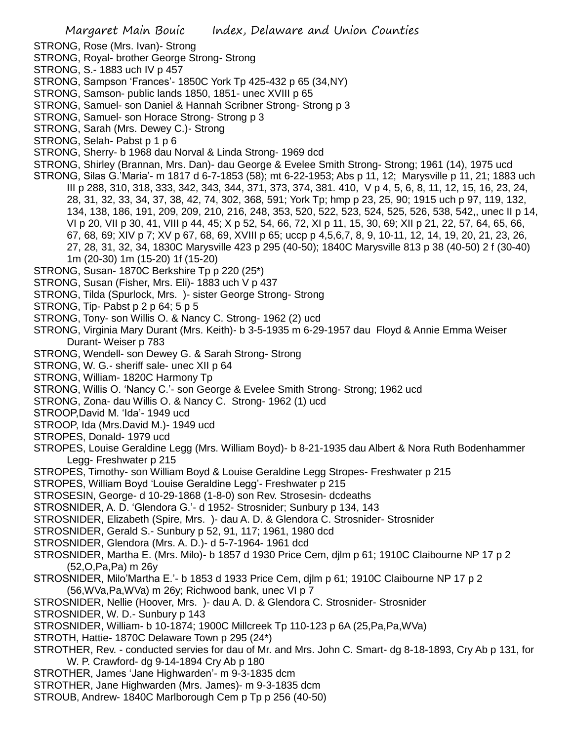STRONG, Rose (Mrs. Ivan)- Strong

STRONG, Royal- brother George Strong- Strong

STRONG, S.- 1883 uch IV p 457

STRONG, Sampson 'Frances'- 1850C York Tp 425-432 p 65 (34,NY)

STRONG, Samson- public lands 1850, 1851- unec XVIII p 65

STRONG, Samuel- son Daniel & Hannah Scribner Strong- Strong p 3

STRONG, Samuel- son Horace Strong- Strong p 3

STRONG, Sarah (Mrs. Dewey C.)- Strong

STRONG, Selah- Pabst p 1 p 6

STRONG, Sherry- b 1968 dau Norval & Linda Strong- 1969 dcd

STRONG, Shirley (Brannan, Mrs. Dan)- dau George & Evelee Smith Strong- Strong; 1961 (14), 1975 ucd

STRONG, Silas G.'Maria'- m 1817 d 6-7-1853 (58); mt 6-22-1953; Abs p 11, 12; Marysville p 11, 21; 1883 uch III p 288, 310, 318, 333, 342, 343, 344, 371, 373, 374, 381. 410, V p 4, 5, 6, 8, 11, 12, 15, 16, 23, 24, 28, 31, 32, 33, 34, 37, 38, 42, 74, 302, 368, 591; York Tp; hmp p 23, 25, 90; 1915 uch p 97, 119, 132, 134, 138, 186, 191, 209, 210, 216, 248, 353, 520, 522, 523, 524, 525, 526, 538, 542,, unec II p 14, VI p 20, VII p 30, 41, VIII p 44, 45; X p 52, 54, 66, 72, XI p 11, 15, 30, 69; XII p 21, 22, 57, 64, 65, 66, 67, 68, 69; XIV p 7; XV p 67, 68, 69, XVIII p 65; uccp p 4,5,6,7, 8, 9, 10-11, 12, 14, 19, 20, 21, 23, 26, 27, 28, 31, 32, 34, 1830C Marysville 423 p 295 (40-50); 1840C Marysville 813 p 38 (40-50) 2 f (30-40) 1m (20-30) 1m (15-20) 1f (15-20)

STRONG, Susan- 1870C Berkshire Tp p 220 (25*)

STRONG, Susan (Fisher, Mrs. Eli)- 1883 uch V p 437

STRONG, Tilda (Spurlock, Mrs. )- sister George Strong- Strong

STRONG, Tip- Pabst p 2 p 64; 5 p 5

STRONG, Tony- son Willis O. & Nancy C. Strong- 1962 (2) ucd

STRONG, Virginia Mary Durant (Mrs. Keith)- b 3-5-1935 m 6-29-1957 dau Floyd & Annie Emma Weiser Durant- Weiser p 783

STRONG, Wendell- son Dewey G. & Sarah Strong- Strong

STRONG, W. G.- sheriff sale- unec XII p 64

STRONG, William- 1820C Harmony Tp

STRONG, Willis O. 'Nancy C.'- son George & Evelee Smith Strong- Strong; 1962 ucd

STRONG, Zona- dau Willis O. & Nancy C. Strong- 1962 (1) ucd

STROOP,David M. 'Ida'- 1949 ucd

STROOP, Ida (Mrs.David M.)- 1949 ucd

STROPES, Donald- 1979 ucd

STROPES, Louise Geraldine Legg (Mrs. William Boyd)- b 8-21-1935 dau Albert & Nora Ruth Bodenhammer Legg- Freshwater p 215

STROPES, Timothy- son William Boyd & Louise Geraldine Legg Stropes- Freshwater p 215

STROPES, William Boyd 'Louise Geraldine Legg'- Freshwater p 215

STROSESIN, George- d 10-29-1868 (1-8-0) son Rev. Strosesin- dcdeaths

STROSNIDER, A. D. 'Glendora G.'- d 1952- Strosnider; Sunbury p 134, 143

STROSNIDER, Elizabeth (Spire, Mrs. )- dau A. D. & Glendora C. Strosnider- Strosnider

STROSNIDER, Gerald S.- Sunbury p 52, 91, 117; 1961, 1980 dcd

STROSNIDER, Glendora (Mrs. A. D.)- d 5-7-1964- 1961 dcd

STROSNIDER, Martha E. (Mrs. Milo)- b 1857 d 1930 Price Cem, djlm p 61; 1910C Claibourne NP 17 p 2 (52,O,Pa,Pa) m 26y

STROSNIDER, Milo'Martha E.'- b 1853 d 1933 Price Cem, djlm p 61; 1910C Claibourne NP 17 p 2 (56,WVa,Pa,WVa) m 26y; Richwood bank, unec VI p 7

STROSNIDER, Nellie (Hoover, Mrs. )- dau A. D. & Glendora C. Strosnider- Strosnider

STROSNIDER, W. D.- Sunbury p 143

STROSNIDER, William- b 10-1874; 1900C Millcreek Tp 110-123 p 6A (25,Pa,Pa,WVa)

STROTH, Hattie- 1870C Delaware Town p 295 (24*)

STROTHER, Rev. - conducted servies for dau of Mr. and Mrs. John C. Smart- dg 8-18-1893, Cry Ab p 131, for W. P. Crawford- dg 9-14-1894 Cry Ab p 180

STROTHER, James 'Jane Highwarden'- m 9-3-1835 dcm

STROTHER, Jane Highwarden (Mrs. James)- m 9-3-1835 dcm

STROUB, Andrew- 1840C Marlborough Cem p Tp p 256 (40-50)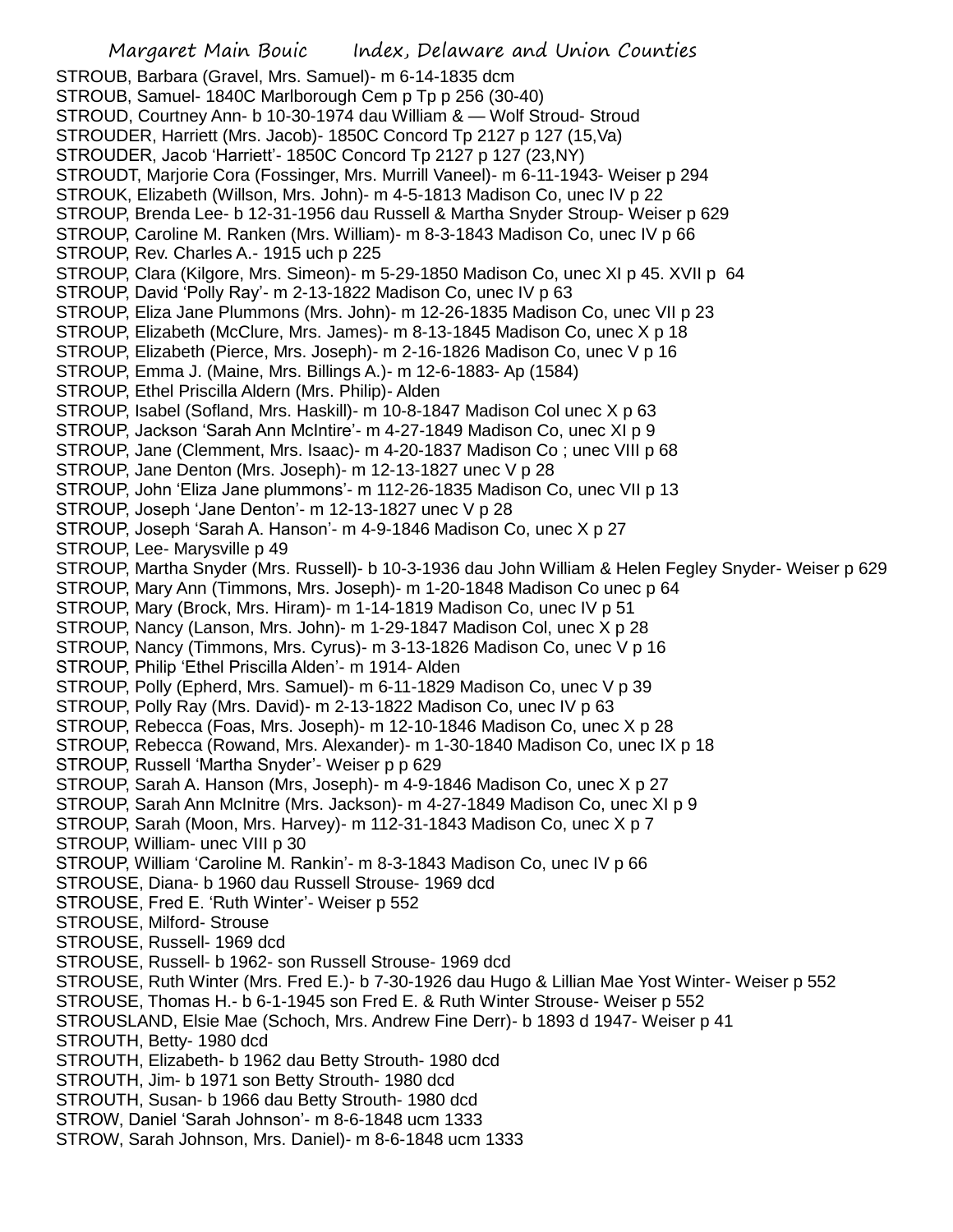STROUB, Barbara (Gravel, Mrs. Samuel)- m 6-14-1835 dcm
STROUB, Samuel- 1840C Marlborough Cem p Tp p 256 (30-40)
STROUD, Courtney Ann- b 10-30-1974 dau William & — Wolf Stroud- Stroud
STROUDER, Harriett (Mrs. Jacob)- 1850C Concord Tp 2127 p 127 (15,Va)
STROUDER, Jacob 'Harriett'- 1850C Concord Tp 2127 p 127 (23,NY)
STROUDT, Marjorie Cora (Fossinger, Mrs. Murrill Vaneel)- m 6-11-1943- Weiser p 294
STROUK, Elizabeth (Willson, Mrs. John)- m 4-5-1813 Madison Co, unec IV p 22
STROUP, Brenda Lee- b 12-31-1956 dau Russell & Martha Snyder Stroup- Weiser p 629
STROUP, Caroline M. Ranken (Mrs. William)- m 8-3-1843 Madison Co, unec IV p 66
STROUP, Rev. Charles A.- 1915 uch p 225
STROUP, Clara (Kilgore, Mrs. Simeon)- m 5-29-1850 Madison Co, unec XI p 45. XVII p 64
STROUP, David 'Polly Ray'- m 2-13-1822 Madison Co, unec IV p 63
STROUP, Eliza Jane Plummons (Mrs. John)- m 12-26-1835 Madison Co, unec VII p 23
STROUP, Elizabeth (McClure, Mrs. James)- m 8-13-1845 Madison Co, unec X p 18
STROUP, Elizabeth (Pierce, Mrs. Joseph)- m 2-16-1826 Madison Co, unec V p 16
STROUP, Emma J. (Maine, Mrs. Billings A.)- m 12-6-1883- Ap (1584)
STROUP, Ethel Priscilla Aldern (Mrs. Philip)- Alden
STROUP, Isabel (Sofland, Mrs. Haskill)- m 10-8-1847 Madison Col unec X p 63
STROUP, Jackson 'Sarah Ann McIntire'- m 4-27-1849 Madison Co, unec XI p 9
STROUP, Jane (Clemment, Mrs. Isaac)- m 4-20-1837 Madison Co ; unec VIII p 68
STROUP, Jane Denton (Mrs. Joseph)- m 12-13-1827 unec V p 28
STROUP, John 'Eliza Jane plummons'- m 112-26-1835 Madison Co, unec VII p 13
STROUP, Joseph 'Jane Denton'- m 12-13-1827 unec V p 28
STROUP, Joseph 'Sarah A. Hanson'- m 4-9-1846 Madison Co, unec X p 27
STROUP, Lee- Marysville p 49
STROUP, Martha Snyder (Mrs. Russell)- b 10-3-1936 dau John William & Helen Fegley Snyder- Weiser p 629
STROUP, Mary Ann (Timmons, Mrs. Joseph)- m 1-20-1848 Madison Co unec p 64
STROUP, Mary (Brock, Mrs. Hiram)- m 1-14-1819 Madison Co, unec IV p 51
STROUP, Nancy (Lanson, Mrs. John)- m 1-29-1847 Madison Col, unec X p 28
STROUP, Nancy (Timmons, Mrs. Cyrus)- m 3-13-1826 Madison Co, unec V p 16
STROUP, Philip 'Ethel Priscilla Alden'- m 1914- Alden
STROUP, Polly (Epherd, Mrs. Samuel)- m 6-11-1829 Madison Co, unec V p 39
STROUP, Polly Ray (Mrs. David)- m 2-13-1822 Madison Co, unec IV p 63
STROUP, Rebecca (Foas, Mrs. Joseph)- m 12-10-1846 Madison Co, unec X p 28
STROUP, Rebecca (Rowand, Mrs. Alexander)- m 1-30-1840 Madison Co, unec IX p 18
STROUP, Russell 'Martha Snyder'- Weiser p p 629
STROUP, Sarah A. Hanson (Mrs, Joseph)- m 4-9-1846 Madison Co, unec X p 27
STROUP, Sarah Ann McInitre (Mrs. Jackson)- m 4-27-1849 Madison Co, unec XI p 9
STROUP, Sarah (Moon, Mrs. Harvey)- m 112-31-1843 Madison Co, unec X p 7
STROUP, William- unec VIII p 30
STROUP, William 'Caroline M. Rankin'- m 8-3-1843 Madison Co, unec IV p 66
STROUSE, Diana- b 1960 dau Russell Strouse- 1969 dcd
STROUSE, Fred E. 'Ruth Winter'- Weiser p 552
STROUSE, Milford- Strouse
STROUSE, Russell- 1969 dcd
STROUSE, Russell- b 1962- son Russell Strouse- 1969 dcd
STROUSE, Ruth Winter (Mrs. Fred E.)- b 7-30-1926 dau Hugo & Lillian Mae Yost Winter- Weiser p 552
STROUSE, Thomas H.- b 6-1-1945 son Fred E. & Ruth Winter Strouse- Weiser p 552
STROUSLAND, Elsie Mae (Schoch, Mrs. Andrew Fine Derr)- b 1893 d 1947- Weiser p 41
STROUTH, Betty- 1980 dcd
STROUTH, Elizabeth- b 1962 dau Betty Strouth- 1980 dcd
STROUTH, Jim- b 1971 son Betty Strouth- 1980 dcd
STROUTH, Susan- b 1966 dau Betty Strouth- 1980 dcd
STROW, Daniel 'Sarah Johnson'- m 8-6-1848 ucm 1333
STROW, Sarah Johnson, Mrs. Daniel)- m 8-6-1848 ucm 1333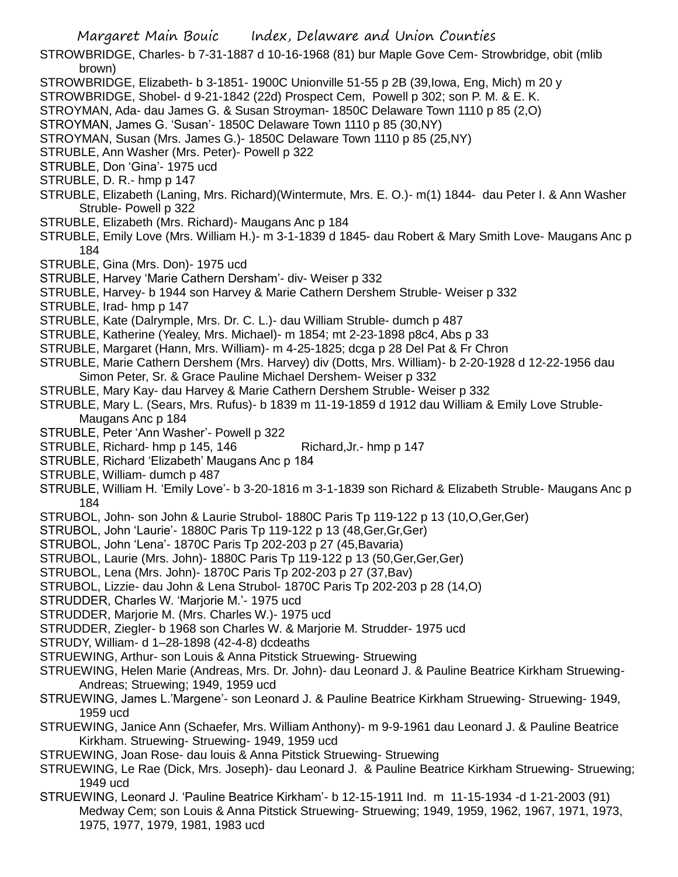STROWBRIDGE, Charles- b 7-31-1887 d 10-16-1968 (81) bur Maple Gove Cem- Strowbridge, obit (mlib brown)

STROWBRIDGE, Elizabeth- b 3-1851- 1900C Unionville 51-55 p 2B (39,Iowa, Eng, Mich) m 20 y

STROWBRIDGE, Shobel- d 9-21-1842 (22d) Prospect Cem, Powell p 302; son P. M. & E. K.

STROYMAN, Ada- dau James G. & Susan Stroyman- 1850C Delaware Town 1110 p 85 (2,O)

STROYMAN, James G. 'Susan'- 1850C Delaware Town 1110 p 85 (30,NY)

STROYMAN, Susan (Mrs. James G.)- 1850C Delaware Town 1110 p 85 (25,NY)

STRUBLE, Ann Washer (Mrs. Peter)- Powell p 322

STRUBLE, Don 'Gina'- 1975 ucd

STRUBLE, D. R.- hmp p 147

STRUBLE, Elizabeth (Laning, Mrs. Richard)(Wintermute, Mrs. E. O.)- m(1) 1844- dau Peter I. & Ann Washer Struble- Powell p 322

STRUBLE, Elizabeth (Mrs. Richard)- Maugans Anc p 184

STRUBLE, Emily Love (Mrs. William H.)- m 3-1-1839 d 1845- dau Robert & Mary Smith Love- Maugans Anc p 184

STRUBLE, Gina (Mrs. Don)- 1975 ucd

STRUBLE, Harvey 'Marie Cathern Dersham'- div- Weiser p 332

STRUBLE, Harvey- b 1944 son Harvey & Marie Cathern Dershem Struble- Weiser p 332

STRUBLE, Irad- hmp p 147

STRUBLE, Kate (Dalrymple, Mrs. Dr. C. L.)- dau William Struble- dumch p 487

STRUBLE, Katherine (Yealey, Mrs. Michael)- m 1854; mt 2-23-1898 p8c4, Abs p 33

STRUBLE, Margaret (Hann, Mrs. William)- m 4-25-1825; dcga p 28 Del Pat & Fr Chron

STRUBLE, Marie Cathern Dershem (Mrs. Harvey) div (Dotts, Mrs. William)- b 2-20-1928 d 12-22-1956 dau Simon Peter, Sr. & Grace Pauline Michael Dershem- Weiser p 332

STRUBLE, Mary Kay- dau Harvey & Marie Cathern Dershem Struble- Weiser p 332

STRUBLE, Mary L. (Sears, Mrs. Rufus)- b 1839 m 11-19-1859 d 1912 dau William & Emily Love Struble- Maugans Anc p 184

STRUBLE, Peter 'Ann Washer'- Powell p 322

STRUBLE, Richard- hmp p 145, 146 Richard,Jr.- hmp p 147

STRUBLE, Richard 'Elizabeth' Maugans Anc p 184

STRUBLE, William- dumch p 487

STRUBLE, William H. 'Emily Love'- b 3-20-1816 m 3-1-1839 son Richard & Elizabeth Struble- Maugans Anc p 184

STRUBOL, John- son John & Laurie Strubol- 1880C Paris Tp 119-122 p 13 (10,O,Ger,Ger)

STRUBOL, John 'Laurie'- 1880C Paris Tp 119-122 p 13 (48,Ger,Gr,Ger)

STRUBOL, John 'Lena'- 1870C Paris Tp 202-203 p 27 (45,Bavaria)

STRUBOL, Laurie (Mrs. John)- 1880C Paris Tp 119-122 p 13 (50,Ger,Ger,Ger)

STRUBOL, Lena (Mrs. John)- 1870C Paris Tp 202-203 p 27 (37,Bav)

STRUBOL, Lizzie- dau John & Lena Strubol- 1870C Paris Tp 202-203 p 28 (14,O)

STRUDDER, Charles W. 'Marjorie M.'- 1975 ucd

STRUDDER, Marjorie M. (Mrs. Charles W.)- 1975 ucd

STRUDDER, Ziegler- b 1968 son Charles W. & Marjorie M. Strudder- 1975 ucd

STRUDY, William- d 1–28-1898 (42-4-8) dcdeaths

STRUEWING, Arthur- son Louis & Anna Pitstick Struewing- Struewing

STRUEWING, Helen Marie (Andreas, Mrs. Dr. John)- dau Leonard J. & Pauline Beatrice Kirkham Struewing- Andreas; Struewing; 1949, 1959 ucd

STRUEWING, James L.'Margene'- son Leonard J. & Pauline Beatrice Kirkham Struewing- Struewing- 1949, 1959 ucd

STRUEWING, Janice Ann (Schaefer, Mrs. William Anthony)- m 9-9-1961 dau Leonard J. & Pauline Beatrice Kirkham. Struewing- Struewing- 1949, 1959 ucd

STRUEWING, Joan Rose- dau louis & Anna Pitstick Struewing- Struewing

STRUEWING, Le Rae (Dick, Mrs. Joseph)- dau Leonard J. & Pauline Beatrice Kirkham Struewing- Struewing; 1949 ucd

STRUEWING, Leonard J. 'Pauline Beatrice Kirkham'- b 12-15-1911 Ind. m 11-15-1934 -d 1-21-2003 (91) Medway Cem; son Louis & Anna Pitstick Struewing- Struewing; 1949, 1959, 1962, 1967, 1971, 1973, 1975, 1977, 1979, 1981, 1983 ucd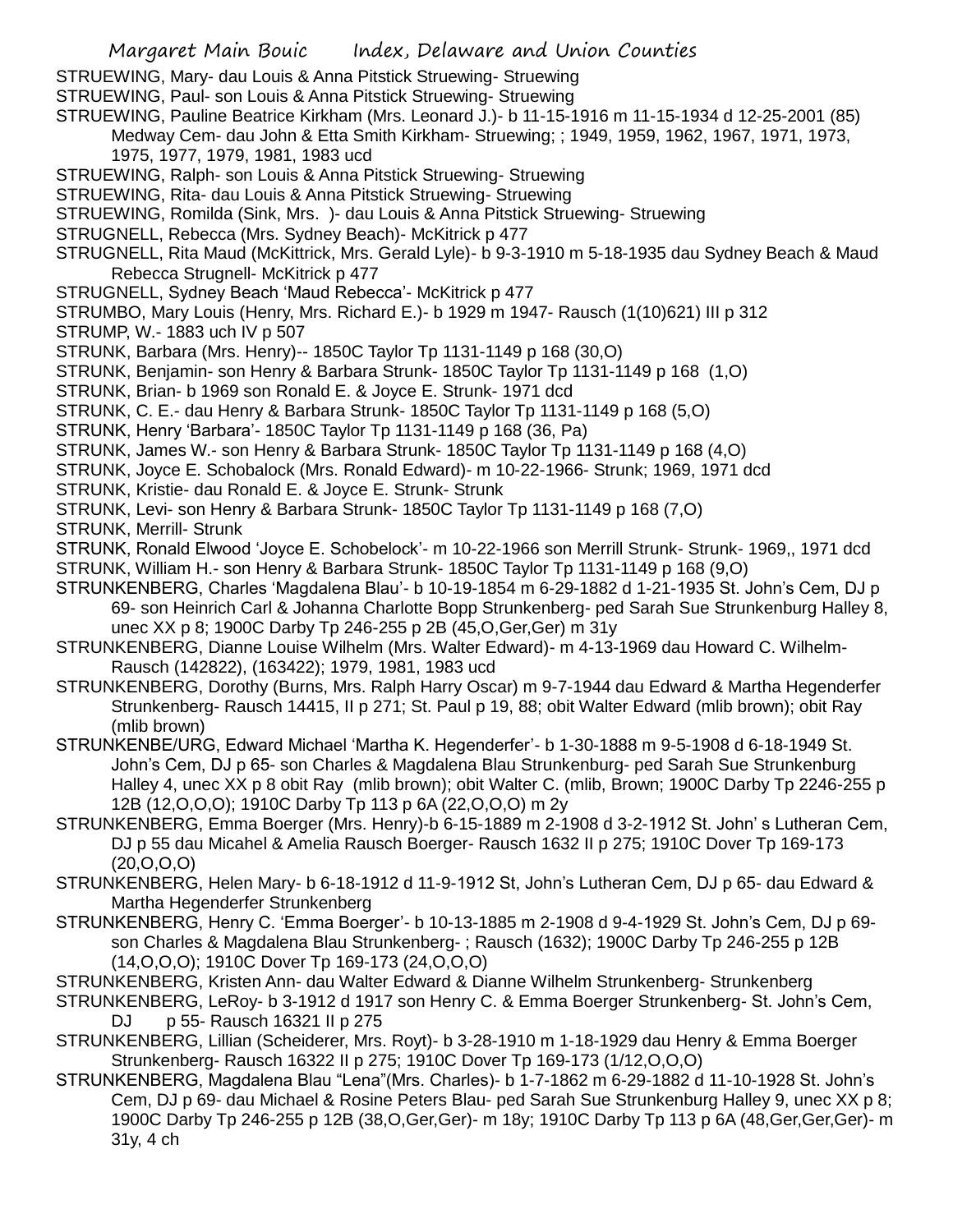STRUEWING, Mary- dau Louis & Anna Pitstick Struewing- Struewing

STRUEWING, Paul- son Louis & Anna Pitstick Struewing- Struewing

STRUEWING, Pauline Beatrice Kirkham (Mrs. Leonard J.)- b 11-15-1916 m 11-15-1934 d 12-25-2001 (85) Medway Cem- dau John & Etta Smith Kirkham- Struewing; ; 1949, 1959, 1962, 1967, 1971, 1973, 1975, 1977, 1979, 1981, 1983 ucd

STRUEWING, Ralph- son Louis & Anna Pitstick Struewing- Struewing

STRUEWING, Rita- dau Louis & Anna Pitstick Struewing- Struewing

STRUEWING, Romilda (Sink, Mrs. )- dau Louis & Anna Pitstick Struewing- Struewing

STRUGNELL, Rebecca (Mrs. Sydney Beach)- McKitrick p 477

STRUGNELL, Rita Maud (McKittrick, Mrs. Gerald Lyle)- b 9-3-1910 m 5-18-1935 dau Sydney Beach & Maud Rebecca Strugnell- McKitrick p 477

STRUGNELL, Sydney Beach 'Maud Rebecca'- McKitrick p 477

STRUMBO, Mary Louis (Henry, Mrs. Richard E.)- b 1929 m 1947- Rausch (1(10)621) III p 312

STRUMP, W.- 1883 uch IV p 507

STRUNK, Barbara (Mrs. Henry)-- 1850C Taylor Tp 1131-1149 p 168 (30,O)

STRUNK, Benjamin- son Henry & Barbara Strunk- 1850C Taylor Tp 1131-1149 p 168 (1,O)

STRUNK, Brian- b 1969 son Ronald E. & Joyce E. Strunk- 1971 dcd

STRUNK, C. E.- dau Henry & Barbara Strunk- 1850C Taylor Tp 1131-1149 p 168 (5,O)

STRUNK, Henry 'Barbara'- 1850C Taylor Tp 1131-1149 p 168 (36, Pa)

STRUNK, James W.- son Henry & Barbara Strunk- 1850C Taylor Tp 1131-1149 p 168 (4,O)

STRUNK, Joyce E. Schobalock (Mrs. Ronald Edward)- m 10-22-1966- Strunk; 1969, 1971 dcd

STRUNK, Kristie- dau Ronald E. & Joyce E. Strunk- Strunk

STRUNK, Levi- son Henry & Barbara Strunk- 1850C Taylor Tp 1131-1149 p 168 (7,O)

STRUNK, Merrill- Strunk

STRUNK, Ronald Elwood 'Joyce E. Schobelock'- m 10-22-1966 son Merrill Strunk- Strunk- 1969,, 1971 dcd

STRUNK, William H.- son Henry & Barbara Strunk- 1850C Taylor Tp 1131-1149 p 168 (9,O)

STRUNKENBERG, Charles 'Magdalena Blau'- b 10-19-1854 m 6-29-1882 d 1-21-1935 St. John's Cem, DJ p 69- son Heinrich Carl & Johanna Charlotte Bopp Strunkenberg- ped Sarah Sue Strunkenburg Halley 8, unec XX p 8; 1900C Darby Tp 246-255 p 2B (45,O,Ger,Ger) m 31y

STRUNKENBERG, Dianne Louise Wilhelm (Mrs. Walter Edward)- m 4-13-1969 dau Howard C. Wilhelm- Rausch (142822), (163422); 1979, 1981, 1983 ucd

STRUNKENBERG, Dorothy (Burns, Mrs. Ralph Harry Oscar) m 9-7-1944 dau Edward & Martha Hegenderfer Strunkenberg- Rausch 14415, II p 271; St. Paul p 19, 88; obit Walter Edward (mlib brown); obit Ray (mlib brown)

STRUNKENBE/URG, Edward Michael 'Martha K. Hegenderfer'- b 1-30-1888 m 9-5-1908 d 6-18-1949 St. John's Cem, DJ p 65- son Charles & Magdalena Blau Strunkenburg- ped Sarah Sue Strunkenburg Halley 4, unec XX p 8 obit Ray (mlib brown); obit Walter C. (mlib, Brown; 1900C Darby Tp 2246-255 p 12B (12,O,O,O); 1910C Darby Tp 113 p 6A (22,O,O,O) m 2y

STRUNKENBERG, Emma Boerger (Mrs. Henry)-b 6-15-1889 m 2-1908 d 3-2-1912 St. John' s Lutheran Cem, DJ p 55 dau Micahel & Amelia Rausch Boerger- Rausch 1632 II p 275; 1910C Dover Tp 169-173 (20,O,O,O)

STRUNKENBERG, Helen Mary- b 6-18-1912 d 11-9-1912 St, John's Lutheran Cem, DJ p 65- dau Edward & Martha Hegenderfer Strunkenberg

STRUNKENBERG, Henry C. 'Emma Boerger'- b 10-13-1885 m 2-1908 d 9-4-1929 St. John's Cem, DJ p 69- son Charles & Magdalena Blau Strunkenberg- ; Rausch (1632); 1900C Darby Tp 246-255 p 12B (14,O,O,O); 1910C Dover Tp 169-173 (24,O,O,O)

STRUNKENBERG, Kristen Ann- dau Walter Edward & Dianne Wilhelm Strunkenberg- Strunkenberg

STRUNKENBERG, LeRoy- b 3-1912 d 1917 son Henry C. & Emma Boerger Strunkenberg- St. John's Cem, DJ p 55- Rausch 16321 II p 275

STRUNKENBERG, Lillian (Scheiderer, Mrs. Royt)- b 3-28-1910 m 1-18-1929 dau Henry & Emma Boerger Strunkenberg- Rausch 16322 II p 275; 1910C Dover Tp 169-173 (1/12,O,O,O)

STRUNKENBERG, Magdalena Blau "Lena"(Mrs. Charles)- b 1-7-1862 m 6-29-1882 d 11-10-1928 St. John's Cem, DJ p 69- dau Michael & Rosine Peters Blau- ped Sarah Sue Strunkenburg Halley 9, unec XX p 8; 1900C Darby Tp 246-255 p 12B (38,O,Ger,Ger)- m 18y; 1910C Darby Tp 113 p 6A (48,Ger,Ger,Ger)- m 31y, 4 ch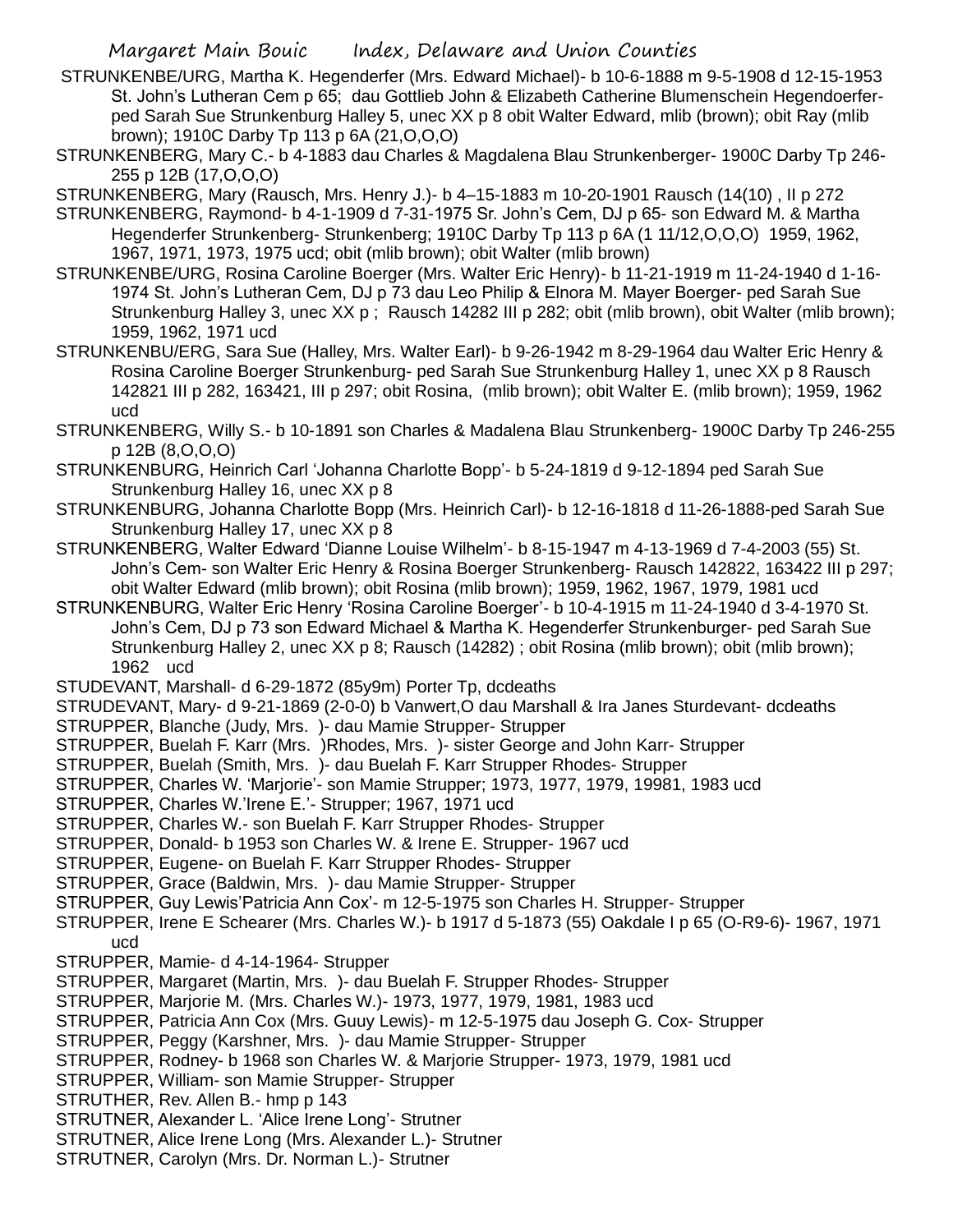STRUNKENBE/URG, Martha K. Hegenderfer (Mrs. Edward Michael)- b 10-6-1888 m 9-5-1908 d 12-15-1953 St. John's Lutheran Cem p 65; dau Gottlieb John & Elizabeth Catherine Blumenschein Hegendoerfer- ped Sarah Sue Strunkenburg Halley 5, unec XX p 8 obit Walter Edward, mlib (brown); obit Ray (mlib brown); 1910C Darby Tp 113 p 6A (21,O,O,O)

STRUNKENBERG, Mary C.- b 4-1883 dau Charles & Magdalena Blau Strunkenberger- 1900C Darby Tp 246-255 p 12B (17,O,O,O)

STRUNKENBERG, Mary (Rausch, Mrs. Henry J.)- b 4–15-1883 m 10-20-1901 Rausch (14(10) , II p 272

STRUNKENBERG, Raymond- b 4-1-1909 d 7-31-1975 Sr. John's Cem, DJ p 65- son Edward M. & Martha Hegenderfer Strunkenberg- Strunkenberg; 1910C Darby Tp 113 p 6A (1 11/12,O,O,O) 1959, 1962, 1967, 1971, 1973, 1975 ucd; obit (mlib brown); obit Walter (mlib brown)

STRUNKENBE/URG, Rosina Caroline Boerger (Mrs. Walter Eric Henry)- b 11-21-1919 m 11-24-1940 d 1-16-1974 St. John's Lutheran Cem, DJ p 73 dau Leo Philip & Elnora M. Mayer Boerger- ped Sarah Sue Strunkenburg Halley 3, unec XX p ; Rausch 14282 III p 282; obit (mlib brown), obit Walter (mlib brown); 1959, 1962, 1971 ucd

STRUNKENBU/ERG, Sara Sue (Halley, Mrs. Walter Earl)- b 9-26-1942 m 8-29-1964 dau Walter Eric Henry & Rosina Caroline Boerger Strunkenburg- ped Sarah Sue Strunkenburg Halley 1, unec XX p 8 Rausch 142821 III p 282, 163421, III p 297; obit Rosina, (mlib brown); obit Walter E. (mlib brown); 1959, 1962 ucd

STRUNKENBERG, Willy S.- b 10-1891 son Charles & Madalena Blau Strunkenberg- 1900C Darby Tp 246-255 p 12B (8,O,O,O)

STRUNKENBURG, Heinrich Carl 'Johanna Charlotte Bopp'- b 5-24-1819 d 9-12-1894 ped Sarah Sue Strunkenburg Halley 16, unec XX p 8

STRUNKENBURG, Johanna Charlotte Bopp (Mrs. Heinrich Carl)- b 12-16-1818 d 11-26-1888-ped Sarah Sue Strunkenburg Halley 17, unec XX p 8

STRUNKENBERG, Walter Edward 'Dianne Louise Wilhelm'- b 8-15-1947 m 4-13-1969 d 7-4-2003 (55) St. John's Cem- son Walter Eric Henry & Rosina Boerger Strunkenberg- Rausch 142822, 163422 III p 297; obit Walter Edward (mlib brown); obit Rosina (mlib brown); 1959, 1962, 1967, 1979, 1981 ucd

STRUNKENBURG, Walter Eric Henry 'Rosina Caroline Boerger'- b 10-4-1915 m 11-24-1940 d 3-4-1970 St. John's Cem, DJ p 73 son Edward Michael & Martha K. Hegenderfer Strunkenburger- ped Sarah Sue Strunkenburg Halley 2, unec XX p 8; Rausch (14282) ; obit Rosina (mlib brown); obit (mlib brown); 1962 ucd

STUDEVANT, Marshall- d 6-29-1872 (85y9m) Porter Tp, dcdeaths

STRUDEVANT, Mary- d 9-21-1869 (2-0-0) b Vanwert,O dau Marshall & Ira Janes Sturdevant- dcdeaths

STRUPPER, Blanche (Judy, Mrs. )- dau Mamie Strupper- Strupper

STRUPPER, Buelah F. Karr (Mrs. )Rhodes, Mrs. )- sister George and John Karr- Strupper

STRUPPER, Buelah (Smith, Mrs. )- dau Buelah F. Karr Strupper Rhodes- Strupper

STRUPPER, Charles W. 'Marjorie'- son Mamie Strupper; 1973, 1977, 1979, 19981, 1983 ucd

STRUPPER, Charles W.'Irene E.'- Strupper; 1967, 1971 ucd

STRUPPER, Charles W.- son Buelah F. Karr Strupper Rhodes- Strupper

STRUPPER, Donald- b 1953 son Charles W. & Irene E. Strupper- 1967 ucd

STRUPPER, Eugene- on Buelah F. Karr Strupper Rhodes- Strupper

STRUPPER, Grace (Baldwin, Mrs. )- dau Mamie Strupper- Strupper

STRUPPER, Guy Lewis'Patricia Ann Cox'- m 12-5-1975 son Charles H. Strupper- Strupper

STRUPPER, Irene E Schearer (Mrs. Charles W.)- b 1917 d 5-1873 (55) Oakdale I p 65 (O-R9-6)- 1967, 1971 ucd

STRUPPER, Mamie- d 4-14-1964- Strupper

STRUPPER, Margaret (Martin, Mrs. )- dau Buelah F. Strupper Rhodes- Strupper

STRUPPER, Marjorie M. (Mrs. Charles W.)- 1973, 1977, 1979, 1981, 1983 ucd

STRUPPER, Patricia Ann Cox (Mrs. Guuy Lewis)- m 12-5-1975 dau Joseph G. Cox- Strupper

STRUPPER, Peggy (Karshner, Mrs. )- dau Mamie Strupper- Strupper

STRUPPER, Rodney- b 1968 son Charles W. & Marjorie Strupper- 1973, 1979, 1981 ucd

STRUPPER, William- son Mamie Strupper- Strupper

STRUTHER, Rev. Allen B.- hmp p 143

STRUTNER, Alexander L. 'Alice Irene Long'- Strutner

STRUTNER, Alice Irene Long (Mrs. Alexander L.)- Strutner

STRUTNER, Carolyn (Mrs. Dr. Norman L.)- Strutner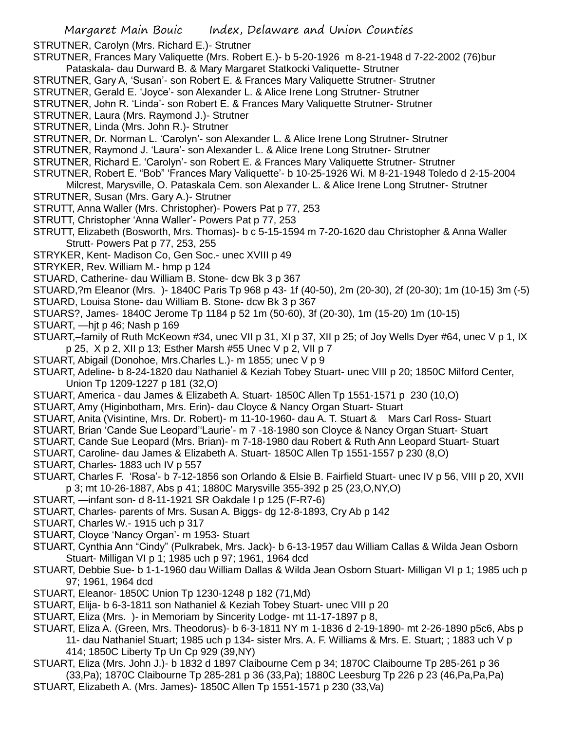STRUTNER, Carolyn (Mrs. Richard E.)- Strutner

STRUTNER, Frances Mary Valiquette (Mrs. Robert E.)- b 5-20-1926 m 8-21-1948 d 7-22-2002 (76)bur Pataskala- dau Durward B. & Mary Margaret Statkocki Valiquette- Strutner

STRUTNER, Gary A, 'Susan'- son Robert E. & Frances Mary Valiquette Strutner- Strutner

STRUTNER, Gerald E. 'Joyce'- son Alexander L. & Alice Irene Long Strutner- Strutner

STRUTNER, John R. 'Linda'- son Robert E. & Frances Mary Valiquette Strutner- Strutner

STRUTNER, Laura (Mrs. Raymond J.)- Strutner

STRUTNER, Linda (Mrs. John R.)- Strutner

STRUTNER, Dr. Norman L. 'Carolyn'- son Alexander L. & Alice Irene Long Strutner- Strutner

STRUTNER, Raymond J. 'Laura'- son Alexander L. & Alice Irene Long Strutner- Strutner

STRUTNER, Richard E. 'Carolyn'- son Robert E. & Frances Mary Valiquette Strutner- Strutner

STRUTNER, Robert E. "Bob" 'Frances Mary Valiquette'- b 10-25-1926 Wi. M 8-21-1948 Toledo d 2-15-2004 Milcrest, Marysville, O. Pataskala Cem. son Alexander L. & Alice Irene Long Strutner- Strutner

STRUTNER, Susan (Mrs. Gary A.)- Strutner

STRUTT, Anna Waller (Mrs. Christopher)- Powers Pat p 77, 253

STRUTT, Christopher 'Anna Waller'- Powers Pat p 77, 253

STRUTT, Elizabeth (Bosworth, Mrs. Thomas)- b c 5-15-1594 m 7-20-1620 dau Christopher & Anna Waller Strutt- Powers Pat p 77, 253, 255

STRYKER, Kent- Madison Co, Gen Soc.- unec XVIII p 49

STRYKER, Rev. William M.- hmp p 124

STUARD, Catherine- dau William B. Stone- dcw Bk 3 p 367

STUARD,?m Eleanor (Mrs. )- 1840C Paris Tp 968 p 43- 1f (40-50), 2m (20-30), 2f (20-30); 1m (10-15) 3m (-5)

STUARD, Louisa Stone- dau William B. Stone- dcw Bk 3 p 367

STUARS?, James- 1840C Jerome Tp 1184 p 52 1m (50-60), 3f (20-30), 1m (15-20) 1m (10-15)

STUART, —hjt p 46; Nash p 169

STUART,–family of Ruth McKeown #34, unec VII p 31, XI p 37, XII p 25; of Joy Wells Dyer #64, unec V p 1, IX p 25, X p 2, XII p 13; Esther Marsh #55 Unec V p 2, VII p 7

STUART, Abigail (Donohoe, Mrs.Charles L.)- m 1855; unec V p 9

STUART, Adeline- b 8-24-1820 dau Nathaniel & Keziah Tobey Stuart- unec VIII p 20; 1850C Milford Center, Union Tp 1209-1227 p 181 (32,O)

STUART, America - dau James & Elizabeth A. Stuart- 1850C Allen Tp 1551-1571 p 230 (10,O)

STUART, Amy (Higinbotham, Mrs. Erin)- dau Cloyce & Nancy Organ Stuart- Stuart

STUART, Anita (Visintine, Mrs. Dr. Robert)- m 11-10-1960- dau A. T. Stuart & Mars Carl Ross- Stuart

STUART, Brian 'Cande Sue Leopard''Laurie'- m 7 -18-1980 son Cloyce & Nancy Organ Stuart- Stuart

STUART, Cande Sue Leopard (Mrs. Brian)- m 7-18-1980 dau Robert & Ruth Ann Leopard Stuart- Stuart

STUART, Caroline- dau James & Elizabeth A. Stuart- 1850C Allen Tp 1551-1557 p 230 (8,O)

STUART, Charles- 1883 uch IV p 557

STUART, Charles F. 'Rosa'- b 7-12-1856 son Orlando & Elsie B. Fairfield Stuart- unec IV p 56, VIII p 20, XVII p 3; mt 10-26-1887, Abs p 41; 1880C Marysville 355-392 p 25 (23,O,NY,O)

STUART, —infant son- d 8-11-1921 SR Oakdale I p 125 (F-R7-6)

STUART, Charles- parents of Mrs. Susan A. Biggs- dg 12-8-1893, Cry Ab p 142

STUART, Charles W.- 1915 uch p 317

STUART, Cloyce 'Nancy Organ'- m 1953- Stuart

STUART, Cynthia Ann "Cindy" (Pulkrabek, Mrs. Jack)- b 6-13-1957 dau William Callas & Wilda Jean Osborn Stuart- Milligan VI p 1; 1985 uch p 97; 1961, 1964 dcd

STUART, Debbie Sue- b 1-1-1960 dau William Dallas & Wilda Jean Osborn Stuart- Milligan VI p 1; 1985 uch p 97; 1961, 1964 dcd

STUART, Eleanor- 1850C Union Tp 1230-1248 p 182 (71,Md)

STUART, Elija- b 6-3-1811 son Nathaniel & Keziah Tobey Stuart- unec VIII p 20

STUART, Eliza (Mrs. )- in Memoriam by Sincerity Lodge- mt 11-17-1897 p 8,

STUART, Eliza A. (Green, Mrs. Theodorus)- b 6-3-1811 NY m 1-1836 d 2-19-1890- mt 2-26-1890 p5c6, Abs p 11- dau Nathaniel Stuart; 1985 uch p 134- sister Mrs. A. F. Williams & Mrs. E. Stuart; ; 1883 uch V p 414; 1850C Liberty Tp Un Cp 929 (39,NY)

STUART, Eliza (Mrs. John J.)- b 1832 d 1897 Claibourne Cem p 34; 1870C Claibourne Tp 285-261 p 36 (33,Pa); 1870C Claibourne Tp 285-281 p 36 (33,Pa); 1880C Leesburg Tp 226 p 23 (46,Pa,Pa,Pa)

STUART, Elizabeth A. (Mrs. James)- 1850C Allen Tp 1551-1571 p 230 (33,Va)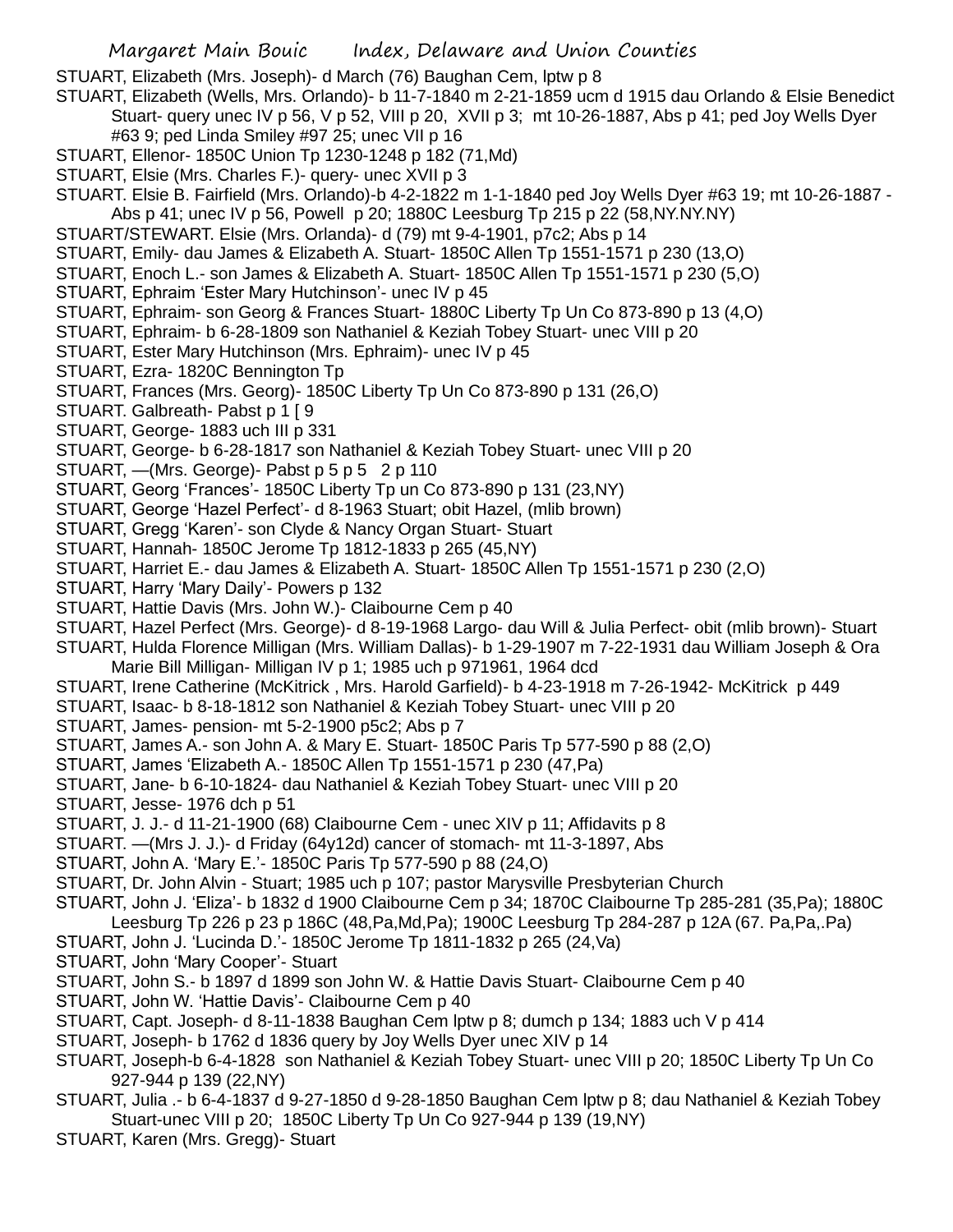STUART, Elizabeth (Mrs. Joseph)- d March (76) Baughan Cem, lptw p 8

STUART, Elizabeth (Wells, Mrs. Orlando)- b 11-7-1840 m 2-21-1859 ucm d 1915 dau Orlando & Elsie Benedict Stuart- query unec IV p 56, V p 52, VIII p 20, XVII p 3; mt 10-26-1887, Abs p 41; ped Joy Wells Dyer #63 9; ped Linda Smiley #97 25; unec VII p 16

STUART, Ellenor- 1850C Union Tp 1230-1248 p 182 (71,Md)

STUART, Elsie (Mrs. Charles F.)- query- unec XVII p 3

STUART. Elsie B. Fairfield (Mrs. Orlando)-b 4-2-1822 m 1-1-1840 ped Joy Wells Dyer #63 19; mt 10-26-1887 - Abs p 41; unec IV p 56, Powell p 20; 1880C Leesburg Tp 215 p 22 (58,NY.NY.NY)

STUART/STEWART. Elsie (Mrs. Orlanda)- d (79) mt 9-4-1901, p7c2; Abs p 14

STUART, Emily- dau James & Elizabeth A. Stuart- 1850C Allen Tp 1551-1571 p 230 (13,O)

STUART, Enoch L.- son James & Elizabeth A. Stuart- 1850C Allen Tp 1551-1571 p 230 (5,O)

STUART, Ephraim 'Ester Mary Hutchinson'- unec IV p 45

STUART, Ephraim- son Georg & Frances Stuart- 1880C Liberty Tp Un Co 873-890 p 13 (4,O)

STUART, Ephraim- b 6-28-1809 son Nathaniel & Keziah Tobey Stuart- unec VIII p 20

STUART, Ester Mary Hutchinson (Mrs. Ephraim)- unec IV p 45

STUART, Ezra- 1820C Bennington Tp

STUART, Frances (Mrs. Georg)- 1850C Liberty Tp Un Co 873-890 p 131 (26,O)

STUART. Galbreath- Pabst p 1 [ 9

STUART, George- 1883 uch III p 331

STUART, George- b 6-28-1817 son Nathaniel & Keziah Tobey Stuart- unec VIII p 20

STUART, —(Mrs. George)- Pabst p 5 p 5 2 p 110

STUART, Georg 'Frances'- 1850C Liberty Tp un Co 873-890 p 131 (23,NY)

STUART, George 'Hazel Perfect'- d 8-1963 Stuart; obit Hazel, (mlib brown)

STUART, Gregg 'Karen'- son Clyde & Nancy Organ Stuart- Stuart

STUART, Hannah- 1850C Jerome Tp 1812-1833 p 265 (45,NY)

STUART, Harriet E.- dau James & Elizabeth A. Stuart- 1850C Allen Tp 1551-1571 p 230 (2,O)

STUART, Harry 'Mary Daily'- Powers p 132

STUART, Hattie Davis (Mrs. John W.)- Claibourne Cem p 40

STUART, Hazel Perfect (Mrs. George)- d 8-19-1968 Largo- dau Will & Julia Perfect- obit (mlib brown)- Stuart

STUART, Hulda Florence Milligan (Mrs. William Dallas)- b 1-29-1907 m 7-22-1931 dau William Joseph & Ora Marie Bill Milligan- Milligan IV p 1; 1985 uch p 971961, 1964 dcd

STUART, Irene Catherine (McKitrick , Mrs. Harold Garfield)- b 4-23-1918 m 7-26-1942- McKitrick p 449

STUART, Isaac- b 8-18-1812 son Nathaniel & Keziah Tobey Stuart- unec VIII p 20

STUART, James- pension- mt 5-2-1900 p5c2; Abs p 7

STUART, James A.- son John A. & Mary E. Stuart- 1850C Paris Tp 577-590 p 88 (2,O)

STUART, James 'Elizabeth A.- 1850C Allen Tp 1551-1571 p 230 (47,Pa)

STUART, Jane- b 6-10-1824- dau Nathaniel & Keziah Tobey Stuart- unec VIII p 20

STUART, Jesse- 1976 dch p 51

STUART, J. J.- d 11-21-1900 (68) Claibourne Cem - unec XIV p 11; Affidavits p 8

STUART. —(Mrs J. J.)- d Friday (64y12d) cancer of stomach- mt 11-3-1897, Abs

STUART, John A. 'Mary E.'- 1850C Paris Tp 577-590 p 88 (24,O)

STUART, Dr. John Alvin - Stuart; 1985 uch p 107; pastor Marysville Presbyterian Church

STUART, John J. 'Eliza'- b 1832 d 1900 Claibourne Cem p 34; 1870C Claibourne Tp 285-281 (35,Pa); 1880C Leesburg Tp 226 p 23 p 186C (48,Pa,Md,Pa); 1900C Leesburg Tp 284-287 p 12A (67. Pa,Pa,.Pa)

STUART, John J. 'Lucinda D.'- 1850C Jerome Tp 1811-1832 p 265 (24,Va)

STUART, John 'Mary Cooper'- Stuart

STUART, John S.- b 1897 d 1899 son John W. & Hattie Davis Stuart- Claibourne Cem p 40

STUART, John W. 'Hattie Davis'- Claibourne Cem p 40

STUART, Capt. Joseph- d 8-11-1838 Baughan Cem lptw p 8; dumch p 134; 1883 uch V p 414

STUART, Joseph- b 1762 d 1836 query by Joy Wells Dyer unec XIV p 14

STUART, Joseph-b 6-4-1828 son Nathaniel & Keziah Tobey Stuart- unec VIII p 20; 1850C Liberty Tp Un Co 927-944 p 139 (22,NY)

STUART, Julia .- b 6-4-1837 d 9-27-1850 d 9-28-1850 Baughan Cem lptw p 8; dau Nathaniel & Keziah Tobey Stuart-unec VIII p 20; 1850C Liberty Tp Un Co 927-944 p 139 (19,NY)

STUART, Karen (Mrs. Gregg)- Stuart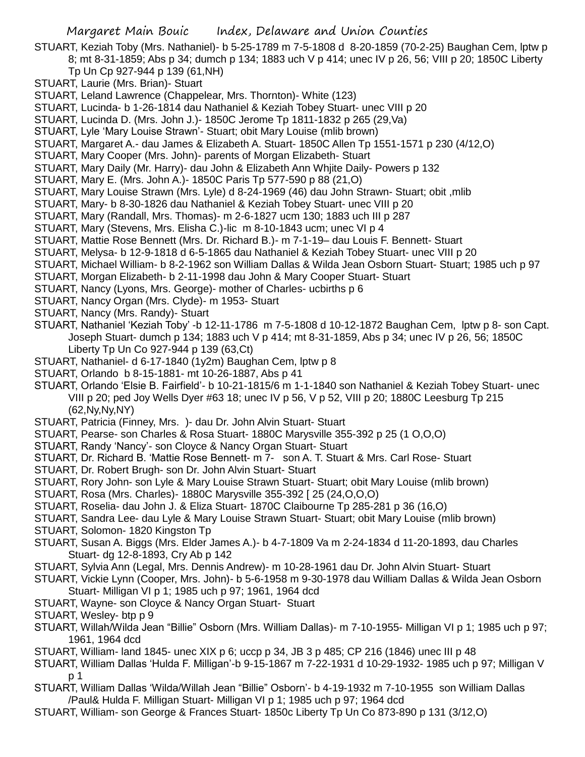STUART, Keziah Toby (Mrs. Nathaniel)- b 5-25-1789 m 7-5-1808 d 8-20-1859 (70-2-25) Baughan Cem, lptw p 8; mt 8-31-1859; Abs p 34; dumch p 134; 1883 uch V p 414; unec IV p 26, 56; VIII p 20; 1850C Liberty Tp Un Cp 927-944 p 139 (61,NH)

STUART, Laurie (Mrs. Brian)- Stuart

STUART, Leland Lawrence (Chappelear, Mrs. Thornton)- White (123)

STUART, Lucinda- b 1-26-1814 dau Nathaniel & Keziah Tobey Stuart- unec VIII p 20

STUART, Lucinda D. (Mrs. John J.)- 1850C Jerome Tp 1811-1832 p 265 (29,Va)

STUART, Lyle 'Mary Louise Strawn'- Stuart; obit Mary Louise (mlib brown)

STUART, Margaret A.- dau James & Elizabeth A. Stuart- 1850C Allen Tp 1551-1571 p 230 (4/12,O)

STUART, Mary Cooper (Mrs. John)- parents of Morgan Elizabeth- Stuart

STUART, Mary Daily (Mr. Harry)- dau John & Elizabeth Ann Whjite Daily- Powers p 132

STUART, Mary E. (Mrs. John A.)- 1850C Paris Tp 577-590 p 88 (21,O)

STUART, Mary Louise Strawn (Mrs. Lyle) d 8-24-1969 (46) dau John Strawn- Stuart; obit ,mlib

STUART, Mary- b 8-30-1826 dau Nathaniel & Keziah Tobey Stuart- unec VIII p 20

STUART, Mary (Randall, Mrs. Thomas)- m 2-6-1827 ucm 130; 1883 uch III p 287

STUART, Mary (Stevens, Mrs. Elisha C.)-lic m 8-10-1843 ucm; unec VI p 4

STUART, Mattie Rose Bennett (Mrs. Dr. Richard B.)- m 7-1-19– dau Louis F. Bennett- Stuart

STUART, Melysa- b 12-9-1818 d 6-5-1865 dau Nathaniel & Keziah Tobey Stuart- unec VIII p 20

STUART, Michael William- b 8-2-1962 son William Dallas & Wilda Jean Osborn Stuart- Stuart; 1985 uch p 97

STUART, Morgan Elizabeth- b 2-11-1998 dau John & Mary Cooper Stuart- Stuart

STUART, Nancy (Lyons, Mrs. George)- mother of Charles- ucbirths p 6

STUART, Nancy Organ (Mrs. Clyde)- m 1953- Stuart

STUART, Nancy (Mrs. Randy)- Stuart

STUART, Nathaniel 'Keziah Toby' -b 12-11-1786 m 7-5-1808 d 10-12-1872 Baughan Cem, lptw p 8- son Capt. Joseph Stuart- dumch p 134; 1883 uch V p 414; mt 8-31-1859, Abs p 34; unec IV p 26, 56; 1850C Liberty Tp Un Co 927-944 p 139 (63,Ct)

STUART, Nathaniel- d 6-17-1840 (1y2m) Baughan Cem, lptw p 8

STUART, Orlando b 8-15-1881- mt 10-26-1887, Abs p 41

STUART, Orlando 'Elsie B. Fairfield'- b 10-21-1815/6 m 1-1-1840 son Nathaniel & Keziah Tobey Stuart- unec VIII p 20; ped Joy Wells Dyer #63 18; unec IV p 56, V p 52, VIII p 20; 1880C Leesburg Tp 215 (62,Ny,Ny,NY)

STUART, Patricia (Finney, Mrs. )- dau Dr. John Alvin Stuart- Stuart

STUART, Pearse- son Charles & Rosa Stuart- 1880C Marysville 355-392 p 25 (1 O,O,O)

STUART, Randy 'Nancy'- son Cloyce & Nancy Organ Stuart- Stuart

STUART, Dr. Richard B. 'Mattie Rose Bennett- m 7- son A. T. Stuart & Mrs. Carl Rose- Stuart

STUART, Dr. Robert Brugh- son Dr. John Alvin Stuart- Stuart

STUART, Rory John- son Lyle & Mary Louise Strawn Stuart- Stuart; obit Mary Louise (mlib brown)

STUART, Rosa (Mrs. Charles)- 1880C Marysville 355-392 [ 25 (24,O,O,O)

STUART, Roselia- dau John J. & Eliza Stuart- 1870C Claibourne Tp 285-281 p 36 (16,O)

STUART, Sandra Lee- dau Lyle & Mary Louise Strawn Stuart- Stuart; obit Mary Louise (mlib brown)

STUART, Solomon- 1820 Kingston Tp

STUART, Susan A. Biggs (Mrs. Elder James A.)- b 4-7-1809 Va m 2-24-1834 d 11-20-1893, dau Charles Stuart- dg 12-8-1893, Cry Ab p 142

STUART, Sylvia Ann (Legal, Mrs. Dennis Andrew)- m 10-28-1961 dau Dr. John Alvin Stuart- Stuart

STUART, Vickie Lynn (Cooper, Mrs. John)- b 5-6-1958 m 9-30-1978 dau William Dallas & Wilda Jean Osborn Stuart- Milligan VI p 1; 1985 uch p 97; 1961, 1964 dcd

STUART, Wayne- son Cloyce & Nancy Organ Stuart- Stuart

STUART, Wesley- btp p 9

STUART, Willah/Wilda Jean "Billie" Osborn (Mrs. William Dallas)- m 7-10-1955- Milligan VI p 1; 1985 uch p 97; 1961, 1964 dcd

STUART, William- land 1845- unec XIX p 6; uccp p 34, JB 3 p 485; CP 216 (1846) unec III p 48

STUART, William Dallas 'Hulda F. Milligan'-b 9-15-1867 m 7-22-1931 d 10-29-1932- 1985 uch p 97; Milligan V p 1

STUART, William Dallas 'Wilda/Willah Jean "Billie" Osborn'- b 4-19-1932 m 7-10-1955 son William Dallas /Paul& Hulda F. Milligan Stuart- Milligan VI p 1; 1985 uch p 97; 1964 dcd

STUART, William- son George & Frances Stuart- 1850c Liberty Tp Un Co 873-890 p 131 (3/12,O)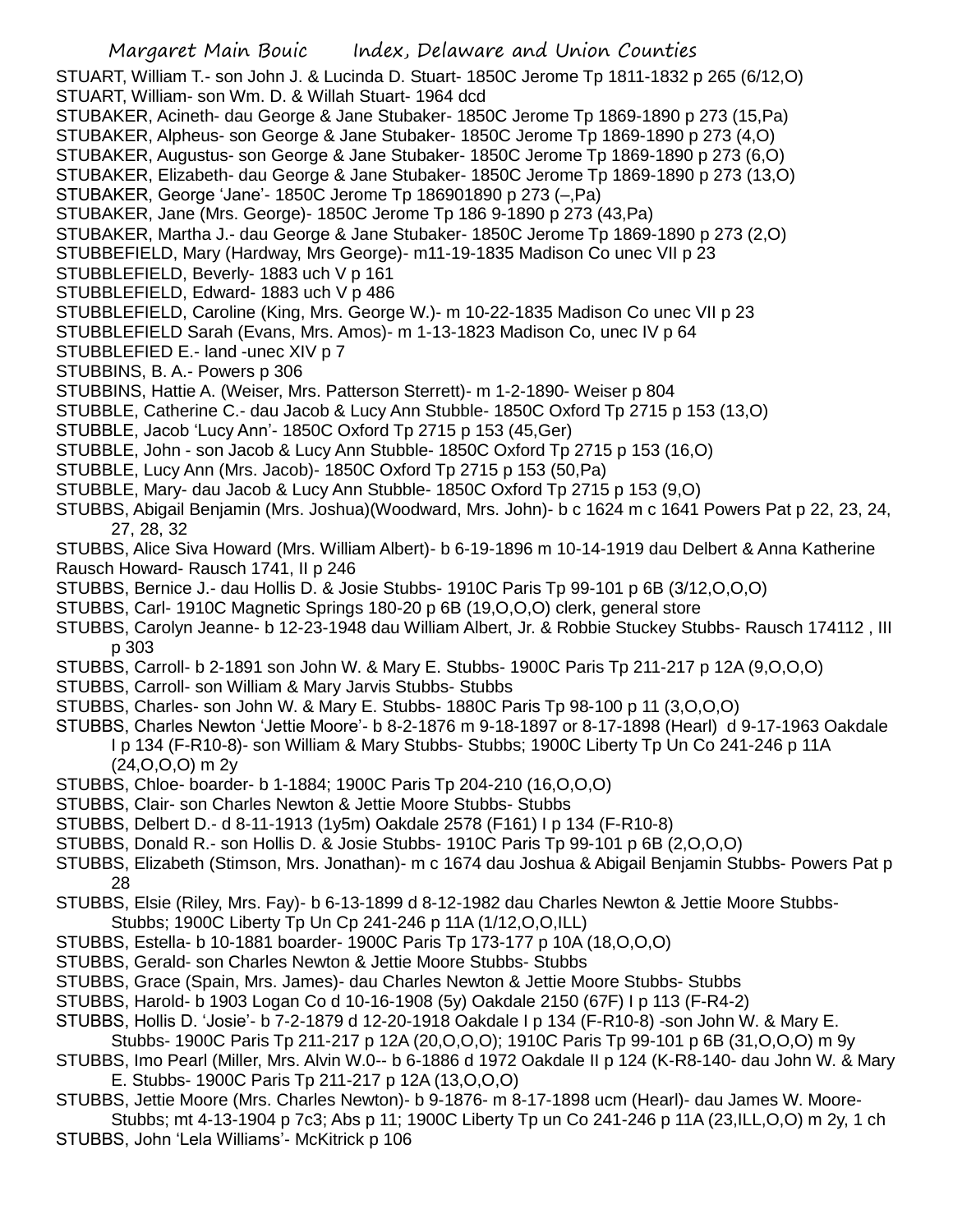STUART, William T.- son John J. & Lucinda D. Stuart- 1850C Jerome Tp 1811-1832 p 265 (6/12,O)

STUART, William- son Wm. D. & Willah Stuart- 1964 dcd

STUBAKER, Acineth- dau George & Jane Stubaker- 1850C Jerome Tp 1869-1890 p 273 (15,Pa)

STUBAKER, Alpheus- son George & Jane Stubaker- 1850C Jerome Tp 1869-1890 p 273 (4,O)

STUBAKER, Augustus- son George & Jane Stubaker- 1850C Jerome Tp 1869-1890 p 273 (6,O)

STUBAKER, Elizabeth- dau George & Jane Stubaker- 1850C Jerome Tp 1869-1890 p 273 (13,O)

STUBAKER, George 'Jane'- 1850C Jerome Tp 186901890 p 273 (–,Pa)

STUBAKER, Jane (Mrs. George)- 1850C Jerome Tp 186 9-1890 p 273 (43,Pa)

STUBAKER, Martha J.- dau George & Jane Stubaker- 1850C Jerome Tp 1869-1890 p 273 (2,O)

STUBBEFIELD, Mary (Hardway, Mrs George)- m11-19-1835 Madison Co unec VII p 23

STUBBLEFIELD, Beverly- 1883 uch V p 161

STUBBLEFIELD, Edward- 1883 uch V p 486

STUBBLEFIELD, Caroline (King, Mrs. George W.)- m 10-22-1835 Madison Co unec VII p 23

STUBBLEFIELD Sarah (Evans, Mrs. Amos)- m 1-13-1823 Madison Co, unec IV p 64

STUBBLEFIED E.- land -unec XIV p 7

STUBBINS, B. A.- Powers p 306

STUBBINS, Hattie A. (Weiser, Mrs. Patterson Sterrett)- m 1-2-1890- Weiser p 804

STUBBLE, Catherine C.- dau Jacob & Lucy Ann Stubble- 1850C Oxford Tp 2715 p 153 (13,O)

STUBBLE, Jacob 'Lucy Ann'- 1850C Oxford Tp 2715 p 153 (45,Ger)

STUBBLE, John - son Jacob & Lucy Ann Stubble- 1850C Oxford Tp 2715 p 153 (16,O)

STUBBLE, Lucy Ann (Mrs. Jacob)- 1850C Oxford Tp 2715 p 153 (50,Pa)

STUBBLE, Mary- dau Jacob & Lucy Ann Stubble- 1850C Oxford Tp 2715 p 153 (9,O)

STUBBS, Abigail Benjamin (Mrs. Joshua)(Woodward, Mrs. John)- b c 1624 m c 1641 Powers Pat p 22, 23, 24, 27, 28, 32

STUBBS, Alice Siva Howard (Mrs. William Albert)- b 6-19-1896 m 10-14-1919 dau Delbert & Anna Katherine Rausch Howard- Rausch 1741, II p 246

STUBBS, Bernice J.- dau Hollis D. & Josie Stubbs- 1910C Paris Tp 99-101 p 6B (3/12,O,O,O)

STUBBS, Carl- 1910C Magnetic Springs 180-20 p 6B (19,O,O,O) clerk, general store

STUBBS, Carolyn Jeanne- b 12-23-1948 dau William Albert, Jr. & Robbie Stuckey Stubbs- Rausch 174112 , III p 303

STUBBS, Carroll- b 2-1891 son John W. & Mary E. Stubbs- 1900C Paris Tp 211-217 p 12A (9,O,O,O)

STUBBS, Carroll- son William & Mary Jarvis Stubbs- Stubbs

STUBBS, Charles- son John W. & Mary E. Stubbs- 1880C Paris Tp 98-100 p 11 (3,O,O,O)

STUBBS, Charles Newton 'Jettie Moore'- b 8-2-1876 m 9-18-1897 or 8-17-1898 (Hearl) d 9-17-1963 Oakdale I p 134 (F-R10-8)- son William & Mary Stubbs- Stubbs; 1900C Liberty Tp Un Co 241-246 p 11A (24,O,O,O) m 2y

STUBBS, Chloe- boarder- b 1-1884; 1900C Paris Tp 204-210 (16,O,O,O)

STUBBS, Clair- son Charles Newton & Jettie Moore Stubbs- Stubbs

STUBBS, Delbert D.- d 8-11-1913 (1y5m) Oakdale 2578 (F161) I p 134 (F-R10-8)

STUBBS, Donald R.- son Hollis D. & Josie Stubbs- 1910C Paris Tp 99-101 p 6B (2,O,O,O)

STUBBS, Elizabeth (Stimson, Mrs. Jonathan)- m c 1674 dau Joshua & Abigail Benjamin Stubbs- Powers Pat p 28

STUBBS, Elsie (Riley, Mrs. Fay)- b 6-13-1899 d 8-12-1982 dau Charles Newton & Jettie Moore Stubbs- Stubbs; 1900C Liberty Tp Un Cp 241-246 p 11A (1/12,O,O,ILL)

STUBBS, Estella- b 10-1881 boarder- 1900C Paris Tp 173-177 p 10A (18,O,O,O)

STUBBS, Gerald- son Charles Newton & Jettie Moore Stubbs- Stubbs

STUBBS, Grace (Spain, Mrs. James)- dau Charles Newton & Jettie Moore Stubbs- Stubbs

STUBBS, Harold- b 1903 Logan Co d 10-16-1908 (5y) Oakdale 2150 (67F) I p 113 (F-R4-2)

STUBBS, Hollis D. 'Josie'- b 7-2-1879 d 12-20-1918 Oakdale I p 134 (F-R10-8) -son John W. & Mary E. Stubbs- 1900C Paris Tp 211-217 p 12A (20,O,O,O); 1910C Paris Tp 99-101 p 6B (31,O,O,O) m 9y

STUBBS, Imo Pearl (Miller, Mrs. Alvin W.0-- b 6-1886 d 1972 Oakdale II p 124 (K-R8-140- dau John W. & Mary E. Stubbs- 1900C Paris Tp 211-217 p 12A (13,O,O,O)

STUBBS, Jettie Moore (Mrs. Charles Newton)- b 9-1876- m 8-17-1898 ucm (Hearl)- dau James W. Moore- Stubbs; mt 4-13-1904 p 7c3; Abs p 11; 1900C Liberty Tp un Co 241-246 p 11A (23,ILL,O,O) m 2y, 1 ch

STUBBS, John 'Lela Williams'- McKitrick p 106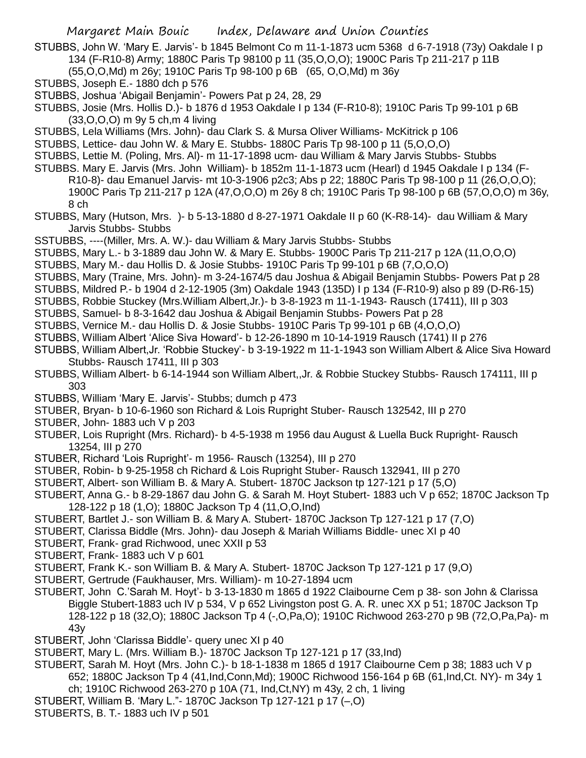STUBBS, John W. 'Mary E. Jarvis'- b 1845 Belmont Co m 11-1-1873 ucm 5368 d 6-7-1918 (73y) Oakdale I p 134 (F-R10-8) Army; 1880C Paris Tp 98100 p 11 (35,O,O,O); 1900C Paris Tp 211-217 p 11B (55,O,O,Md) m 26y; 1910C Paris Tp 98-100 p 6B (65, O,O,Md) m 36y

STUBBS, Joseph E.- 1880 dch p 576

STUBBS, Joshua 'Abigail Benjamin'- Powers Pat p 24, 28, 29

STUBBS, Josie (Mrs. Hollis D.)- b 1876 d 1953 Oakdale I p 134 (F-R10-8); 1910C Paris Tp 99-101 p 6B (33,O,O,O) m 9y 5 ch,m 4 living

STUBBS, Lela Williams (Mrs. John)- dau Clark S. & Mursa Oliver Williams- McKitrick p 106

STUBBS, Lettice- dau John W. & Mary E. Stubbs- 1880C Paris Tp 98-100 p 11 (5,O,O,O)

STUBBS, Lettie M. (Poling, Mrs. Al)- m 11-17-1898 ucm- dau William & Mary Jarvis Stubbs- Stubbs

STUBBS. Mary E. Jarvis (Mrs. John William)- b 1852m 11-1-1873 ucm (Hearl) d 1945 Oakdale I p 134 (F-R10-8)- dau Emanuel Jarvis- mt 10-3-1906 p2c3; Abs p 22; 1880C Paris Tp 98-100 p 11 (26,O,O,O); 1900C Paris Tp 211-217 p 12A (47,O,O,O) m 26y 8 ch; 1910C Paris Tp 98-100 p 6B (57,O,O,O) m 36y, 8 ch

STUBBS, Mary (Hutson, Mrs. )- b 5-13-1880 d 8-27-1971 Oakdale II p 60 (K-R8-14)- dau William & Mary Jarvis Stubbs- Stubbs

SSTUBBS, ----(Miller, Mrs. A. W.)- dau William & Mary Jarvis Stubbs- Stubbs

STUBBS, Mary L.- b 3-1889 dau John W. & Mary E. Stubbs- 1900C Paris Tp 211-217 p 12A (11,O,O,O)

STUBBS, Mary M.- dau Hollis D. & Josie Stubbs- 1910C Paris Tp 99-101 p 6B (7,O,O,O)

STUBBS, Mary (Traine, Mrs. John)- m 3-24-1674/5 dau Joshua & Abigail Benjamin Stubbs- Powers Pat p 28

STUBBS, Mildred P.- b 1904 d 2-12-1905 (3m) Oakdale 1943 (135D) I p 134 (F-R10-9) also p 89 (D-R6-15)

STUBBS, Robbie Stuckey (Mrs.William Albert,Jr.)- b 3-8-1923 m 11-1-1943- Rausch (17411), III p 303

STUBBS, Samuel- b 8-3-1642 dau Joshua & Abigail Benjamin Stubbs- Powers Pat p 28

STUBBS, Vernice M.- dau Hollis D. & Josie Stubbs- 1910C Paris Tp 99-101 p 6B (4,O,O,O)

STUBBS, William Albert 'Alice Siva Howard'- b 12-26-1890 m 10-14-1919 Rausch (1741) II p 276

STUBBS, William Albert,Jr. 'Robbie Stuckey'- b 3-19-1922 m 11-1-1943 son William Albert & Alice Siva Howard Stubbs- Rausch 17411, III p 303

STUBBS, William Albert- b 6-14-1944 son William Albert,,Jr. & Robbie Stuckey Stubbs- Rausch 174111, III p 303

STUBBS, William 'Mary E. Jarvis'- Stubbs; dumch p 473

STUBER, Bryan- b 10-6-1960 son Richard & Lois Rupright Stuber- Rausch 132542, III p 270

STUBER, John- 1883 uch V p 203

STUBER, Lois Rupright (Mrs. Richard)- b 4-5-1938 m 1956 dau August & Luella Buck Rupright- Rausch 13254, III p 270

STUBER, Richard 'Lois Rupright'- m 1956- Rausch (13254), III p 270

STUBER, Robin- b 9-25-1958 ch Richard & Lois Rupright Stuber- Rausch 132941, III p 270

STUBERT, Albert- son William B. & Mary A. Stubert- 1870C Jackson tp 127-121 p 17 (5,O)

STUBERT, Anna G.- b 8-29-1867 dau John G. & Sarah M. Hoyt Stubert- 1883 uch V p 652; 1870C Jackson Tp 128-122 p 18 (1,O); 1880C Jackson Tp 4 (11,O,O,Ind)

STUBERT, Bartlet J.- son William B. & Mary A. Stubert- 1870C Jackson Tp 127-121 p 17 (7,O)

STUBERT, Clarissa Biddle (Mrs. John)- dau Joseph & Mariah Williams Biddle- unec XI p 40

STUBERT, Frank- grad Richwood, unec XXII p 53

STUBERT, Frank- 1883 uch V p 601

STUBERT, Frank K.- son William B. & Mary A. Stubert- 1870C Jackson Tp 127-121 p 17 (9,O)

STUBERT, Gertrude (Faukhauser, Mrs. William)- m 10-27-1894 ucm

STUBERT, John C.'Sarah M. Hoyt'- b 3-13-1830 m 1865 d 1922 Claibourne Cem p 38- son John & Clarissa Biggle Stubert-1883 uch IV p 534, V p 652 Livingston post G. A. R. unec XX p 51; 1870C Jackson Tp 128-122 p 18 (32,O); 1880C Jackson Tp 4 (-,O,Pa,O); 1910C Richwood 263-270 p 9B (72,O,Pa,Pa)- m 43y

STUBERT, John 'Clarissa Biddle'- query unec XI p 40

STUBERT, Mary L. (Mrs. William B.)- 1870C Jackson Tp 127-121 p 17 (33,Ind)

STUBERT, Sarah M. Hoyt (Mrs. John C.)- b 18-1-1838 m 1865 d 1917 Claibourne Cem p 38; 1883 uch V p 652; 1880C Jackson Tp 4 (41,Ind,Conn,Md); 1900C Richwood 156-164 p 6B (61,Ind,Ct. NY)- m 34y 1 ch; 1910C Richwood 263-270 p 10A (71, Ind,Ct,NY) m 43y, 2 ch, 1 living

STUBERT, William B. 'Mary L."- 1870C Jackson Tp 127-121 p 17 (–,O)

STUBERTS, B. T.- 1883 uch IV p 501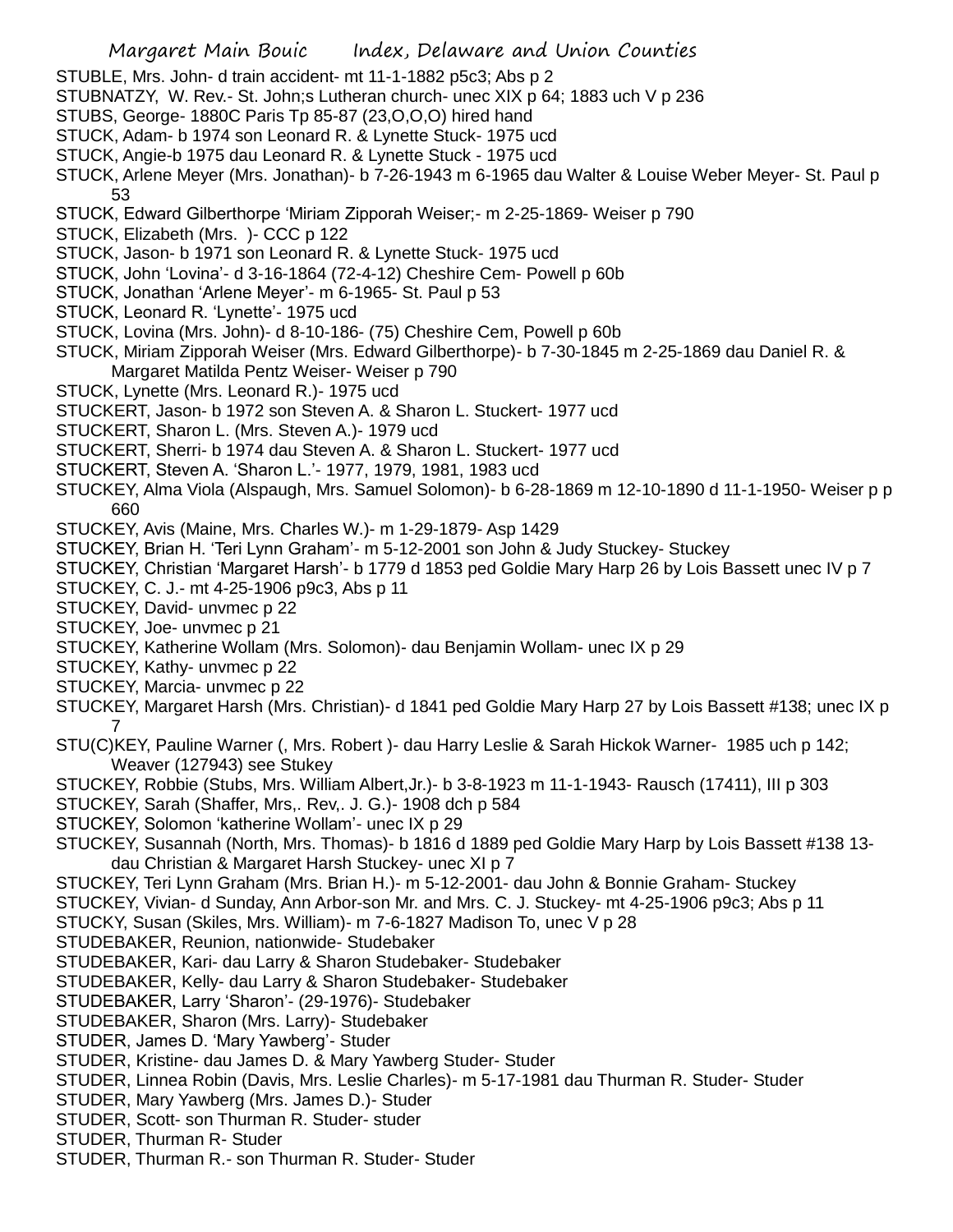STUBLE, Mrs. John- d train accident- mt 11-1-1882 p5c3; Abs p 2

STUBNATZY, W. Rev.- St. John;s Lutheran church- unec XIX p 64; 1883 uch V p 236

STUBS, George- 1880C Paris Tp 85-87 (23,O,O,O) hired hand

STUCK, Adam- b 1974 son Leonard R. & Lynette Stuck- 1975 ucd

STUCK, Angie-b 1975 dau Leonard R. & Lynette Stuck - 1975 ucd

STUCK, Arlene Meyer (Mrs. Jonathan)- b 7-26-1943 m 6-1965 dau Walter & Louise Weber Meyer- St. Paul p 53

STUCK, Edward Gilberthorpe 'Miriam Zipporah Weiser;- m 2-25-1869- Weiser p 790

STUCK, Elizabeth (Mrs. )- CCC p 122

STUCK, Jason- b 1971 son Leonard R. & Lynette Stuck- 1975 ucd

STUCK, John 'Lovina'- d 3-16-1864 (72-4-12) Cheshire Cem- Powell p 60b

STUCK, Jonathan 'Arlene Meyer'- m 6-1965- St. Paul p 53

STUCK, Leonard R. 'Lynette'- 1975 ucd

STUCK, Lovina (Mrs. John)- d 8-10-186- (75) Cheshire Cem, Powell p 60b

STUCK, Miriam Zipporah Weiser (Mrs. Edward Gilberthorpe)- b 7-30-1845 m 2-25-1869 dau Daniel R. & Margaret Matilda Pentz Weiser- Weiser p 790

STUCK, Lynette (Mrs. Leonard R.)- 1975 ucd

STUCKERT, Jason- b 1972 son Steven A. & Sharon L. Stuckert- 1977 ucd

STUCKERT, Sharon L. (Mrs. Steven A.)- 1979 ucd

STUCKERT, Sherri- b 1974 dau Steven A. & Sharon L. Stuckert- 1977 ucd

STUCKERT, Steven A. 'Sharon L.'- 1977, 1979, 1981, 1983 ucd

STUCKEY, Alma Viola (Alspaugh, Mrs. Samuel Solomon)- b 6-28-1869 m 12-10-1890 d 11-1-1950- Weiser p p 660

STUCKEY, Avis (Maine, Mrs. Charles W.)- m 1-29-1879- Asp 1429

STUCKEY, Brian H. 'Teri Lynn Graham'- m 5-12-2001 son John & Judy Stuckey- Stuckey

STUCKEY, Christian 'Margaret Harsh'- b 1779 d 1853 ped Goldie Mary Harp 26 by Lois Bassett unec IV p 7

STUCKEY, C. J.- mt 4-25-1906 p9c3, Abs p 11

STUCKEY, David- unvmec p 22

STUCKEY, Joe- unvmec p 21

STUCKEY, Katherine Wollam (Mrs. Solomon)- dau Benjamin Wollam- unec IX p 29

STUCKEY, Kathy- unvmec p 22

STUCKEY, Marcia- unvmec p 22

STUCKEY, Margaret Harsh (Mrs. Christian)- d 1841 ped Goldie Mary Harp 27 by Lois Bassett #138; unec IX p 7

STU(C)KEY, Pauline Warner (, Mrs. Robert )- dau Harry Leslie & Sarah Hickok Warner- 1985 uch p 142; Weaver (127943) see Stukey

STUCKEY, Robbie (Stubs, Mrs. William Albert,Jr.)- b 3-8-1923 m 11-1-1943- Rausch (17411), III p 303

STUCKEY, Sarah (Shaffer, Mrs,. Rev,. J. G.)- 1908 dch p 584

STUCKEY, Solomon 'katherine Wollam'- unec IX p 29

STUCKEY, Susannah (North, Mrs. Thomas)- b 1816 d 1889 ped Goldie Mary Harp by Lois Bassett #138 13- dau Christian & Margaret Harsh Stuckey- unec XI p 7

STUCKEY, Teri Lynn Graham (Mrs. Brian H.)- m 5-12-2001- dau John & Bonnie Graham- Stuckey

STUCKEY, Vivian- d Sunday, Ann Arbor-son Mr. and Mrs. C. J. Stuckey- mt 4-25-1906 p9c3; Abs p 11

STUCKY, Susan (Skiles, Mrs. William)- m 7-6-1827 Madison To, unec V p 28

STUDEBAKER, Reunion, nationwide- Studebaker

STUDEBAKER, Kari- dau Larry & Sharon Studebaker- Studebaker

STUDEBAKER, Kelly- dau Larry & Sharon Studebaker- Studebaker

STUDEBAKER, Larry 'Sharon'- (29-1976)- Studebaker

STUDEBAKER, Sharon (Mrs. Larry)- Studebaker

STUDER, James D. 'Mary Yawberg'- Studer

STUDER, Kristine- dau James D. & Mary Yawberg Studer- Studer

STUDER, Linnea Robin (Davis, Mrs. Leslie Charles)- m 5-17-1981 dau Thurman R. Studer- Studer

STUDER, Mary Yawberg (Mrs. James D.)- Studer

STUDER, Scott- son Thurman R. Studer- studer

STUDER, Thurman R- Studer

STUDER, Thurman R.- son Thurman R. Studer- Studer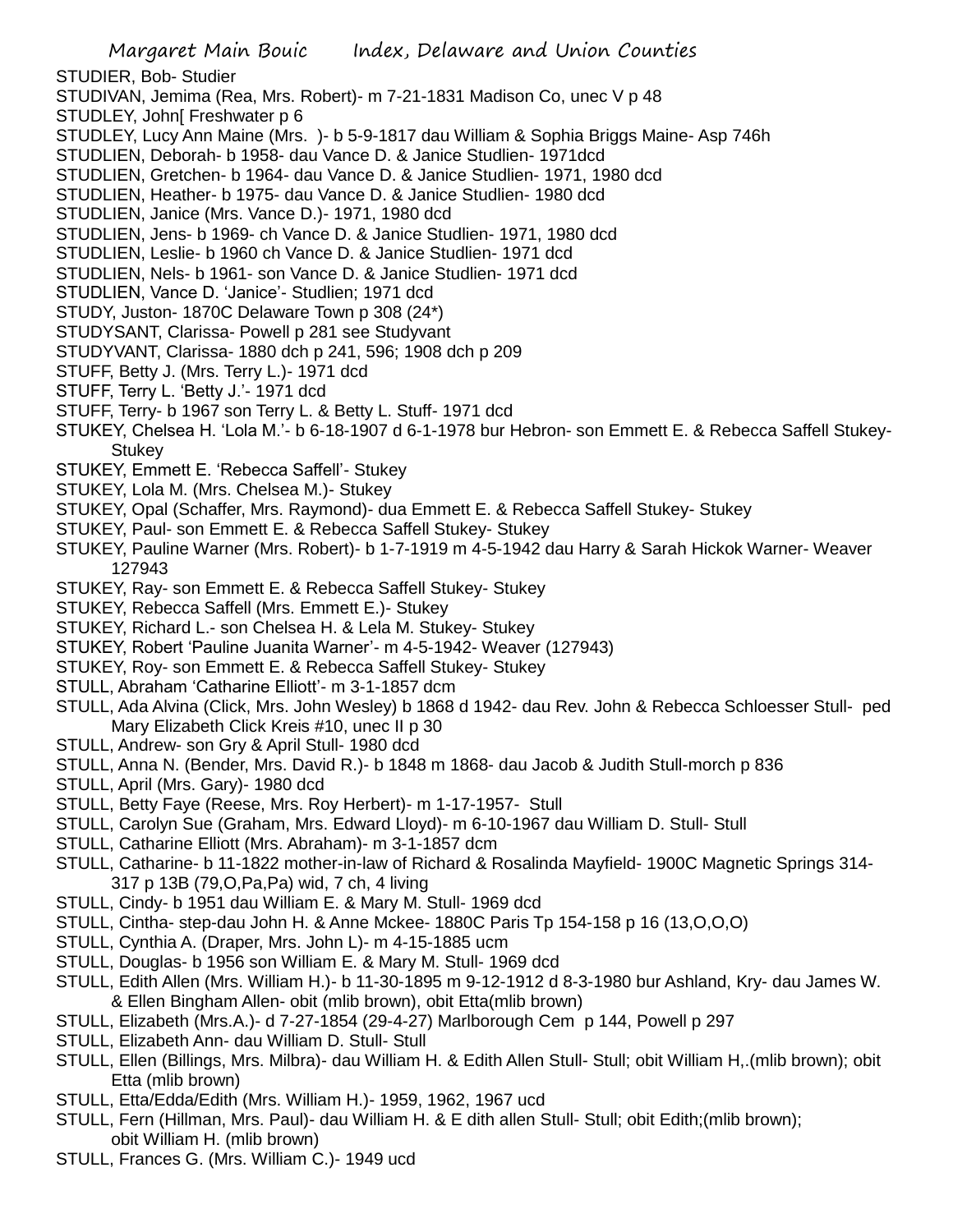STUDIER, Bob- Studier

STUDIVAN, Jemima (Rea, Mrs. Robert)- m 7-21-1831 Madison Co, unec V p 48

STUDLEY, John[ Freshwater p 6

STUDLEY, Lucy Ann Maine (Mrs. )- b 5-9-1817 dau William & Sophia Briggs Maine- Asp 746h

STUDLIEN, Deborah- b 1958- dau Vance D. & Janice Studlien- 1971dcd

STUDLIEN, Gretchen- b 1964- dau Vance D. & Janice Studlien- 1971, 1980 dcd

STUDLIEN, Heather- b 1975- dau Vance D. & Janice Studlien- 1980 dcd

STUDLIEN, Janice (Mrs. Vance D.)- 1971, 1980 dcd

STUDLIEN, Jens- b 1969- ch Vance D. & Janice Studlien- 1971, 1980 dcd

STUDLIEN, Leslie- b 1960 ch Vance D. & Janice Studlien- 1971 dcd

STUDLIEN, Nels- b 1961- son Vance D. & Janice Studlien- 1971 dcd

STUDLIEN, Vance D. 'Janice'- Studlien; 1971 dcd

STUDY, Juston- 1870C Delaware Town p 308 (24*)

STUDYSANT, Clarissa- Powell p 281 see Studyvant

STUDYVANT, Clarissa- 1880 dch p 241, 596; 1908 dch p 209

STUFF, Betty J. (Mrs. Terry L.)- 1971 dcd

STUFF, Terry L. 'Betty J.'- 1971 dcd

STUFF, Terry- b 1967 son Terry L. & Betty L. Stuff- 1971 dcd

STUKEY, Chelsea H. 'Lola M.'- b 6-18-1907 d 6-1-1978 bur Hebron- son Emmett E. & Rebecca Saffell Stukey- Stukey

STUKEY, Emmett E. 'Rebecca Saffell'- Stukey

STUKEY, Lola M. (Mrs. Chelsea M.)- Stukey

STUKEY, Opal (Schaffer, Mrs. Raymond)- dua Emmett E. & Rebecca Saffell Stukey- Stukey

STUKEY, Paul- son Emmett E. & Rebecca Saffell Stukey- Stukey

STUKEY, Pauline Warner (Mrs. Robert)- b 1-7-1919 m 4-5-1942 dau Harry & Sarah Hickok Warner- Weaver 127943

STUKEY, Ray- son Emmett E. & Rebecca Saffell Stukey- Stukey

STUKEY, Rebecca Saffell (Mrs. Emmett E.)- Stukey

STUKEY, Richard L.- son Chelsea H. & Lela M. Stukey- Stukey

STUKEY, Robert 'Pauline Juanita Warner'- m 4-5-1942- Weaver (127943)

STUKEY, Roy- son Emmett E. & Rebecca Saffell Stukey- Stukey

STULL, Abraham 'Catharine Elliott'- m 3-1-1857 dcm

STULL, Ada Alvina (Click, Mrs. John Wesley) b 1868 d 1942- dau Rev. John & Rebecca Schloesser Stull- ped Mary Elizabeth Click Kreis #10, unec II p 30

STULL, Andrew- son Gry & April Stull- 1980 dcd

STULL, Anna N. (Bender, Mrs. David R.)- b 1848 m 1868- dau Jacob & Judith Stull-morch p 836

STULL, April (Mrs. Gary)- 1980 dcd

STULL, Betty Faye (Reese, Mrs. Roy Herbert)- m 1-17-1957- Stull

STULL, Carolyn Sue (Graham, Mrs. Edward Lloyd)- m 6-10-1967 dau William D. Stull- Stull

STULL, Catharine Elliott (Mrs. Abraham)- m 3-1-1857 dcm

STULL, Catharine- b 11-1822 mother-in-law of Richard & Rosalinda Mayfield- 1900C Magnetic Springs 314-317 p 13B (79,O,Pa,Pa) wid, 7 ch, 4 living

STULL, Cindy- b 1951 dau William E. & Mary M. Stull- 1969 dcd

STULL, Cintha- step-dau John H. & Anne Mckee- 1880C Paris Tp 154-158 p 16 (13,O,O,O)

STULL, Cynthia A. (Draper, Mrs. John L)- m 4-15-1885 ucm

STULL, Douglas- b 1956 son William E. & Mary M. Stull- 1969 dcd

STULL, Edith Allen (Mrs. William H.)- b 11-30-1895 m 9-12-1912 d 8-3-1980 bur Ashland, Kry- dau James W. & Ellen Bingham Allen- obit (mlib brown), obit Etta(mlib brown)

STULL, Elizabeth (Mrs.A.)- d 7-27-1854 (29-4-27) Marlborough Cem p 144, Powell p 297

STULL, Elizabeth Ann- dau William D. Stull- Stull

STULL, Ellen (Billings, Mrs. Milbra)- dau William H. & Edith Allen Stull- Stull; obit William H,.(mlib brown); obit Etta (mlib brown)

STULL, Etta/Edda/Edith (Mrs. William H.)- 1959, 1962, 1967 ucd

STULL, Fern (Hillman, Mrs. Paul)- dau William H. & E dith allen Stull- Stull; obit Edith;(mlib brown); obit William H. (mlib brown)

STULL, Frances G. (Mrs. William C.)- 1949 ucd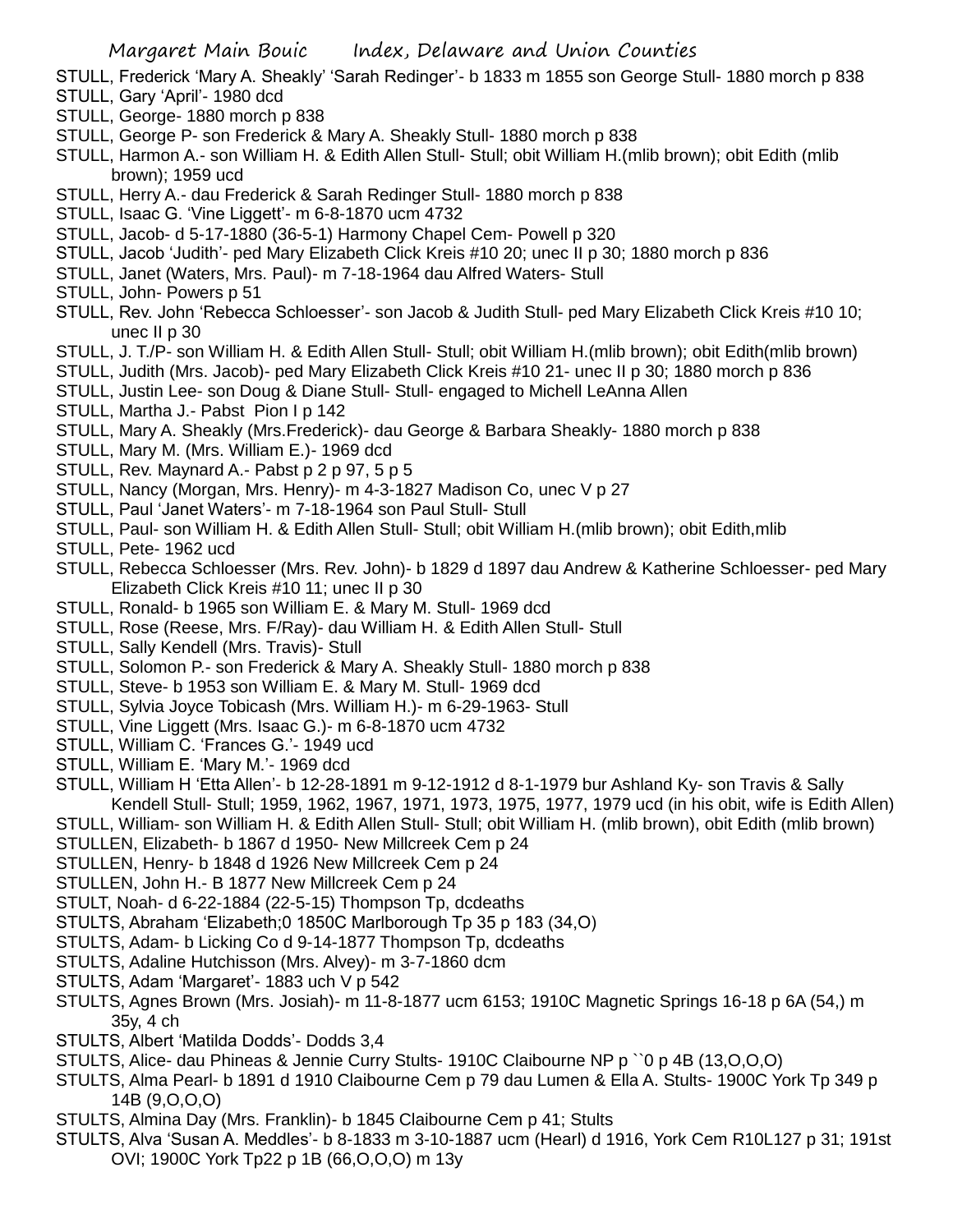STULL, Frederick 'Mary A. Sheakly' 'Sarah Redinger'- b 1833 m 1855 son George Stull- 1880 morch p 838
STULL, Gary 'April'- 1980 dcd
STULL, George- 1880 morch p 838
STULL, George P- son Frederick & Mary A. Sheakly Stull- 1880 morch p 838
STULL, Harmon A.- son William H. & Edith Allen Stull- Stull; obit William H.(mlib brown); obit Edith (mlib brown); 1959 ucd
STULL, Herry A.- dau Frederick & Sarah Redinger Stull- 1880 morch p 838
STULL, Isaac G. 'Vine Liggett'- m 6-8-1870 ucm 4732
STULL, Jacob- d 5-17-1880 (36-5-1) Harmony Chapel Cem- Powell p 320
STULL, Jacob 'Judith'- ped Mary Elizabeth Click Kreis #10 20; unec II p 30; 1880 morch p 836
STULL, Janet (Waters, Mrs. Paul)- m 7-18-1964 dau Alfred Waters- Stull
STULL, John- Powers p 51
STULL, Rev. John 'Rebecca Schloesser'- son Jacob & Judith Stull- ped Mary Elizabeth Click Kreis #10 10; unec II p 30
STULL, J. T./P- son William H. & Edith Allen Stull- Stull; obit William H.(mlib brown); obit Edith(mlib brown)
STULL, Judith (Mrs. Jacob)- ped Mary Elizabeth Click Kreis #10 21- unec II p 30; 1880 morch p 836
STULL, Justin Lee- son Doug & Diane Stull- Stull- engaged to Michell LeAnna Allen
STULL, Martha J.- Pabst Pion I p 142
STULL, Mary A. Sheakly (Mrs.Frederick)- dau George & Barbara Sheakly- 1880 morch p 838
STULL, Mary M. (Mrs. William E.)- 1969 dcd
STULL, Rev. Maynard A.- Pabst p 2 p 97, 5 p 5
STULL, Nancy (Morgan, Mrs. Henry)- m 4-3-1827 Madison Co, unec V p 27
STULL, Paul 'Janet Waters'- m 7-18-1964 son Paul Stull- Stull
STULL, Paul- son William H. & Edith Allen Stull- Stull; obit William H.(mlib brown); obit Edith,mlib
STULL, Pete- 1962 ucd
STULL, Rebecca Schloesser (Mrs. Rev. John)- b 1829 d 1897 dau Andrew & Katherine Schloesser- ped Mary Elizabeth Click Kreis #10 11; unec II p 30
STULL, Ronald- b 1965 son William E. & Mary M. Stull- 1969 dcd
STULL, Rose (Reese, Mrs. F/Ray)- dau William H. & Edith Allen Stull- Stull
STULL, Sally Kendell (Mrs. Travis)- Stull
STULL, Solomon P.- son Frederick & Mary A. Sheakly Stull- 1880 morch p 838
STULL, Steve- b 1953 son William E. & Mary M. Stull- 1969 dcd
STULL, Sylvia Joyce Tobicash (Mrs. William H.)- m 6-29-1963- Stull
STULL, Vine Liggett (Mrs. Isaac G.)- m 6-8-1870 ucm 4732
STULL, William C. 'Frances G.'- 1949 ucd
STULL, William E. 'Mary M.'- 1969 dcd
STULL, William H 'Etta Allen'- b 12-28-1891 m 9-12-1912 d 8-1-1979 bur Ashland Ky- son Travis & Sally Kendell Stull- Stull; 1959, 1962, 1967, 1971, 1973, 1975, 1977, 1979 ucd (in his obit, wife is Edith Allen)
STULL, William- son William H. & Edith Allen Stull- Stull; obit William H. (mlib brown), obit Edith (mlib brown)
STULLEN, Elizabeth- b 1867 d 1950- New Millcreek Cem p 24
STULLEN, Henry- b 1848 d 1926 New Millcreek Cem p 24
STULLEN, John H.- B 1877 New Millcreek Cem p 24
STULT, Noah- d 6-22-1884 (22-5-15) Thompson Tp, dcdeaths
STULTS, Abraham 'Elizabeth;0 1850C Marlborough Tp 35 p 183 (34,O)
STULTS, Adam- b Licking Co d 9-14-1877 Thompson Tp, dcdeaths
STULTS, Adaline Hutchisson (Mrs. Alvey)- m 3-7-1860 dcm
STULTS, Adam 'Margaret'- 1883 uch V p 542
STULTS, Agnes Brown (Mrs. Josiah)- m 11-8-1877 ucm 6153; 1910C Magnetic Springs 16-18 p 6A (54,) m 35y, 4 ch
STULTS, Albert 'Matilda Dodds'- Dodds 3,4
STULTS, Alice- dau Phineas & Jennie Curry Stults- 1910C Claibourne NP p ``0 p 4B (13,O,O,O)
STULTS, Alma Pearl- b 1891 d 1910 Claibourne Cem p 79 dau Lumen & Ella A. Stults- 1900C York Tp 349 p 14B (9,O,O,O)
STULTS, Almina Day (Mrs. Franklin)- b 1845 Claibourne Cem p 41; Stults
STULTS, Alva 'Susan A. Meddles'- b 8-1833 m 3-10-1887 ucm (Hearl) d 1916, York Cem R10L127 p 31; 191st OVI; 1900C York Tp22 p 1B (66,O,O,O) m 13y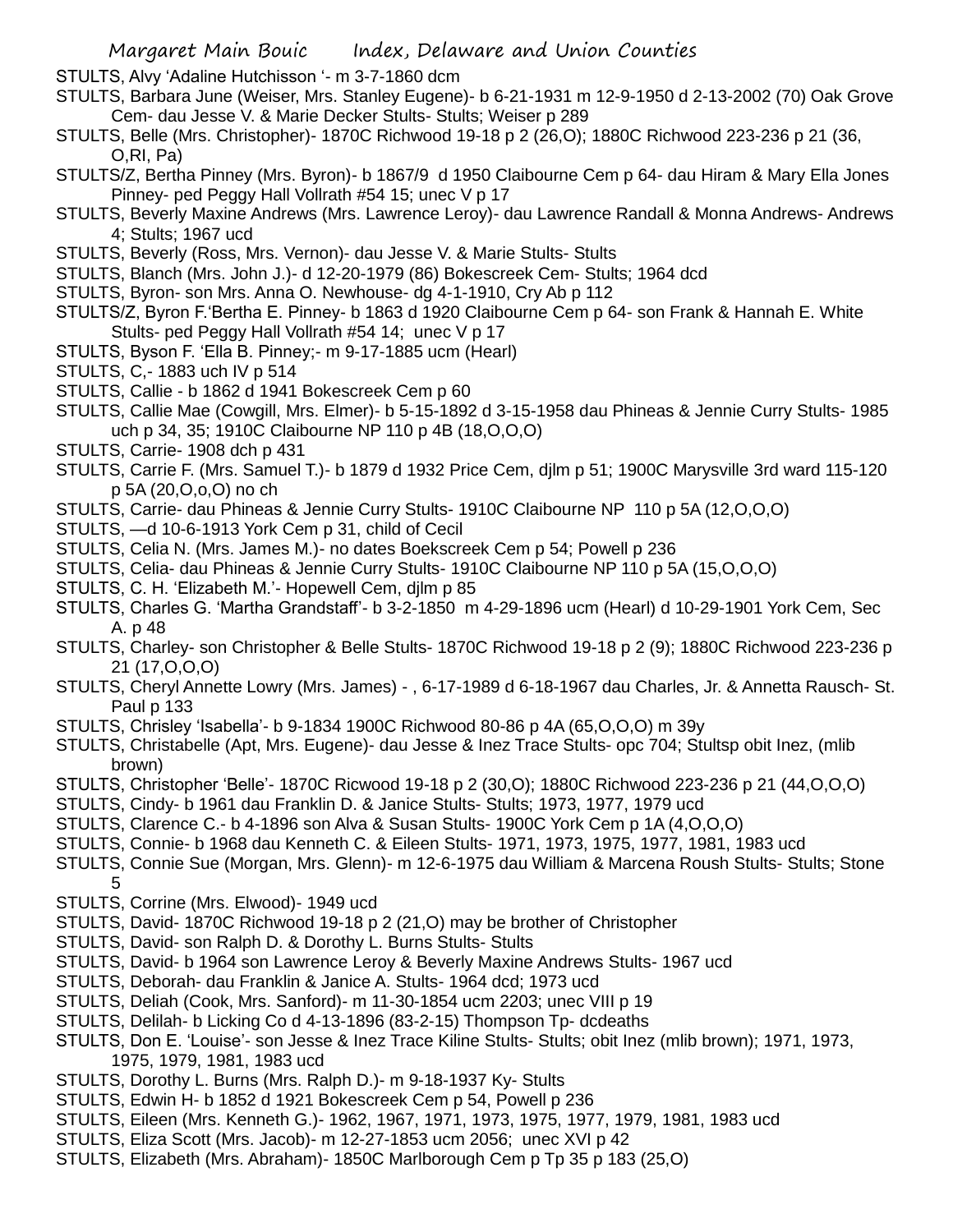STULTS, Alvy 'Adaline Hutchisson '- m 3-7-1860 dcm

STULTS, Barbara June (Weiser, Mrs. Stanley Eugene)- b 6-21-1931 m 12-9-1950 d 2-13-2002 (70) Oak Grove Cem- dau Jesse V. & Marie Decker Stults- Stults; Weiser p 289

STULTS, Belle (Mrs. Christopher)- 1870C Richwood 19-18 p 2 (26,O); 1880C Richwood 223-236 p 21 (36, O,RI, Pa)

STULTS/Z, Bertha Pinney (Mrs. Byron)- b 1867/9 d 1950 Claibourne Cem p 64- dau Hiram & Mary Ella Jones Pinney- ped Peggy Hall Vollrath #54 15; unec V p 17

STULTS, Beverly Maxine Andrews (Mrs. Lawrence Leroy)- dau Lawrence Randall & Monna Andrews- Andrews 4; Stults; 1967 ucd

STULTS, Beverly (Ross, Mrs. Vernon)- dau Jesse V. & Marie Stults- Stults

STULTS, Blanch (Mrs. John J.)- d 12-20-1979 (86) Bokescreek Cem- Stults; 1964 dcd

STULTS, Byron- son Mrs. Anna O. Newhouse- dg 4-1-1910, Cry Ab p 112

STULTS/Z, Byron F.'Bertha E. Pinney- b 1863 d 1920 Claibourne Cem p 64- son Frank & Hannah E. White Stults- ped Peggy Hall Vollrath #54 14; unec V p 17

STULTS, Byson F. 'Ella B. Pinney;- m 9-17-1885 ucm (Hearl)

STULTS, C,- 1883 uch IV p 514

STULTS, Callie - b 1862 d 1941 Bokescreek Cem p 60

STULTS, Callie Mae (Cowgill, Mrs. Elmer)- b 5-15-1892 d 3-15-1958 dau Phineas & Jennie Curry Stults- 1985 uch p 34, 35; 1910C Claibourne NP 110 p 4B (18,O,O,O)

STULTS, Carrie- 1908 dch p 431

STULTS, Carrie F. (Mrs. Samuel T.)- b 1879 d 1932 Price Cem, djlm p 51; 1900C Marysville 3rd ward 115-120 p 5A (20,O,o,O) no ch

STULTS, Carrie- dau Phineas & Jennie Curry Stults- 1910C Claibourne NP 110 p 5A (12,O,O,O)

STULTS, —d 10-6-1913 York Cem p 31, child of Cecil

STULTS, Celia N. (Mrs. James M.)- no dates Boekscreek Cem p 54; Powell p 236

STULTS, Celia- dau Phineas & Jennie Curry Stults- 1910C Claibourne NP 110 p 5A (15,O,O,O)

STULTS, C. H. 'Elizabeth M.'- Hopewell Cem, djlm p 85

STULTS, Charles G. 'Martha Grandstaff'- b 3-2-1850 m 4-29-1896 ucm (Hearl) d 10-29-1901 York Cem, Sec A. p 48

STULTS, Charley- son Christopher & Belle Stults- 1870C Richwood 19-18 p 2 (9); 1880C Richwood 223-236 p 21 (17,O,O,O)

STULTS, Cheryl Annette Lowry (Mrs. James) - , 6-17-1989 d 6-18-1967 dau Charles, Jr. & Annetta Rausch- St. Paul p 133

STULTS, Chrisley 'Isabella'- b 9-1834 1900C Richwood 80-86 p 4A (65,O,O,O) m 39y

STULTS, Christabelle (Apt, Mrs. Eugene)- dau Jesse & Inez Trace Stults- opc 704; Stultsp obit Inez, (mlib brown)

STULTS, Christopher 'Belle'- 1870C Ricwood 19-18 p 2 (30,O); 1880C Richwood 223-236 p 21 (44,O,O,O)

STULTS, Cindy- b 1961 dau Franklin D. & Janice Stults- Stults; 1973, 1977, 1979 ucd

STULTS, Clarence C.- b 4-1896 son Alva & Susan Stults- 1900C York Cem p 1A (4,O,O,O)

STULTS, Connie- b 1968 dau Kenneth C. & Eileen Stults- 1971, 1973, 1975, 1977, 1981, 1983 ucd

STULTS, Connie Sue (Morgan, Mrs. Glenn)- m 12-6-1975 dau William & Marcena Roush Stults- Stults; Stone 5

STULTS, Corrine (Mrs. Elwood)- 1949 ucd

STULTS, David- 1870C Richwood 19-18 p 2 (21,O) may be brother of Christopher

STULTS, David- son Ralph D. & Dorothy L. Burns Stults- Stults

STULTS, David- b 1964 son Lawrence Leroy & Beverly Maxine Andrews Stults- 1967 ucd

STULTS, Deborah- dau Franklin & Janice A. Stults- 1964 dcd; 1973 ucd

STULTS, Deliah (Cook, Mrs. Sanford)- m 11-30-1854 ucm 2203; unec VIII p 19

STULTS, Delilah- b Licking Co d 4-13-1896 (83-2-15) Thompson Tp- dcdeaths

STULTS, Don E. 'Louise'- son Jesse & Inez Trace Kiline Stults- Stults; obit Inez (mlib brown); 1971, 1973, 1975, 1979, 1981, 1983 ucd

STULTS, Dorothy L. Burns (Mrs. Ralph D.)- m 9-18-1937 Ky- Stults

STULTS, Edwin H- b 1852 d 1921 Bokescreek Cem p 54, Powell p 236

STULTS, Eileen (Mrs. Kenneth G.)- 1962, 1967, 1971, 1973, 1975, 1977, 1979, 1981, 1983 ucd

STULTS, Eliza Scott (Mrs. Jacob)- m 12-27-1853 ucm 2056; unec XVI p 42

STULTS, Elizabeth (Mrs. Abraham)- 1850C Marlborough Cem p Tp 35 p 183 (25,O)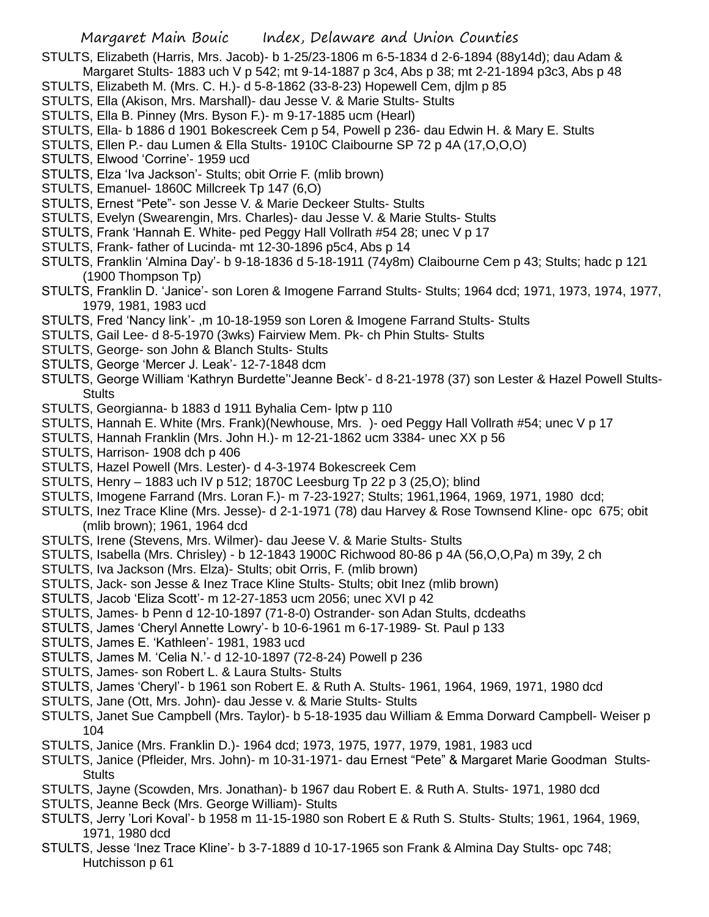STULTS, Elizabeth (Harris, Mrs. Jacob)- b 1-25/23-1806 m 6-5-1834 d 2-6-1894 (88y14d); dau Adam & Margaret Stults- 1883 uch V p 542; mt 9-14-1887 p 3c4, Abs p 38; mt 2-21-1894 p3c3, Abs p 48

STULTS, Elizabeth M. (Mrs. C. H.)- d 5-8-1862 (33-8-23) Hopewell Cem, djlm p 85

STULTS, Ella (Akison, Mrs. Marshall)- dau Jesse V. & Marie Stults- Stults

STULTS, Ella B. Pinney (Mrs. Byson F.)- m 9-17-1885 ucm (Hearl)

STULTS, Ella- b 1886 d 1901 Bokescreek Cem p 54, Powell p 236- dau Edwin H. & Mary E. Stults

STULTS, Ellen P.- dau Lumen & Ella Stults- 1910C Claibourne SP 72 p 4A (17,O,O,O)

STULTS, Elwood 'Corrine'- 1959 ucd

STULTS, Elza 'Iva Jackson'- Stults; obit Orrie F. (mlib brown)

STULTS, Emanuel- 1860C Millcreek Tp 147 (6,O)

STULTS, Ernest "Pete"- son Jesse V. & Marie Deckeer Stults- Stults

STULTS, Evelyn (Swearengin, Mrs. Charles)- dau Jesse V. & Marie Stults- Stults

STULTS, Frank 'Hannah E. White- ped Peggy Hall Vollrath #54 28; unec V p 17

STULTS, Frank- father of Lucinda- mt 12-30-1896 p5c4, Abs p 14

STULTS, Franklin 'Almina Day'- b 9-18-1836 d 5-18-1911 (74y8m) Claibourne Cem p 43; Stults; hadc p 121 (1900 Thompson Tp)

STULTS, Franklin D. 'Janice'- son Loren & Imogene Farrand Stults- Stults; 1964 dcd; 1971, 1973, 1974, 1977, 1979, 1981, 1983 ucd

STULTS, Fred 'Nancy link'- ,m 10-18-1959 son Loren & Imogene Farrand Stults- Stults

STULTS, Gail Lee- d 8-5-1970 (3wks) Fairview Mem. Pk- ch Phin Stults- Stults

STULTS, George- son John & Blanch Stults- Stults

STULTS, George 'Mercer J. Leak'- 12-7-1848 dcm

STULTS, George William 'Kathryn Burdette''Jeanne Beck'- d 8-21-1978 (37) son Lester & Hazel Powell Stults- Stults

STULTS, Georgianna- b 1883 d 1911 Byhalia Cem- lptw p 110

STULTS, Hannah E. White (Mrs. Frank)(Newhouse, Mrs. )- oed Peggy Hall Vollrath #54; unec V p 17

STULTS, Hannah Franklin (Mrs. John H.)- m 12-21-1862 ucm 3384- unec XX p 56

STULTS, Harrison- 1908 dch p 406

STULTS, Hazel Powell (Mrs. Lester)- d 4-3-1974 Bokescreek Cem

STULTS, Henry – 1883 uch IV p 512; 1870C Leesburg Tp 22 p 3 (25,O); blind

STULTS, Imogene Farrand (Mrs. Loran F.)- m 7-23-1927; Stults; 1961,1964, 1969, 1971, 1980 dcd;

STULTS, Inez Trace Kline (Mrs. Jesse)- d 2-1-1971 (78) dau Harvey & Rose Townsend Kline- opc 675; obit (mlib brown); 1961, 1964 dcd

STULTS, Irene (Stevens, Mrs. Wilmer)- dau Jeese V. & Marie Stults- Stults

STULTS, Isabella (Mrs. Chrisley) - b 12-1843 1900C Richwood 80-86 p 4A (56,O,O,Pa) m 39y, 2 ch

STULTS, Iva Jackson (Mrs. Elza)- Stults; obit Orris, F. (mlib brown)

STULTS, Jack- son Jesse & Inez Trace Kline Stults- Stults; obit Inez (mlib brown)

STULTS, Jacob 'Eliza Scott'- m 12-27-1853 ucm 2056; unec XVI p 42

STULTS, James- b Penn d 12-10-1897 (71-8-0) Ostrander- son Adan Stults, dcdeaths

STULTS, James 'Cheryl Annette Lowry'- b 10-6-1961 m 6-17-1989- St. Paul p 133

STULTS, James E. 'Kathleen'- 1981, 1983 ucd

STULTS, James M. 'Celia N.'- d 12-10-1897 (72-8-24) Powell p 236

STULTS, James- son Robert L. & Laura Stults- Stults

STULTS, James 'Cheryl'- b 1961 son Robert E. & Ruth A. Stults- 1961, 1964, 1969, 1971, 1980 dcd

STULTS, Jane (Ott, Mrs. John)- dau Jesse v. & Marie Stults- Stults

STULTS, Janet Sue Campbell (Mrs. Taylor)- b 5-18-1935 dau William & Emma Dorward Campbell- Weiser p 104

STULTS, Janice (Mrs. Franklin D.)- 1964 dcd; 1973, 1975, 1977, 1979, 1981, 1983 ucd

STULTS, Janice (Pfleider, Mrs. John)- m 10-31-1971- dau Ernest "Pete" & Margaret Marie Goodman Stults- Stults

STULTS, Jayne (Scowden, Mrs. Jonathan)- b 1967 dau Robert E. & Ruth A. Stults- 1971, 1980 dcd

STULTS, Jeanne Beck (Mrs. George William)- Stults

STULTS, Jerry 'Lori Koval'- b 1958 m 11-15-1980 son Robert E & Ruth S. Stults- Stults; 1961, 1964, 1969, 1971, 1980 dcd

STULTS, Jesse 'Inez Trace Kline'- b 3-7-1889 d 10-17-1965 son Frank & Almina Day Stults- opc 748; Hutchisson p 61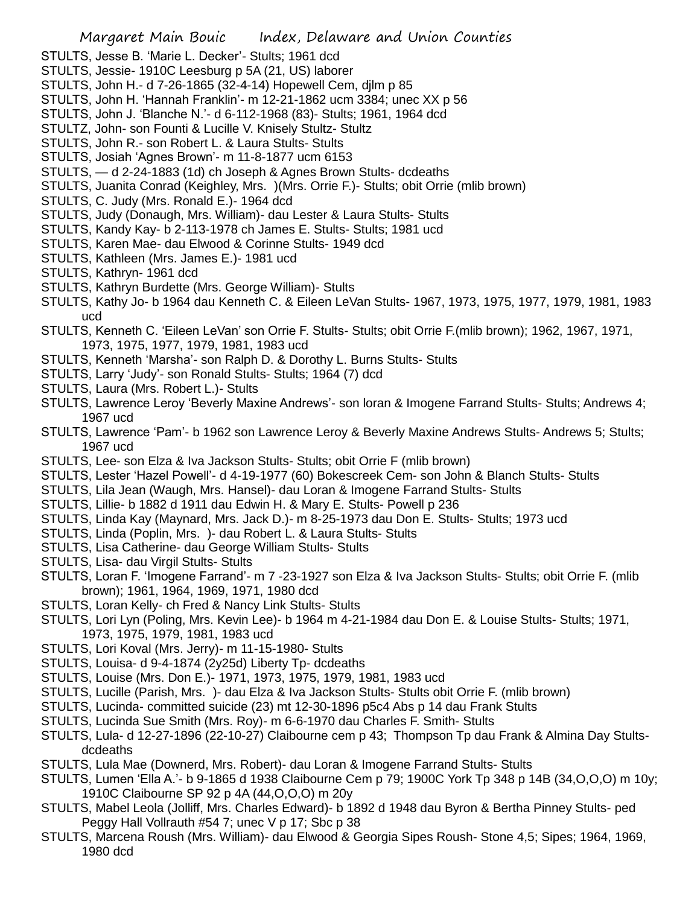STULTS, Jesse B. 'Marie L. Decker'- Stults; 1961 dcd

STULTS, Jessie- 1910C Leesburg p 5A (21, US) laborer

STULTS, John H.- d 7-26-1865 (32-4-14) Hopewell Cem, djlm p 85

STULTS, John H. 'Hannah Franklin'- m 12-21-1862 ucm 3384; unec XX p 56

STULTS, John J. 'Blanche N.'- d 6-112-1968 (83)- Stults; 1961, 1964 dcd

STULTZ, John- son Founti & Lucille V. Knisely Stultz- Stultz

STULTS, John R.- son Robert L. & Laura Stults- Stults

STULTS, Josiah 'Agnes Brown'- m 11-8-1877 ucm 6153

STULTS, — d 2-24-1883 (1d) ch Joseph & Agnes Brown Stults- dcdeaths

STULTS, Juanita Conrad (Keighley, Mrs. )(Mrs. Orrie F.)- Stults; obit Orrie (mlib brown)

STULTS, C. Judy (Mrs. Ronald E.)- 1964 dcd

STULTS, Judy (Donaugh, Mrs. William)- dau Lester & Laura Stults- Stults

STULTS, Kandy Kay- b 2-113-1978 ch James E. Stults- Stults; 1981 ucd

STULTS, Karen Mae- dau Elwood & Corinne Stults- 1949 dcd

STULTS, Kathleen (Mrs. James E.)- 1981 ucd

STULTS, Kathryn- 1961 dcd

STULTS, Kathryn Burdette (Mrs. George William)- Stults

STULTS, Kathy Jo- b 1964 dau Kenneth C. & Eileen LeVan Stults- 1967, 1973, 1975, 1977, 1979, 1981, 1983 ucd

STULTS, Kenneth C. 'Eileen LeVan' son Orrie F. Stults- Stults; obit Orrie F.(mlib brown); 1962, 1967, 1971, 1973, 1975, 1977, 1979, 1981, 1983 ucd

STULTS, Kenneth 'Marsha'- son Ralph D. & Dorothy L. Burns Stults- Stults

STULTS, Larry 'Judy'- son Ronald Stults- Stults; 1964 (7) dcd

STULTS, Laura (Mrs. Robert L.)- Stults

STULTS, Lawrence Leroy 'Beverly Maxine Andrews'- son loran & Imogene Farrand Stults- Stults; Andrews 4; 1967 ucd

STULTS, Lawrence 'Pam'- b 1962 son Lawrence Leroy & Beverly Maxine Andrews Stults- Andrews 5; Stults; 1967 ucd

STULTS, Lee- son Elza & Iva Jackson Stults- Stults; obit Orrie F (mlib brown)

STULTS, Lester 'Hazel Powell'- d 4-19-1977 (60) Bokescreek Cem- son John & Blanch Stults- Stults

STULTS, Lila Jean (Waugh, Mrs. Hansel)- dau Loran & Imogene Farrand Stults- Stults

STULTS, Lillie- b 1882 d 1911 dau Edwin H. & Mary E. Stults- Powell p 236

STULTS, Linda Kay (Maynard, Mrs. Jack D.)- m 8-25-1973 dau Don E. Stults- Stults; 1973 ucd

STULTS, Linda (Poplin, Mrs. )- dau Robert L. & Laura Stults- Stults

STULTS, Lisa Catherine- dau George William Stults- Stults

STULTS, Lisa- dau Virgil Stults- Stults

STULTS, Loran F. 'Imogene Farrand'- m 7 -23-1927 son Elza & Iva Jackson Stults- Stults; obit Orrie F. (mlib brown); 1961, 1964, 1969, 1971, 1980 dcd

STULTS, Loran Kelly- ch Fred & Nancy Link Stults- Stults

STULTS, Lori Lyn (Poling, Mrs. Kevin Lee)- b 1964 m 4-21-1984 dau Don E. & Louise Stults- Stults; 1971, 1973, 1975, 1979, 1981, 1983 ucd

STULTS, Lori Koval (Mrs. Jerry)- m 11-15-1980- Stults

STULTS, Louisa- d 9-4-1874 (2y25d) Liberty Tp- dcdeaths

STULTS, Louise (Mrs. Don E.)- 1971, 1973, 1975, 1979, 1981, 1983 ucd

STULTS, Lucille (Parish, Mrs. )- dau Elza & Iva Jackson Stults- Stults obit Orrie F. (mlib brown)

STULTS, Lucinda- committed suicide (23) mt 12-30-1896 p5c4 Abs p 14 dau Frank Stults

STULTS, Lucinda Sue Smith (Mrs. Roy)- m 6-6-1970 dau Charles F. Smith- Stults

STULTS, Lula- d 12-27-1896 (22-10-27) Claibourne cem p 43; Thompson Tp dau Frank & Almina Day Stults- dcdeaths

STULTS, Lula Mae (Downerd, Mrs. Robert)- dau Loran & Imogene Farrand Stults- Stults

STULTS, Lumen 'Ella A.'- b 9-1865 d 1938 Claibourne Cem p 79; 1900C York Tp 348 p 14B (34,O,O,O) m 10y; 1910C Claibourne SP 92 p 4A (44,O,O,O) m 20y

STULTS, Mabel Leola (Jolliff, Mrs. Charles Edward)- b 1892 d 1948 dau Byron & Bertha Pinney Stults- ped Peggy Hall Vollrauth #54 7; unec V p 17; Sbc p 38

STULTS, Marcena Roush (Mrs. William)- dau Elwood & Georgia Sipes Roush- Stone 4,5; Sipes; 1964, 1969, 1980 dcd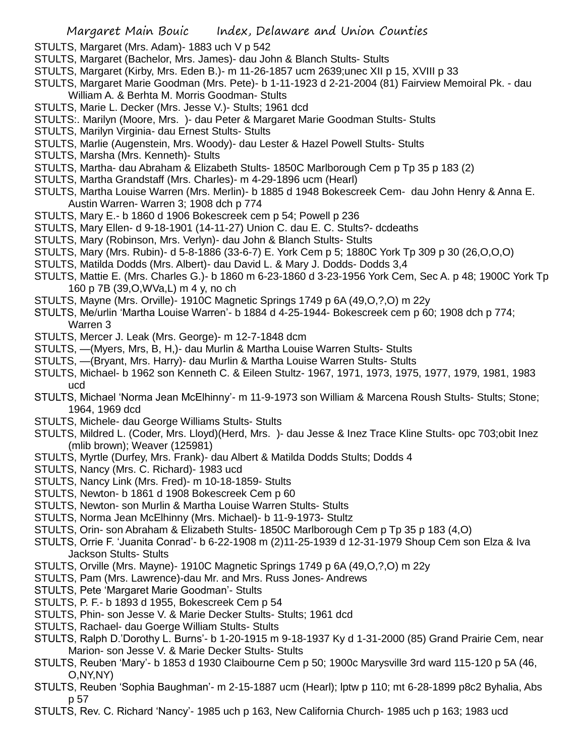STULTS, Margaret (Mrs. Adam)- 1883 uch V p 542

STULTS, Margaret (Bachelor, Mrs. James)- dau John & Blanch Stults- Stults

STULTS, Margaret (Kirby, Mrs. Eden B.)- m 11-26-1857 ucm 2639;unec XII p 15, XVIII p 33

STULTS, Margaret Marie Goodman (Mrs. Pete)- b 1-11-1923 d 2-21-2004 (81) Fairview Memoiral Pk. - dau William A. & Berhta M. Morris Goodman- Stults

STULTS, Marie L. Decker (Mrs. Jesse V.)- Stults; 1961 dcd

STULTS:. Marilyn (Moore, Mrs. )- dau Peter & Margaret Marie Goodman Stults- Stults

STULTS, Marilyn Virginia- dau Ernest Stults- Stults

STULTS, Marlie (Augenstein, Mrs. Woody)- dau Lester & Hazel Powell Stults- Stults

STULTS, Marsha (Mrs. Kenneth)- Stults

STULTS, Martha- dau Abraham & Elizabeth Stults- 1850C Marlborough Cem p Tp 35 p 183 (2)

STULTS, Martha Grandstaff (Mrs. Charles)- m 4-29-1896 ucm (Hearl)

STULTS, Martha Louise Warren (Mrs. Merlin)- b 1885 d 1948 Bokescreek Cem- dau John Henry & Anna E. Austin Warren- Warren 3; 1908 dch p 774

STULTS, Mary E.- b 1860 d 1906 Bokescreek cem p 54; Powell p 236

STULTS, Mary Ellen- d 9-18-1901 (14-11-27) Union C. dau E. C. Stults?- dcdeaths

STULTS, Mary (Robinson, Mrs. Verlyn)- dau John & Blanch Stults- Stults

STULTS, Mary (Mrs. Rubin)- d 5-8-1886 (33-6-7) E. York Cem p 5; 1880C York Tp 309 p 30 (26,O,O,O)

STULTS, Matilda Dodds (Mrs. Albert)- dau David L. & Mary J. Dodds- Dodds 3,4

STULTS, Mattie E. (Mrs. Charles G.)- b 1860 m 6-23-1860 d 3-23-1956 York Cem, Sec A. p 48; 1900C York Tp 160 p 7B (39,O,WVa,L) m 4 y, no ch

STULTS, Mayne (Mrs. Orville)- 1910C Magnetic Springs 1749 p 6A (49,O,?,O) m 22y

STULTS, Me/urlin 'Martha Louise Warren'- b 1884 d 4-25-1944- Bokescreek cem p 60; 1908 dch p 774; Warren 3

STULTS, Mercer J. Leak (Mrs. George)- m 12-7-1848 dcm

STULTS, —(Myers, Mrs, B, H,)- dau Murlin & Martha Louise Warren Stults- Stults

STULTS, —(Bryant, Mrs. Harry)- dau Murlin & Martha Louise Warren Stults- Stults

STULTS, Michael- b 1962 son Kenneth C. & Eileen Stultz- 1967, 1971, 1973, 1975, 1977, 1979, 1981, 1983 ucd

STULTS, Michael 'Norma Jean McElhinny'- m 11-9-1973 son William & Marcena Roush Stults- Stults; Stone; 1964, 1969 dcd

STULTS, Michele- dau George Williams Stults- Stults

STULTS, Mildred L. (Coder, Mrs. Lloyd)(Herd, Mrs. )- dau Jesse & Inez Trace Kline Stults- opc 703;obit Inez (mlib brown); Weaver (125981)

STULTS, Myrtle (Durfey, Mrs. Frank)- dau Albert & Matilda Dodds Stults; Dodds 4

STULTS, Nancy (Mrs. C. Richard)- 1983 ucd

STULTS, Nancy Link (Mrs. Fred)- m 10-18-1859- Stults

STULTS, Newton- b 1861 d 1908 Bokescreek Cem p 60

STULTS, Newton- son Murlin & Martha Louise Warren Stults- Stults

STULTS, Norma Jean McElhinny (Mrs. Michael)- b 11-9-1973- Stultz

STULTS, Orin- son Abraham & Elizabeth Stults- 1850C Marlborough Cem p Tp 35 p 183 (4,O)

STULTS, Orrie F. 'Juanita Conrad'- b 6-22-1908 m (2)11-25-1939 d 12-31-1979 Shoup Cem son Elza & Iva Jackson Stults- Stults

STULTS, Orville (Mrs. Mayne)- 1910C Magnetic Springs 1749 p 6A (49,O,?,O) m 22y

STULTS, Pam (Mrs. Lawrence)-dau Mr. and Mrs. Russ Jones- Andrews

STULTS, Pete 'Margaret Marie Goodman'- Stults

STULTS, P. F.- b 1893 d 1955, Bokescreek Cem p 54

STULTS, Phin- son Jesse V. & Marie Decker Stults- Stults; 1961 dcd

STULTS, Rachael- dau Goerge William Stults- Stults

STULTS, Ralph D.'Dorothy L. Burns'- b 1-20-1915 m 9-18-1937 Ky d 1-31-2000 (85) Grand Prairie Cem, near Marion- son Jesse V. & Marie Decker Stults- Stults

STULTS, Reuben 'Mary'- b 1853 d 1930 Claibourne Cem p 50; 1900c Marysville 3rd ward 115-120 p 5A (46, O,NY,NY)

STULTS, Reuben 'Sophia Baughman'- m 2-15-1887 ucm (Hearl); lptw p 110; mt 6-28-1899 p8c2 Byhalia, Abs p 57

STULTS, Rev. C. Richard 'Nancy'- 1985 uch p 163, New California Church- 1985 uch p 163; 1983 ucd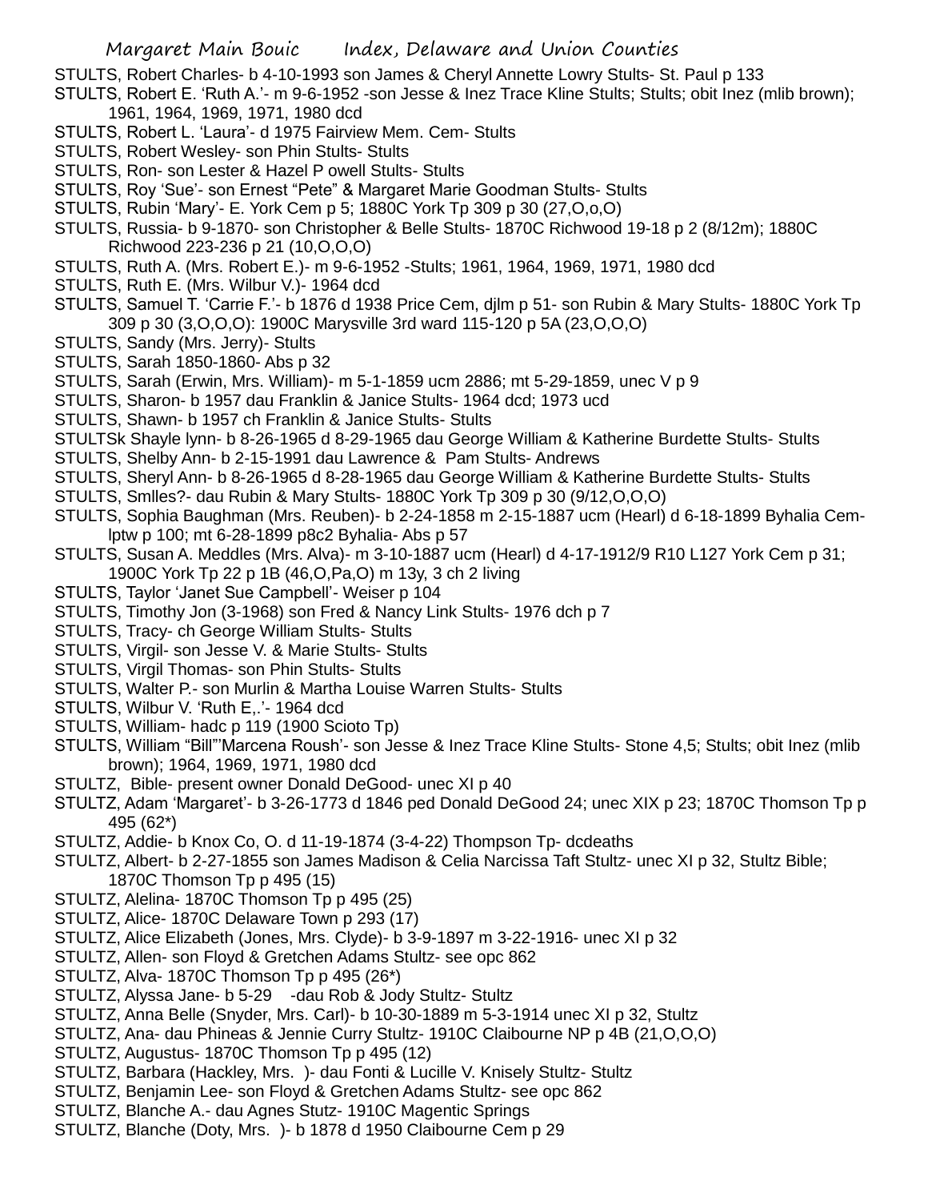STULTS, Robert Charles- b 4-10-1993 son James & Cheryl Annette Lowry Stults- St. Paul p 133

STULTS, Robert E. 'Ruth A.'- m 9-6-1952 -son Jesse & Inez Trace Kline Stults; Stults; obit Inez (mlib brown); 1961, 1964, 1969, 1971, 1980 dcd

STULTS, Robert L. 'Laura'- d 1975 Fairview Mem. Cem- Stults

STULTS, Robert Wesley- son Phin Stults- Stults

STULTS, Ron- son Lester & Hazel P owell Stults- Stults

STULTS, Roy 'Sue'- son Ernest "Pete" & Margaret Marie Goodman Stults- Stults

STULTS, Rubin 'Mary'- E. York Cem p 5; 1880C York Tp 309 p 30 (27,O,o,O)

STULTS, Russia- b 9-1870- son Christopher & Belle Stults- 1870C Richwood 19-18 p 2 (8/12m); 1880C Richwood 223-236 p 21 (10,O,O,O)

STULTS, Ruth A. (Mrs. Robert E.)- m 9-6-1952 -Stults; 1961, 1964, 1969, 1971, 1980 dcd

STULTS, Ruth E. (Mrs. Wilbur V.)- 1964 dcd

STULTS, Samuel T. 'Carrie F.'- b 1876 d 1938 Price Cem, djlm p 51- son Rubin & Mary Stults- 1880C York Tp 309 p 30 (3,O,O,O): 1900C Marysville 3rd ward 115-120 p 5A (23,O,O,O)

STULTS, Sandy (Mrs. Jerry)- Stults

STULTS, Sarah 1850-1860- Abs p 32

STULTS, Sarah (Erwin, Mrs. William)- m 5-1-1859 ucm 2886; mt 5-29-1859, unec V p 9

STULTS, Sharon- b 1957 dau Franklin & Janice Stults- 1964 dcd; 1973 ucd

STULTS, Shawn- b 1957 ch Franklin & Janice Stults- Stults

STULTSk Shayle lynn- b 8-26-1965 d 8-29-1965 dau George William & Katherine Burdette Stults- Stults

STULTS, Shelby Ann- b 2-15-1991 dau Lawrence & Pam Stults- Andrews

STULTS, Sheryl Ann- b 8-26-1965 d 8-28-1965 dau George William & Katherine Burdette Stults- Stults

STULTS, Smlles?- dau Rubin & Mary Stults- 1880C York Tp 309 p 30 (9/12,O,O,O)

STULTS, Sophia Baughman (Mrs. Reuben)- b 2-24-1858 m 2-15-1887 ucm (Hearl) d 6-18-1899 Byhalia Cem- lptw p 100; mt 6-28-1899 p8c2 Byhalia- Abs p 57

STULTS, Susan A. Meddles (Mrs. Alva)- m 3-10-1887 ucm (Hearl) d 4-17-1912/9 R10 L127 York Cem p 31; 1900C York Tp 22 p 1B (46,O,Pa,O) m 13y, 3 ch 2 living

STULTS, Taylor 'Janet Sue Campbell'- Weiser p 104

STULTS, Timothy Jon (3-1968) son Fred & Nancy Link Stults- 1976 dch p 7

STULTS, Tracy- ch George William Stults- Stults

STULTS, Virgil- son Jesse V. & Marie Stults- Stults

STULTS, Virgil Thomas- son Phin Stults- Stults

STULTS, Walter P.- son Murlin & Martha Louise Warren Stults- Stults

STULTS, Wilbur V. 'Ruth E,.'- 1964 dcd

STULTS, William- hadc p 119 (1900 Scioto Tp)

STULTS, William "Bill"'Marcena Roush'- son Jesse & Inez Trace Kline Stults- Stone 4,5; Stults; obit Inez (mlib brown); 1964, 1969, 1971, 1980 dcd

STULTZ, Bible- present owner Donald DeGood- unec XI p 40

STULTZ, Adam 'Margaret'- b 3-26-1773 d 1846 ped Donald DeGood 24; unec XIX p 23; 1870C Thomson Tp p 495 (62*)

STULTZ, Addie- b Knox Co, O. d 11-19-1874 (3-4-22) Thompson Tp- dcdeaths

STULTZ, Albert- b 2-27-1855 son James Madison & Celia Narcissa Taft Stultz- unec XI p 32, Stultz Bible; 1870C Thomson Tp p 495 (15)

STULTZ, Alelina- 1870C Thomson Tp p 495 (25)

STULTZ, Alice- 1870C Delaware Town p 293 (17)

STULTZ, Alice Elizabeth (Jones, Mrs. Clyde)- b 3-9-1897 m 3-22-1916- unec XI p 32

STULTZ, Allen- son Floyd & Gretchen Adams Stultz- see opc 862

STULTZ, Alva- 1870C Thomson Tp p 495 (26*)

STULTZ, Alyssa Jane- b 5-29 -dau Rob & Jody Stultz- Stultz

STULTZ, Anna Belle (Snyder, Mrs. Carl)- b 10-30-1889 m 5-3-1914 unec XI p 32, Stultz

STULTZ, Ana- dau Phineas & Jennie Curry Stultz- 1910C Claibourne NP p 4B (21,O,O,O)

STULTZ, Augustus- 1870C Thomson Tp p 495 (12)

STULTZ, Barbara (Hackley, Mrs. )- dau Fonti & Lucille V. Knisely Stultz- Stultz

STULTZ, Benjamin Lee- son Floyd & Gretchen Adams Stultz- see opc 862

STULTZ, Blanche A.- dau Agnes Stutz- 1910C Magentic Springs

STULTZ, Blanche (Doty, Mrs. )- b 1878 d 1950 Claibourne Cem p 29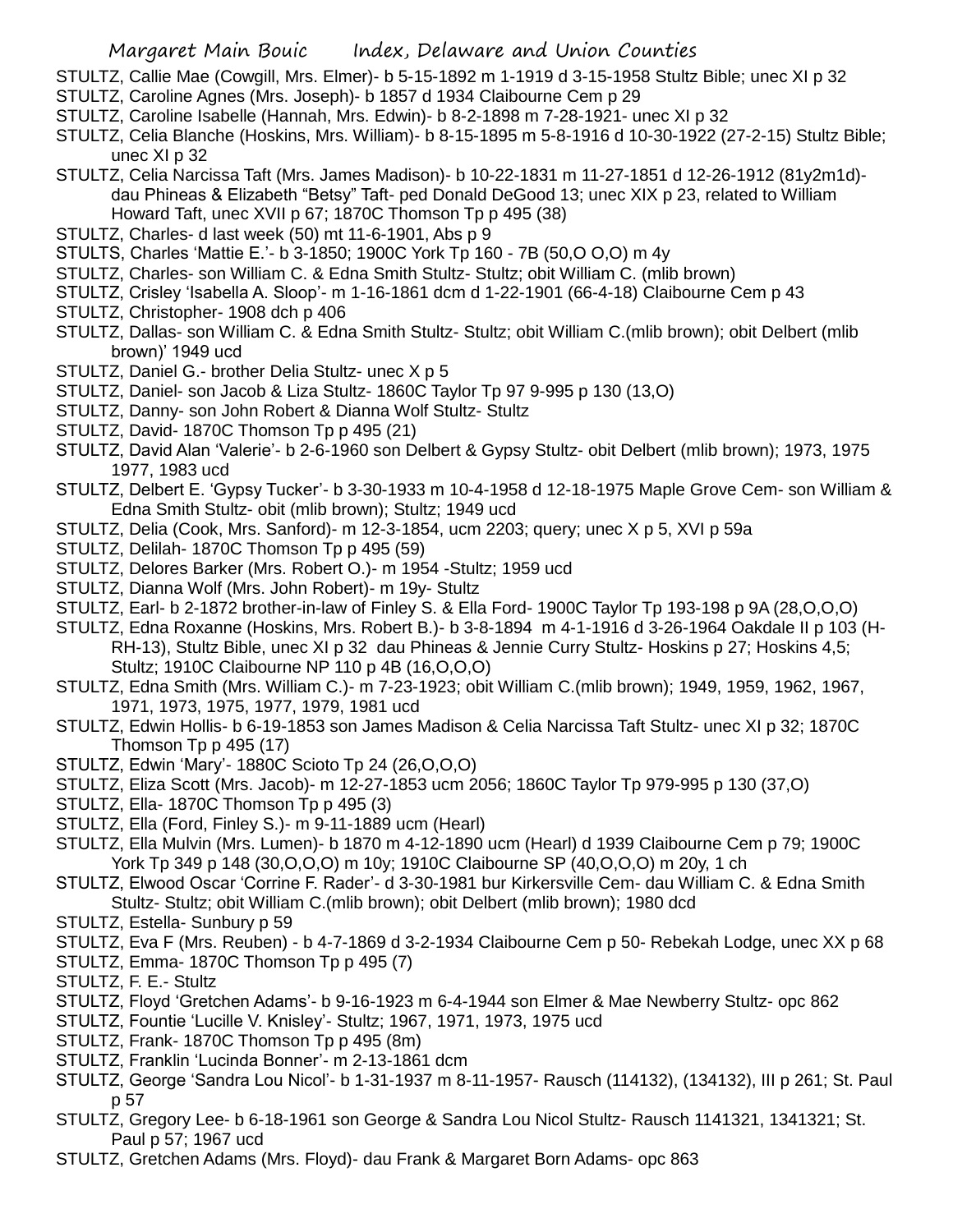STULTZ, Callie Mae (Cowgill, Mrs. Elmer)- b 5-15-1892 m 1-1919 d 3-15-1958 Stultz Bible; unec XI p 32

STULTZ, Caroline Agnes (Mrs. Joseph)- b 1857 d 1934 Claibourne Cem p 29

STULTZ, Caroline Isabelle (Hannah, Mrs. Edwin)- b 8-2-1898 m 7-28-1921- unec XI p 32

STULTZ, Celia Blanche (Hoskins, Mrs. William)- b 8-15-1895 m 5-8-1916 d 10-30-1922 (27-2-15) Stultz Bible; unec XI p 32

STULTZ, Celia Narcissa Taft (Mrs. James Madison)- b 10-22-1831 m 11-27-1851 d 12-26-1912 (81y2m1d)- dau Phineas & Elizabeth "Betsy" Taft- ped Donald DeGood 13; unec XIX p 23, related to William Howard Taft, unec XVII p 67; 1870C Thomson Tp p 495 (38)

STULTZ, Charles- d last week (50) mt 11-6-1901, Abs p 9

STULTS, Charles 'Mattie E.'- b 3-1850; 1900C York Tp 160 - 7B (50,O O,O) m 4y

STULTZ, Charles- son William C. & Edna Smith Stultz- Stultz; obit William C. (mlib brown)

STULTZ, Crisley 'Isabella A. Sloop'- m 1-16-1861 dcm d 1-22-1901 (66-4-18) Claibourne Cem p 43

STULTZ, Christopher- 1908 dch p 406

STULTZ, Dallas- son William C. & Edna Smith Stultz- Stultz; obit William C.(mlib brown); obit Delbert (mlib brown)' 1949 ucd

STULTZ, Daniel G.- brother Delia Stultz- unec X p 5

STULTZ, Daniel- son Jacob & Liza Stultz- 1860C Taylor Tp 97 9-995 p 130 (13,O)

STULTZ, Danny- son John Robert & Dianna Wolf Stultz- Stultz

STULTZ, David- 1870C Thomson Tp p 495 (21)

STULTZ, David Alan 'Valerie'- b 2-6-1960 son Delbert & Gypsy Stultz- obit Delbert (mlib brown); 1973, 1975 1977, 1983 ucd

STULTZ, Delbert E. 'Gypsy Tucker'- b 3-30-1933 m 10-4-1958 d 12-18-1975 Maple Grove Cem- son William & Edna Smith Stultz- obit (mlib brown); Stultz; 1949 ucd

STULTZ, Delia (Cook, Mrs. Sanford)- m 12-3-1854, ucm 2203; query; unec X p 5, XVI p 59a

STULTZ, Delilah- 1870C Thomson Tp p 495 (59)

STULTZ, Delores Barker (Mrs. Robert O.)- m 1954 -Stultz; 1959 ucd

STULTZ, Dianna Wolf (Mrs. John Robert)- m 19y- Stultz

STULTZ, Earl- b 2-1872 brother-in-law of Finley S. & Ella Ford- 1900C Taylor Tp 193-198 p 9A (28,O,O,O)

STULTZ, Edna Roxanne (Hoskins, Mrs. Robert B.)- b 3-8-1894 m 4-1-1916 d 3-26-1964 Oakdale II p 103 (H-RH-13), Stultz Bible, unec XI p 32 dau Phineas & Jennie Curry Stultz- Hoskins p 27; Hoskins 4,5; Stultz; 1910C Claibourne NP 110 p 4B (16,O,O,O)

STULTZ, Edna Smith (Mrs. William C.)- m 7-23-1923; obit William C.(mlib brown); 1949, 1959, 1962, 1967, 1971, 1973, 1975, 1977, 1979, 1981 ucd

STULTZ, Edwin Hollis- b 6-19-1853 son James Madison & Celia Narcissa Taft Stultz- unec XI p 32; 1870C Thomson Tp p 495 (17)

STULTZ, Edwin 'Mary'- 1880C Scioto Tp 24 (26,O,O,O)

STULTZ, Eliza Scott (Mrs. Jacob)- m 12-27-1853 ucm 2056; 1860C Taylor Tp 979-995 p 130 (37,O)

STULTZ, Ella- 1870C Thomson Tp p 495 (3)

STULTZ, Ella (Ford, Finley S.)- m 9-11-1889 ucm (Hearl)

STULTZ, Ella Mulvin (Mrs. Lumen)- b 1870 m 4-12-1890 ucm (Hearl) d 1939 Claibourne Cem p 79; 1900C York Tp 349 p 148 (30,O,O,O) m 10y; 1910C Claibourne SP (40,O,O,O) m 20y, 1 ch

STULTZ, Elwood Oscar 'Corrine F. Rader'- d 3-30-1981 bur Kirkersville Cem- dau William C. & Edna Smith Stultz- Stultz; obit William C.(mlib brown); obit Delbert (mlib brown); 1980 dcd

STULTZ, Estella- Sunbury p 59

STULTZ, Eva F (Mrs. Reuben) - b 4-7-1869 d 3-2-1934 Claibourne Cem p 50- Rebekah Lodge, unec XX p 68

STULTZ, Emma- 1870C Thomson Tp p 495 (7)

STULTZ, F. E.- Stultz

STULTZ, Floyd 'Gretchen Adams'- b 9-16-1923 m 6-4-1944 son Elmer & Mae Newberry Stultz- opc 862

STULTZ, Fountie 'Lucille V. Knisley'- Stultz; 1967, 1971, 1973, 1975 ucd

STULTZ, Frank- 1870C Thomson Tp p 495 (8m)

STULTZ, Franklin 'Lucinda Bonner'- m 2-13-1861 dcm

STULTZ, George 'Sandra Lou Nicol'- b 1-31-1937 m 8-11-1957- Rausch (114132), (134132), III p 261; St. Paul p 57

STULTZ, Gregory Lee- b 6-18-1961 son George & Sandra Lou Nicol Stultz- Rausch 1141321, 1341321; St. Paul p 57; 1967 ucd

STULTZ, Gretchen Adams (Mrs. Floyd)- dau Frank & Margaret Born Adams- opc 863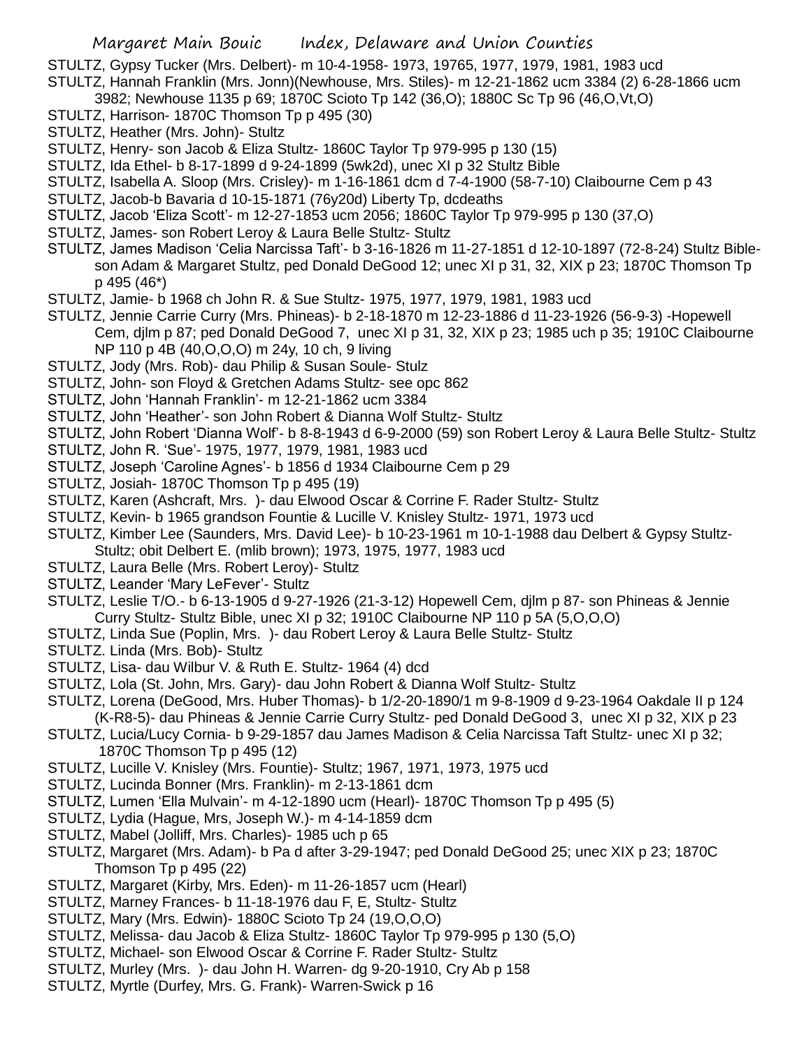STULTZ, Gypsy Tucker (Mrs. Delbert)- m 10-4-1958- 1973, 19765, 1977, 1979, 1981, 1983 ucd

STULTZ, Hannah Franklin (Mrs. Jonn)(Newhouse, Mrs. Stiles)- m 12-21-1862 ucm 3384 (2) 6-28-1866 ucm 3982; Newhouse 1135 p 69; 1870C Scioto Tp 142 (36,O); 1880C Sc Tp 96 (46,O,Vt,O)

STULTZ, Harrison- 1870C Thomson Tp p 495 (30)

STULTZ, Heather (Mrs. John)- Stultz

STULTZ, Henry- son Jacob & Eliza Stultz- 1860C Taylor Tp 979-995 p 130 (15)

STULTZ, Ida Ethel- b 8-17-1899 d 9-24-1899 (5wk2d), unec XI p 32 Stultz Bible

STULTZ, Isabella A. Sloop (Mrs. Crisley)- m 1-16-1861 dcm d 7-4-1900 (58-7-10) Claibourne Cem p 43

STULTZ, Jacob-b Bavaria d 10-15-1871 (76y20d) Liberty Tp, dcdeaths

STULTZ, Jacob 'Eliza Scott'- m 12-27-1853 ucm 2056; 1860C Taylor Tp 979-995 p 130 (37,O)

STULTZ, James- son Robert Leroy & Laura Belle Stultz- Stultz

STULTZ, James Madison 'Celia Narcissa Taft'- b 3-16-1826 m 11-27-1851 d 12-10-1897 (72-8-24) Stultz Bible- son Adam & Margaret Stultz, ped Donald DeGood 12; unec XI p 31, 32, XIX p 23; 1870C Thomson Tp p 495 (46*)

STULTZ, Jamie- b 1968 ch John R. & Sue Stultz- 1975, 1977, 1979, 1981, 1983 ucd

STULTZ, Jennie Carrie Curry (Mrs. Phineas)- b 2-18-1870 m 12-23-1886 d 11-23-1926 (56-9-3) -Hopewell Cem, djlm p 87; ped Donald DeGood 7, unec XI p 31, 32, XIX p 23; 1985 uch p 35; 1910C Claibourne NP 110 p 4B (40,O,O,O) m 24y, 10 ch, 9 living

STULTZ, Jody (Mrs. Rob)- dau Philip & Susan Soule- Stulz

STULTZ, John- son Floyd & Gretchen Adams Stultz- see opc 862

STULTZ, John 'Hannah Franklin'- m 12-21-1862 ucm 3384

STULTZ, John 'Heather'- son John Robert & Dianna Wolf Stultz- Stultz

STULTZ, John Robert 'Dianna Wolf'- b 8-8-1943 d 6-9-2000 (59) son Robert Leroy & Laura Belle Stultz- Stultz

STULTZ, John R. 'Sue'- 1975, 1977, 1979, 1981, 1983 ucd

STULTZ, Joseph 'Caroline Agnes'- b 1856 d 1934 Claibourne Cem p 29

STULTZ, Josiah- 1870C Thomson Tp p 495 (19)

STULTZ, Karen (Ashcraft, Mrs. )- dau Elwood Oscar & Corrine F. Rader Stultz- Stultz

STULTZ, Kevin- b 1965 grandson Fountie & Lucille V. Knisley Stultz- 1971, 1973 ucd

STULTZ, Kimber Lee (Saunders, Mrs. David Lee)- b 10-23-1961 m 10-1-1988 dau Delbert & Gypsy Stultz- Stultz; obit Delbert E. (mlib brown); 1973, 1975, 1977, 1983 ucd

STULTZ, Laura Belle (Mrs. Robert Leroy)- Stultz

STULTZ, Leander 'Mary LeFever'- Stultz

STULTZ, Leslie T/O.- b 6-13-1905 d 9-27-1926 (21-3-12) Hopewell Cem, djlm p 87- son Phineas & Jennie Curry Stultz- Stultz Bible, unec XI p 32; 1910C Claibourne NP 110 p 5A (5,O,O,O)

STULTZ, Linda Sue (Poplin, Mrs. )- dau Robert Leroy & Laura Belle Stultz- Stultz

STULTZ. Linda (Mrs. Bob)- Stultz

STULTZ, Lisa- dau Wilbur V. & Ruth E. Stultz- 1964 (4) dcd

STULTZ, Lola (St. John, Mrs. Gary)- dau John Robert & Dianna Wolf Stultz- Stultz

STULTZ, Lorena (DeGood, Mrs. Huber Thomas)- b 1/2-20-1890/1 m 9-8-1909 d 9-23-1964 Oakdale II p 124 (K-R8-5)- dau Phineas & Jennie Carrie Curry Stultz- ped Donald DeGood 3, unec XI p 32, XIX p 23

STULTZ, Lucia/Lucy Cornia- b 9-29-1857 dau James Madison & Celia Narcissa Taft Stultz- unec XI p 32; 1870C Thomson Tp p 495 (12)

STULTZ, Lucille V. Knisley (Mrs. Fountie)- Stultz; 1967, 1971, 1973, 1975 ucd

STULTZ, Lucinda Bonner (Mrs. Franklin)- m 2-13-1861 dcm

STULTZ, Lumen 'Ella Mulvain'- m 4-12-1890 ucm (Hearl)- 1870C Thomson Tp p 495 (5)

STULTZ, Lydia (Hague, Mrs, Joseph W.)- m 4-14-1859 dcm

STULTZ, Mabel (Jolliff, Mrs. Charles)- 1985 uch p 65

STULTZ, Margaret (Mrs. Adam)- b Pa d after 3-29-1947; ped Donald DeGood 25; unec XIX p 23; 1870C Thomson Tp p 495 (22)

STULTZ, Margaret (Kirby, Mrs. Eden)- m 11-26-1857 ucm (Hearl)

STULTZ, Marney Frances- b 11-18-1976 dau F, E, Stultz- Stultz

STULTZ, Mary (Mrs. Edwin)- 1880C Scioto Tp 24 (19,O,O,O)

STULTZ, Melissa- dau Jacob & Eliza Stultz- 1860C Taylor Tp 979-995 p 130 (5,O)

STULTZ, Michael- son Elwood Oscar & Corrine F. Rader Stultz- Stultz

STULTZ, Murley (Mrs. )- dau John H. Warren- dg 9-20-1910, Cry Ab p 158

STULTZ, Myrtle (Durfey, Mrs. G. Frank)- Warren-Swick p 16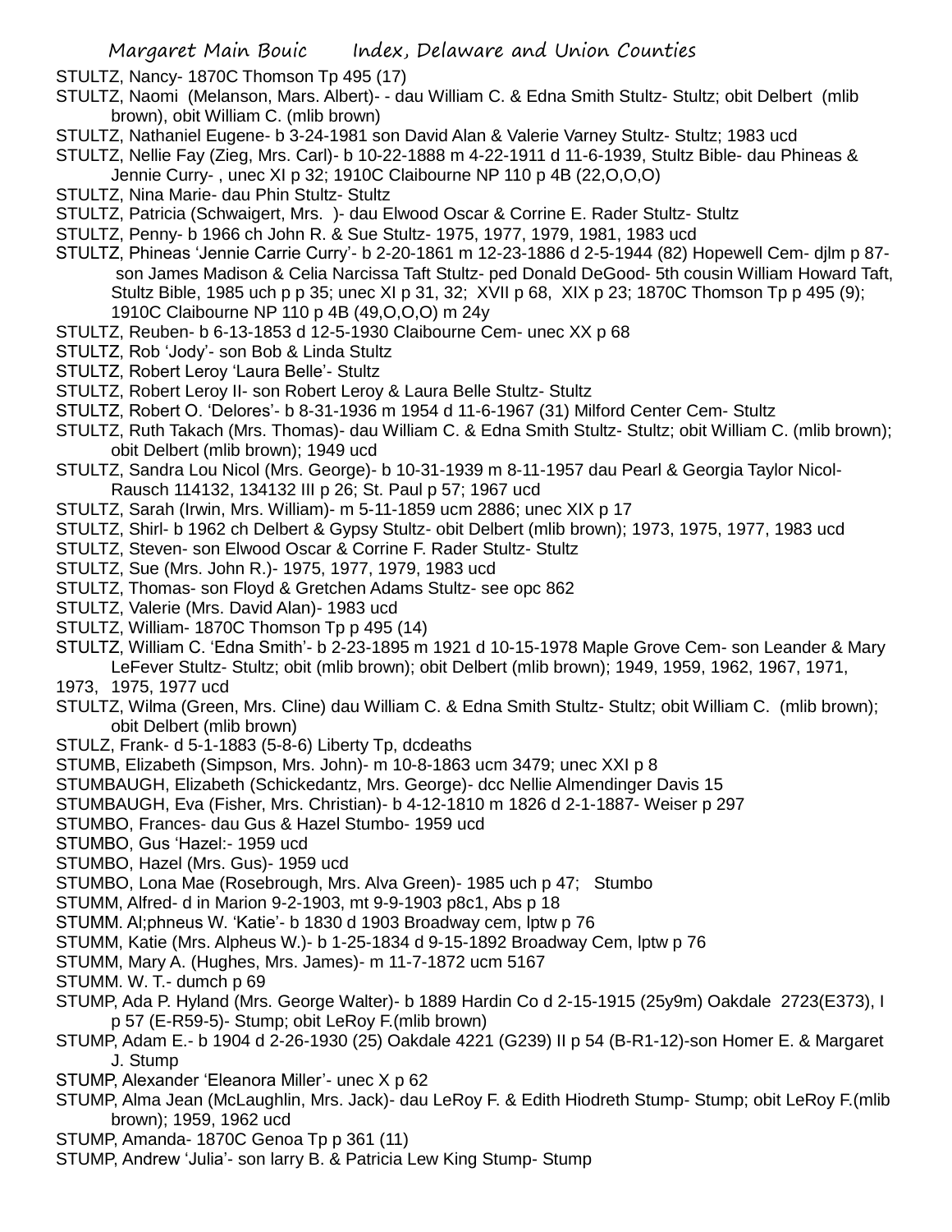STULTZ, Nancy- 1870C Thomson Tp 495 (17)

STULTZ, Naomi (Melanson, Mars. Albert)- - dau William C. & Edna Smith Stultz- Stultz; obit Delbert (mlib brown), obit William C. (mlib brown)

STULTZ, Nathaniel Eugene- b 3-24-1981 son David Alan & Valerie Varney Stultz- Stultz; 1983 ucd

STULTZ, Nellie Fay (Zieg, Mrs. Carl)- b 10-22-1888 m 4-22-1911 d 11-6-1939, Stultz Bible- dau Phineas & Jennie Curry- , unec XI p 32; 1910C Claibourne NP 110 p 4B (22,O,O,O)

STULTZ, Nina Marie- dau Phin Stultz- Stultz

STULTZ, Patricia (Schwaigert, Mrs. )- dau Elwood Oscar & Corrine E. Rader Stultz- Stultz

STULTZ, Penny- b 1966 ch John R. & Sue Stultz- 1975, 1977, 1979, 1981, 1983 ucd

STULTZ, Phineas 'Jennie Carrie Curry'- b 2-20-1861 m 12-23-1886 d 2-5-1944 (82) Hopewell Cem- djlm p 87- son James Madison & Celia Narcissa Taft Stultz- ped Donald DeGood- 5th cousin William Howard Taft, Stultz Bible, 1985 uch p p 35; unec XI p 31, 32; XVII p 68, XIX p 23; 1870C Thomson Tp p 495 (9); 1910C Claibourne NP 110 p 4B (49,O,O,O) m 24y

STULTZ, Reuben- b 6-13-1853 d 12-5-1930 Claibourne Cem- unec XX p 68

STULTZ, Rob 'Jody'- son Bob & Linda Stultz

STULTZ, Robert Leroy 'Laura Belle'- Stultz

STULTZ, Robert Leroy II- son Robert Leroy & Laura Belle Stultz- Stultz

STULTZ, Robert O. 'Delores'- b 8-31-1936 m 1954 d 11-6-1967 (31) Milford Center Cem- Stultz

STULTZ, Ruth Takach (Mrs. Thomas)- dau William C. & Edna Smith Stultz- Stultz; obit William C. (mlib brown); obit Delbert (mlib brown); 1949 ucd

STULTZ, Sandra Lou Nicol (Mrs. George)- b 10-31-1939 m 8-11-1957 dau Pearl & Georgia Taylor Nicol- Rausch 114132, 134132 III p 26; St. Paul p 57; 1967 ucd

STULTZ, Sarah (Irwin, Mrs. William)- m 5-11-1859 ucm 2886; unec XIX p 17

STULTZ, Shirl- b 1962 ch Delbert & Gypsy Stultz- obit Delbert (mlib brown); 1973, 1975, 1977, 1983 ucd

STULTZ, Steven- son Elwood Oscar & Corrine F. Rader Stultz- Stultz

STULTZ, Sue (Mrs. John R.)- 1975, 1977, 1979, 1983 ucd

STULTZ, Thomas- son Floyd & Gretchen Adams Stultz- see opc 862

STULTZ, Valerie (Mrs. David Alan)- 1983 ucd

STULTZ, William- 1870C Thomson Tp p 495 (14)

STULTZ, William C. 'Edna Smith'- b 2-23-1895 m 1921 d 10-15-1978 Maple Grove Cem- son Leander & Mary LeFever Stultz- Stultz; obit (mlib brown); obit Delbert (mlib brown); 1949, 1959, 1962, 1967, 1971, 1973, 1975, 1977 ucd

STULTZ, Wilma (Green, Mrs. Cline) dau William C. & Edna Smith Stultz- Stultz; obit William C. (mlib brown); obit Delbert (mlib brown)

STULZ, Frank- d 5-1-1883 (5-8-6) Liberty Tp, dcdeaths

STUMB, Elizabeth (Simpson, Mrs. John)- m 10-8-1863 ucm 3479; unec XXI p 8

STUMBAUGH, Elizabeth (Schickedantz, Mrs. George)- dcc Nellie Almendinger Davis 15

STUMBAUGH, Eva (Fisher, Mrs. Christian)- b 4-12-1810 m 1826 d 2-1-1887- Weiser p 297

STUMBO, Frances- dau Gus & Hazel Stumbo- 1959 ucd

STUMBO, Gus 'Hazel:- 1959 ucd

STUMBO, Hazel (Mrs. Gus)- 1959 ucd

STUMBO, Lona Mae (Rosebrough, Mrs. Alva Green)- 1985 uch p 47; Stumbo

STUMM, Alfred- d in Marion 9-2-1903, mt 9-9-1903 p8c1, Abs p 18

STUMM. Al;phneus W. 'Katie'- b 1830 d 1903 Broadway cem, lptw p 76

STUMM, Katie (Mrs. Alpheus W.)- b 1-25-1834 d 9-15-1892 Broadway Cem, lptw p 76

STUMM, Mary A. (Hughes, Mrs. James)- m 11-7-1872 ucm 5167

STUMM. W. T.- dumch p 69

STUMP, Ada P. Hyland (Mrs. George Walter)- b 1889 Hardin Co d 2-15-1915 (25y9m) Oakdale 2723(E373), I p 57 (E-R59-5)- Stump; obit LeRoy F.(mlib brown)

STUMP, Adam E.- b 1904 d 2-26-1930 (25) Oakdale 4221 (G239) II p 54 (B-R1-12)-son Homer E. & Margaret J. Stump

STUMP, Alexander 'Eleanora Miller'- unec X p 62

STUMP, Alma Jean (McLaughlin, Mrs. Jack)- dau LeRoy F. & Edith Hiodreth Stump- Stump; obit LeRoy F.(mlib brown); 1959, 1962 ucd

STUMP, Amanda- 1870C Genoa Tp p 361 (11)

STUMP, Andrew 'Julia'- son larry B. & Patricia Lew King Stump- Stump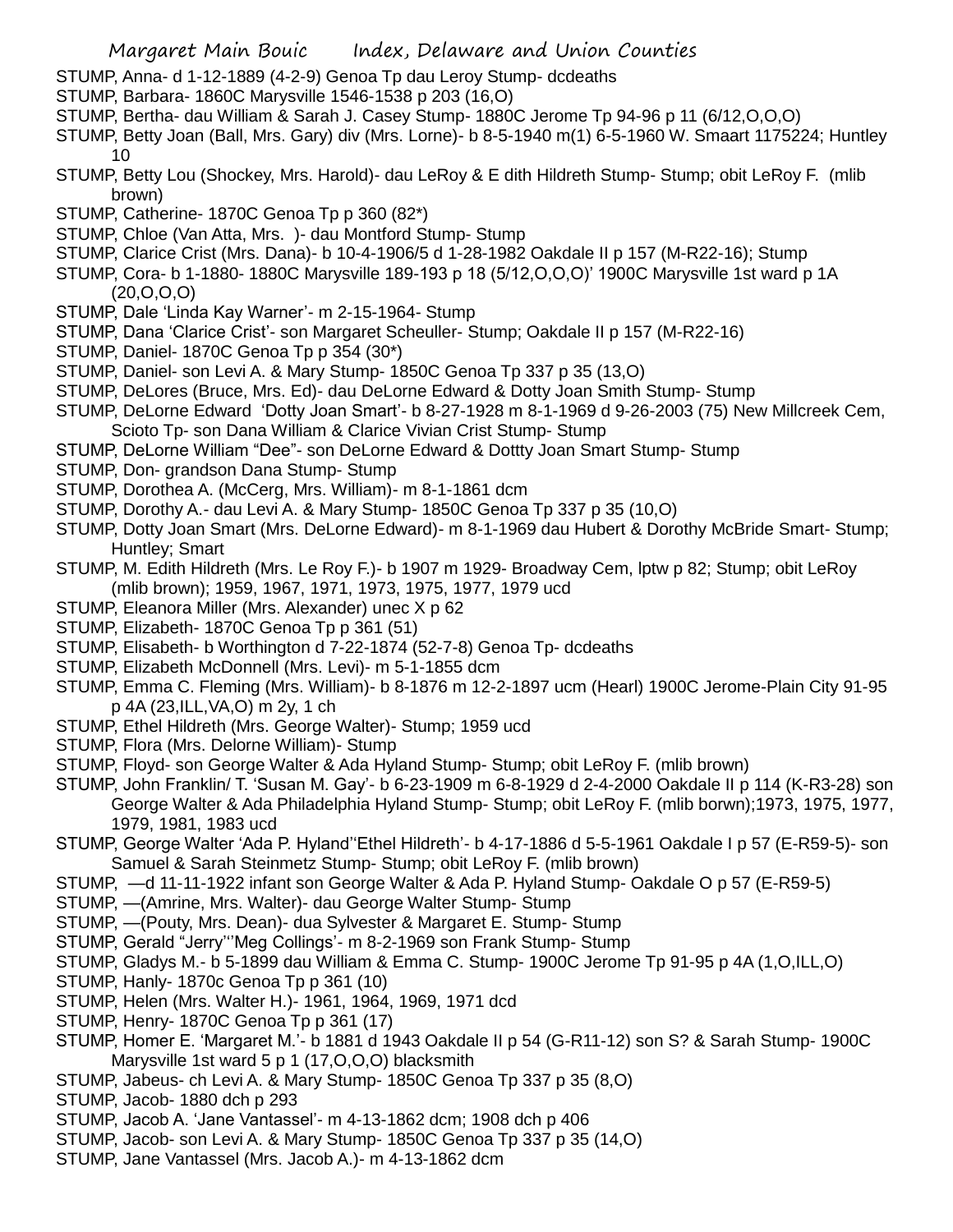STUMP, Anna- d 1-12-1889 (4-2-9) Genoa Tp dau Leroy Stump- dcdeaths

STUMP, Barbara- 1860C Marysville 1546-1538 p 203 (16,O)

STUMP, Bertha- dau William & Sarah J. Casey Stump- 1880C Jerome Tp 94-96 p 11 (6/12,O,O,O)

STUMP, Betty Joan (Ball, Mrs. Gary) div (Mrs. Lorne)- b 8-5-1940 m(1) 6-5-1960 W. Smaart 1175224; Huntley 10

STUMP, Betty Lou (Shockey, Mrs. Harold)- dau LeRoy & E dith Hildreth Stump- Stump; obit LeRoy F. (mlib brown)

STUMP, Catherine- 1870C Genoa Tp p 360 (82*)

STUMP, Chloe (Van Atta, Mrs. )- dau Montford Stump- Stump

STUMP, Clarice Crist (Mrs. Dana)- b 10-4-1906/5 d 1-28-1982 Oakdale II p 157 (M-R22-16); Stump

STUMP, Cora- b 1-1880- 1880C Marysville 189-193 p 18 (5/12,O,O,O)' 1900C Marysville 1st ward p 1A (20,O,O,O)

STUMP, Dale 'Linda Kay Warner'- m 2-15-1964- Stump

STUMP, Dana 'Clarice Crist'- son Margaret Scheuller- Stump; Oakdale II p 157 (M-R22-16)

STUMP, Daniel- 1870C Genoa Tp p 354 (30*)

STUMP, Daniel- son Levi A. & Mary Stump- 1850C Genoa Tp 337 p 35 (13,O)

STUMP, DeLores (Bruce, Mrs. Ed)- dau DeLorne Edward & Dotty Joan Smith Stump- Stump

STUMP, DeLorne Edward 'Dotty Joan Smart'- b 8-27-1928 m 8-1-1969 d 9-26-2003 (75) New Millcreek Cem, Scioto Tp- son Dana William & Clarice Vivian Crist Stump- Stump

STUMP, DeLorne William "Dee"- son DeLorne Edward & Dottty Joan Smart Stump- Stump

STUMP, Don- grandson Dana Stump- Stump

STUMP, Dorothea A. (McCerg, Mrs. William)- m 8-1-1861 dcm

STUMP, Dorothy A.- dau Levi A. & Mary Stump- 1850C Genoa Tp 337 p 35 (10,O)

STUMP, Dotty Joan Smart (Mrs. DeLorne Edward)- m 8-1-1969 dau Hubert & Dorothy McBride Smart- Stump; Huntley; Smart

STUMP, M. Edith Hildreth (Mrs. Le Roy F.)- b 1907 m 1929- Broadway Cem, lptw p 82; Stump; obit LeRoy (mlib brown); 1959, 1967, 1971, 1973, 1975, 1977, 1979 ucd

STUMP, Eleanora Miller (Mrs. Alexander) unec X p 62

STUMP, Elizabeth- 1870C Genoa Tp p 361 (51)

STUMP, Elisabeth- b Worthington d 7-22-1874 (52-7-8) Genoa Tp- dcdeaths

STUMP, Elizabeth McDonnell (Mrs. Levi)- m 5-1-1855 dcm

STUMP, Emma C. Fleming (Mrs. William)- b 8-1876 m 12-2-1897 ucm (Hearl) 1900C Jerome-Plain City 91-95 p 4A (23,ILL,VA,O) m 2y, 1 ch

STUMP, Ethel Hildreth (Mrs. George Walter)- Stump; 1959 ucd

STUMP, Flora (Mrs. Delorne William)- Stump

STUMP, Floyd- son George Walter & Ada Hyland Stump- Stump; obit LeRoy F. (mlib brown)

STUMP, John Franklin/ T. 'Susan M. Gay'- b 6-23-1909 m 6-8-1929 d 2-4-2000 Oakdale II p 114 (K-R3-28) son George Walter & Ada Philadelphia Hyland Stump- Stump; obit LeRoy F. (mlib borwn);1973, 1975, 1977, 1979, 1981, 1983 ucd

STUMP, George Walter 'Ada P. Hyland''Ethel Hildreth'- b 4-17-1886 d 5-5-1961 Oakdale I p 57 (E-R59-5)- son Samuel & Sarah Steinmetz Stump- Stump; obit LeRoy F. (mlib brown)

STUMP, —d 11-11-1922 infant son George Walter & Ada P. Hyland Stump- Oakdale O p 57 (E-R59-5)

STUMP, —(Amrine, Mrs. Walter)- dau George Walter Stump- Stump

STUMP, —(Pouty, Mrs. Dean)- dua Sylvester & Margaret E. Stump- Stump

STUMP, Gerald "Jerry"'Meg Collings'- m 8-2-1969 son Frank Stump- Stump

STUMP, Gladys M.- b 5-1899 dau William & Emma C. Stump- 1900C Jerome Tp 91-95 p 4A (1,O,ILL,O)

STUMP, Hanly- 1870c Genoa Tp p 361 (10)

STUMP, Helen (Mrs. Walter H.)- 1961, 1964, 1969, 1971 dcd

STUMP, Henry- 1870C Genoa Tp p 361 (17)

STUMP, Homer E. 'Margaret M.'- b 1881 d 1943 Oakdale II p 54 (G-R11-12) son S? & Sarah Stump- 1900C Marysville 1st ward 5 p 1 (17,O,O,O) blacksmith

STUMP, Jabeus- ch Levi A. & Mary Stump- 1850C Genoa Tp 337 p 35 (8,O)

STUMP, Jacob- 1880 dch p 293

STUMP, Jacob A. 'Jane Vantassel'- m 4-13-1862 dcm; 1908 dch p 406

STUMP, Jacob- son Levi A. & Mary Stump- 1850C Genoa Tp 337 p 35 (14,O)

STUMP, Jane Vantassel (Mrs. Jacob A.)- m 4-13-1862 dcm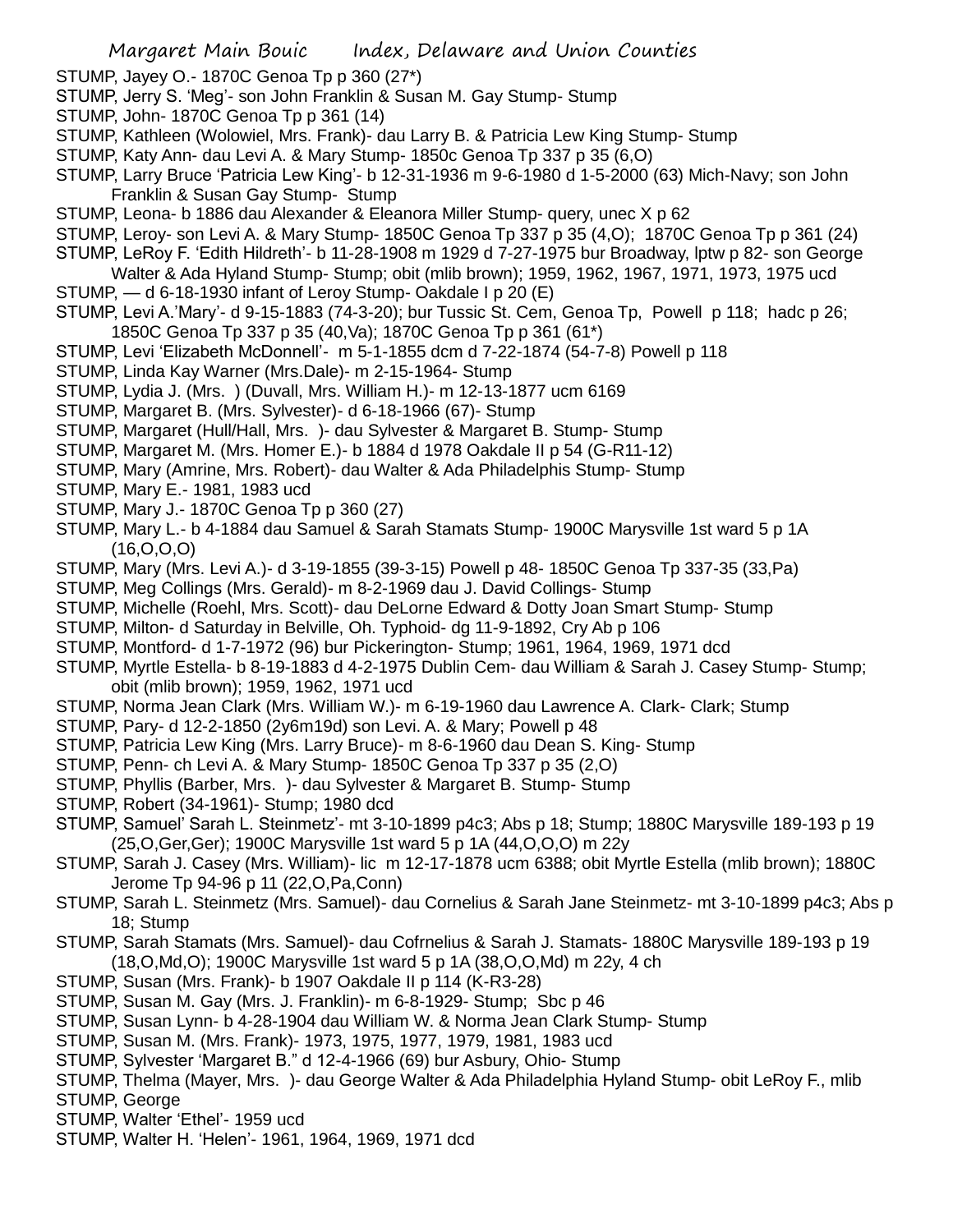STUMP, Jayey O.- 1870C Genoa Tp p 360 (27*)

STUMP, Jerry S. 'Meg'- son John Franklin & Susan M. Gay Stump- Stump

STUMP, John- 1870C Genoa Tp p 361 (14)

STUMP, Kathleen (Wolowiel, Mrs. Frank)- dau Larry B. & Patricia Lew King Stump- Stump

STUMP, Katy Ann- dau Levi A. & Mary Stump- 1850c Genoa Tp 337 p 35 (6,O)

STUMP, Larry Bruce 'Patricia Lew King'- b 12-31-1936 m 9-6-1980 d 1-5-2000 (63) Mich-Navy; son John Franklin & Susan Gay Stump- Stump

STUMP, Leona- b 1886 dau Alexander & Eleanora Miller Stump- query, unec X p 62

STUMP, Leroy- son Levi A. & Mary Stump- 1850C Genoa Tp 337 p 35 (4,O); 1870C Genoa Tp p 361 (24)

STUMP, LeRoy F. 'Edith Hildreth'- b 11-28-1908 m 1929 d 7-27-1975 bur Broadway, lptw p 82- son George Walter & Ada Hyland Stump- Stump; obit (mlib brown); 1959, 1962, 1967, 1971, 1973, 1975 ucd

STUMP, — d 6-18-1930 infant of Leroy Stump- Oakdale I p 20 (E)

STUMP, Levi A.'Mary'- d 9-15-1883 (74-3-20); bur Tussic St. Cem, Genoa Tp, Powell p 118; hadc p 26; 1850C Genoa Tp 337 p 35 (40,Va); 1870C Genoa Tp p 361 (61*)

STUMP, Levi 'Elizabeth McDonnell'- m 5-1-1855 dcm d 7-22-1874 (54-7-8) Powell p 118

STUMP, Linda Kay Warner (Mrs.Dale)- m 2-15-1964- Stump

STUMP, Lydia J. (Mrs. ) (Duvall, Mrs. William H.)- m 12-13-1877 ucm 6169

STUMP, Margaret B. (Mrs. Sylvester)- d 6-18-1966 (67)- Stump

STUMP, Margaret (Hull/Hall, Mrs. )- dau Sylvester & Margaret B. Stump- Stump

STUMP, Margaret M. (Mrs. Homer E.)- b 1884 d 1978 Oakdale II p 54 (G-R11-12)

STUMP, Mary (Amrine, Mrs. Robert)- dau Walter & Ada Philadelphis Stump- Stump

STUMP, Mary E.- 1981, 1983 ucd

STUMP, Mary J.- 1870C Genoa Tp p 360 (27)

STUMP, Mary L.- b 4-1884 dau Samuel & Sarah Stamats Stump- 1900C Marysville 1st ward 5 p 1A (16,O,O,O)

STUMP, Mary (Mrs. Levi A.)- d 3-19-1855 (39-3-15) Powell p 48- 1850C Genoa Tp 337-35 (33,Pa)

STUMP, Meg Collings (Mrs. Gerald)- m 8-2-1969 dau J. David Collings- Stump

STUMP, Michelle (Roehl, Mrs. Scott)- dau DeLorne Edward & Dotty Joan Smart Stump- Stump

STUMP, Milton- d Saturday in Belville, Oh. Typhoid- dg 11-9-1892, Cry Ab p 106

STUMP, Montford- d 1-7-1972 (96) bur Pickerington- Stump; 1961, 1964, 1969, 1971 dcd

STUMP, Myrtle Estella- b 8-19-1883 d 4-2-1975 Dublin Cem- dau William & Sarah J. Casey Stump- Stump; obit (mlib brown); 1959, 1962, 1971 ucd

STUMP, Norma Jean Clark (Mrs. William W.)- m 6-19-1960 dau Lawrence A. Clark- Clark; Stump

STUMP, Pary- d 12-2-1850 (2y6m19d) son Levi. A. & Mary; Powell p 48

STUMP, Patricia Lew King (Mrs. Larry Bruce)- m 8-6-1960 dau Dean S. King- Stump

STUMP, Penn- ch Levi A. & Mary Stump- 1850C Genoa Tp 337 p 35 (2,O)

STUMP, Phyllis (Barber, Mrs. )- dau Sylvester & Margaret B. Stump- Stump

STUMP, Robert (34-1961)- Stump; 1980 dcd

STUMP, Samuel' Sarah L. Steinmetz'- mt 3-10-1899 p4c3; Abs p 18; Stump; 1880C Marysville 189-193 p 19 (25,O,Ger,Ger); 1900C Marysville 1st ward 5 p 1A (44,O,O,O) m 22y

STUMP, Sarah J. Casey (Mrs. William)- lic m 12-17-1878 ucm 6388; obit Myrtle Estella (mlib brown); 1880C Jerome Tp 94-96 p 11 (22,O,Pa,Conn)

STUMP, Sarah L. Steinmetz (Mrs. Samuel)- dau Cornelius & Sarah Jane Steinmetz- mt 3-10-1899 p4c3; Abs p 18; Stump

STUMP, Sarah Stamats (Mrs. Samuel)- dau Cofrnelius & Sarah J. Stamats- 1880C Marysville 189-193 p 19 (18,O,Md,O); 1900C Marysville 1st ward 5 p 1A (38,O,O,Md) m 22y, 4 ch

STUMP, Susan (Mrs. Frank)- b 1907 Oakdale II p 114 (K-R3-28)

STUMP, Susan M. Gay (Mrs. J. Franklin)- m 6-8-1929- Stump; Sbc p 46

STUMP, Susan Lynn- b 4-28-1904 dau William W. & Norma Jean Clark Stump- Stump

STUMP, Susan M. (Mrs. Frank)- 1973, 1975, 1977, 1979, 1981, 1983 ucd

STUMP, Sylvester 'Margaret B." d 12-4-1966 (69) bur Asbury, Ohio- Stump

STUMP, Thelma (Mayer, Mrs. )- dau George Walter & Ada Philadelphia Hyland Stump- obit LeRoy F., mlib

STUMP, George

STUMP, Walter 'Ethel'- 1959 ucd

STUMP, Walter H. 'Helen'- 1961, 1964, 1969, 1971 dcd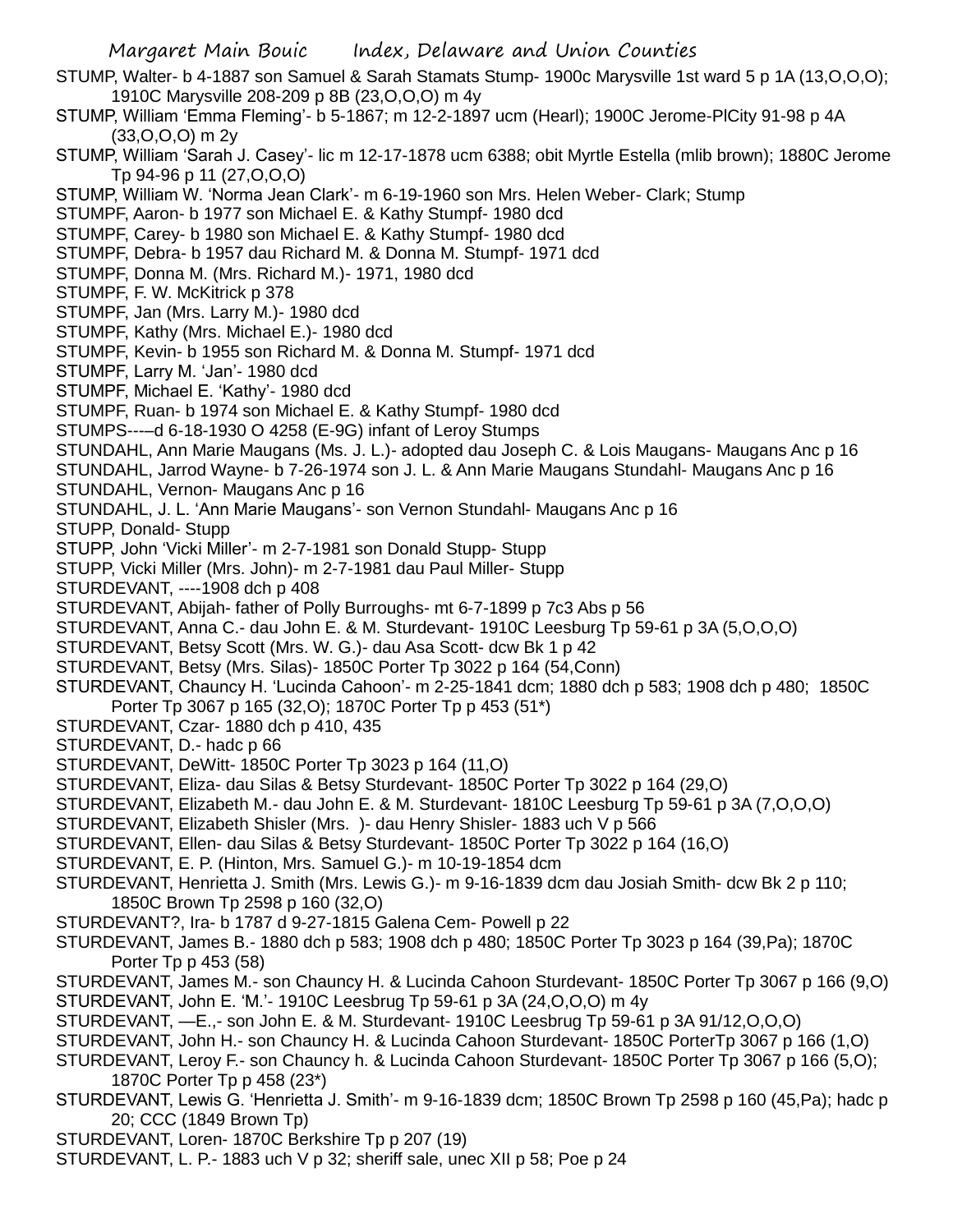STUMP, Walter- b 4-1887 son Samuel & Sarah Stamats Stump- 1900c Marysville 1st ward 5 p 1A (13,O,O,O); 1910C Marysville 208-209 p 8B (23,O,O,O) m 4y

STUMP, William 'Emma Fleming'- b 5-1867; m 12-2-1897 ucm (Hearl); 1900C Jerome-PlCity 91-98 p 4A (33,O,O,O) m 2y

STUMP, William 'Sarah J. Casey'- lic m 12-17-1878 ucm 6388; obit Myrtle Estella (mlib brown); 1880C Jerome Tp 94-96 p 11 (27,O,O,O)

STUMP, William W. 'Norma Jean Clark'- m 6-19-1960 son Mrs. Helen Weber- Clark; Stump

STUMPF, Aaron- b 1977 son Michael E. & Kathy Stumpf- 1980 dcd

STUMPF, Carey- b 1980 son Michael E. & Kathy Stumpf- 1980 dcd

STUMPF, Debra- b 1957 dau Richard M. & Donna M. Stumpf- 1971 dcd

STUMPF, Donna M. (Mrs. Richard M.)- 1971, 1980 dcd

STUMPF, F. W. McKitrick p 378

STUMPF, Jan (Mrs. Larry M.)- 1980 dcd

STUMPF, Kathy (Mrs. Michael E.)- 1980 dcd

STUMPF, Kevin- b 1955 son Richard M. & Donna M. Stumpf- 1971 dcd

STUMPF, Larry M. 'Jan'- 1980 dcd

STUMPF, Michael E. 'Kathy'- 1980 dcd

STUMPF, Ruan- b 1974 son Michael E. & Kathy Stumpf- 1980 dcd

STUMPS----d 6-18-1930 O 4258 (E-9G) infant of Leroy Stumps

STUNDAHL, Ann Marie Maugans (Ms. J. L.)- adopted dau Joseph C. & Lois Maugans- Maugans Anc p 16

STUNDAHL, Jarrod Wayne- b 7-26-1974 son J. L. & Ann Marie Maugans Stundahl- Maugans Anc p 16

STUNDAHL, Vernon- Maugans Anc p 16

STUNDAHL, J. L. 'Ann Marie Maugans'- son Vernon Stundahl- Maugans Anc p 16

STUPP, Donald- Stupp

STUPP, John 'Vicki Miller'- m 2-7-1981 son Donald Stupp- Stupp

STUPP, Vicki Miller (Mrs. John)- m 2-7-1981 dau Paul Miller- Stupp

STURDEVANT, ----1908 dch p 408

STURDEVANT, Abijah- father of Polly Burroughs- mt 6-7-1899 p 7c3 Abs p 56

STURDEVANT, Anna C.- dau John E. & M. Sturdevant- 1910C Leesburg Tp 59-61 p 3A (5,O,O,O)

STURDEVANT, Betsy Scott (Mrs. W. G.)- dau Asa Scott- dcw Bk 1 p 42

STURDEVANT, Betsy (Mrs. Silas)- 1850C Porter Tp 3022 p 164 (54,Conn)

STURDEVANT, Chauncy H. 'Lucinda Cahoon'- m 2-25-1841 dcm; 1880 dch p 583; 1908 dch p 480; 1850C Porter Tp 3067 p 165 (32,O); 1870C Porter Tp p 453 (51*)

STURDEVANT, Czar- 1880 dch p 410, 435

STURDEVANT, D.- hadc p 66

STURDEVANT, DeWitt- 1850C Porter Tp 3023 p 164 (11,O)

STURDEVANT, Eliza- dau Silas & Betsy Sturdevant- 1850C Porter Tp 3022 p 164 (29,O)

STURDEVANT, Elizabeth M.- dau John E. & M. Sturdevant- 1810C Leesburg Tp 59-61 p 3A (7,O,O,O)

STURDEVANT, Elizabeth Shisler (Mrs. )- dau Henry Shisler- 1883 uch V p 566

STURDEVANT, Ellen- dau Silas & Betsy Sturdevant- 1850C Porter Tp 3022 p 164 (16,O)

STURDEVANT, E. P. (Hinton, Mrs. Samuel G.)- m 10-19-1854 dcm

STURDEVANT, Henrietta J. Smith (Mrs. Lewis G.)- m 9-16-1839 dcm dau Josiah Smith- dcw Bk 2 p 110; 1850C Brown Tp 2598 p 160 (32,O)

STURDEVANT?, Ira- b 1787 d 9-27-1815 Galena Cem- Powell p 22

STURDEVANT, James B.- 1880 dch p 583; 1908 dch p 480; 1850C Porter Tp 3023 p 164 (39,Pa); 1870C Porter Tp p 453 (58)

STURDEVANT, James M.- son Chauncy H. & Lucinda Cahoon Sturdevant- 1850C Porter Tp 3067 p 166 (9,O)

STURDEVANT, John E. 'M.'- 1910C Leesbrug Tp 59-61 p 3A (24,O,O,O) m 4y

STURDEVANT, —E.,- son John E. & M. Sturdevant- 1910C Leesbrug Tp 59-61 p 3A 91/12,O,O,O)

STURDEVANT, John H.- son Chauncy H. & Lucinda Cahoon Sturdevant- 1850C PorterTp 3067 p 166 (1,O)

STURDEVANT, Leroy F.- son Chauncy h. & Lucinda Cahoon Sturdevant- 1850C Porter Tp 3067 p 166 (5,O); 1870C Porter Tp p 458 (23*)

STURDEVANT, Lewis G. 'Henrietta J. Smith'- m 9-16-1839 dcm; 1850C Brown Tp 2598 p 160 (45,Pa); hadc p 20; CCC (1849 Brown Tp)

STURDEVANT, Loren- 1870C Berkshire Tp p 207 (19)

STURDEVANT, L. P.- 1883 uch V p 32; sheriff sale, unec XII p 58; Poe p 24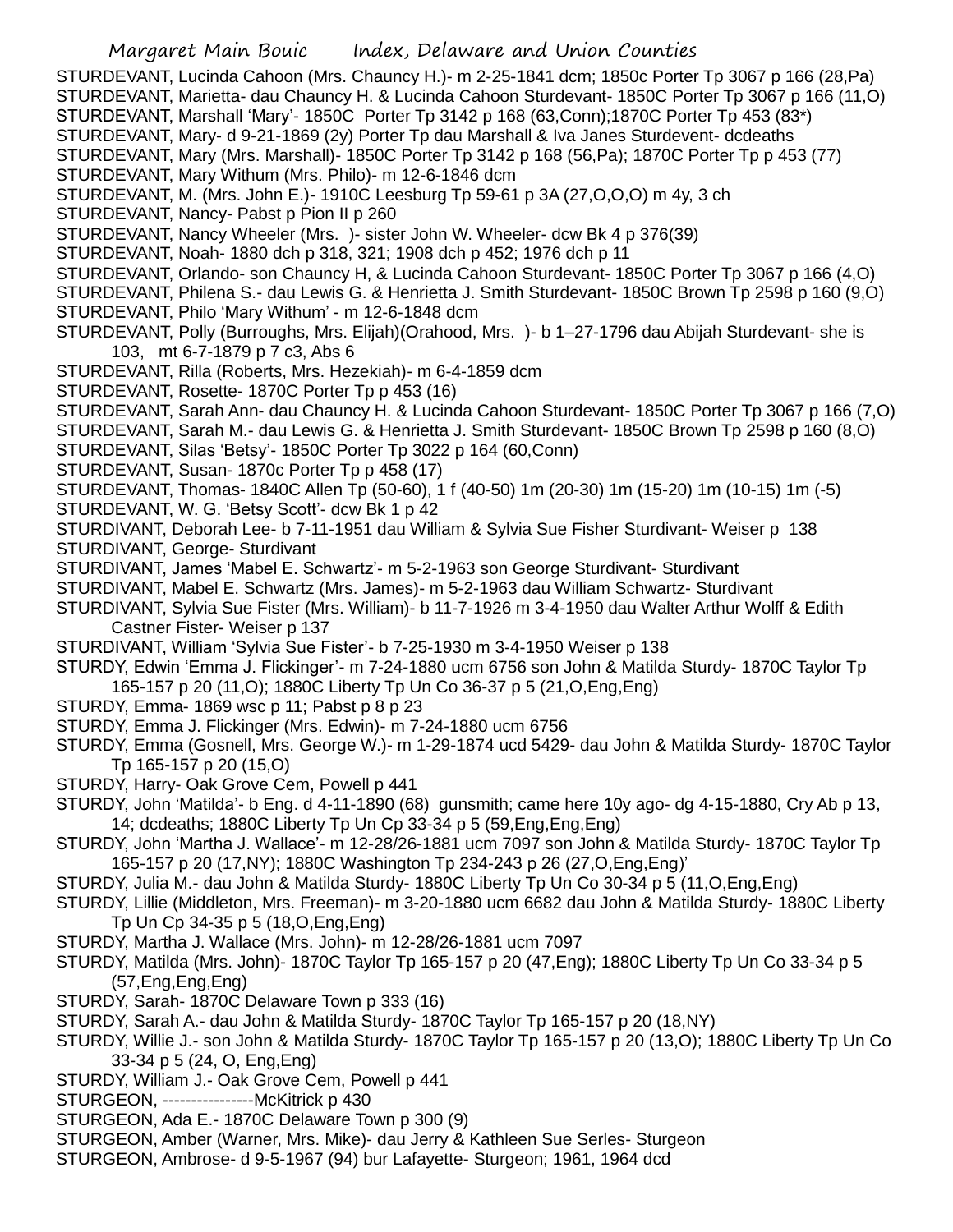STURDEVANT, Lucinda Cahoon (Mrs. Chauncy H.)- m 2-25-1841 dcm; 1850c Porter Tp 3067 p 166 (28,Pa)
STURDEVANT, Marietta- dau Chauncy H. & Lucinda Cahoon Sturdevant- 1850C Porter Tp 3067 p 166 (11,O)
STURDEVANT, Marshall 'Mary'- 1850C Porter Tp 3142 p 168 (63,Conn);1870C Porter Tp 453 (83*)
STURDEVANT, Mary- d 9-21-1869 (2y) Porter Tp dau Marshall & Iva Janes Sturdevent- dcdeaths
STURDEVANT, Mary (Mrs. Marshall)- 1850C Porter Tp 3142 p 168 (56,Pa); 1870C Porter Tp p 453 (77)
STURDEVANT, Mary Withum (Mrs. Philo)- m 12-6-1846 dcm
STURDEVANT, M. (Mrs. John E.)- 1910C Leesburg Tp 59-61 p 3A (27,O,O,O) m 4y, 3 ch
STURDEVANT, Nancy- Pabst p Pion II p 260
STURDEVANT, Nancy Wheeler (Mrs. )- sister John W. Wheeler- dcw Bk 4 p 376(39)
STURDEVANT, Noah- 1880 dch p 318, 321; 1908 dch p 452; 1976 dch p 11
STURDEVANT, Orlando- son Chauncy H, & Lucinda Cahoon Sturdevant- 1850C Porter Tp 3067 p 166 (4,O)
STURDEVANT, Philena S.- dau Lewis G. & Henrietta J. Smith Sturdevant- 1850C Brown Tp 2598 p 160 (9,O)
STURDEVANT, Philo 'Mary Withum' - m 12-6-1848 dcm
STURDEVANT, Polly (Burroughs, Mrs. Elijah)(Orahood, Mrs. )- b 1–27-1796 dau Abijah Sturdevant- she is 103, mt 6-7-1879 p 7 c3, Abs 6
STURDEVANT, Rilla (Roberts, Mrs. Hezekiah)- m 6-4-1859 dcm
STURDEVANT, Rosette- 1870C Porter Tp p 453 (16)
STURDEVANT, Sarah Ann- dau Chauncy H. & Lucinda Cahoon Sturdevant- 1850C Porter Tp 3067 p 166 (7,O)
STURDEVANT, Sarah M.- dau Lewis G. & Henrietta J. Smith Sturdevant- 1850C Brown Tp 2598 p 160 (8,O)
STURDEVANT, Silas 'Betsy'- 1850C Porter Tp 3022 p 164 (60,Conn)
STURDEVANT, Susan- 1870c Porter Tp p 458 (17)
STURDEVANT, Thomas- 1840C Allen Tp (50-60), 1 f (40-50) 1m (20-30) 1m (15-20) 1m (10-15) 1m (-5)
STURDEVANT, W. G. 'Betsy Scott'- dcw Bk 1 p 42
STURDIVANT, Deborah Lee- b 7-11-1951 dau William & Sylvia Sue Fisher Sturdivant- Weiser p 138
STURDIVANT, George- Sturdivant
STURDIVANT, James 'Mabel E. Schwartz'- m 5-2-1963 son George Sturdivant- Sturdivant
STURDIVANT, Mabel E. Schwartz (Mrs. James)- m 5-2-1963 dau William Schwartz- Sturdivant
STURDIVANT, Sylvia Sue Fister (Mrs. William)- b 11-7-1926 m 3-4-1950 dau Walter Arthur Wolff & Edith Castner Fister- Weiser p 137
STURDIVANT, William 'Sylvia Sue Fister'- b 7-25-1930 m 3-4-1950 Weiser p 138
STURDY, Edwin 'Emma J. Flickinger'- m 7-24-1880 ucm 6756 son John & Matilda Sturdy- 1870C Taylor Tp 165-157 p 20 (11,O); 1880C Liberty Tp Un Co 36-37 p 5 (21,O,Eng,Eng)
STURDY, Emma- 1869 wsc p 11; Pabst p 8 p 23
STURDY, Emma J. Flickinger (Mrs. Edwin)- m 7-24-1880 ucm 6756
STURDY, Emma (Gosnell, Mrs. George W.)- m 1-29-1874 ucd 5429- dau John & Matilda Sturdy- 1870C Taylor Tp 165-157 p 20 (15,O)
STURDY, Harry- Oak Grove Cem, Powell p 441
STURDY, John 'Matilda'- b Eng. d 4-11-1890 (68) gunsmith; came here 10y ago- dg 4-15-1880, Cry Ab p 13, 14; dcdeaths; 1880C Liberty Tp Un Cp 33-34 p 5 (59,Eng,Eng,Eng)
STURDY, John 'Martha J. Wallace'- m 12-28/26-1881 ucm 7097 son John & Matilda Sturdy- 1870C Taylor Tp 165-157 p 20 (17,NY); 1880C Washington Tp 234-243 p 26 (27,O,Eng,Eng)'
STURDY, Julia M.- dau John & Matilda Sturdy- 1880C Liberty Tp Un Co 30-34 p 5 (11,O,Eng,Eng)
STURDY, Lillie (Middleton, Mrs. Freeman)- m 3-20-1880 ucm 6682 dau John & Matilda Sturdy- 1880C Liberty Tp Un Cp 34-35 p 5 (18,O,Eng,Eng)
STURDY, Martha J. Wallace (Mrs. John)- m 12-28/26-1881 ucm 7097
STURDY, Matilda (Mrs. John)- 1870C Taylor Tp 165-157 p 20 (47,Eng); 1880C Liberty Tp Un Co 33-34 p 5 (57,Eng,Eng,Eng)
STURDY, Sarah- 1870C Delaware Town p 333 (16)
STURDY, Sarah A.- dau John & Matilda Sturdy- 1870C Taylor Tp 165-157 p 20 (18,NY)
STURDY, Willie J.- son John & Matilda Sturdy- 1870C Taylor Tp 165-157 p 20 (13,O); 1880C Liberty Tp Un Co 33-34 p 5 (24, O, Eng,Eng)
STURDY, William J.- Oak Grove Cem, Powell p 441
STURGEON, ----------------McKitrick p 430
STURGEON, Ada E.- 1870C Delaware Town p 300 (9)
STURGEON, Amber (Warner, Mrs. Mike)- dau Jerry & Kathleen Sue Serles- Sturgeon
STURGEON, Ambrose- d 9-5-1967 (94) bur Lafayette- Sturgeon; 1961, 1964 dcd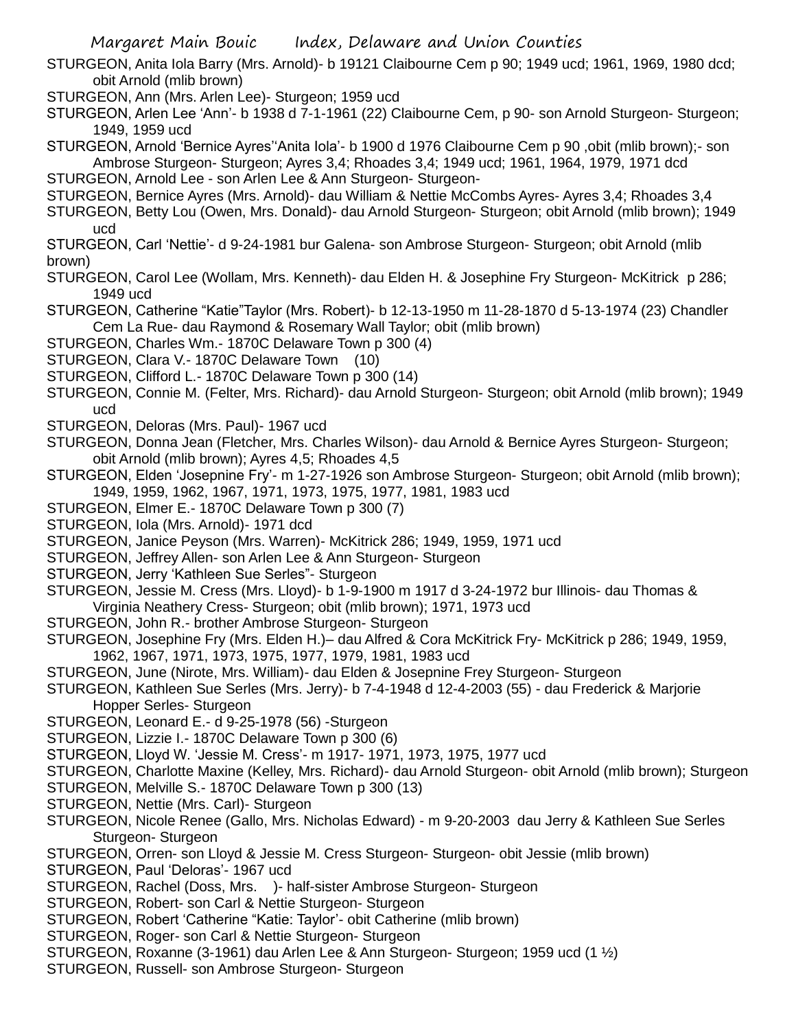STURGEON, Anita Iola Barry (Mrs. Arnold)- b 19121 Claibourne Cem p 90; 1949 ucd; 1961, 1969, 1980 dcd; obit Arnold (mlib brown)

STURGEON, Ann (Mrs. Arlen Lee)- Sturgeon; 1959 ucd

STURGEON, Arlen Lee 'Ann'- b 1938 d 7-1-1961 (22) Claibourne Cem, p 90- son Arnold Sturgeon- Sturgeon; 1949, 1959 ucd

STURGEON, Arnold 'Bernice Ayres''Anita Iola'- b 1900 d 1976 Claibourne Cem p 90 ,obit (mlib brown);- son Ambrose Sturgeon- Sturgeon; Ayres 3,4; Rhoades 3,4; 1949 ucd; 1961, 1964, 1979, 1971 dcd

STURGEON, Arnold Lee - son Arlen Lee & Ann Sturgeon- Sturgeon-

STURGEON, Bernice Ayres (Mrs. Arnold)- dau William & Nettie McCombs Ayres- Ayres 3,4; Rhoades 3,4

STURGEON, Betty Lou (Owen, Mrs. Donald)- dau Arnold Sturgeon- Sturgeon; obit Arnold (mlib brown); 1949 ucd

STURGEON, Carl 'Nettie'- d 9-24-1981 bur Galena- son Ambrose Sturgeon- Sturgeon; obit Arnold (mlib brown)

STURGEON, Carol Lee (Wollam, Mrs. Kenneth)- dau Elden H. & Josephine Fry Sturgeon- McKitrick p 286; 1949 ucd

STURGEON, Catherine "Katie"Taylor (Mrs. Robert)- b 12-13-1950 m 11-28-1870 d 5-13-1974 (23) Chandler Cem La Rue- dau Raymond & Rosemary Wall Taylor; obit (mlib brown)

STURGEON, Charles Wm.- 1870C Delaware Town p 300 (4)

STURGEON, Clara V.- 1870C Delaware Town (10)

STURGEON, Clifford L.- 1870C Delaware Town p 300 (14)

STURGEON, Connie M. (Felter, Mrs. Richard)- dau Arnold Sturgeon- Sturgeon; obit Arnold (mlib brown); 1949 ucd

STURGEON, Deloras (Mrs. Paul)- 1967 ucd

STURGEON, Donna Jean (Fletcher, Mrs. Charles Wilson)- dau Arnold & Bernice Ayres Sturgeon- Sturgeon; obit Arnold (mlib brown); Ayres 4,5; Rhoades 4,5

STURGEON, Elden 'Josepnine Fry'- m 1-27-1926 son Ambrose Sturgeon- Sturgeon; obit Arnold (mlib brown); 1949, 1959, 1962, 1967, 1971, 1973, 1975, 1977, 1981, 1983 ucd

STURGEON, Elmer E.- 1870C Delaware Town p 300 (7)

STURGEON, Iola (Mrs. Arnold)- 1971 dcd

STURGEON, Janice Peyson (Mrs. Warren)- McKitrick 286; 1949, 1959, 1971 ucd

STURGEON, Jeffrey Allen- son Arlen Lee & Ann Sturgeon- Sturgeon

STURGEON, Jerry 'Kathleen Sue Serles"- Sturgeon

STURGEON, Jessie M. Cress (Mrs. Lloyd)- b 1-9-1900 m 1917 d 3-24-1972 bur Illinois- dau Thomas & Virginia Neathery Cress- Sturgeon; obit (mlib brown); 1971, 1973 ucd

STURGEON, John R.- brother Ambrose Sturgeon- Sturgeon

STURGEON, Josephine Fry (Mrs. Elden H.)– dau Alfred & Cora McKitrick Fry- McKitrick p 286; 1949, 1959, 1962, 1967, 1971, 1973, 1975, 1977, 1979, 1981, 1983 ucd

STURGEON, June (Nirote, Mrs. William)- dau Elden & Josepnine Frey Sturgeon- Sturgeon

STURGEON, Kathleen Sue Serles (Mrs. Jerry)- b 7-4-1948 d 12-4-2003 (55) - dau Frederick & Marjorie Hopper Serles- Sturgeon

STURGEON, Leonard E.- d 9-25-1978 (56) -Sturgeon

STURGEON, Lizzie I.- 1870C Delaware Town p 300 (6)

STURGEON, Lloyd W. 'Jessie M. Cress'- m 1917- 1971, 1973, 1975, 1977 ucd

STURGEON, Charlotte Maxine (Kelley, Mrs. Richard)- dau Arnold Sturgeon- obit Arnold (mlib brown); Sturgeon

STURGEON, Melville S.- 1870C Delaware Town p 300 (13)

STURGEON, Nettie (Mrs. Carl)- Sturgeon

STURGEON, Nicole Renee (Gallo, Mrs. Nicholas Edward) - m 9-20-2003 dau Jerry & Kathleen Sue Serles Sturgeon- Sturgeon

STURGEON, Orren- son Lloyd & Jessie M. Cress Sturgeon- Sturgeon- obit Jessie (mlib brown)

STURGEON, Paul 'Deloras'- 1967 ucd

STURGEON, Rachel (Doss, Mrs. )- half-sister Ambrose Sturgeon- Sturgeon

STURGEON, Robert- son Carl & Nettie Sturgeon- Sturgeon

STURGEON, Robert 'Catherine "Katie: Taylor'- obit Catherine (mlib brown)

STURGEON, Roger- son Carl & Nettie Sturgeon- Sturgeon

STURGEON, Roxanne (3-1961) dau Arlen Lee & Ann Sturgeon- Sturgeon; 1959 ucd (1 ½)

STURGEON, Russell- son Ambrose Sturgeon- Sturgeon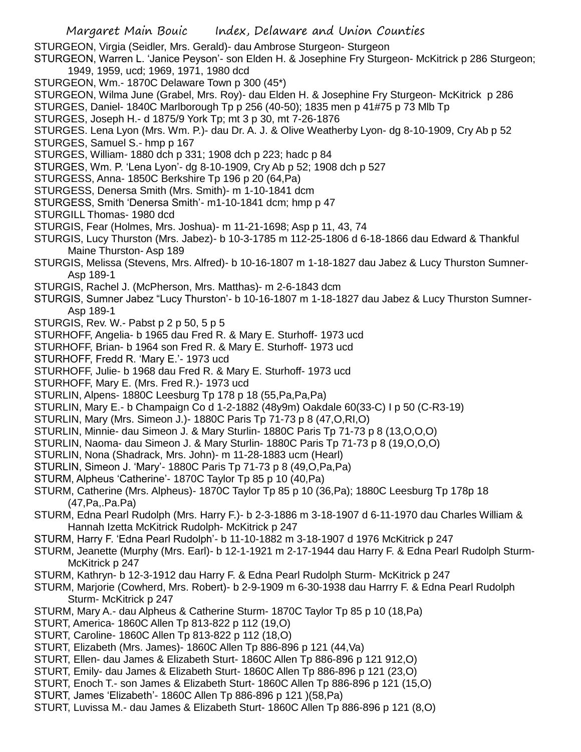STURGEON, Virgia (Seidler, Mrs. Gerald)- dau Ambrose Sturgeon- Sturgeon

STURGEON, Warren L. 'Janice Peyson'- son Elden H. & Josephine Fry Sturgeon- McKitrick p 286 Sturgeon; 1949, 1959, ucd; 1969, 1971, 1980 dcd

STURGEON, Wm.- 1870C Delaware Town p 300 (45*)

STURGEON, Wilma June (Grabel, Mrs. Roy)- dau Elden H. & Josephine Fry Sturgeon- McKitrick p 286

STURGES, Daniel- 1840C Marlborough Tp p 256 (40-50); 1835 men p 41#75 p 73 Mlb Tp

STURGES, Joseph H.- d 1875/9 York Tp; mt 3 p 30, mt 7-26-1876

STURGES. Lena Lyon (Mrs. Wm. P.)- dau Dr. A. J. & Olive Weatherby Lyon- dg 8-10-1909, Cry Ab p 52

STURGES, Samuel S.- hmp p 167

STURGES, William- 1880 dch p 331; 1908 dch p 223; hadc p 84

STURGES, Wm. P. 'Lena Lyon'- dg 8-10-1909, Cry Ab p 52; 1908 dch p 527

STURGESS, Anna- 1850C Berkshire Tp 196 p 20 (64,Pa)

STURGESS, Denersa Smith (Mrs. Smith)- m 1-10-1841 dcm

STURGESS, Smith 'Denersa Smith'- m1-10-1841 dcm; hmp p 47

STURGILL Thomas- 1980 dcd

STURGIS, Fear (Holmes, Mrs. Joshua)- m 11-21-1698; Asp p 11, 43, 74

STURGIS, Lucy Thurston (Mrs. Jabez)- b 10-3-1785 m 112-25-1806 d 6-18-1866 dau Edward & Thankful Maine Thurston- Asp 189

STURGIS, Melissa (Stevens, Mrs. Alfred)- b 10-16-1807 m 1-18-1827 dau Jabez & Lucy Thurston Sumner- Asp 189-1

STURGIS, Rachel J. (McPherson, Mrs. Matthas)- m 2-6-1843 dcm

STURGIS, Sumner Jabez "Lucy Thurston'- b 10-16-1807 m 1-18-1827 dau Jabez & Lucy Thurston Sumner- Asp 189-1

STURGIS, Rev. W.- Pabst p 2 p 50, 5 p 5

STURHOFF, Angelia- b 1965 dau Fred R. & Mary E. Sturhoff- 1973 ucd

STURHOFF, Brian- b 1964 son Fred R. & Mary E. Sturhoff- 1973 ucd

STURHOFF, Fredd R. 'Mary E.'- 1973 ucd

STURHOFF, Julie- b 1968 dau Fred R. & Mary E. Sturhoff- 1973 ucd

STURHOFF, Mary E. (Mrs. Fred R.)- 1973 ucd

STURLIN, Alpens- 1880C Leesburg Tp 178 p 18 (55,Pa,Pa,Pa)

STURLIN, Mary E.- b Champaign Co d 1-2-1882 (48y9m) Oakdale 60(33-C) I p 50 (C-R3-19)

STURLIN, Mary (Mrs. Simeon J.)- 1880C Paris Tp 71-73 p 8 (47,O,RI,O)

STURLIN, Minnie- dau Simeon J. & Mary Sturlin- 1880C Paris Tp 71-73 p 8 (13,O,O,O)

STURLIN, Naoma- dau Simeon J. & Mary Sturlin- 1880C Paris Tp 71-73 p 8 (19,O,O,O)

STURLIN, Nona (Shadrack, Mrs. John)- m 11-28-1883 ucm (Hearl)

STURLIN, Simeon J. 'Mary'- 1880C Paris Tp 71-73 p 8 (49,O,Pa,Pa)

STURM, Alpheus 'Catherine'- 1870C Taylor Tp 85 p 10 (40,Pa)

STURM, Catherine (Mrs. Alpheus)- 1870C Taylor Tp 85 p 10 (36,Pa); 1880C Leesburg Tp 178p 18 (47,Pa,.Pa.Pa)

STURM, Edna Pearl Rudolph (Mrs. Harry F.)- b 2-3-1886 m 3-18-1907 d 6-11-1970 dau Charles William & Hannah Izetta McKitrick Rudolph- McKitrick p 247

STURM, Harry F. 'Edna Pearl Rudolph'- b 11-10-1882 m 3-18-1907 d 1976 McKitrick p 247

STURM, Jeanette (Murphy (Mrs. Earl)- b 12-1-1921 m 2-17-1944 dau Harry F. & Edna Pearl Rudolph Sturm- McKitrick p 247

STURM, Kathryn- b 12-3-1912 dau Harry F. & Edna Pearl Rudolph Sturm- McKitrick p 247

STURM, Marjorie (Cowherd, Mrs. Robert)- b 2-9-1909 m 6-30-1938 dau Harrry F. & Edna Pearl Rudolph Sturm- McKitrick p 247

STURM, Mary A.- dau Alpheus & Catherine Sturm- 1870C Taylor Tp 85 p 10 (18,Pa)

STURT, America- 1860C Allen Tp 813-822 p 112 (19,O)

STURT, Caroline- 1860C Allen Tp 813-822 p 112 (18,O)

STURT, Elizabeth (Mrs. James)- 1860C Allen Tp 886-896 p 121 (44,Va)

STURT, Ellen- dau James & Elizabeth Sturt- 1860C Allen Tp 886-896 p 121 912,O)

STURT, Emily- dau James & Elizabeth Sturt- 1860C Allen Tp 886-896 p 121 (23,O)

STURT, Enoch T.- son James & Elizabeth Sturt- 1860C Allen Tp 886-896 p 121 (15,O)

STURT, James 'Elizabeth'- 1860C Allen Tp 886-896 p 121 )(58,Pa)

STURT, Luvissa M.- dau James & Elizabeth Sturt- 1860C Allen Tp 886-896 p 121 (8,O)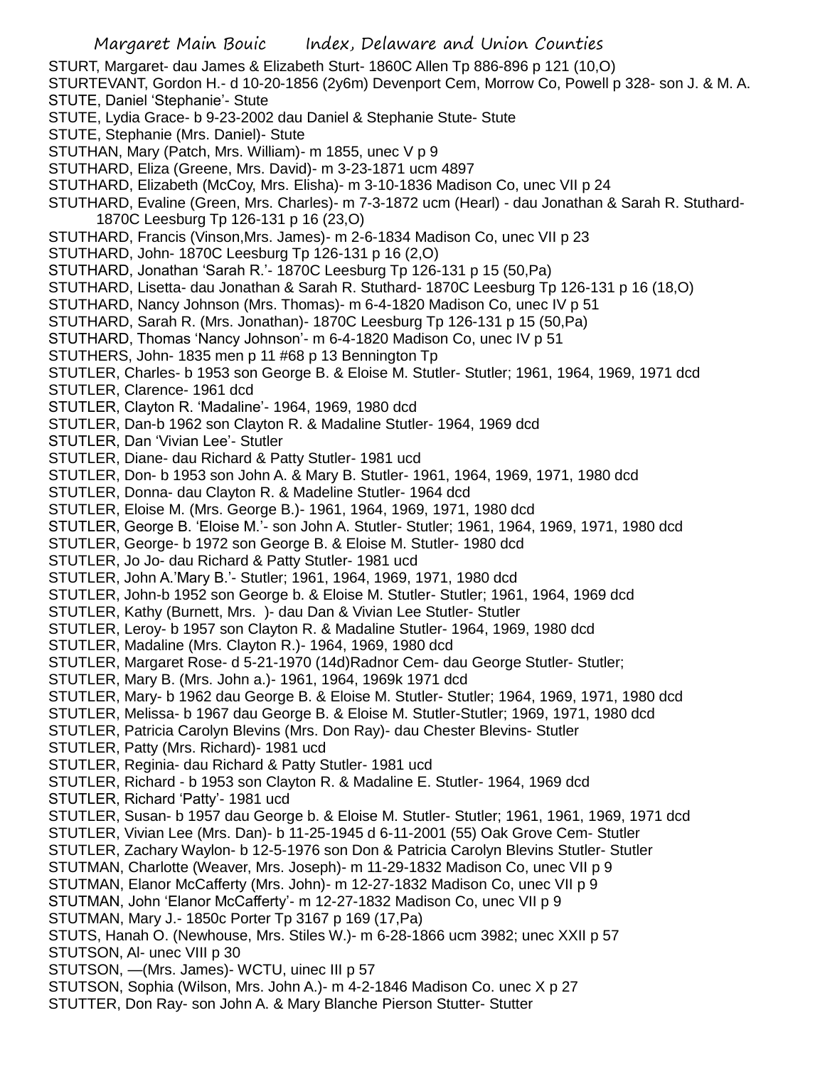STURT, Margaret- dau James & Elizabeth Sturt- 1860C Allen Tp 886-896 p 121 (10,O)
STURTEVANT, Gordon H.- d 10-20-1856 (2y6m) Devenport Cem, Morrow Co, Powell p 328- son J. & M. A.
STUTE, Daniel 'Stephanie'- Stute
STUTE, Lydia Grace- b 9-23-2002 dau Daniel & Stephanie Stute- Stute
STUTE, Stephanie (Mrs. Daniel)- Stute
STUTHAN, Mary (Patch, Mrs. William)- m 1855, unec V p 9
STUTHARD, Eliza (Greene, Mrs. David)- m 3-23-1871 ucm 4897
STUTHARD, Elizabeth (McCoy, Mrs. Elisha)- m 3-10-1836 Madison Co, unec VII p 24
STUTHARD, Evaline (Green, Mrs. Charles)- m 7-3-1872 ucm (Hearl) - dau Jonathan & Sarah R. Stuthard- 1870C Leesburg Tp 126-131 p 16 (23,O)
STUTHARD, Francis (Vinson,Mrs. James)- m 2-6-1834 Madison Co, unec VII p 23
STUTHARD, John- 1870C Leesburg Tp 126-131 p 16 (2,O)
STUTHARD, Jonathan 'Sarah R.'- 1870C Leesburg Tp 126-131 p 15 (50,Pa)
STUTHARD, Lisetta- dau Jonathan & Sarah R. Stuthard- 1870C Leesburg Tp 126-131 p 16 (18,O)
STUTHARD, Nancy Johnson (Mrs. Thomas)- m 6-4-1820 Madison Co, unec IV p 51
STUTHARD, Sarah R. (Mrs. Jonathan)- 1870C Leesburg Tp 126-131 p 15 (50,Pa)
STUTHARD, Thomas 'Nancy Johnson'- m 6-4-1820 Madison Co, unec IV p 51
STUTHERS, John- 1835 men p 11 #68 p 13 Bennington Tp
STUTLER, Charles- b 1953 son George B. & Eloise M. Stutler- Stutler; 1961, 1964, 1969, 1971 dcd
STUTLER, Clarence- 1961 dcd
STUTLER, Clayton R. 'Madaline'- 1964, 1969, 1980 dcd
STUTLER, Dan-b 1962 son Clayton R. & Madaline Stutler- 1964, 1969 dcd
STUTLER, Dan 'Vivian Lee'- Stutler
STUTLER, Diane- dau Richard & Patty Stutler- 1981 ucd
STUTLER, Don- b 1953 son John A. & Mary B. Stutler- 1961, 1964, 1969, 1971, 1980 dcd
STUTLER, Donna- dau Clayton R. & Madeline Stutler- 1964 dcd
STUTLER, Eloise M. (Mrs. George B.)- 1961, 1964, 1969, 1971, 1980 dcd
STUTLER, George B. 'Eloise M.'- son John A. Stutler- Stutler; 1961, 1964, 1969, 1971, 1980 dcd
STUTLER, George- b 1972 son George B. & Eloise M. Stutler- 1980 dcd
STUTLER, Jo Jo- dau Richard & Patty Stutler- 1981 ucd
STUTLER, John A.'Mary B.'- Stutler; 1961, 1964, 1969, 1971, 1980 dcd
STUTLER, John-b 1952 son George b. & Eloise M. Stutler- Stutler; 1961, 1964, 1969 dcd
STUTLER, Kathy (Burnett, Mrs. )- dau Dan & Vivian Lee Stutler- Stutler
STUTLER, Leroy- b 1957 son Clayton R. & Madaline Stutler- 1964, 1969, 1980 dcd
STUTLER, Madaline (Mrs. Clayton R.)- 1964, 1969, 1980 dcd
STUTLER, Margaret Rose- d 5-21-1970 (14d)Radnor Cem- dau George Stutler- Stutler;
STUTLER, Mary B. (Mrs. John a.)- 1961, 1964, 1969k 1971 dcd
STUTLER, Mary- b 1962 dau George B. & Eloise M. Stutler- Stutler; 1964, 1969, 1971, 1980 dcd
STUTLER, Melissa- b 1967 dau George B. & Eloise M. Stutler-Stutler; 1969, 1971, 1980 dcd
STUTLER, Patricia Carolyn Blevins (Mrs. Don Ray)- dau Chester Blevins- Stutler
STUTLER, Patty (Mrs. Richard)- 1981 ucd
STUTLER, Reginia- dau Richard & Patty Stutler- 1981 ucd
STUTLER, Richard - b 1953 son Clayton R. & Madaline E. Stutler- 1964, 1969 dcd
STUTLER, Richard 'Patty'- 1981 ucd
STUTLER, Susan- b 1957 dau George b. & Eloise M. Stutler- Stutler; 1961, 1961, 1969, 1971 dcd
STUTLER, Vivian Lee (Mrs. Dan)- b 11-25-1945 d 6-11-2001 (55) Oak Grove Cem- Stutler
STUTLER, Zachary Waylon- b 12-5-1976 son Don & Patricia Carolyn Blevins Stutler- Stutler
STUTMAN, Charlotte (Weaver, Mrs. Joseph)- m 11-29-1832 Madison Co, unec VII p 9
STUTMAN, Elanor McCafferty (Mrs. John)- m 12-27-1832 Madison Co, unec VII p 9
STUTMAN, John 'Elanor McCafferty'- m 12-27-1832 Madison Co, unec VII p 9
STUTMAN, Mary J.- 1850c Porter Tp 3167 p 169 (17,Pa)
STUTS, Hanah O. (Newhouse, Mrs. Stiles W.)- m 6-28-1866 ucm 3982; unec XXII p 57
STUTSON, Al- unec VIII p 30
STUTSON, —(Mrs. James)- WCTU, uinec III p 57
STUTSON, Sophia (Wilson, Mrs. John A.)- m 4-2-1846 Madison Co. unec X p 27
STUTTER, Don Ray- son John A. & Mary Blanche Pierson Stutter- Stutter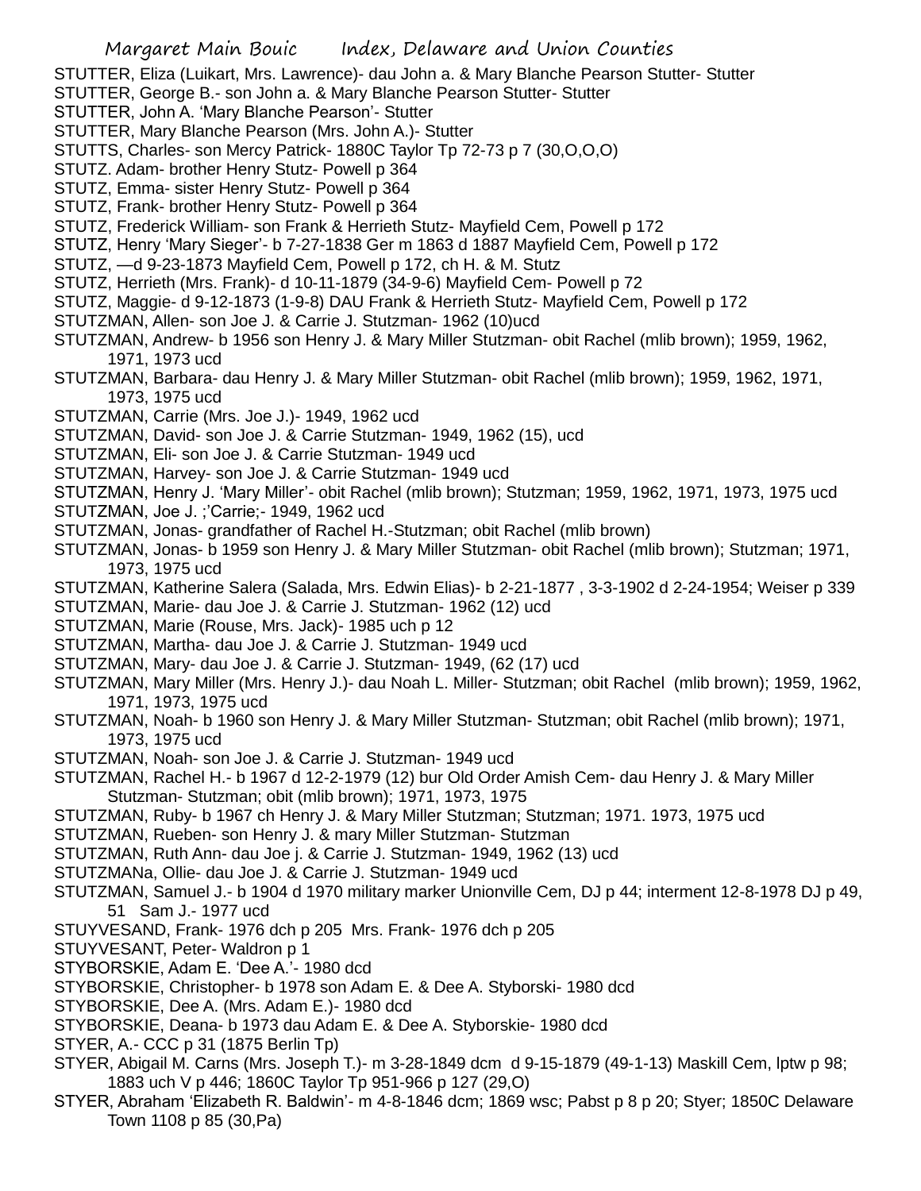STUTTER, Eliza (Luikart, Mrs. Lawrence)- dau John a. & Mary Blanche Pearson Stutter- Stutter
STUTTER, George B.- son John a. & Mary Blanche Pearson Stutter- Stutter
STUTTER, John A. 'Mary Blanche Pearson'- Stutter
STUTTER, Mary Blanche Pearson (Mrs. John A.)- Stutter
STUTTS, Charles- son Mercy Patrick- 1880C Taylor Tp 72-73 p 7 (30,O,O,O)
STUTZ. Adam- brother Henry Stutz- Powell p 364
STUTZ, Emma- sister Henry Stutz- Powell p 364
STUTZ, Frank- brother Henry Stutz- Powell p 364
STUTZ, Frederick William- son Frank & Herrieth Stutz- Mayfield Cem, Powell p 172
STUTZ, Henry 'Mary Sieger'- b 7-27-1838 Ger m 1863 d 1887 Mayfield Cem, Powell p 172
STUTZ, —d 9-23-1873 Mayfield Cem, Powell p 172, ch H. & M. Stutz
STUTZ, Herrieth (Mrs. Frank)- d 10-11-1879 (34-9-6) Mayfield Cem- Powell p 72
STUTZ, Maggie- d 9-12-1873 (1-9-8) DAU Frank & Herrieth Stutz- Mayfield Cem, Powell p 172
STUTZMAN, Allen- son Joe J. & Carrie J. Stutzman- 1962 (10)ucd
STUTZMAN, Andrew- b 1956 son Henry J. & Mary Miller Stutzman- obit Rachel (mlib brown); 1959, 1962, 1971, 1973 ucd
STUTZMAN, Barbara- dau Henry J. & Mary Miller Stutzman- obit Rachel (mlib brown); 1959, 1962, 1971, 1973, 1975 ucd
STUTZMAN, Carrie (Mrs. Joe J.)- 1949, 1962 ucd
STUTZMAN, David- son Joe J. & Carrie Stutzman- 1949, 1962 (15), ucd
STUTZMAN, Eli- son Joe J. & Carrie Stutzman- 1949 ucd
STUTZMAN, Harvey- son Joe J. & Carrie Stutzman- 1949 ucd
STUTZMAN, Henry J. 'Mary Miller'- obit Rachel (mlib brown); Stutzman; 1959, 1962, 1971, 1973, 1975 ucd
STUTZMAN, Joe J. ;'Carrie;- 1949, 1962 ucd
STUTZMAN, Jonas- grandfather of Rachel H.-Stutzman; obit Rachel (mlib brown)
STUTZMAN, Jonas- b 1959 son Henry J. & Mary Miller Stutzman- obit Rachel (mlib brown); Stutzman; 1971, 1973, 1975 ucd
STUTZMAN, Katherine Salera (Salada, Mrs. Edwin Elias)- b 2-21-1877 , 3-3-1902 d 2-24-1954; Weiser p 339
STUTZMAN, Marie- dau Joe J. & Carrie J. Stutzman- 1962 (12) ucd
STUTZMAN, Marie (Rouse, Mrs. Jack)- 1985 uch p 12
STUTZMAN, Martha- dau Joe J. & Carrie J. Stutzman- 1949 ucd
STUTZMAN, Mary- dau Joe J. & Carrie J. Stutzman- 1949, (62 (17) ucd
STUTZMAN, Mary Miller (Mrs. Henry J.)- dau Noah L. Miller- Stutzman; obit Rachel (mlib brown); 1959, 1962, 1971, 1973, 1975 ucd
STUTZMAN, Noah- b 1960 son Henry J. & Mary Miller Stutzman- Stutzman; obit Rachel (mlib brown); 1971, 1973, 1975 ucd
STUTZMAN, Noah- son Joe J. & Carrie J. Stutzman- 1949 ucd
STUTZMAN, Rachel H.- b 1967 d 12-2-1979 (12) bur Old Order Amish Cem- dau Henry J. & Mary Miller Stutzman- Stutzman; obit (mlib brown); 1971, 1973, 1975
STUTZMAN, Ruby- b 1967 ch Henry J. & Mary Miller Stutzman; Stutzman; 1971. 1973, 1975 ucd
STUTZMAN, Rueben- son Henry J. & mary Miller Stutzman- Stutzman
STUTZMAN, Ruth Ann- dau Joe j. & Carrie J. Stutzman- 1949, 1962 (13) ucd
STUTZMANa, Ollie- dau Joe J. & Carrie J. Stutzman- 1949 ucd
STUTZMAN, Samuel J.- b 1904 d 1970 military marker Unionville Cem, DJ p 44; interment 12-8-1978 DJ p 49, 51 Sam J.- 1977 ucd
STUYVESAND, Frank- 1976 dch p 205 Mrs. Frank- 1976 dch p 205
STUYVESANT, Peter- Waldron p 1
STYBORSKIE, Adam E. 'Dee A.'- 1980 dcd
STYBORSKIE, Christopher- b 1978 son Adam E. & Dee A. Styborski- 1980 dcd
STYBORSKIE, Dee A. (Mrs. Adam E.)- 1980 dcd
STYBORSKIE, Deana- b 1973 dau Adam E. & Dee A. Styborskie- 1980 dcd
STYER, A.- CCC p 31 (1875 Berlin Tp)
STYER, Abigail M. Carns (Mrs. Joseph T.)- m 3-28-1849 dcm d 9-15-1879 (49-1-13) Maskill Cem, lptw p 98; 1883 uch V p 446; 1860C Taylor Tp 951-966 p 127 (29,O)
STYER, Abraham 'Elizabeth R. Baldwin'- m 4-8-1846 dcm; 1869 wsc; Pabst p 8 p 20; Styer; 1850C Delaware Town 1108 p 85 (30,Pa)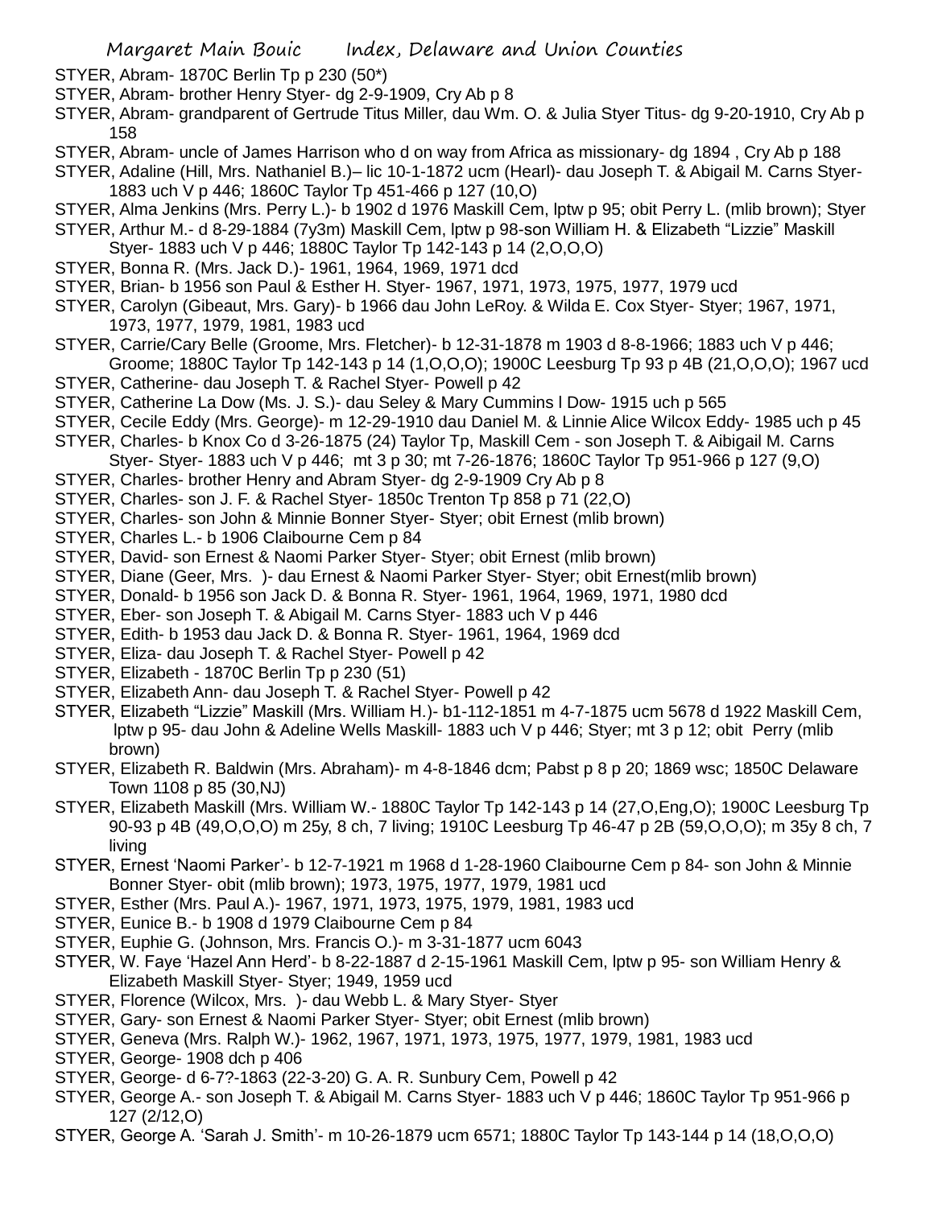STYER, Abram- 1870C Berlin Tp p 230 (50*)

STYER, Abram- brother Henry Styer- dg 2-9-1909, Cry Ab p 8

STYER, Abram- grandparent of Gertrude Titus Miller, dau Wm. O. & Julia Styer Titus- dg 9-20-1910, Cry Ab p 158

STYER, Abram- uncle of James Harrison who d on way from Africa as missionary- dg 1894 , Cry Ab p 188

STYER, Adaline (Hill, Mrs. Nathaniel B.)– lic 10-1-1872 ucm (Hearl)- dau Joseph T. & Abigail M. Carns Styer- 1883 uch V p 446; 1860C Taylor Tp 451-466 p 127 (10,O)

STYER, Alma Jenkins (Mrs. Perry L.)- b 1902 d 1976 Maskill Cem, lptw p 95; obit Perry L. (mlib brown); Styer

STYER, Arthur M.- d 8-29-1884 (7y3m) Maskill Cem, lptw p 98-son William H. & Elizabeth "Lizzie" Maskill Styer- 1883 uch V p 446; 1880C Taylor Tp 142-143 p 14 (2,O,O,O)

STYER, Bonna R. (Mrs. Jack D.)- 1961, 1964, 1969, 1971 dcd

STYER, Brian- b 1956 son Paul & Esther H. Styer- 1967, 1971, 1973, 1975, 1977, 1979 ucd

STYER, Carolyn (Gibeaut, Mrs. Gary)- b 1966 dau John LeRoy. & Wilda E. Cox Styer- Styer; 1967, 1971, 1973, 1977, 1979, 1981, 1983 ucd

STYER, Carrie/Cary Belle (Groome, Mrs. Fletcher)- b 12-31-1878 m 1903 d 8-8-1966; 1883 uch V p 446; Groome; 1880C Taylor Tp 142-143 p 14 (1,O,O,O); 1900C Leesburg Tp 93 p 4B (21,O,O,O); 1967 ucd

STYER, Catherine- dau Joseph T. & Rachel Styer- Powell p 42

STYER, Catherine La Dow (Ms. J. S.)- dau Seley & Mary Cummins l Dow- 1915 uch p 565

STYER, Cecile Eddy (Mrs. George)- m 12-29-1910 dau Daniel M. & Linnie Alice Wilcox Eddy- 1985 uch p 45

STYER, Charles- b Knox Co d 3-26-1875 (24) Taylor Tp, Maskill Cem - son Joseph T. & Aibigail M. Carns Styer- Styer- 1883 uch V p 446; mt 3 p 30; mt 7-26-1876; 1860C Taylor Tp 951-966 p 127 (9,O)

STYER, Charles- brother Henry and Abram Styer- dg 2-9-1909 Cry Ab p 8

STYER, Charles- son J. F. & Rachel Styer- 1850c Trenton Tp 858 p 71 (22,O)

STYER, Charles- son John & Minnie Bonner Styer- Styer; obit Ernest (mlib brown)

STYER, Charles L.- b 1906 Claibourne Cem p 84

STYER, David- son Ernest & Naomi Parker Styer- Styer; obit Ernest (mlib brown)

STYER, Diane (Geer, Mrs. )- dau Ernest & Naomi Parker Styer- Styer; obit Ernest(mlib brown)

STYER, Donald- b 1956 son Jack D. & Bonna R. Styer- 1961, 1964, 1969, 1971, 1980 dcd

STYER, Eber- son Joseph T. & Abigail M. Carns Styer- 1883 uch V p 446

STYER, Edith- b 1953 dau Jack D. & Bonna R. Styer- 1961, 1964, 1969 dcd

STYER, Eliza- dau Joseph T. & Rachel Styer- Powell p 42

STYER, Elizabeth - 1870C Berlin Tp p 230 (51)

STYER, Elizabeth Ann- dau Joseph T. & Rachel Styer- Powell p 42

STYER, Elizabeth "Lizzie" Maskill (Mrs. William H.)- b1-112-1851 m 4-7-1875 ucm 5678 d 1922 Maskill Cem, lptw p 95- dau John & Adeline Wells Maskill- 1883 uch V p 446; Styer; mt 3 p 12; obit Perry (mlib brown)

STYER, Elizabeth R. Baldwin (Mrs. Abraham)- m 4-8-1846 dcm; Pabst p 8 p 20; 1869 wsc; 1850C Delaware Town 1108 p 85 (30,NJ)

STYER, Elizabeth Maskill (Mrs. William W.- 1880C Taylor Tp 142-143 p 14 (27,O,Eng,O); 1900C Leesburg Tp 90-93 p 4B (49,O,O,O) m 25y, 8 ch, 7 living; 1910C Leesburg Tp 46-47 p 2B (59,O,O,O); m 35y 8 ch, 7 living

STYER, Ernest 'Naomi Parker'- b 12-7-1921 m 1968 d 1-28-1960 Claibourne Cem p 84- son John & Minnie Bonner Styer- obit (mlib brown); 1973, 1975, 1977, 1979, 1981 ucd

STYER, Esther (Mrs. Paul A.)- 1967, 1971, 1973, 1975, 1979, 1981, 1983 ucd

STYER, Eunice B.- b 1908 d 1979 Claibourne Cem p 84

STYER, Euphie G. (Johnson, Mrs. Francis O.)- m 3-31-1877 ucm 6043

STYER, W. Faye 'Hazel Ann Herd'- b 8-22-1887 d 2-15-1961 Maskill Cem, lptw p 95- son William Henry & Elizabeth Maskill Styer- Styer; 1949, 1959 ucd

STYER, Florence (Wilcox, Mrs. )- dau Webb L. & Mary Styer- Styer

STYER, Gary- son Ernest & Naomi Parker Styer- Styer; obit Ernest (mlib brown)

STYER, Geneva (Mrs. Ralph W.)- 1962, 1967, 1971, 1973, 1975, 1977, 1979, 1981, 1983 ucd

STYER, George- 1908 dch p 406

STYER, George- d 6-7?-1863 (22-3-20) G. A. R. Sunbury Cem, Powell p 42

STYER, George A.- son Joseph T. & Abigail M. Carns Styer- 1883 uch V p 446; 1860C Taylor Tp 951-966 p 127 (2/12,O)

STYER, George A. 'Sarah J. Smith'- m 10-26-1879 ucm 6571; 1880C Taylor Tp 143-144 p 14 (18,O,O,O)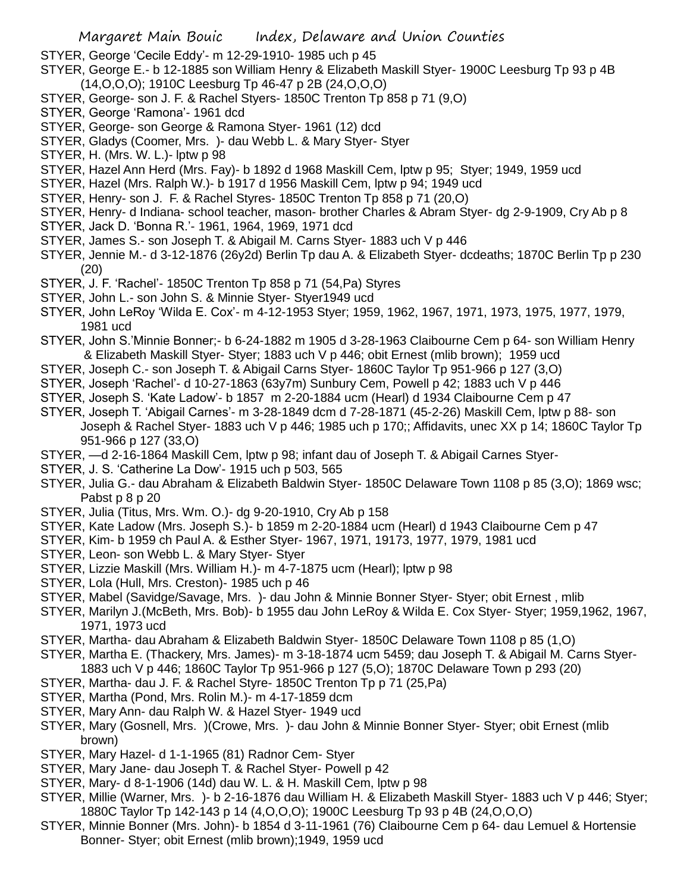STYER, George 'Cecile Eddy'- m 12-29-1910- 1985 uch p 45

STYER, George E.- b 12-1885 son William Henry & Elizabeth Maskill Styer- 1900C Leesburg Tp 93 p 4B (14,O,O,O); 1910C Leesburg Tp 46-47 p 2B (24,O,O,O)

STYER, George- son J. F. & Rachel Styers- 1850C Trenton Tp 858 p 71 (9,O)

STYER, George 'Ramona'- 1961 dcd

STYER, George- son George & Ramona Styer- 1961 (12) dcd

STYER, Gladys (Coomer, Mrs. )- dau Webb L. & Mary Styer- Styer

STYER, H. (Mrs. W. L.)- lptw p 98

STYER, Hazel Ann Herd (Mrs. Fay)- b 1892 d 1968 Maskill Cem, lptw p 95; Styer; 1949, 1959 ucd

STYER, Hazel (Mrs. Ralph W.)- b 1917 d 1956 Maskill Cem, lptw p 94; 1949 ucd

STYER, Henry- son J. F. & Rachel Styres- 1850C Trenton Tp 858 p 71 (20,O)

STYER, Henry- d Indiana- school teacher, mason- brother Charles & Abram Styer- dg 2-9-1909, Cry Ab p 8

STYER, Jack D. 'Bonna R.'- 1961, 1964, 1969, 1971 dcd

STYER, James S.- son Joseph T. & Abigail M. Carns Styer- 1883 uch V p 446

STYER, Jennie M.- d 3-12-1876 (26y2d) Berlin Tp dau A. & Elizabeth Styer- dcdeaths; 1870C Berlin Tp p 230 (20)

STYER, J. F. 'Rachel'- 1850C Trenton Tp 858 p 71 (54,Pa) Styres

STYER, John L.- son John S. & Minnie Styer- Styer1949 ucd

STYER, John LeRoy 'Wilda E. Cox'- m 4-12-1953 Styer; 1959, 1962, 1967, 1971, 1973, 1975, 1977, 1979, 1981 ucd

STYER, John S.'Minnie Bonner;- b 6-24-1882 m 1905 d 3-28-1963 Claibourne Cem p 64- son William Henry & Elizabeth Maskill Styer- Styer; 1883 uch V p 446; obit Ernest (mlib brown); 1959 ucd

STYER, Joseph C.- son Joseph T. & Abigail Carns Styer- 1860C Taylor Tp 951-966 p 127 (3,O)

STYER, Joseph 'Rachel'- d 10-27-1863 (63y7m) Sunbury Cem, Powell p 42; 1883 uch V p 446

STYER, Joseph S. 'Kate Ladow'- b 1857 m 2-20-1884 ucm (Hearl) d 1934 Claibourne Cem p 47

STYER, Joseph T. 'Abigail Carnes'- m 3-28-1849 dcm d 7-28-1871 (45-2-26) Maskill Cem, lptw p 88- son Joseph & Rachel Styer- 1883 uch V p 446; 1985 uch p 170;; Affidavits, unec XX p 14; 1860C Taylor Tp 951-966 p 127 (33,O)

STYER, —d 2-16-1864 Maskill Cem, lptw p 98; infant dau of Joseph T. & Abigail Carnes Styer-

STYER, J. S. 'Catherine La Dow'- 1915 uch p 503, 565

STYER, Julia G.- dau Abraham & Elizabeth Baldwin Styer- 1850C Delaware Town 1108 p 85 (3,O); 1869 wsc; Pabst p 8 p 20

STYER, Julia (Titus, Mrs. Wm. O.)- dg 9-20-1910, Cry Ab p 158

STYER, Kate Ladow (Mrs. Joseph S.)- b 1859 m 2-20-1884 ucm (Hearl) d 1943 Claibourne Cem p 47

STYER, Kim- b 1959 ch Paul A. & Esther Styer- 1967, 1971, 19173, 1977, 1979, 1981 ucd

STYER, Leon- son Webb L. & Mary Styer- Styer

STYER, Lizzie Maskill (Mrs. William H.)- m 4-7-1875 ucm (Hearl); lptw p 98

STYER, Lola (Hull, Mrs. Creston)- 1985 uch p 46

STYER, Mabel (Savidge/Savage, Mrs. )- dau John & Minnie Bonner Styer- Styer; obit Ernest , mlib

STYER, Marilyn J.(McBeth, Mrs. Bob)- b 1955 dau John LeRoy & Wilda E. Cox Styer- Styer; 1959,1962, 1967, 1971, 1973 ucd

STYER, Martha- dau Abraham & Elizabeth Baldwin Styer- 1850C Delaware Town 1108 p 85 (1,O)

STYER, Martha E. (Thackery, Mrs. James)- m 3-18-1874 ucm 5459; dau Joseph T. & Abigail M. Carns Styer- 1883 uch V p 446; 1860C Taylor Tp 951-966 p 127 (5,O); 1870C Delaware Town p 293 (20)

STYER, Martha- dau J. F. & Rachel Styre- 1850C Trenton Tp p 71 (25,Pa)

STYER, Martha (Pond, Mrs. Rolin M.)- m 4-17-1859 dcm

STYER, Mary Ann- dau Ralph W. & Hazel Styer- 1949 ucd

STYER, Mary (Gosnell, Mrs. )(Crowe, Mrs. )- dau John & Minnie Bonner Styer- Styer; obit Ernest (mlib brown)

STYER, Mary Hazel- d 1-1-1965 (81) Radnor Cem- Styer

STYER, Mary Jane- dau Joseph T. & Rachel Styer- Powell p 42

STYER, Mary- d 8-1-1906 (14d) dau W. L. & H. Maskill Cem, lptw p 98

STYER, Millie (Warner, Mrs. )- b 2-16-1876 dau William H. & Elizabeth Maskill Styer- 1883 uch V p 446; Styer; 1880C Taylor Tp 142-143 p 14 (4,O,O,O); 1900C Leesburg Tp 93 p 4B (24,O,O,O)

STYER, Minnie Bonner (Mrs. John)- b 1854 d 3-11-1961 (76) Claibourne Cem p 64- dau Lemuel & Hortensie Bonner- Styer; obit Ernest (mlib brown);1949, 1959 ucd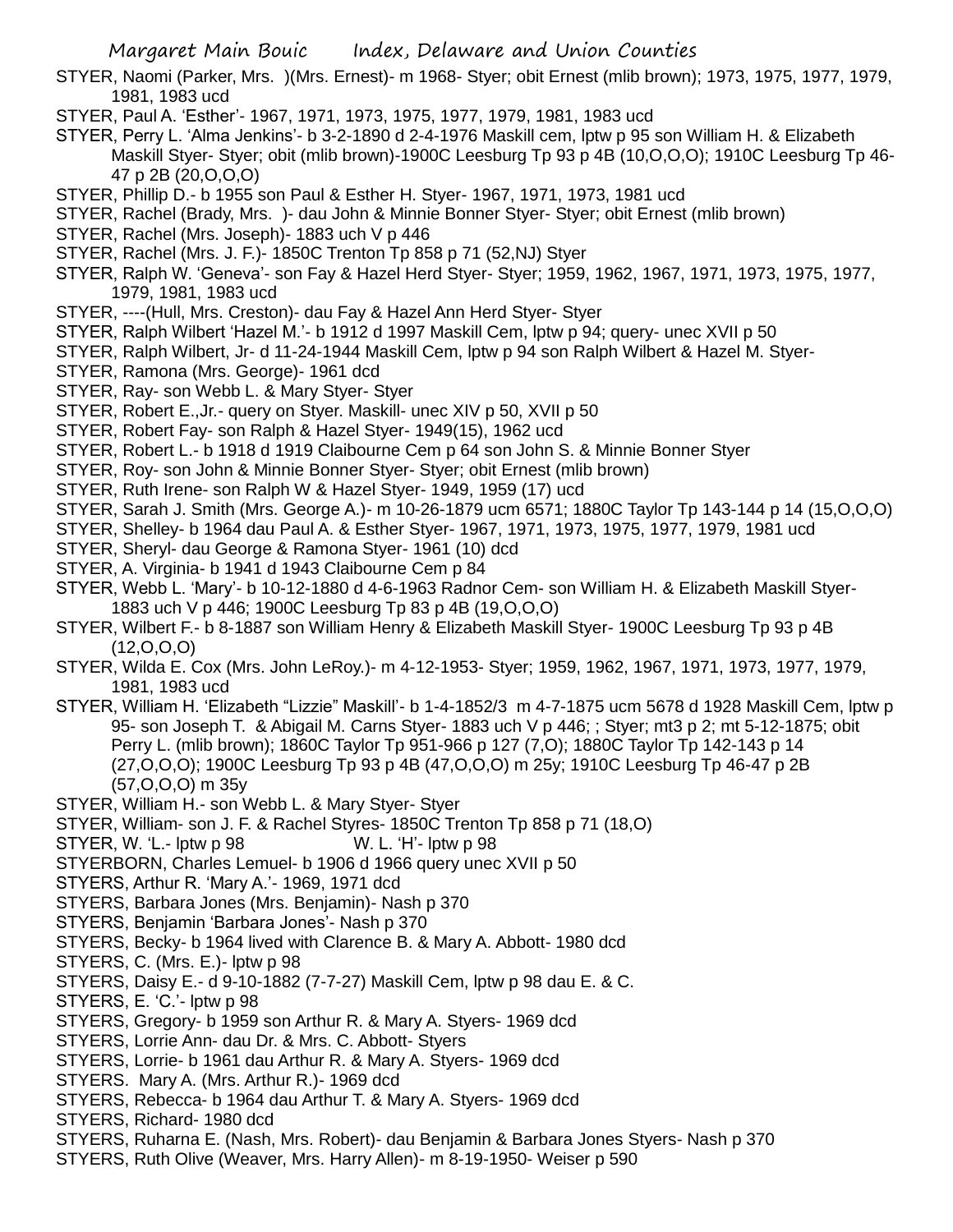STYER, Naomi (Parker, Mrs. )(Mrs. Ernest)- m 1968- Styer; obit Ernest (mlib brown); 1973, 1975, 1977, 1979, 1981, 1983 ucd

STYER, Paul A. 'Esther'- 1967, 1971, 1973, 1975, 1977, 1979, 1981, 1983 ucd

STYER, Perry L. 'Alma Jenkins'- b 3-2-1890 d 2-4-1976 Maskill cem, lptw p 95 son William H. & Elizabeth Maskill Styer- Styer; obit (mlib brown)-1900C Leesburg Tp 93 p 4B (10,O,O,O); 1910C Leesburg Tp 46-47 p 2B (20,O,O,O)

STYER, Phillip D.- b 1955 son Paul & Esther H. Styer- 1967, 1971, 1973, 1981 ucd

STYER, Rachel (Brady, Mrs. )- dau John & Minnie Bonner Styer- Styer; obit Ernest (mlib brown)

STYER, Rachel (Mrs. Joseph)- 1883 uch V p 446

STYER, Rachel (Mrs. J. F.)- 1850C Trenton Tp 858 p 71 (52,NJ) Styer

STYER, Ralph W. 'Geneva'- son Fay & Hazel Herd Styer- Styer; 1959, 1962, 1967, 1971, 1973, 1975, 1977, 1979, 1981, 1983 ucd

STYER, ----(Hull, Mrs. Creston)- dau Fay & Hazel Ann Herd Styer- Styer

STYER, Ralph Wilbert 'Hazel M.'- b 1912 d 1997 Maskill Cem, lptw p 94; query- unec XVII p 50

STYER, Ralph Wilbert, Jr- d 11-24-1944 Maskill Cem, lptw p 94 son Ralph Wilbert & Hazel M. Styer-

STYER, Ramona (Mrs. George)- 1961 dcd

STYER, Ray- son Webb L. & Mary Styer- Styer

STYER, Robert E.,Jr.- query on Styer. Maskill- unec XIV p 50, XVII p 50

STYER, Robert Fay- son Ralph & Hazel Styer- 1949(15), 1962 ucd

STYER, Robert L.- b 1918 d 1919 Claibourne Cem p 64 son John S. & Minnie Bonner Styer

STYER, Roy- son John & Minnie Bonner Styer- Styer; obit Ernest (mlib brown)

STYER, Ruth Irene- son Ralph W & Hazel Styer- 1949, 1959 (17) ucd

STYER, Sarah J. Smith (Mrs. George A.)- m 10-26-1879 ucm 6571; 1880C Taylor Tp 143-144 p 14 (15,O,O,O)

STYER, Shelley- b 1964 dau Paul A. & Esther Styer- 1967, 1971, 1973, 1975, 1977, 1979, 1981 ucd

STYER, Sheryl- dau George & Ramona Styer- 1961 (10) dcd

STYER, A. Virginia- b 1941 d 1943 Claibourne Cem p 84

STYER, Webb L. 'Mary'- b 10-12-1880 d 4-6-1963 Radnor Cem- son William H. & Elizabeth Maskill Styer- 1883 uch V p 446; 1900C Leesburg Tp 83 p 4B (19,O,O,O)

STYER, Wilbert F.- b 8-1887 son William Henry & Elizabeth Maskill Styer- 1900C Leesburg Tp 93 p 4B (12,O,O,O)

STYER, Wilda E. Cox (Mrs. John LeRoy.)- m 4-12-1953- Styer; 1959, 1962, 1967, 1971, 1973, 1977, 1979, 1981, 1983 ucd

STYER, William H. 'Elizabeth "Lizzie" Maskill'- b 1-4-1852/3 m 4-7-1875 ucm 5678 d 1928 Maskill Cem, lptw p 95- son Joseph T. & Abigail M. Carns Styer- 1883 uch V p 446; ; Styer; mt3 p 2; mt 5-12-1875; obit Perry L. (mlib brown); 1860C Taylor Tp 951-966 p 127 (7,O); 1880C Taylor Tp 142-143 p 14 (27,O,O,O); 1900C Leesburg Tp 93 p 4B (47,O,O,O) m 25y; 1910C Leesburg Tp 46-47 p 2B (57,O,O,O) m 35y

STYER, William H.- son Webb L. & Mary Styer- Styer

STYER, William- son J. F. & Rachel Styres- 1850C Trenton Tp 858 p 71 (18,O)

STYER, W. 'L.- lptw p 98 W. L. 'H'- lptw p 98

STYERBORN, Charles Lemuel- b 1906 d 1966 query unec XVII p 50

STYERS, Arthur R. 'Mary A.'- 1969, 1971 dcd

STYERS, Barbara Jones (Mrs. Benjamin)- Nash p 370

STYERS, Benjamin 'Barbara Jones'- Nash p 370

STYERS, Becky- b 1964 lived with Clarence B. & Mary A. Abbott- 1980 dcd

STYERS, C. (Mrs. E.)- lptw p 98

STYERS, Daisy E.- d 9-10-1882 (7-7-27) Maskill Cem, lptw p 98 dau E. & C.

STYERS, E. 'C.'- lptw p 98

STYERS, Gregory- b 1959 son Arthur R. & Mary A. Styers- 1969 dcd

STYERS, Lorrie Ann- dau Dr. & Mrs. C. Abbott- Styers

STYERS, Lorrie- b 1961 dau Arthur R. & Mary A. Styers- 1969 dcd

STYERS. Mary A. (Mrs. Arthur R.)- 1969 dcd

STYERS, Rebecca- b 1964 dau Arthur T. & Mary A. Styers- 1969 dcd

STYERS, Richard- 1980 dcd

STYERS, Ruharna E. (Nash, Mrs. Robert)- dau Benjamin & Barbara Jones Styers- Nash p 370

STYERS, Ruth Olive (Weaver, Mrs. Harry Allen)- m 8-19-1950- Weiser p 590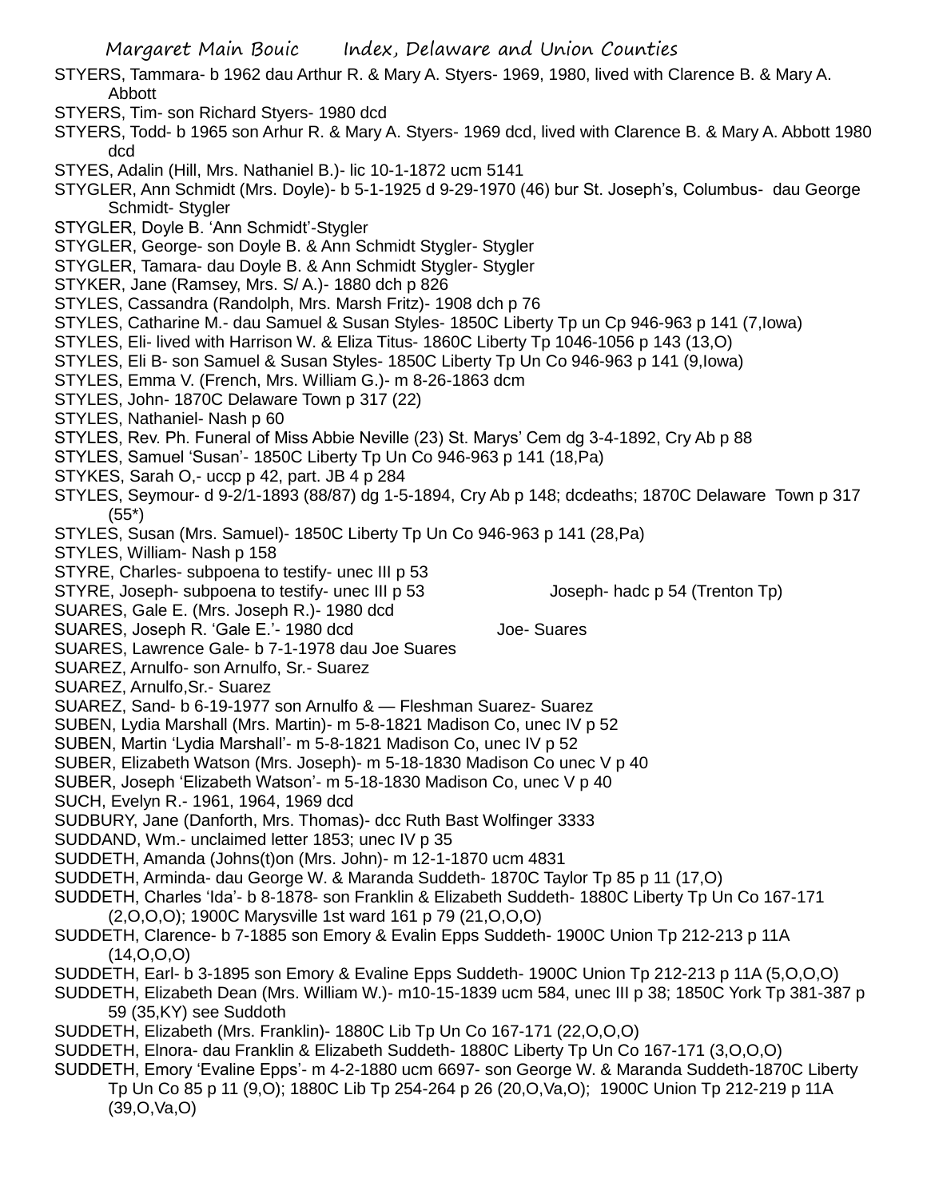STYERS, Tammara- b 1962 dau Arthur R. & Mary A. Styers- 1969, 1980, lived with Clarence B. & Mary A. Abbott

STYERS, Tim- son Richard Styers- 1980 dcd

STYERS, Todd- b 1965 son Arhur R. & Mary A. Styers- 1969 dcd, lived with Clarence B. & Mary A. Abbott 1980 dcd

STYES, Adalin (Hill, Mrs. Nathaniel B.)- lic 10-1-1872 ucm 5141

STYGLER, Ann Schmidt (Mrs. Doyle)- b 5-1-1925 d 9-29-1970 (46) bur St. Joseph's, Columbus- dau George Schmidt- Stygler

STYGLER, Doyle B. 'Ann Schmidt'-Stygler

STYGLER, George- son Doyle B. & Ann Schmidt Stygler- Stygler

STYGLER, Tamara- dau Doyle B. & Ann Schmidt Stygler- Stygler

STYKER, Jane (Ramsey, Mrs. S/ A.)- 1880 dch p 826

STYLES, Cassandra (Randolph, Mrs. Marsh Fritz)- 1908 dch p 76

STYLES, Catharine M.- dau Samuel & Susan Styles- 1850C Liberty Tp un Cp 946-963 p 141 (7,Iowa)

STYLES, Eli- lived with Harrison W. & Eliza Titus- 1860C Liberty Tp 1046-1056 p 143 (13,O)

STYLES, Eli B- son Samuel & Susan Styles- 1850C Liberty Tp Un Co 946-963 p 141 (9,Iowa)

STYLES, Emma V. (French, Mrs. William G.)- m 8-26-1863 dcm

STYLES, John- 1870C Delaware Town p 317 (22)

STYLES, Nathaniel- Nash p 60

STYLES, Rev. Ph. Funeral of Miss Abbie Neville (23) St. Marys' Cem dg 3-4-1892, Cry Ab p 88

STYLES, Samuel 'Susan'- 1850C Liberty Tp Un Co 946-963 p 141 (18,Pa)

STYKES, Sarah O,- uccp p 42, part. JB 4 p 284

STYLES, Seymour- d 9-2/1-1893 (88/87) dg 1-5-1894, Cry Ab p 148; dcdeaths; 1870C Delaware Town p 317 (55*)

STYLES, Susan (Mrs. Samuel)- 1850C Liberty Tp Un Co 946-963 p 141 (28,Pa)

STYLES, William- Nash p 158

STYRE, Charles- subpoena to testify- unec III p 53

STYRE, Joseph- subpoena to testify- unec III p 53 Joseph- hadc p 54 (Trenton Tp)

SUARES, Gale E. (Mrs. Joseph R.)- 1980 dcd

SUARES, Joseph R. 'Gale E.'- 1980 dcd Joe- Suares

SUARES, Lawrence Gale- b 7-1-1978 dau Joe Suares

SUAREZ, Arnulfo- son Arnulfo, Sr.- Suarez

SUAREZ, Arnulfo,Sr.- Suarez

SUAREZ, Sand- b 6-19-1977 son Arnulfo & — Fleshman Suarez- Suarez

SUBEN, Lydia Marshall (Mrs. Martin)- m 5-8-1821 Madison Co, unec IV p 52

SUBEN, Martin 'Lydia Marshall'- m 5-8-1821 Madison Co, unec IV p 52

SUBER, Elizabeth Watson (Mrs. Joseph)- m 5-18-1830 Madison Co unec V p 40

SUBER, Joseph 'Elizabeth Watson'- m 5-18-1830 Madison Co, unec V p 40

SUCH, Evelyn R.- 1961, 1964, 1969 dcd

SUDBURY, Jane (Danforth, Mrs. Thomas)- dcc Ruth Bast Wolfinger 3333

SUDDAND, Wm.- unclaimed letter 1853; unec IV p 35

SUDDETH, Amanda (Johns(t)on (Mrs. John)- m 12-1-1870 ucm 4831

SUDDETH, Arminda- dau George W. & Maranda Suddeth- 1870C Taylor Tp 85 p 11 (17,O)

SUDDETH, Charles 'Ida'- b 8-1878- son Franklin & Elizabeth Suddeth- 1880C Liberty Tp Un Co 167-171 (2,O,O,O); 1900C Marysville 1st ward 161 p 79 (21,O,O,O)

SUDDETH, Clarence- b 7-1885 son Emory & Evalin Epps Suddeth- 1900C Union Tp 212-213 p 11A (14,O,O,O)

SUDDETH, Earl- b 3-1895 son Emory & Evaline Epps Suddeth- 1900C Union Tp 212-213 p 11A (5,O,O,O)

SUDDETH, Elizabeth Dean (Mrs. William W.)- m10-15-1839 ucm 584, unec III p 38; 1850C York Tp 381-387 p 59 (35,KY) see Suddoth

SUDDETH, Elizabeth (Mrs. Franklin)- 1880C Lib Tp Un Co 167-171 (22,O,O,O)

SUDDETH, Elnora- dau Franklin & Elizabeth Suddeth- 1880C Liberty Tp Un Co 167-171 (3,O,O,O)

SUDDETH, Emory 'Evaline Epps'- m 4-2-1880 ucm 6697- son George W. & Maranda Suddeth-1870C Liberty Tp Un Co 85 p 11 (9,O); 1880C Lib Tp 254-264 p 26 (20,O,Va,O); 1900C Union Tp 212-219 p 11A (39,O,Va,O)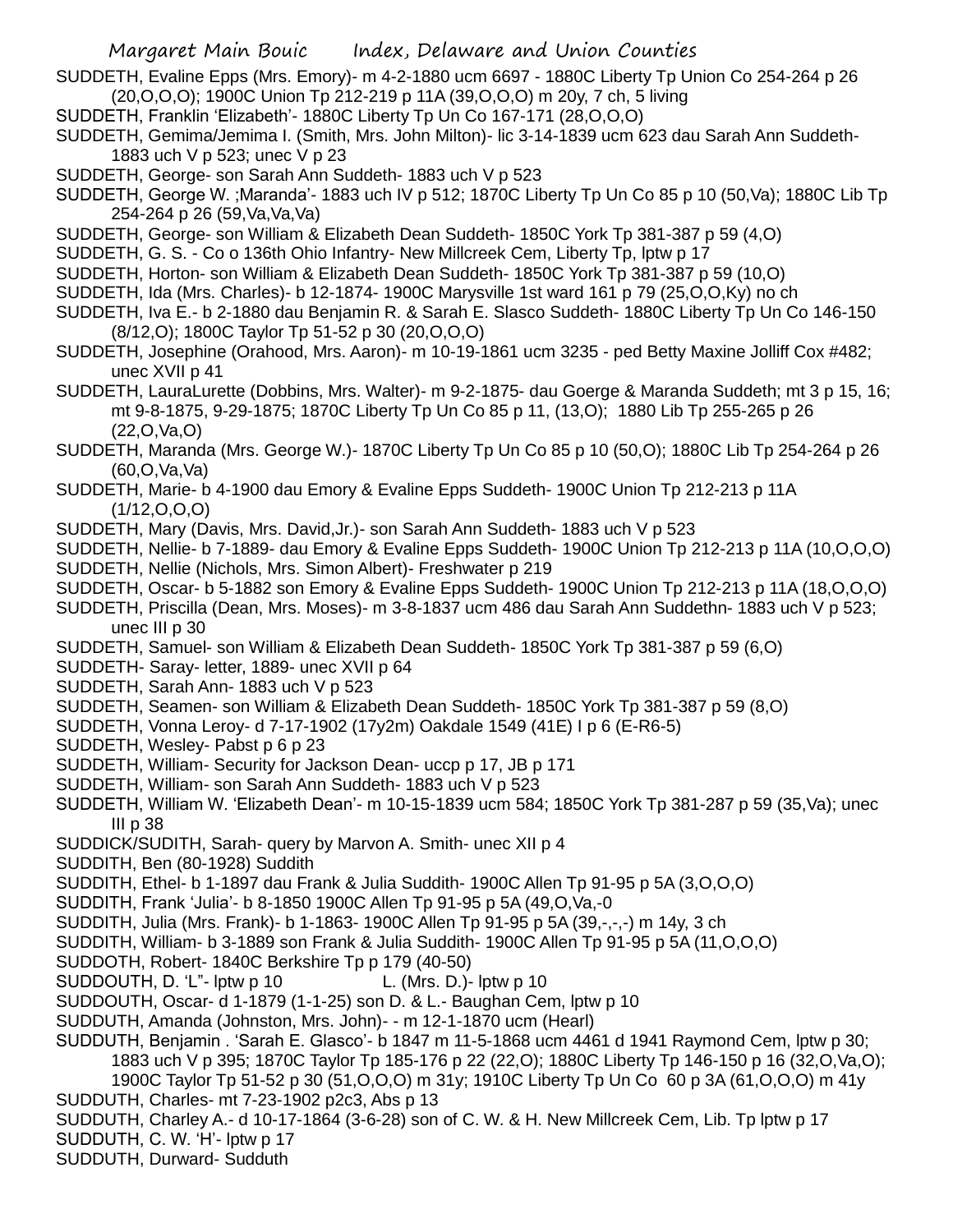SUDDETH, Evaline Epps (Mrs. Emory)- m 4-2-1880 ucm 6697 - 1880C Liberty Tp Union Co 254-264 p 26 (20,O,O,O); 1900C Union Tp 212-219 p 11A (39,O,O,O) m 20y, 7 ch, 5 living

SUDDETH, Franklin 'Elizabeth'- 1880C Liberty Tp Un Co 167-171 (28,O,O,O)

SUDDETH, Gemima/Jemima I. (Smith, Mrs. John Milton)- lic 3-14-1839 ucm 623 dau Sarah Ann Suddeth- 1883 uch V p 523; unec V p 23

SUDDETH, George- son Sarah Ann Suddeth- 1883 uch V p 523

SUDDETH, George W. ;Maranda'- 1883 uch IV p 512; 1870C Liberty Tp Un Co 85 p 10 (50,Va); 1880C Lib Tp 254-264 p 26 (59,Va,Va,Va)

SUDDETH, George- son William & Elizabeth Dean Suddeth- 1850C York Tp 381-387 p 59 (4,O)

SUDDETH, G. S. - Co o 136th Ohio Infantry- New Millcreek Cem, Liberty Tp, lptw p 17

SUDDETH, Horton- son William & Elizabeth Dean Suddeth- 1850C York Tp 381-387 p 59 (10,O)

SUDDETH, Ida (Mrs. Charles)- b 12-1874- 1900C Marysville 1st ward 161 p 79 (25,O,O,Ky) no ch

SUDDETH, Iva E.- b 2-1880 dau Benjamin R. & Sarah E. Slasco Suddeth- 1880C Liberty Tp Un Co 146-150 (8/12,O); 1800C Taylor Tp 51-52 p 30 (20,O,O,O)

SUDDETH, Josephine (Orahood, Mrs. Aaron)- m 10-19-1861 ucm 3235 - ped Betty Maxine Jolliff Cox #482; unec XVII p 41

SUDDETH, LauraLurette (Dobbins, Mrs. Walter)- m 9-2-1875- dau Goerge & Maranda Suddeth; mt 3 p 15, 16; mt 9-8-1875, 9-29-1875; 1870C Liberty Tp Un Co 85 p 11, (13,O); 1880 Lib Tp 255-265 p 26 (22,O,Va,O)

SUDDETH, Maranda (Mrs. George W.)- 1870C Liberty Tp Un Co 85 p 10 (50,O); 1880C Lib Tp 254-264 p 26 (60,O,Va,Va)

SUDDETH, Marie- b 4-1900 dau Emory & Evaline Epps Suddeth- 1900C Union Tp 212-213 p 11A (1/12,O,O,O)

SUDDETH, Mary (Davis, Mrs. David,Jr.)- son Sarah Ann Suddeth- 1883 uch V p 523

SUDDETH, Nellie- b 7-1889- dau Emory & Evaline Epps Suddeth- 1900C Union Tp 212-213 p 11A (10,O,O,O)

SUDDETH, Nellie (Nichols, Mrs. Simon Albert)- Freshwater p 219

SUDDETH, Oscar- b 5-1882 son Emory & Evaline Epps Suddeth- 1900C Union Tp 212-213 p 11A (18,O,O,O)

SUDDETH, Priscilla (Dean, Mrs. Moses)- m 3-8-1837 ucm 486 dau Sarah Ann Suddethn- 1883 uch V p 523; unec III p 30

SUDDETH, Samuel- son William & Elizabeth Dean Suddeth- 1850C York Tp 381-387 p 59 (6,O)

SUDDETH- Saray- letter, 1889- unec XVII p 64

SUDDETH, Sarah Ann- 1883 uch V p 523

SUDDETH, Seamen- son William & Elizabeth Dean Suddeth- 1850C York Tp 381-387 p 59 (8,O)

SUDDETH, Vonna Leroy- d 7-17-1902 (17y2m) Oakdale 1549 (41E) I p 6 (E-R6-5)

SUDDETH, Wesley- Pabst p 6 p 23

SUDDETH, William- Security for Jackson Dean- uccp p 17, JB p 171

SUDDETH, William- son Sarah Ann Suddeth- 1883 uch V p 523

SUDDETH, William W. 'Elizabeth Dean'- m 10-15-1839 ucm 584; 1850C York Tp 381-287 p 59 (35,Va); unec III p 38

SUDDICK/SUDITH, Sarah- query by Marvon A. Smith- unec XII p 4

SUDDITH, Ben (80-1928) Suddith

SUDDITH, Ethel- b 1-1897 dau Frank & Julia Suddith- 1900C Allen Tp 91-95 p 5A (3,O,O,O)

SUDDITH, Frank 'Julia'- b 8-1850 1900C Allen Tp 91-95 p 5A (49,O,Va,-0

SUDDITH, Julia (Mrs. Frank)- b 1-1863- 1900C Allen Tp 91-95 p 5A (39,-,-,-) m 14y, 3 ch

SUDDITH, William- b 3-1889 son Frank & Julia Suddith- 1900C Allen Tp 91-95 p 5A (11,O,O,O)

SUDDOTH, Robert- 1840C Berkshire Tp p 179 (40-50)

SUDDOUTH, D. 'L"- lptw p 10 L. (Mrs. D.)- lptw p 10

SUDDOUTH, Oscar- d 1-1879 (1-1-25) son D. & L.- Baughan Cem, lptw p 10

SUDDUTH, Amanda (Johnston, Mrs. John)- - m 12-1-1870 ucm (Hearl)

SUDDUTH, Benjamin . 'Sarah E. Glasco'- b 1847 m 11-5-1868 ucm 4461 d 1941 Raymond Cem, lptw p 30; 1883 uch V p 395; 1870C Taylor Tp 185-176 p 22 (22,O); 1880C Liberty Tp 146-150 p 16 (32,O,Va,O); 1900C Taylor Tp 51-52 p 30 (51,O,O,O) m 31y; 1910C Liberty Tp Un Co 60 p 3A (61,O,O,O) m 41y

SUDDUTH, Charles- mt 7-23-1902 p2c3, Abs p 13

SUDDUTH, Charley A.- d 10-17-1864 (3-6-28) son of C. W. & H. New Millcreek Cem, Lib. Tp lptw p 17

SUDDUTH, C. W. 'H'- lptw p 17

SUDDUTH, Durward- Sudduth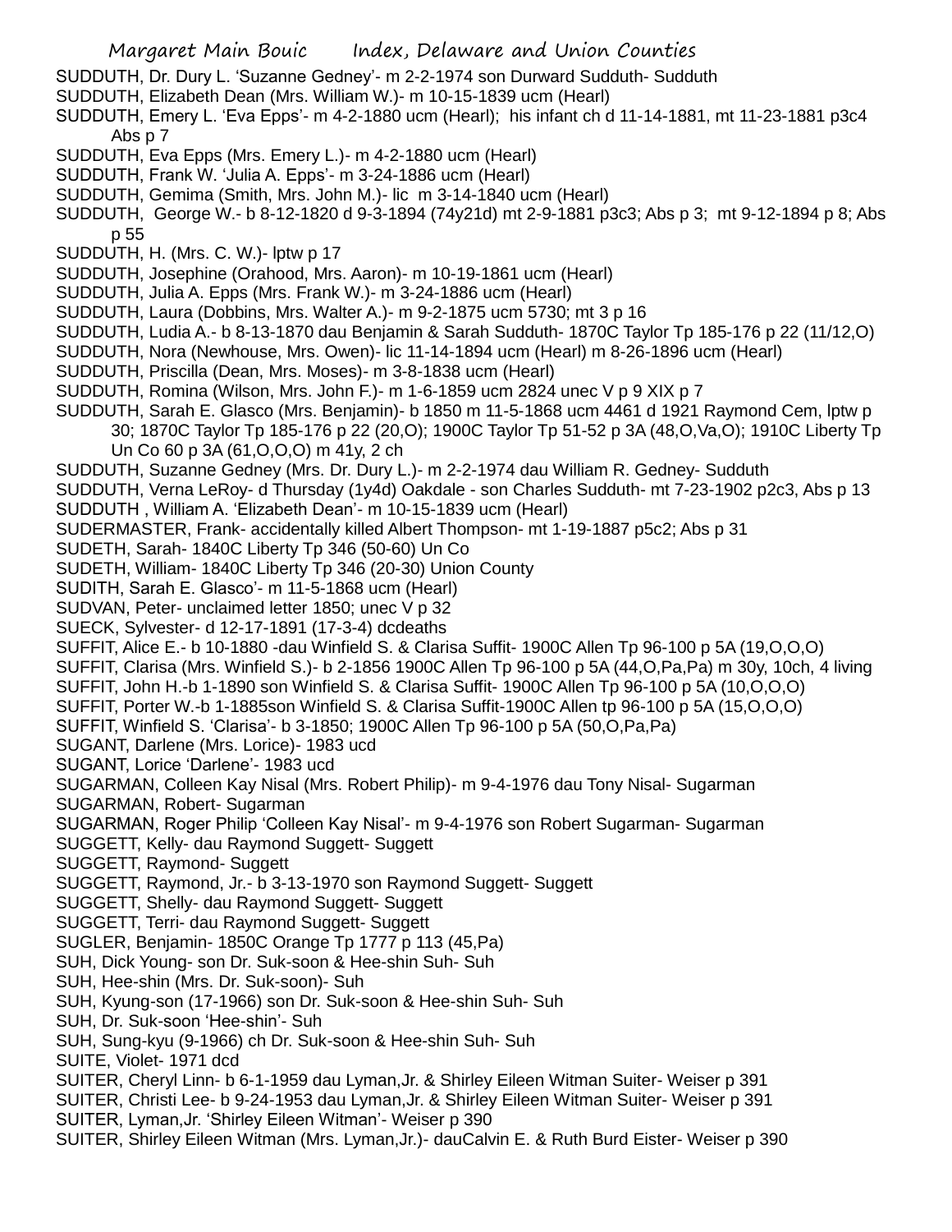SUDDUTH, Dr. Dury L. 'Suzanne Gedney'- m 2-2-1974 son Durward Sudduth- Sudduth
SUDDUTH, Elizabeth Dean (Mrs. William W.)- m 10-15-1839 ucm (Hearl)
SUDDUTH, Emery L. 'Eva Epps'- m 4-2-1880 ucm (Hearl); his infant ch d 11-14-1881, mt 11-23-1881 p3c4 Abs p 7
SUDDUTH, Eva Epps (Mrs. Emery L.)- m 4-2-1880 ucm (Hearl)
SUDDUTH, Frank W. 'Julia A. Epps'- m 3-24-1886 ucm (Hearl)
SUDDUTH, Gemima (Smith, Mrs. John M.)- lic m 3-14-1840 ucm (Hearl)
SUDDUTH, George W.- b 8-12-1820 d 9-3-1894 (74y21d) mt 2-9-1881 p3c3; Abs p 3; mt 9-12-1894 p 8; Abs p 55
SUDDUTH, H. (Mrs. C. W.)- lptw p 17
SUDDUTH, Josephine (Orahood, Mrs. Aaron)- m 10-19-1861 ucm (Hearl)
SUDDUTH, Julia A. Epps (Mrs. Frank W.)- m 3-24-1886 ucm (Hearl)
SUDDUTH, Laura (Dobbins, Mrs. Walter A.)- m 9-2-1875 ucm 5730; mt 3 p 16
SUDDUTH, Ludia A.- b 8-13-1870 dau Benjamin & Sarah Sudduth- 1870C Taylor Tp 185-176 p 22 (11/12,O)
SUDDUTH, Nora (Newhouse, Mrs. Owen)- lic 11-14-1894 ucm (Hearl) m 8-26-1896 ucm (Hearl)
SUDDUTH, Priscilla (Dean, Mrs. Moses)- m 3-8-1838 ucm (Hearl)
SUDDUTH, Romina (Wilson, Mrs. John F.)- m 1-6-1859 ucm 2824 unec V p 9 XIX p 7
SUDDUTH, Sarah E. Glasco (Mrs. Benjamin)- b 1850 m 11-5-1868 ucm 4461 d 1921 Raymond Cem, lptw p 30; 1870C Taylor Tp 185-176 p 22 (20,O); 1900C Taylor Tp 51-52 p 3A (48,O,Va,O); 1910C Liberty Tp Un Co 60 p 3A (61,O,O,O) m 41y, 2 ch
SUDDUTH, Suzanne Gedney (Mrs. Dr. Dury L.)- m 2-2-1974 dau William R. Gedney- Sudduth
SUDDUTH, Verna LeRoy- d Thursday (1y4d) Oakdale - son Charles Sudduth- mt 7-23-1902 p2c3, Abs p 13
SUDDUTH , William A. 'Elizabeth Dean'- m 10-15-1839 ucm (Hearl)
SUDERMASTER, Frank- accidentally killed Albert Thompson- mt 1-19-1887 p5c2; Abs p 31
SUDETH, Sarah- 1840C Liberty Tp 346 (50-60) Un Co
SUDETH, William- 1840C Liberty Tp 346 (20-30) Union County
SUDITH, Sarah E. Glasco'- m 11-5-1868 ucm (Hearl)
SUDVAN, Peter- unclaimed letter 1850; unec V p 32
SUECK, Sylvester- d 12-17-1891 (17-3-4) dcdeaths
SUFFIT, Alice E.- b 10-1880 -dau Winfield S. & Clarisa Suffit- 1900C Allen Tp 96-100 p 5A (19,O,O,O)
SUFFIT, Clarisa (Mrs. Winfield S.)- b 2-1856 1900C Allen Tp 96-100 p 5A (44,O,Pa,Pa) m 30y, 10ch, 4 living
SUFFIT, John H.-b 1-1890 son Winfield S. & Clarisa Suffit- 1900C Allen Tp 96-100 p 5A (10,O,O,O)
SUFFIT, Porter W.-b 1-1885son Winfield S. & Clarisa Suffit-1900C Allen tp 96-100 p 5A (15,O,O,O)
SUFFIT, Winfield S. 'Clarisa'- b 3-1850; 1900C Allen Tp 96-100 p 5A (50,O,Pa,Pa)
SUGANT, Darlene (Mrs. Lorice)- 1983 ucd
SUGANT, Lorice 'Darlene'- 1983 ucd
SUGARMAN, Colleen Kay Nisal (Mrs. Robert Philip)- m 9-4-1976 dau Tony Nisal- Sugarman
SUGARMAN, Robert- Sugarman
SUGARMAN, Roger Philip 'Colleen Kay Nisal'- m 9-4-1976 son Robert Sugarman- Sugarman
SUGGETT, Kelly- dau Raymond Suggett- Suggett
SUGGETT, Raymond- Suggett
SUGGETT, Raymond, Jr.- b 3-13-1970 son Raymond Suggett- Suggett
SUGGETT, Shelly- dau Raymond Suggett- Suggett
SUGGETT, Terri- dau Raymond Suggett- Suggett
SUGLER, Benjamin- 1850C Orange Tp 1777 p 113 (45,Pa)
SUH, Dick Young- son Dr. Suk-soon & Hee-shin Suh- Suh
SUH, Hee-shin (Mrs. Dr. Suk-soon)- Suh
SUH, Kyung-son (17-1966) son Dr. Suk-soon & Hee-shin Suh- Suh
SUH, Dr. Suk-soon 'Hee-shin'- Suh
SUH, Sung-kyu (9-1966) ch Dr. Suk-soon & Hee-shin Suh- Suh
SUITE, Violet- 1971 dcd
SUITER, Cheryl Linn- b 6-1-1959 dau Lyman,Jr. & Shirley Eileen Witman Suiter- Weiser p 391
SUITER, Christi Lee- b 9-24-1953 dau Lyman,Jr. & Shirley Eileen Witman Suiter- Weiser p 391
SUITER, Lyman,Jr. 'Shirley Eileen Witman'- Weiser p 390
SUITER, Shirley Eileen Witman (Mrs. Lyman,Jr.)- dauCalvin E. & Ruth Burd Eister- Weiser p 390